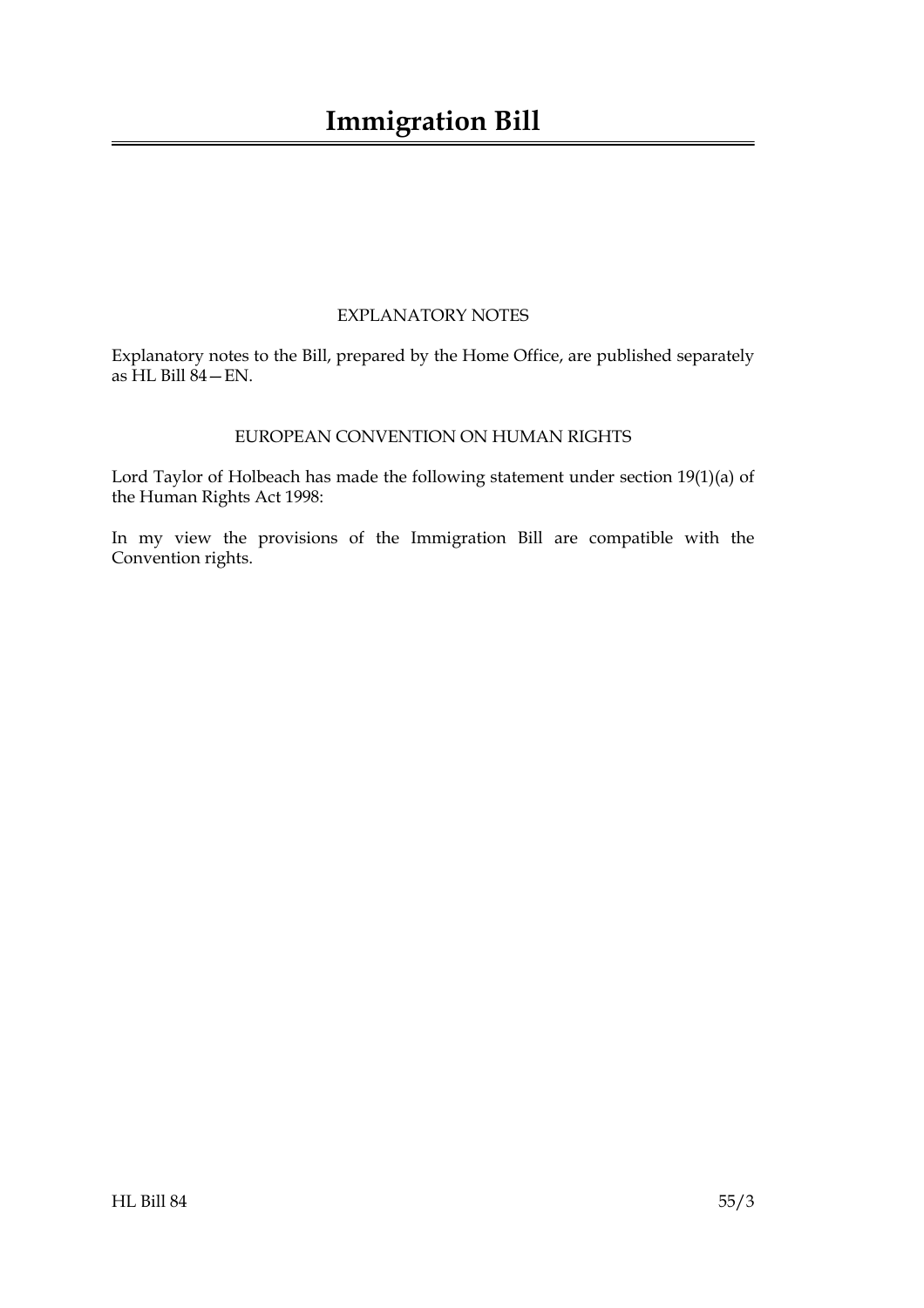# Immigration Bill

## EXPLANATORY NOTES

Explanatory notes to the Bill, prepared by the Home Office, are published separately as HL Bill 84—EN.

## EUROPEAN CONVENTION ON HUMAN RIGHTS

Lord Taylor of Holbeach has made the following statement under section 19(1)(a) of the Human Rights Act 1998:

In my view the provisions of the Immigration Bill are compatible with the Convention rights.

HL Bill 84 55/3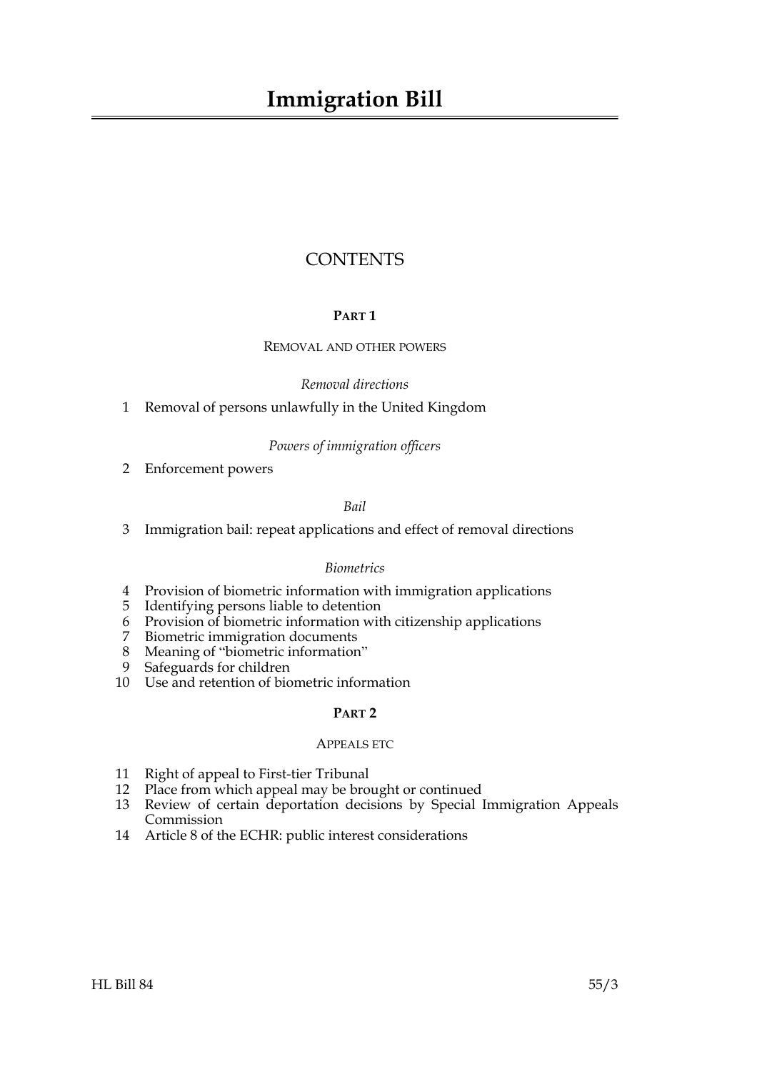# Immigration Bill

## CONTENTS

### PART 1

#### REMOVAL AND OTHER POWERS

*Removal directions*

1 Removal of persons unlawfully in the United Kingdom

*Powers of immigration officers*

2 Enforcement powers

*Bail*

3 Immigration bail: repeat applications and effect of removal directions

*Biometrics*

4 Provision of biometric information with immigration applications
5 Identifying persons liable to detention
6 Provision of biometric information with citizenship applications
7 Biometric immigration documents
8 Meaning of "biometric information"
9 Safeguards for children
10 Use and retention of biometric information

### PART 2

#### APPEALS ETC

11 Right of appeal to First-tier Tribunal
12 Place from which appeal may be brought or continued
13 Review of certain deportation decisions by Special Immigration Appeals Commission
14 Article 8 of the ECHR: public interest considerations

HL Bill 84 55/3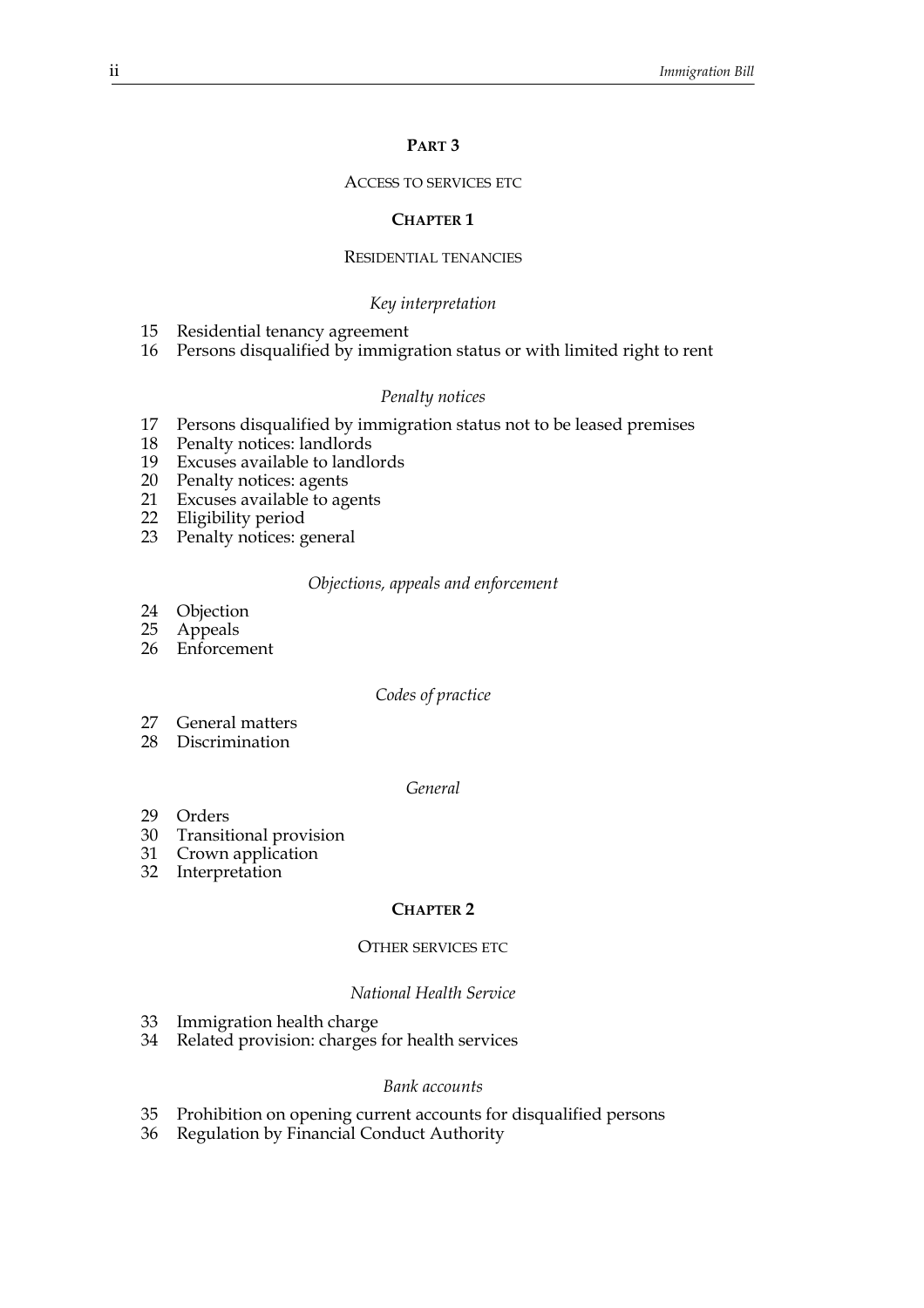## PART 3

ACCESS TO SERVICES ETC

### CHAPTER 1

RESIDENTIAL TENANCIES

*Key interpretation*

15 Residential tenancy agreement
16 Persons disqualified by immigration status or with limited right to rent

*Penalty notices*

17 Persons disqualified by immigration status not to be leased premises
18 Penalty notices: landlords
19 Excuses available to landlords
20 Penalty notices: agents
21 Excuses available to agents
22 Eligibility period
23 Penalty notices: general

*Objections, appeals and enforcement*

24 Objection
25 Appeals
26 Enforcement

*Codes of practice*

27 General matters
28 Discrimination

*General*

29 Orders
30 Transitional provision
31 Crown application
32 Interpretation

### CHAPTER 2

OTHER SERVICES ETC

*National Health Service*

33 Immigration health charge
34 Related provision: charges for health services

*Bank accounts*

35 Prohibition on opening current accounts for disqualified persons
36 Regulation by Financial Conduct Authority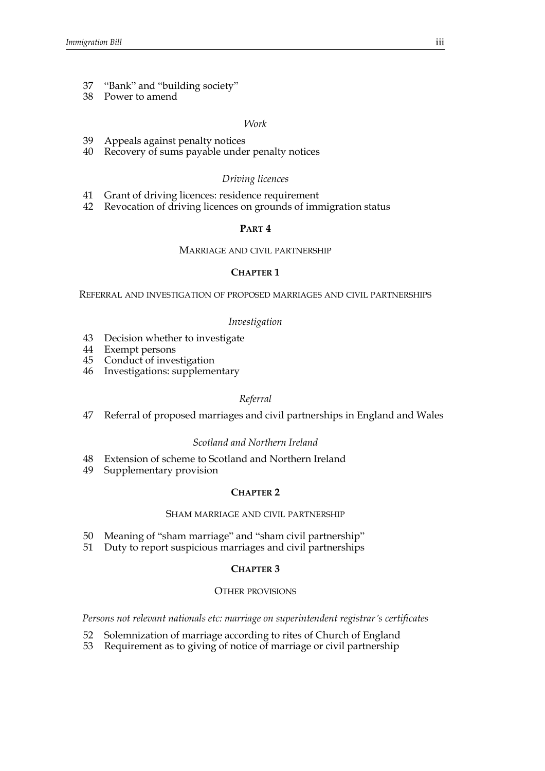37 "Bank" and "building society"
38 Power to amend

*Work*

39 Appeals against penalty notices
40 Recovery of sums payable under penalty notices

*Driving licences*

41 Grant of driving licences: residence requirement
42 Revocation of driving licences on grounds of immigration status

## PART 4

### MARRIAGE AND CIVIL PARTNERSHIP

### CHAPTER 1

#### REFERRAL AND INVESTIGATION OF PROPOSED MARRIAGES AND CIVIL PARTNERSHIPS

*Investigation*

43 Decision whether to investigate
44 Exempt persons
45 Conduct of investigation
46 Investigations: supplementary

*Referral*

47 Referral of proposed marriages and civil partnerships in England and Wales

*Scotland and Northern Ireland*

48 Extension of scheme to Scotland and Northern Ireland
49 Supplementary provision

### CHAPTER 2

#### SHAM MARRIAGE AND CIVIL PARTNERSHIP

50 Meaning of "sham marriage" and "sham civil partnership"
51 Duty to report suspicious marriages and civil partnerships

### CHAPTER 3

#### OTHER PROVISIONS

*Persons not relevant nationals etc: marriage on superintendent registrar's certificates*

52 Solemnization of marriage according to rites of Church of England
53 Requirement as to giving of notice of marriage or civil partnership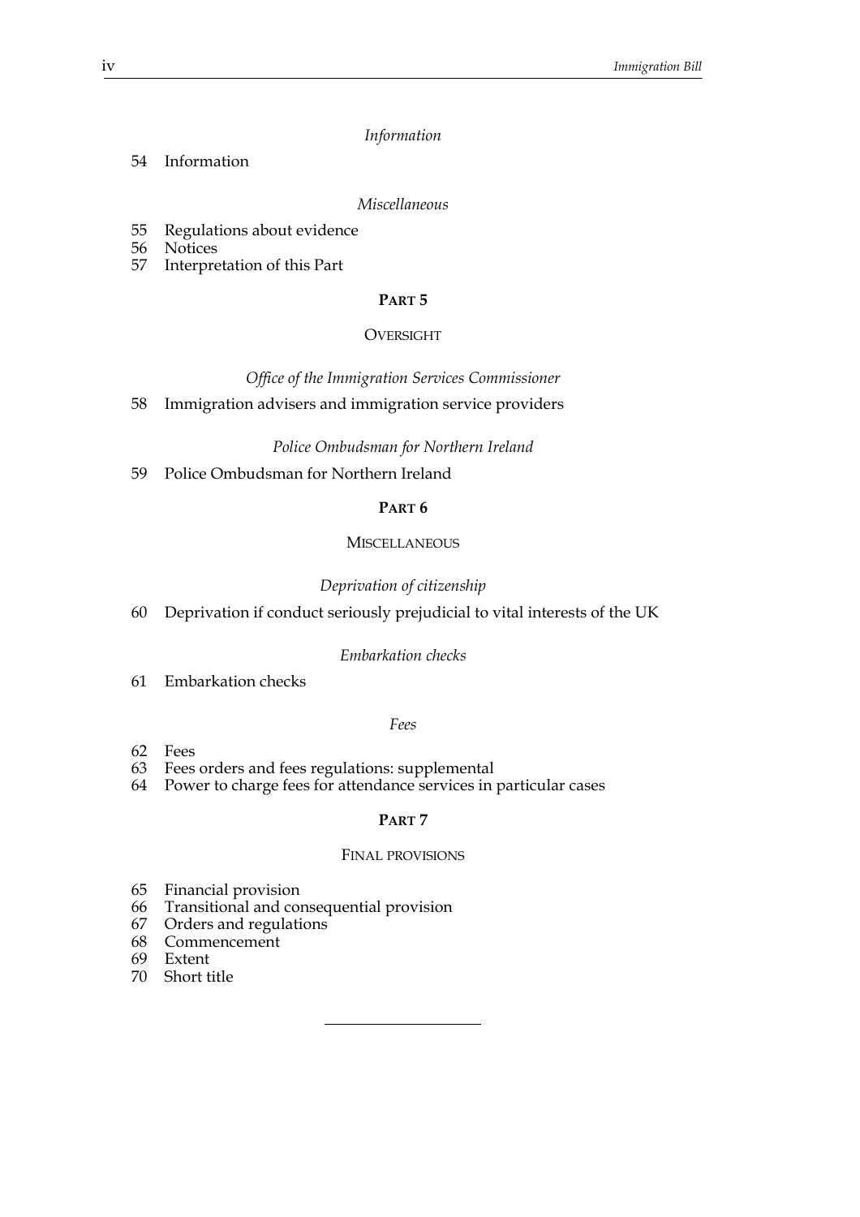*Information*

54 Information

*Miscellaneous*

55 Regulations about evidence
56 Notices
57 Interpretation of this Part

## PART 5

### OVERSIGHT

*Office of the Immigration Services Commissioner*

58 Immigration advisers and immigration service providers

*Police Ombudsman for Northern Ireland*

59 Police Ombudsman for Northern Ireland

## PART 6

### MISCELLANEOUS

*Deprivation of citizenship*

60 Deprivation if conduct seriously prejudicial to vital interests of the UK

*Embarkation checks*

61 Embarkation checks

*Fees*

62 Fees
63 Fees orders and fees regulations: supplemental
64 Power to charge fees for attendance services in particular cases

## PART 7

### FINAL PROVISIONS

65 Financial provision
66 Transitional and consequential provision
67 Orders and regulations
68 Commencement
69 Extent
70 Short title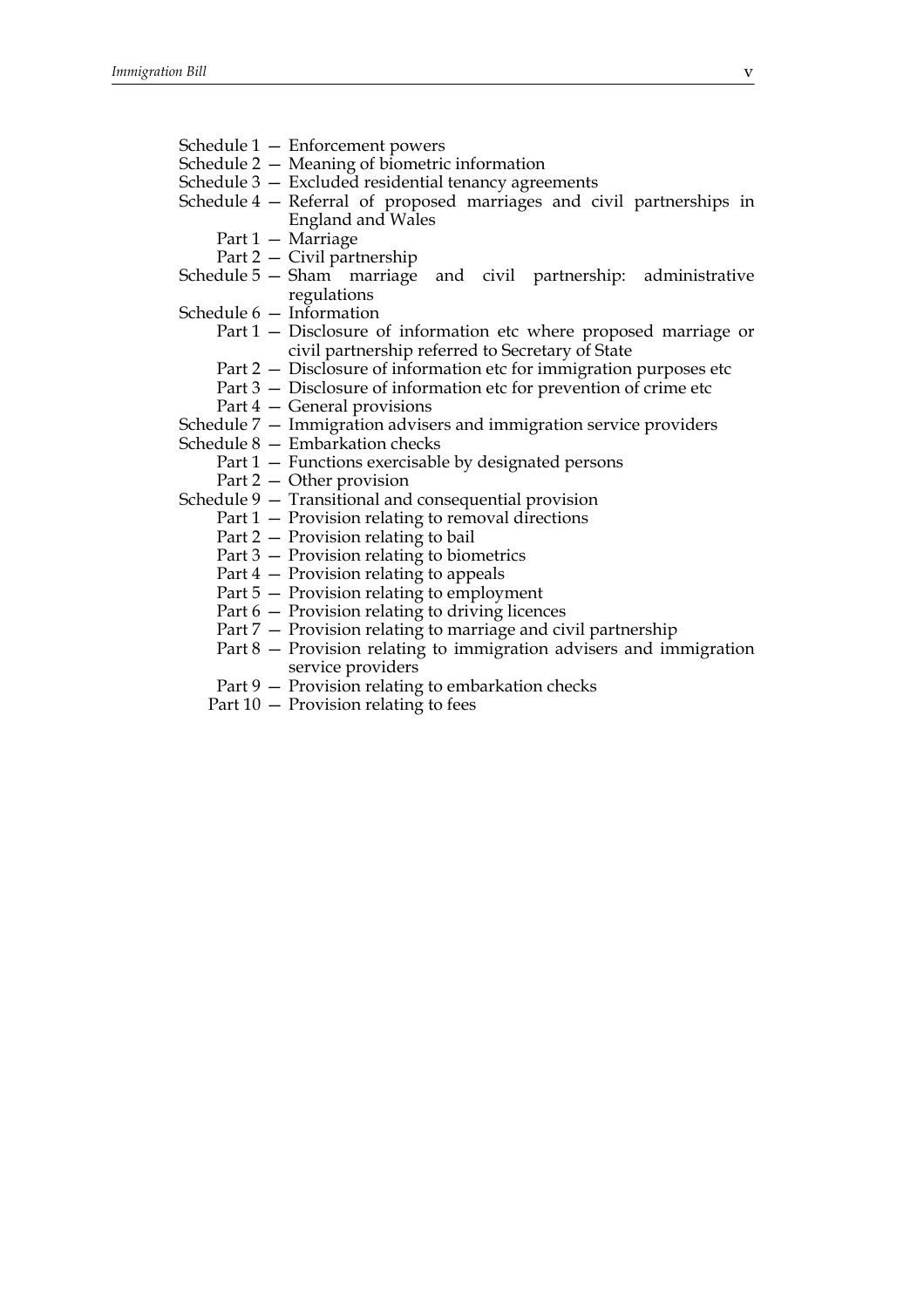Schedule 1 — Enforcement powers
Schedule 2 — Meaning of biometric information
Schedule 3 — Excluded residential tenancy agreements
Schedule 4 — Referral of proposed marriages and civil partnerships in England and Wales
  Part 1 — Marriage
  Part 2 — Civil partnership
Schedule 5 — Sham marriage and civil partnership: administrative regulations
Schedule 6 — Information
  Part 1 — Disclosure of information etc where proposed marriage or civil partnership referred to Secretary of State
  Part 2 — Disclosure of information etc for immigration purposes etc
  Part 3 — Disclosure of information etc for prevention of crime etc
  Part 4 — General provisions
Schedule 7 — Immigration advisers and immigration service providers
Schedule 8 — Embarkation checks
  Part 1 — Functions exercisable by designated persons
  Part 2 — Other provision
Schedule 9 — Transitional and consequential provision
  Part 1 — Provision relating to removal directions
  Part 2 — Provision relating to bail
  Part 3 — Provision relating to biometrics
  Part 4 — Provision relating to appeals
  Part 5 — Provision relating to employment
  Part 6 — Provision relating to driving licences
  Part 7 — Provision relating to marriage and civil partnership
  Part 8 — Provision relating to immigration advisers and immigration service providers
  Part 9 — Provision relating to embarkation checks
  Part 10 — Provision relating to fees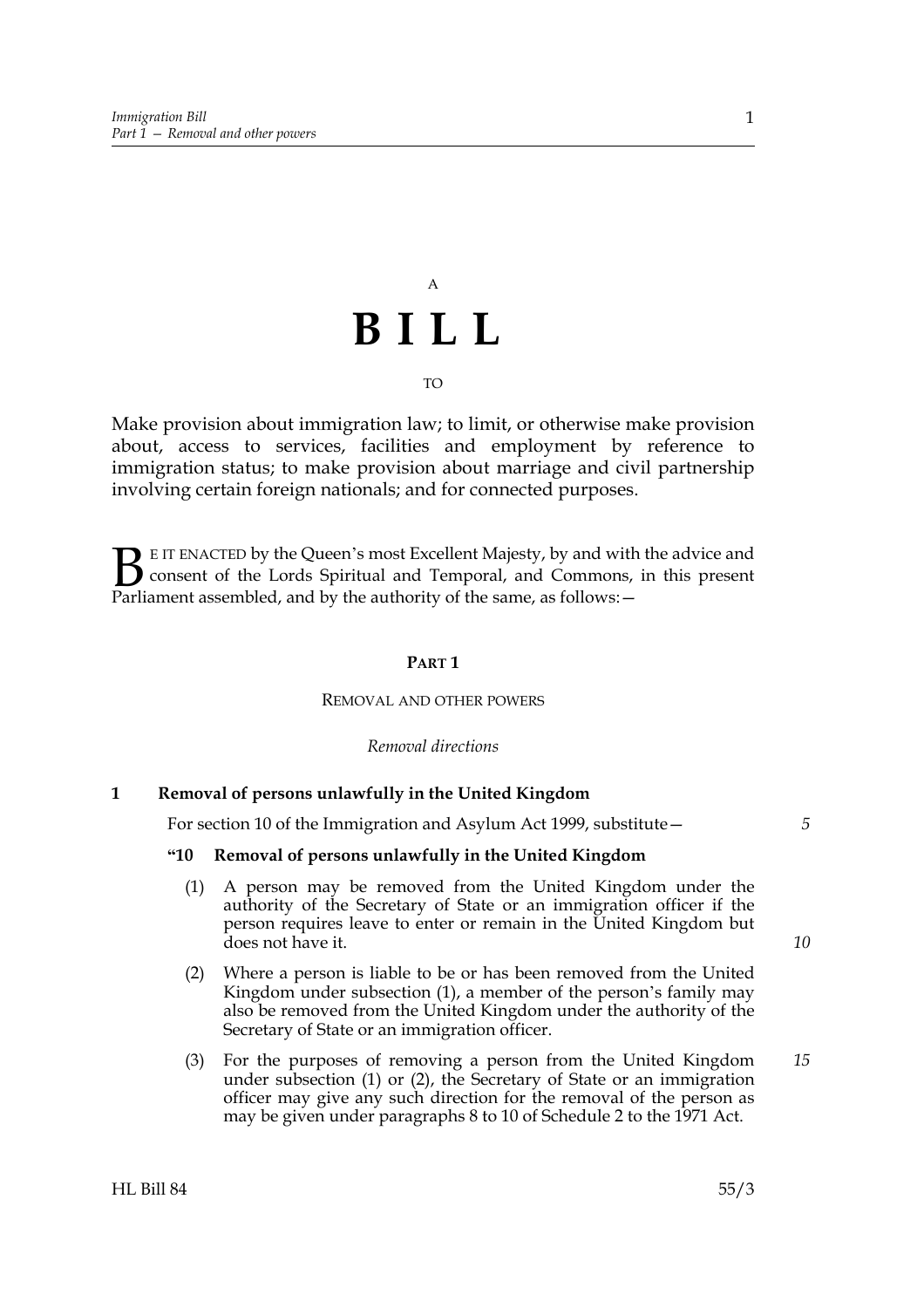A

# BILL

TO

Make provision about immigration law; to limit, or otherwise make provision about, access to services, facilities and employment by reference to immigration status; to make provision about marriage and civil partnership involving certain foreign nationals; and for connected purposes.

BE IT ENACTED by the Queen's most Excellent Majesty, by and with the advice and consent of the Lords Spiritual and Temporal, and Commons, in this present Parliament assembled, and by the authority of the same, as follows:—

## PART 1

### REMOVAL AND OTHER POWERS

*Removal directions*

**1 Removal of persons unlawfully in the United Kingdom**

For section 10 of the Immigration and Asylum Act 1999, substitute—

**"10 Removal of persons unlawfully in the United Kingdom**

(1) A person may be removed from the United Kingdom under the authority of the Secretary of State or an immigration officer if the person requires leave to enter or remain in the United Kingdom but does not have it.

(2) Where a person is liable to be or has been removed from the United Kingdom under subsection (1), a member of the person's family may also be removed from the United Kingdom under the authority of the Secretary of State or an immigration officer.

(3) For the purposes of removing a person from the United Kingdom under subsection (1) or (2), the Secretary of State or an immigration officer may give any such direction for the removal of the person as may be given under paragraphs 8 to 10 of Schedule 2 to the 1971 Act.

HL Bill 84 55/3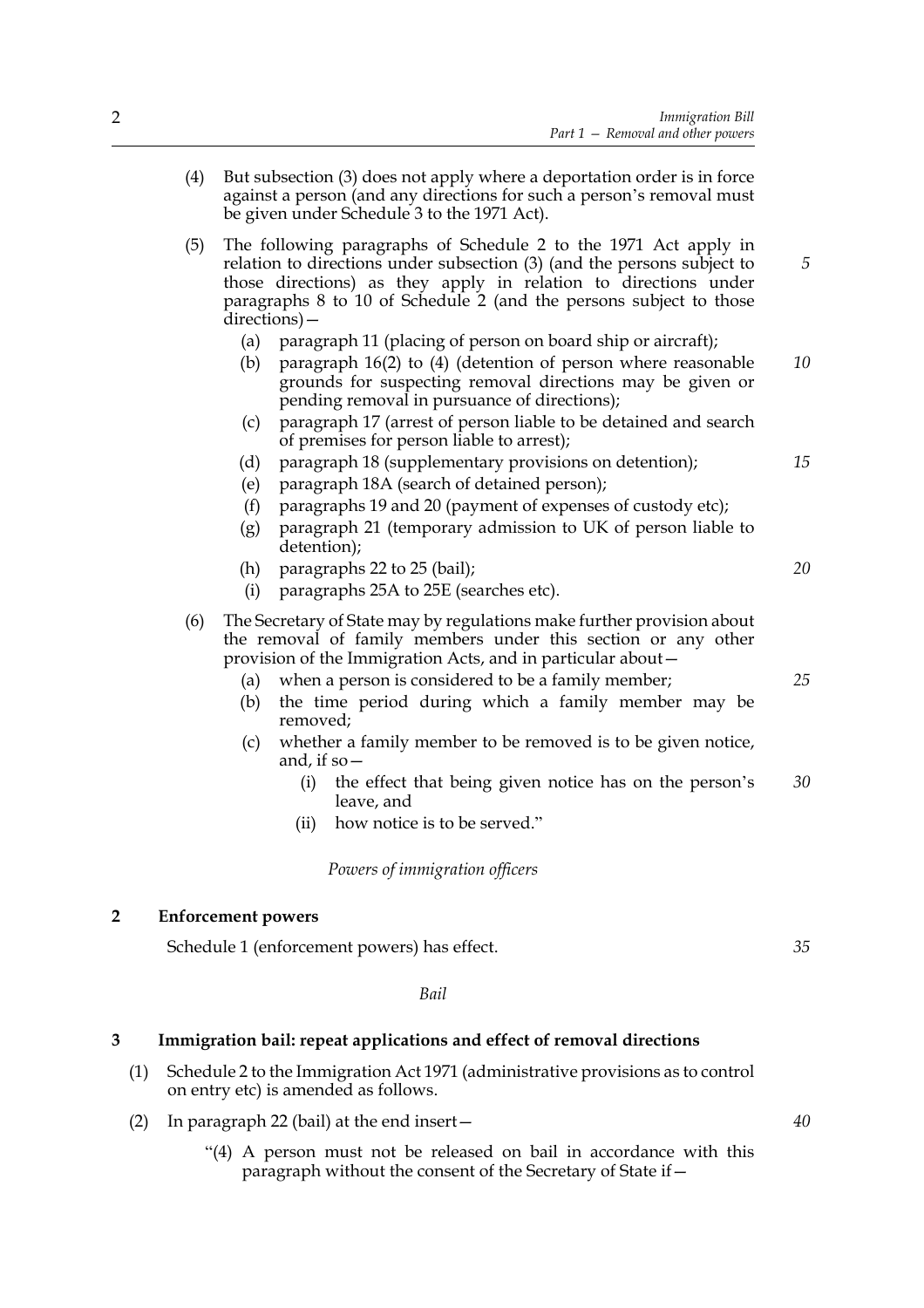(4) But subsection (3) does not apply where a deportation order is in force against a person (and any directions for such a person's removal must be given under Schedule 3 to the 1971 Act).

(5) The following paragraphs of Schedule 2 to the 1971 Act apply in relation to directions under subsection (3) (and the persons subject to those directions) as they apply in relation to directions under paragraphs 8 to 10 of Schedule 2 (and the persons subject to those directions)—

  (a) paragraph 11 (placing of person on board ship or aircraft);

  (b) paragraph 16(2) to (4) (detention of person where reasonable grounds for suspecting removal directions may be given or pending removal in pursuance of directions);

  (c) paragraph 17 (arrest of person liable to be detained and search of premises for person liable to arrest);

  (d) paragraph 18 (supplementary provisions on detention);

  (e) paragraph 18A (search of detained person);

  (f) paragraphs 19 and 20 (payment of expenses of custody etc);

  (g) paragraph 21 (temporary admission to UK of person liable to detention);

  (h) paragraphs 22 to 25 (bail);

  (i) paragraphs 25A to 25E (searches etc).

(6) The Secretary of State may by regulations make further provision about the removal of family members under this section or any other provision of the Immigration Acts, and in particular about—

  (a) when a person is considered to be a family member;

  (b) the time period during which a family member may be removed;

  (c) whether a family member to be removed is to be given notice, and, if so—

    (i) the effect that being given notice has on the person's leave, and

    (ii) how notice is to be served."

*Powers of immigration officers*

## 2 Enforcement powers

Schedule 1 (enforcement powers) has effect.

*Bail*

## 3 Immigration bail: repeat applications and effect of removal directions

(1) Schedule 2 to the Immigration Act 1971 (administrative provisions as to control on entry etc) is amended as follows.

(2) In paragraph 22 (bail) at the end insert—

"(4) A person must not be released on bail in accordance with this paragraph without the consent of the Secretary of State if—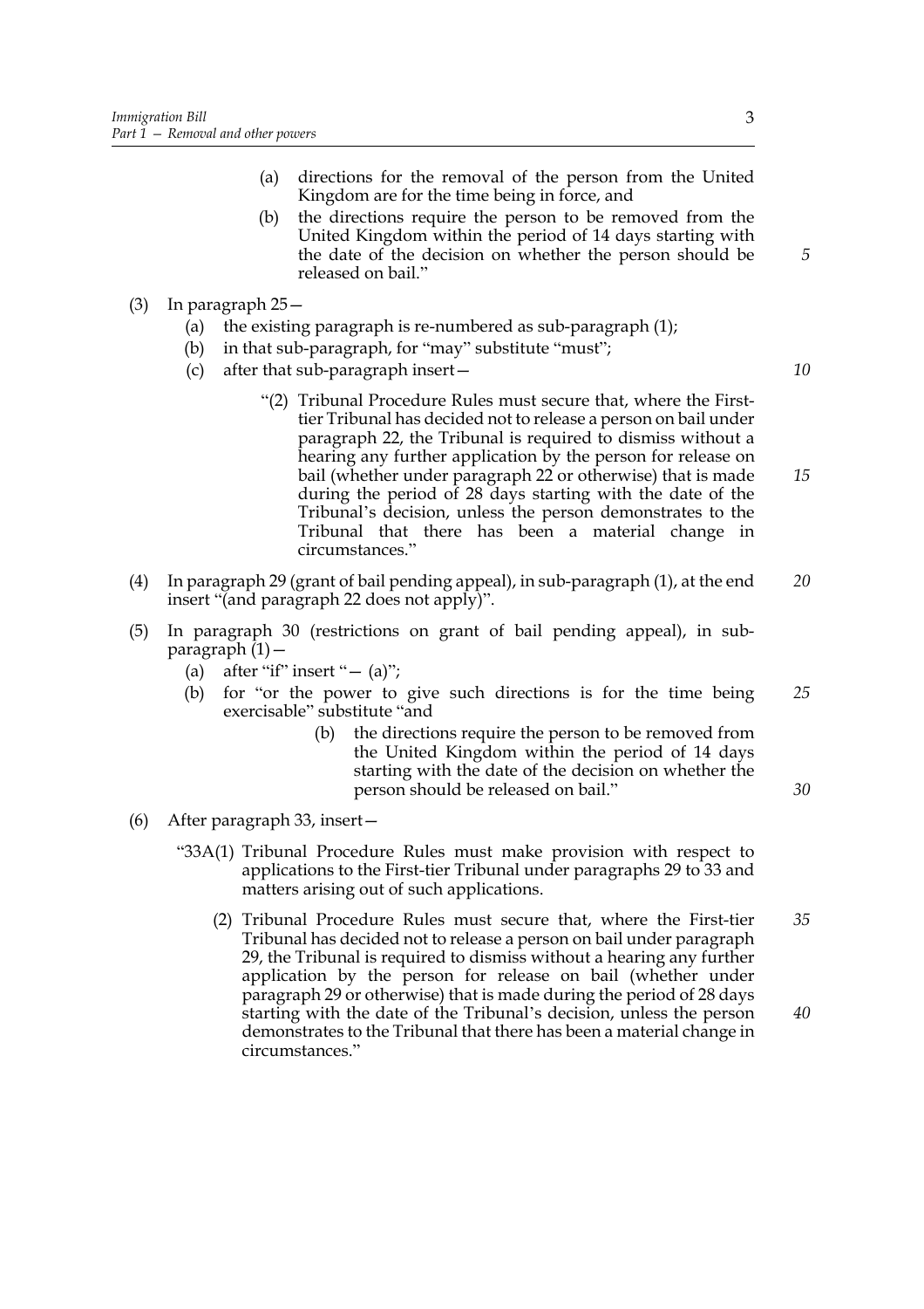(a) directions for the removal of the person from the United Kingdom are for the time being in force, and

(b) the directions require the person to be removed from the United Kingdom within the period of 14 days starting with the date of the decision on whether the person should be released on bail."

(3) In paragraph 25—

(a) the existing paragraph is re-numbered as sub-paragraph (1);

(b) in that sub-paragraph, for "may" substitute "must";

(c) after that sub-paragraph insert—

"(2) Tribunal Procedure Rules must secure that, where the First-tier Tribunal has decided not to release a person on bail under paragraph 22, the Tribunal is required to dismiss without a hearing any further application by the person for release on bail (whether under paragraph 22 or otherwise) that is made during the period of 28 days starting with the date of the Tribunal's decision, unless the person demonstrates to the Tribunal that there has been a material change in circumstances."

(4) In paragraph 29 (grant of bail pending appeal), in sub-paragraph (1), at the end insert "(and paragraph 22 does not apply)".

(5) In paragraph 30 (restrictions on grant of bail pending appeal), in sub-paragraph (1)—

(a) after "if" insert "— (a)";

(b) for "or the power to give such directions is for the time being exercisable" substitute "and

(b) the directions require the person to be removed from the United Kingdom within the period of 14 days starting with the date of the decision on whether the person should be released on bail."

(6) After paragraph 33, insert—

"33A(1) Tribunal Procedure Rules must make provision with respect to applications to the First-tier Tribunal under paragraphs 29 to 33 and matters arising out of such applications.

(2) Tribunal Procedure Rules must secure that, where the First-tier Tribunal has decided not to release a person on bail under paragraph 29, the Tribunal is required to dismiss without a hearing any further application by the person for release on bail (whether under paragraph 29 or otherwise) that is made during the period of 28 days starting with the date of the Tribunal's decision, unless the person demonstrates to the Tribunal that there has been a material change in circumstances."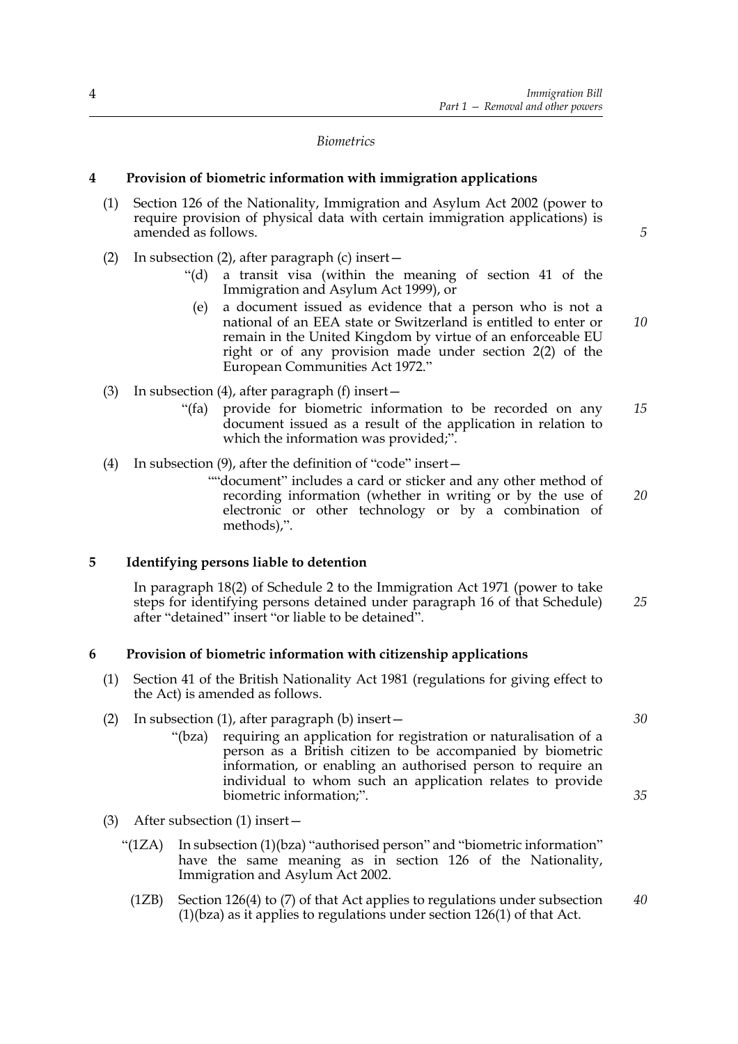*Biometrics*

**4 Provision of biometric information with immigration applications**

(1) Section 126 of the Nationality, Immigration and Asylum Act 2002 (power to require provision of physical data with certain immigration applications) is amended as follows.

(2) In subsection (2), after paragraph (c) insert—

> "(d) a transit visa (within the meaning of section 41 of the Immigration and Asylum Act 1999), or
>
> (e) a document issued as evidence that a person who is not a national of an EEA state or Switzerland is entitled to enter or remain in the United Kingdom by virtue of an enforceable EU right or of any provision made under section 2(2) of the European Communities Act 1972."

(3) In subsection (4), after paragraph (f) insert—

> "(fa) provide for biometric information to be recorded on any document issued as a result of the application in relation to which the information was provided;".

(4) In subsection (9), after the definition of "code" insert—

> ""document" includes a card or sticker and any other method of recording information (whether in writing or by the use of electronic or other technology or by a combination of methods),".

**5 Identifying persons liable to detention**

In paragraph 18(2) of Schedule 2 to the Immigration Act 1971 (power to take steps for identifying persons detained under paragraph 16 of that Schedule) after "detained" insert "or liable to be detained".

**6 Provision of biometric information with citizenship applications**

(1) Section 41 of the British Nationality Act 1981 (regulations for giving effect to the Act) is amended as follows.

(2) In subsection (1), after paragraph (b) insert—

> "(bza) requiring an application for registration or naturalisation of a person as a British citizen to be accompanied by biometric information, or enabling an authorised person to require an individual to whom such an application relates to provide biometric information;".

(3) After subsection (1) insert—

> "(1ZA) In subsection (1)(bza) "authorised person" and "biometric information" have the same meaning as in section 126 of the Nationality, Immigration and Asylum Act 2002.
>
> (1ZB) Section 126(4) to (7) of that Act applies to regulations under subsection (1)(bza) as it applies to regulations under section 126(1) of that Act.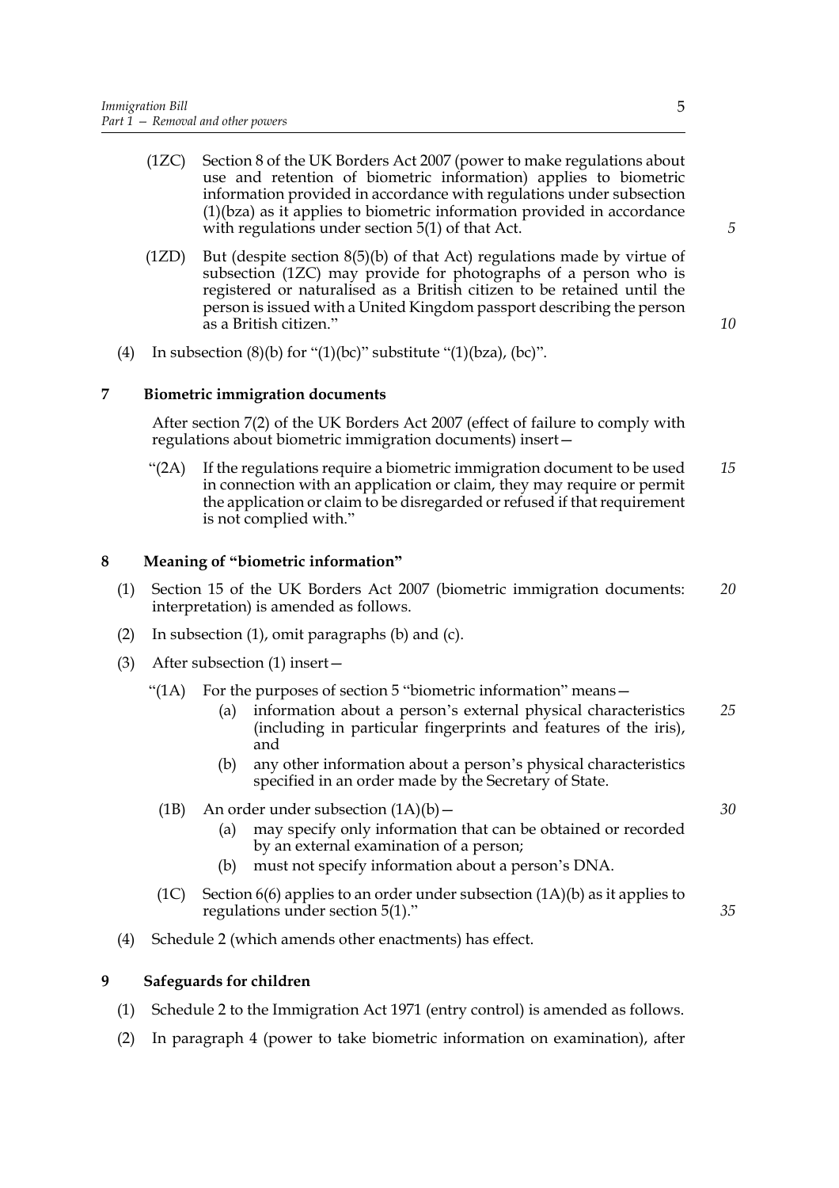(1ZC) Section 8 of the UK Borders Act 2007 (power to make regulations about use and retention of biometric information) applies to biometric information provided in accordance with regulations under subsection (1)(bza) as it applies to biometric information provided in accordance with regulations under section 5(1) of that Act.

(1ZD) But (despite section 8(5)(b) of that Act) regulations made by virtue of subsection (1ZC) may provide for photographs of a person who is registered or naturalised as a British citizen to be retained until the person is issued with a United Kingdom passport describing the person as a British citizen."

(4) In subsection (8)(b) for "(1)(bc)" substitute "(1)(bza), (bc)".

## 7 Biometric immigration documents

After section 7(2) of the UK Borders Act 2007 (effect of failure to comply with regulations about biometric immigration documents) insert—

"(2A) If the regulations require a biometric immigration document to be used in connection with an application or claim, they may require or permit the application or claim to be disregarded or refused if that requirement is not complied with."

## 8 Meaning of "biometric information"

(1) Section 15 of the UK Borders Act 2007 (biometric immigration documents: interpretation) is amended as follows.

(2) In subsection (1), omit paragraphs (b) and (c).

(3) After subsection (1) insert—

"(1A) For the purposes of section 5 "biometric information" means—

(a) information about a person's external physical characteristics (including in particular fingerprints and features of the iris), and

(b) any other information about a person's physical characteristics specified in an order made by the Secretary of State.

(1B) An order under subsection (1A)(b)—

(a) may specify only information that can be obtained or recorded by an external examination of a person;

(b) must not specify information about a person's DNA.

(1C) Section 6(6) applies to an order under subsection (1A)(b) as it applies to regulations under section 5(1)."

(4) Schedule 2 (which amends other enactments) has effect.

## 9 Safeguards for children

(1) Schedule 2 to the Immigration Act 1971 (entry control) is amended as follows.

(2) In paragraph 4 (power to take biometric information on examination), after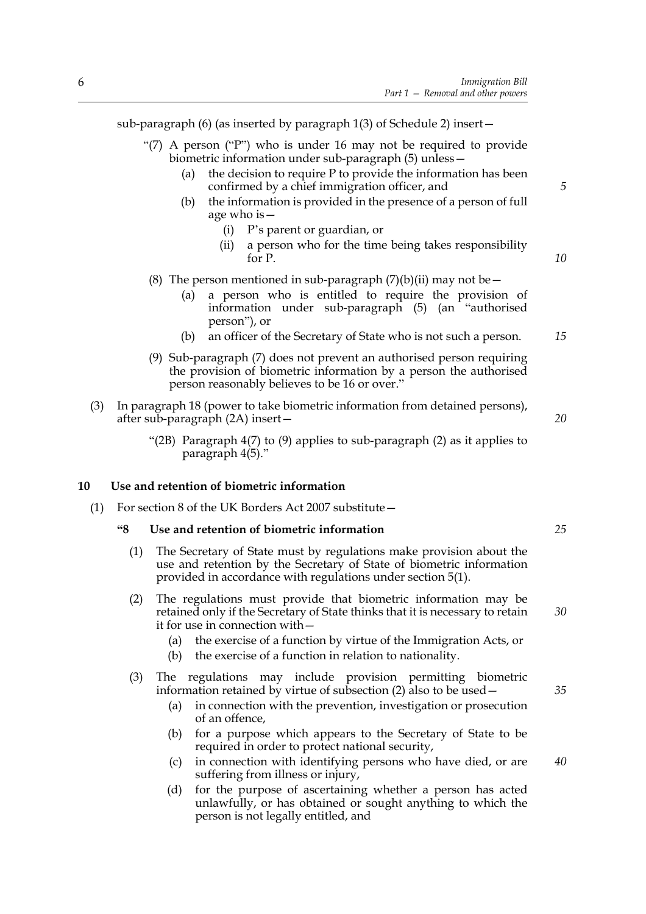sub-paragraph (6) (as inserted by paragraph 1(3) of Schedule 2) insert—

"(7) A person ("P") who is under 16 may not be required to provide biometric information under sub-paragraph (5) unless—

(a) the decision to require P to provide the information has been confirmed by a chief immigration officer, and

(b) the information is provided in the presence of a person of full age who is—

(i) P's parent or guardian, or

(ii) a person who for the time being takes responsibility for P.

(8) The person mentioned in sub-paragraph (7)(b)(ii) may not be—

(a) a person who is entitled to require the provision of information under sub-paragraph (5) (an "authorised person"), or

(b) an officer of the Secretary of State who is not such a person.

(9) Sub-paragraph (7) does not prevent an authorised person requiring the provision of biometric information by a person the authorised person reasonably believes to be 16 or over."

(3) In paragraph 18 (power to take biometric information from detained persons), after sub-paragraph (2A) insert—

"(2B) Paragraph 4(7) to (9) applies to sub-paragraph (2) as it applies to paragraph 4(5)."

## 10 Use and retention of biometric information

(1) For section 8 of the UK Borders Act 2007 substitute—

### "8 Use and retention of biometric information

(1) The Secretary of State must by regulations make provision about the use and retention by the Secretary of State of biometric information provided in accordance with regulations under section 5(1).

(2) The regulations must provide that biometric information may be retained only if the Secretary of State thinks that it is necessary to retain it for use in connection with—

(a) the exercise of a function by virtue of the Immigration Acts, or

(b) the exercise of a function in relation to nationality.

(3) The regulations may include provision permitting biometric information retained by virtue of subsection (2) also to be used—

(a) in connection with the prevention, investigation or prosecution of an offence,

(b) for a purpose which appears to the Secretary of State to be required in order to protect national security,

(c) in connection with identifying persons who have died, or are suffering from illness or injury,

(d) for the purpose of ascertaining whether a person has acted unlawfully, or has obtained or sought anything to which the person is not legally entitled, and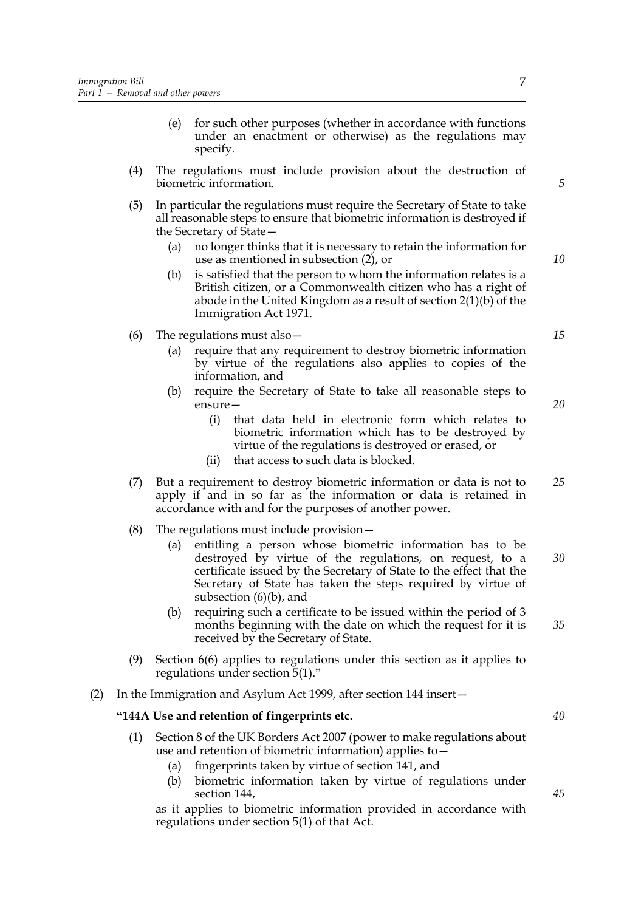(e) for such other purposes (whether in accordance with functions under an enactment or otherwise) as the regulations may specify.

(4) The regulations must include provision about the destruction of biometric information.

(5) In particular the regulations must require the Secretary of State to take all reasonable steps to ensure that biometric information is destroyed if the Secretary of State—

(a) no longer thinks that it is necessary to retain the information for use as mentioned in subsection (2), or

(b) is satisfied that the person to whom the information relates is a British citizen, or a Commonwealth citizen who has a right of abode in the United Kingdom as a result of section 2(1)(b) of the Immigration Act 1971.

(6) The regulations must also—

(a) require that any requirement to destroy biometric information by virtue of the regulations also applies to copies of the information, and

(b) require the Secretary of State to take all reasonable steps to ensure—

(i) that data held in electronic form which relates to biometric information which has to be destroyed by virtue of the regulations is destroyed or erased, or

(ii) that access to such data is blocked.

(7) But a requirement to destroy biometric information or data is not to apply if and in so far as the information or data is retained in accordance with and for the purposes of another power.

(8) The regulations must include provision—

(a) entitling a person whose biometric information has to be destroyed by virtue of the regulations, on request, to a certificate issued by the Secretary of State to the effect that the Secretary of State has taken the steps required by virtue of subsection (6)(b), and

(b) requiring such a certificate to be issued within the period of 3 months beginning with the date on which the request for it is received by the Secretary of State.

(9) Section 6(6) applies to regulations under this section as it applies to regulations under section 5(1)."

(2) In the Immigration and Asylum Act 1999, after section 144 insert—

**"144A Use and retention of fingerprints etc.**

(1) Section 8 of the UK Borders Act 2007 (power to make regulations about use and retention of biometric information) applies to—

(a) fingerprints taken by virtue of section 141, and

(b) biometric information taken by virtue of regulations under section 144,

as it applies to biometric information provided in accordance with regulations under section 5(1) of that Act.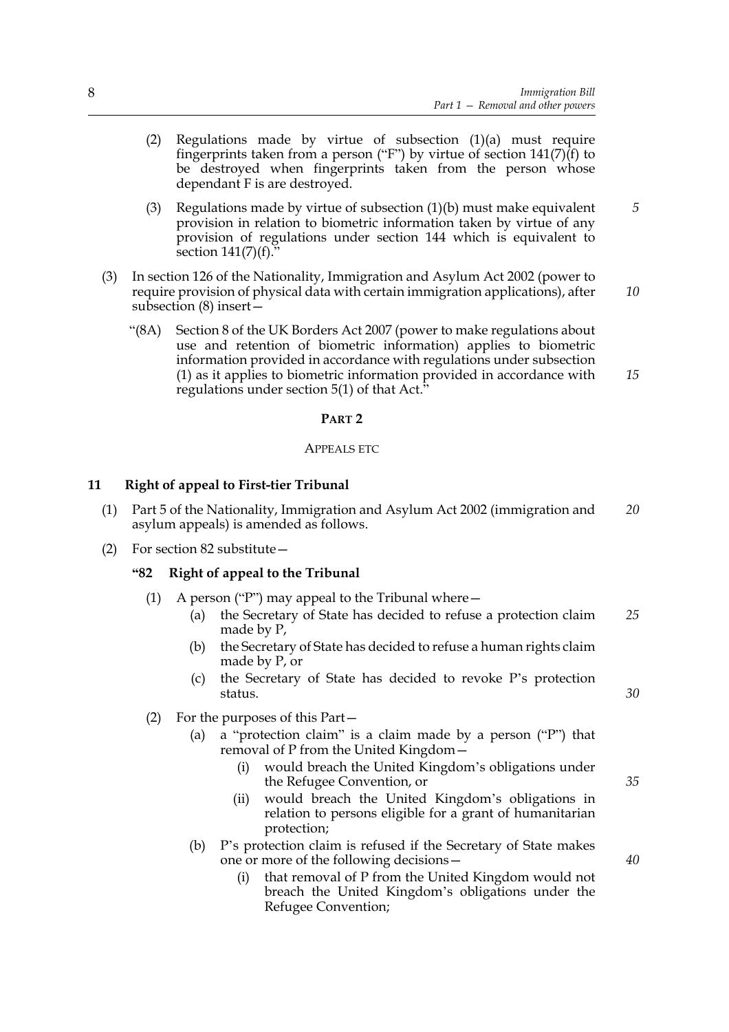(2) Regulations made by virtue of subsection (1)(a) must require fingerprints taken from a person ("F") by virtue of section 141(7)(f) to be destroyed when fingerprints taken from the person whose dependant F is are destroyed.

(3) Regulations made by virtue of subsection (1)(b) must make equivalent provision in relation to biometric information taken by virtue of any provision of regulations under section 144 which is equivalent to section 141(7)(f)."

(3) In section 126 of the Nationality, Immigration and Asylum Act 2002 (power to require provision of physical data with certain immigration applications), after subsection (8) insert—

"(8A) Section 8 of the UK Borders Act 2007 (power to make regulations about use and retention of biometric information) applies to biometric information provided in accordance with regulations under subsection (1) as it applies to biometric information provided in accordance with regulations under section 5(1) of that Act."

## PART 2

### APPEALS ETC

#### 11 Right of appeal to First-tier Tribunal

(1) Part 5 of the Nationality, Immigration and Asylum Act 2002 (immigration and asylum appeals) is amended as follows.

(2) For section 82 substitute—

**"82 Right of appeal to the Tribunal**

(1) A person ("P") may appeal to the Tribunal where—

(a) the Secretary of State has decided to refuse a protection claim made by P,

(b) the Secretary of State has decided to refuse a human rights claim made by P, or

(c) the Secretary of State has decided to revoke P's protection status.

(2) For the purposes of this Part—

(a) a "protection claim" is a claim made by a person ("P") that removal of P from the United Kingdom—

(i) would breach the United Kingdom's obligations under the Refugee Convention, or

(ii) would breach the United Kingdom's obligations in relation to persons eligible for a grant of humanitarian protection;

(b) P's protection claim is refused if the Secretary of State makes one or more of the following decisions—

(i) that removal of P from the United Kingdom would not breach the United Kingdom's obligations under the Refugee Convention;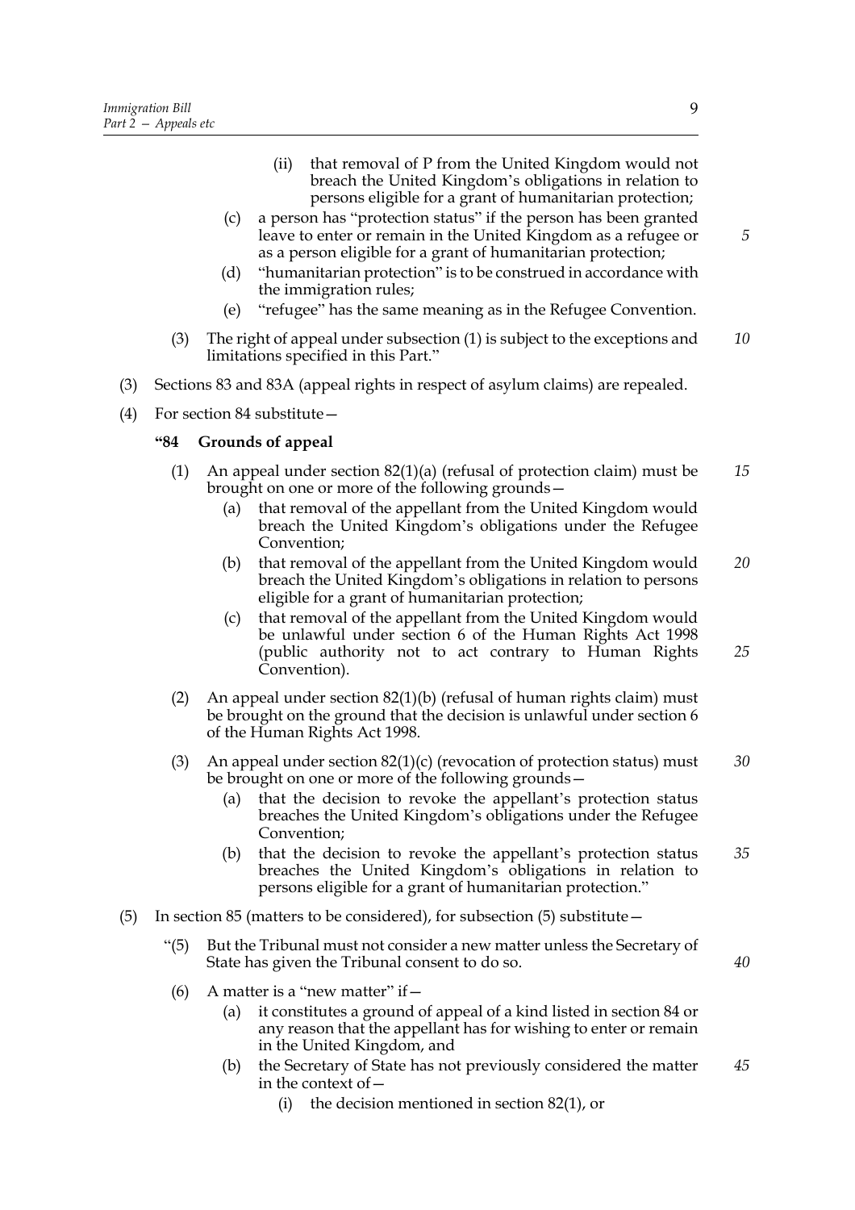(ii) that removal of P from the United Kingdom would not breach the United Kingdom's obligations in relation to persons eligible for a grant of humanitarian protection;

(c) a person has "protection status" if the person has been granted leave to enter or remain in the United Kingdom as a refugee or as a person eligible for a grant of humanitarian protection;

(d) "humanitarian protection" is to be construed in accordance with the immigration rules;

(e) "refugee" has the same meaning as in the Refugee Convention.

(3) The right of appeal under subsection (1) is subject to the exceptions and limitations specified in this Part."

(3) Sections 83 and 83A (appeal rights in respect of asylum claims) are repealed.

(4) For section 84 substitute—

**"84 Grounds of appeal**

(1) An appeal under section 82(1)(a) (refusal of protection claim) must be brought on one or more of the following grounds—

(a) that removal of the appellant from the United Kingdom would breach the United Kingdom's obligations under the Refugee Convention;

(b) that removal of the appellant from the United Kingdom would breach the United Kingdom's obligations in relation to persons eligible for a grant of humanitarian protection;

(c) that removal of the appellant from the United Kingdom would be unlawful under section 6 of the Human Rights Act 1998 (public authority not to act contrary to Human Rights Convention).

(2) An appeal under section 82(1)(b) (refusal of human rights claim) must be brought on the ground that the decision is unlawful under section 6 of the Human Rights Act 1998.

(3) An appeal under section 82(1)(c) (revocation of protection status) must be brought on one or more of the following grounds—

(a) that the decision to revoke the appellant's protection status breaches the United Kingdom's obligations under the Refugee Convention;

(b) that the decision to revoke the appellant's protection status breaches the United Kingdom's obligations in relation to persons eligible for a grant of humanitarian protection."

(5) In section 85 (matters to be considered), for subsection (5) substitute—

"(5) But the Tribunal must not consider a new matter unless the Secretary of State has given the Tribunal consent to do so.

(6) A matter is a "new matter" if—

(a) it constitutes a ground of appeal of a kind listed in section 84 or any reason that the appellant has for wishing to enter or remain in the United Kingdom, and

(b) the Secretary of State has not previously considered the matter in the context of—

(i) the decision mentioned in section 82(1), or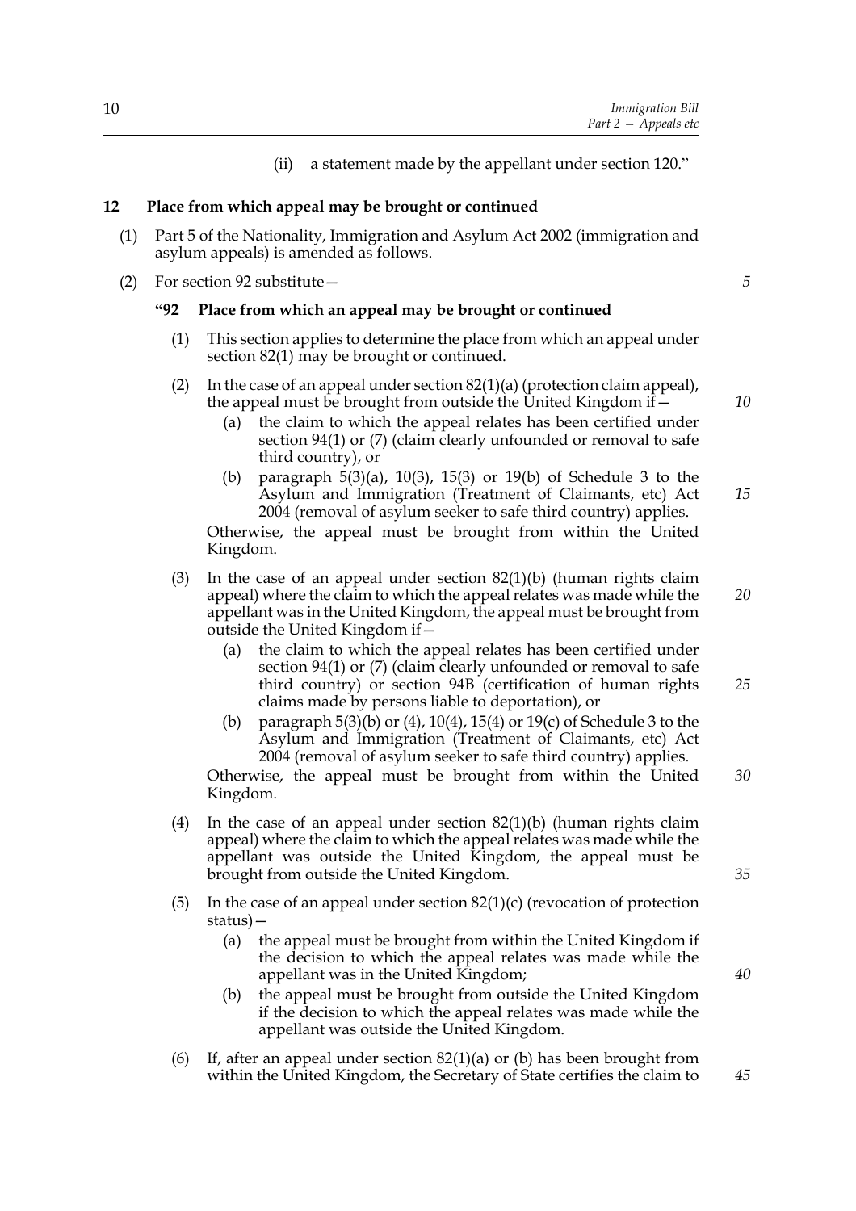(ii) a statement made by the appellant under section 120."

**12 Place from which appeal may be brought or continued**

(1) Part 5 of the Nationality, Immigration and Asylum Act 2002 (immigration and asylum appeals) is amended as follows.

(2) For section 92 substitute—

**"92 Place from which an appeal may be brought or continued**

(1) This section applies to determine the place from which an appeal under section 82(1) may be brought or continued.

(2) In the case of an appeal under section 82(1)(a) (protection claim appeal), the appeal must be brought from outside the United Kingdom if—

(a) the claim to which the appeal relates has been certified under section 94(1) or (7) (claim clearly unfounded or removal to safe third country), or

(b) paragraph 5(3)(a), 10(3), 15(3) or 19(b) of Schedule 3 to the Asylum and Immigration (Treatment of Claimants, etc) Act 2004 (removal of asylum seeker to safe third country) applies.

Otherwise, the appeal must be brought from within the United Kingdom.

(3) In the case of an appeal under section 82(1)(b) (human rights claim appeal) where the claim to which the appeal relates was made while the appellant was in the United Kingdom, the appeal must be brought from outside the United Kingdom if—

(a) the claim to which the appeal relates has been certified under section 94(1) or (7) (claim clearly unfounded or removal to safe third country) or section 94B (certification of human rights claims made by persons liable to deportation), or

(b) paragraph 5(3)(b) or (4), 10(4), 15(4) or 19(c) of Schedule 3 to the Asylum and Immigration (Treatment of Claimants, etc) Act 2004 (removal of asylum seeker to safe third country) applies.

Otherwise, the appeal must be brought from within the United Kingdom.

(4) In the case of an appeal under section 82(1)(b) (human rights claim appeal) where the claim to which the appeal relates was made while the appellant was outside the United Kingdom, the appeal must be brought from outside the United Kingdom.

(5) In the case of an appeal under section 82(1)(c) (revocation of protection status)—

(a) the appeal must be brought from within the United Kingdom if the decision to which the appeal relates was made while the appellant was in the United Kingdom;

(b) the appeal must be brought from outside the United Kingdom if the decision to which the appeal relates was made while the appellant was outside the United Kingdom.

(6) If, after an appeal under section 82(1)(a) or (b) has been brought from within the United Kingdom, the Secretary of State certifies the claim to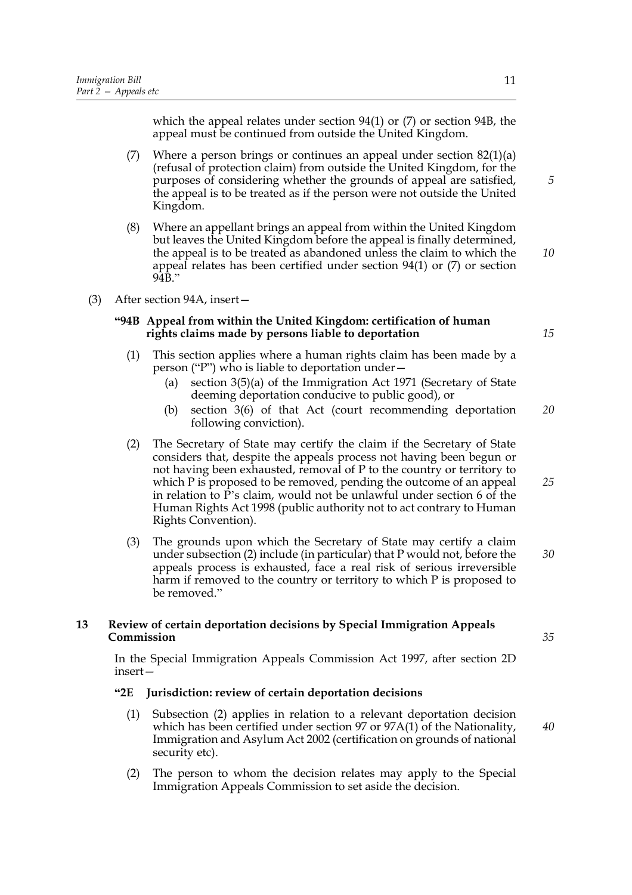which the appeal relates under section 94(1) or (7) or section 94B, the appeal must be continued from outside the United Kingdom.

(7) Where a person brings or continues an appeal under section 82(1)(a) (refusal of protection claim) from outside the United Kingdom, for the purposes of considering whether the grounds of appeal are satisfied, the appeal is to be treated as if the person were not outside the United Kingdom.

(8) Where an appellant brings an appeal from within the United Kingdom but leaves the United Kingdom before the appeal is finally determined, the appeal is to be treated as abandoned unless the claim to which the appeal relates has been certified under section 94(1) or (7) or section 94B."

(3) After section 94A, insert—

**"94B Appeal from within the United Kingdom: certification of human rights claims made by persons liable to deportation**

(1) This section applies where a human rights claim has been made by a person ("P") who is liable to deportation under—

(a) section 3(5)(a) of the Immigration Act 1971 (Secretary of State deeming deportation conducive to public good), or

(b) section 3(6) of that Act (court recommending deportation following conviction).

(2) The Secretary of State may certify the claim if the Secretary of State considers that, despite the appeals process not having been begun or not having been exhausted, removal of P to the country or territory to which P is proposed to be removed, pending the outcome of an appeal in relation to P's claim, would not be unlawful under section 6 of the Human Rights Act 1998 (public authority not to act contrary to Human Rights Convention).

(3) The grounds upon which the Secretary of State may certify a claim under subsection (2) include (in particular) that P would not, before the appeals process is exhausted, face a real risk of serious irreversible harm if removed to the country or territory to which P is proposed to be removed."

**13 Review of certain deportation decisions by Special Immigration Appeals Commission**

In the Special Immigration Appeals Commission Act 1997, after section 2D insert—

**"2E Jurisdiction: review of certain deportation decisions**

(1) Subsection (2) applies in relation to a relevant deportation decision which has been certified under section 97 or 97A(1) of the Nationality, Immigration and Asylum Act 2002 (certification on grounds of national security etc).

(2) The person to whom the decision relates may apply to the Special Immigration Appeals Commission to set aside the decision.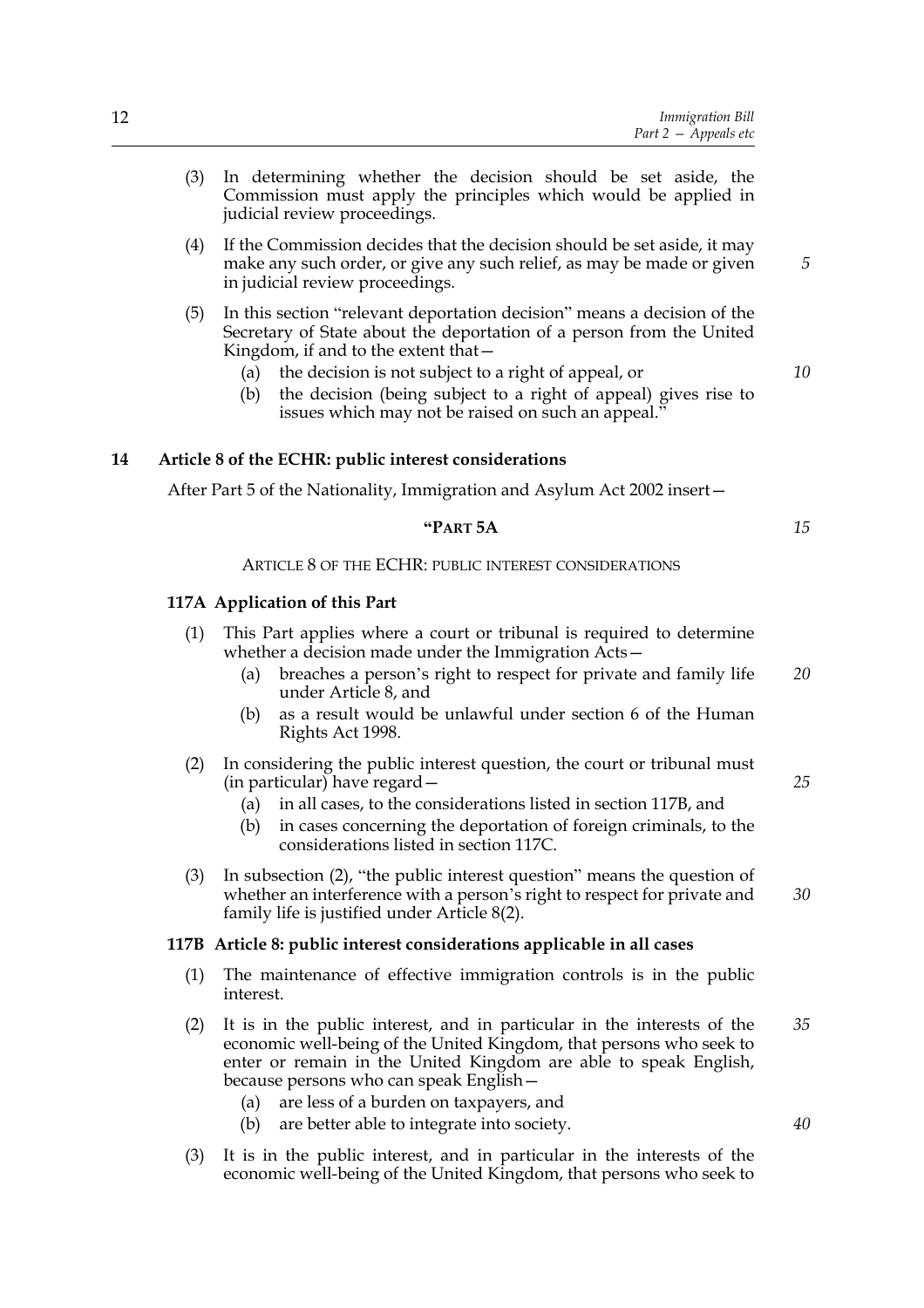(3) In determining whether the decision should be set aside, the Commission must apply the principles which would be applied in judicial review proceedings.

(4) If the Commission decides that the decision should be set aside, it may make any such order, or give any such relief, as may be made or given in judicial review proceedings.

(5) In this section "relevant deportation decision" means a decision of the Secretary of State about the deportation of a person from the United Kingdom, if and to the extent that—

- (a) the decision is not subject to a right of appeal, or
- (b) the decision (being subject to a right of appeal) gives rise to issues which may not be raised on such an appeal."

## 14 Article 8 of the ECHR: public interest considerations

After Part 5 of the Nationality, Immigration and Asylum Act 2002 insert—

### "PART 5A

#### ARTICLE 8 OF THE ECHR: PUBLIC INTEREST CONSIDERATIONS

**117A Application of this Part**

(1) This Part applies where a court or tribunal is required to determine whether a decision made under the Immigration Acts—

- (a) breaches a person's right to respect for private and family life under Article 8, and
- (b) as a result would be unlawful under section 6 of the Human Rights Act 1998.

(2) In considering the public interest question, the court or tribunal must (in particular) have regard—

- (a) in all cases, to the considerations listed in section 117B, and
- (b) in cases concerning the deportation of foreign criminals, to the considerations listed in section 117C.

(3) In subsection (2), "the public interest question" means the question of whether an interference with a person's right to respect for private and family life is justified under Article 8(2).

**117B Article 8: public interest considerations applicable in all cases**

(1) The maintenance of effective immigration controls is in the public interest.

(2) It is in the public interest, and in particular in the interests of the economic well-being of the United Kingdom, that persons who seek to enter or remain in the United Kingdom are able to speak English, because persons who can speak English—

- (a) are less of a burden on taxpayers, and
- (b) are better able to integrate into society.

(3) It is in the public interest, and in particular in the interests of the economic well-being of the United Kingdom, that persons who seek to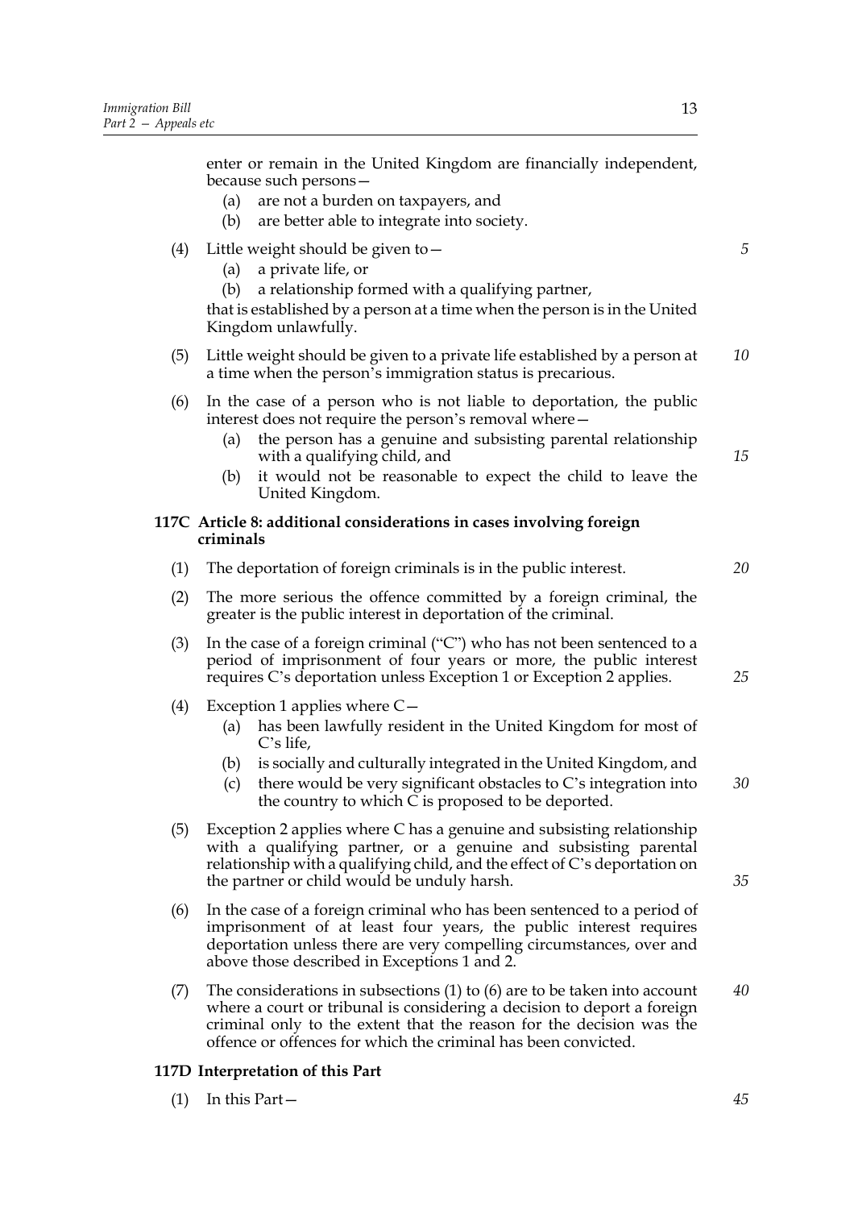enter or remain in the United Kingdom are financially independent, because such persons—

(a) are not a burden on taxpayers, and

(b) are better able to integrate into society.

(4) Little weight should be given to—

(a) a private life, or

(b) a relationship formed with a qualifying partner,

that is established by a person at a time when the person is in the United Kingdom unlawfully.

(5) Little weight should be given to a private life established by a person at a time when the person's immigration status is precarious.

(6) In the case of a person who is not liable to deportation, the public interest does not require the person's removal where—

(a) the person has a genuine and subsisting parental relationship with a qualifying child, and

(b) it would not be reasonable to expect the child to leave the United Kingdom.

### 117C Article 8: additional considerations in cases involving foreign criminals

(1) The deportation of foreign criminals is in the public interest.

(2) The more serious the offence committed by a foreign criminal, the greater is the public interest in deportation of the criminal.

(3) In the case of a foreign criminal ("C") who has not been sentenced to a period of imprisonment of four years or more, the public interest requires C's deportation unless Exception 1 or Exception 2 applies.

(4) Exception 1 applies where C—

(a) has been lawfully resident in the United Kingdom for most of C's life,

(b) is socially and culturally integrated in the United Kingdom, and

(c) there would be very significant obstacles to C's integration into the country to which C is proposed to be deported.

(5) Exception 2 applies where C has a genuine and subsisting relationship with a qualifying partner, or a genuine and subsisting parental relationship with a qualifying child, and the effect of C's deportation on the partner or child would be unduly harsh.

(6) In the case of a foreign criminal who has been sentenced to a period of imprisonment of at least four years, the public interest requires deportation unless there are very compelling circumstances, over and above those described in Exceptions 1 and 2.

(7) The considerations in subsections (1) to (6) are to be taken into account where a court or tribunal is considering a decision to deport a foreign criminal only to the extent that the reason for the decision was the offence or offences for which the criminal has been convicted.

### 117D Interpretation of this Part

(1) In this Part—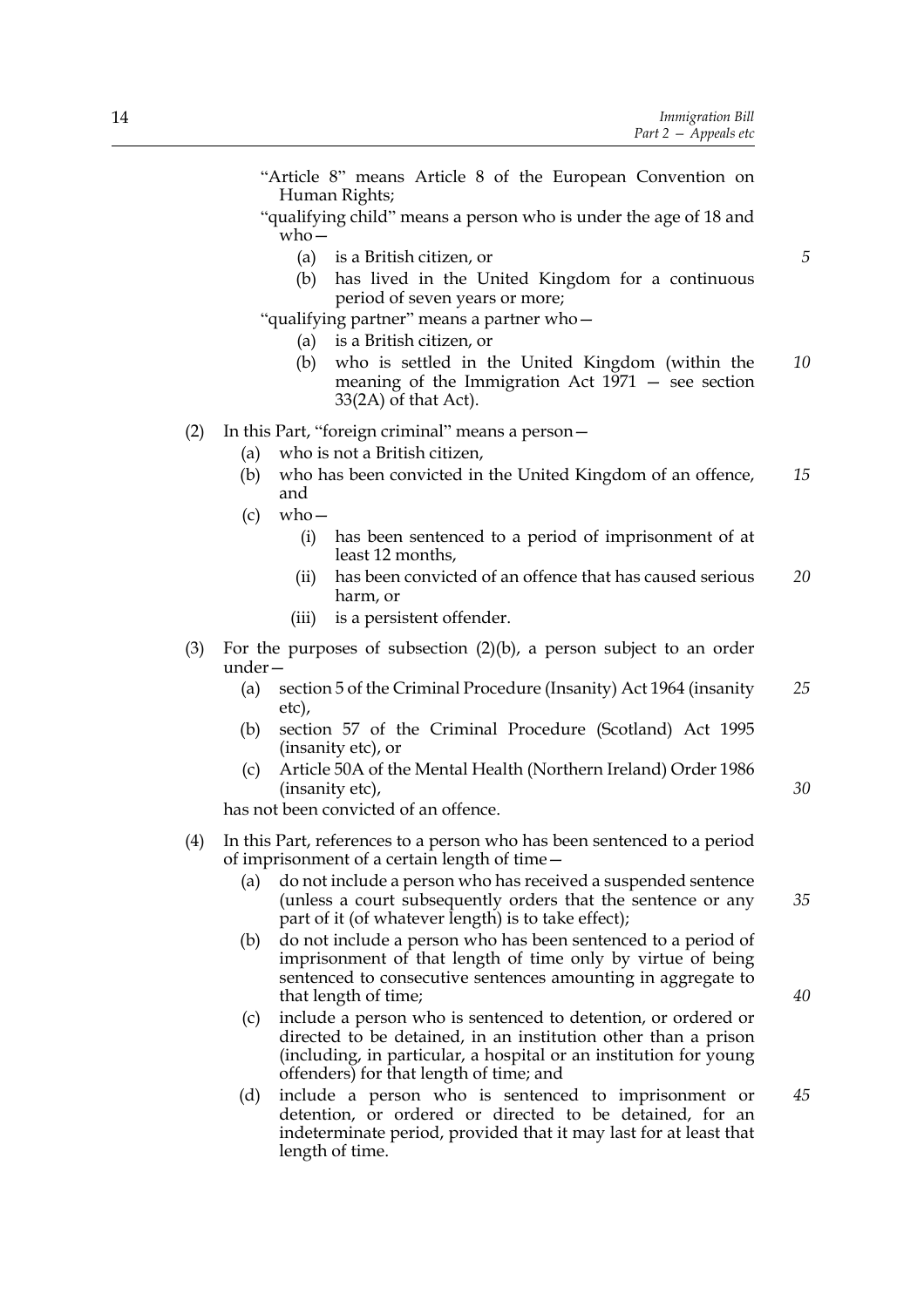"Article 8" means Article 8 of the European Convention on Human Rights;

"qualifying child" means a person who is under the age of 18 and who—

(a) is a British citizen, or

(b) has lived in the United Kingdom for a continuous period of seven years or more;

"qualifying partner" means a partner who—

(a) is a British citizen, or

(b) who is settled in the United Kingdom (within the meaning of the Immigration Act 1971 — see section 33(2A) of that Act).

(2) In this Part, "foreign criminal" means a person—

(a) who is not a British citizen,

(b) who has been convicted in the United Kingdom of an offence, and

(c) who—

(i) has been sentenced to a period of imprisonment of at least 12 months,

(ii) has been convicted of an offence that has caused serious harm, or

(iii) is a persistent offender.

(3) For the purposes of subsection (2)(b), a person subject to an order under—

(a) section 5 of the Criminal Procedure (Insanity) Act 1964 (insanity etc),

(b) section 57 of the Criminal Procedure (Scotland) Act 1995 (insanity etc), or

(c) Article 50A of the Mental Health (Northern Ireland) Order 1986 (insanity etc),

has not been convicted of an offence.

(4) In this Part, references to a person who has been sentenced to a period of imprisonment of a certain length of time—

(a) do not include a person who has received a suspended sentence (unless a court subsequently orders that the sentence or any part of it (of whatever length) is to take effect);

(b) do not include a person who has been sentenced to a period of imprisonment of that length of time only by virtue of being sentenced to consecutive sentences amounting in aggregate to that length of time;

(c) include a person who is sentenced to detention, or ordered or directed to be detained, in an institution other than a prison (including, in particular, a hospital or an institution for young offenders) for that length of time; and

(d) include a person who is sentenced to imprisonment or detention, or ordered or directed to be detained, for an indeterminate period, provided that it may last for at least that length of time.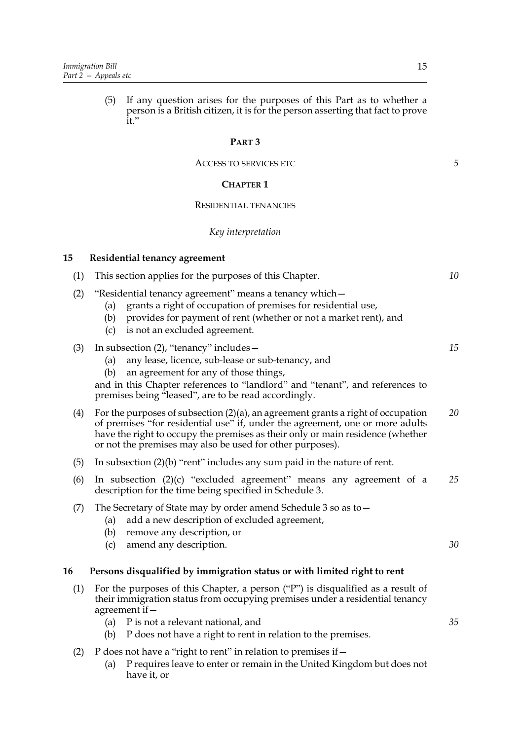(5) If any question arises for the purposes of this Part as to whether a person is a British citizen, it is for the person asserting that fact to prove it."

## PART 3

ACCESS TO SERVICES ETC

### CHAPTER 1

RESIDENTIAL TENANCIES

*Key interpretation*

#### 15 Residential tenancy agreement

(1) This section applies for the purposes of this Chapter.

(2) "Residential tenancy agreement" means a tenancy which—
  - (a) grants a right of occupation of premises for residential use,
  - (b) provides for payment of rent (whether or not a market rent), and
  - (c) is not an excluded agreement.

(3) In subsection (2), "tenancy" includes—
  - (a) any lease, licence, sub-lease or sub-tenancy, and
  - (b) an agreement for any of those things,

and in this Chapter references to "landlord" and "tenant", and references to premises being "leased", are to be read accordingly.

(4) For the purposes of subsection (2)(a), an agreement grants a right of occupation of premises "for residential use" if, under the agreement, one or more adults have the right to occupy the premises as their only or main residence (whether or not the premises may also be used for other purposes).

(5) In subsection (2)(b) "rent" includes any sum paid in the nature of rent.

(6) In subsection (2)(c) "excluded agreement" means any agreement of a description for the time being specified in Schedule 3.

(7) The Secretary of State may by order amend Schedule 3 so as to—
  - (a) add a new description of excluded agreement,
  - (b) remove any description, or
  - (c) amend any description.

#### 16 Persons disqualified by immigration status or with limited right to rent

(1) For the purposes of this Chapter, a person ("P") is disqualified as a result of their immigration status from occupying premises under a residential tenancy agreement if—
  - (a) P is not a relevant national, and
  - (b) P does not have a right to rent in relation to the premises.

(2) P does not have a "right to rent" in relation to premises if—
  - (a) P requires leave to enter or remain in the United Kingdom but does not have it, or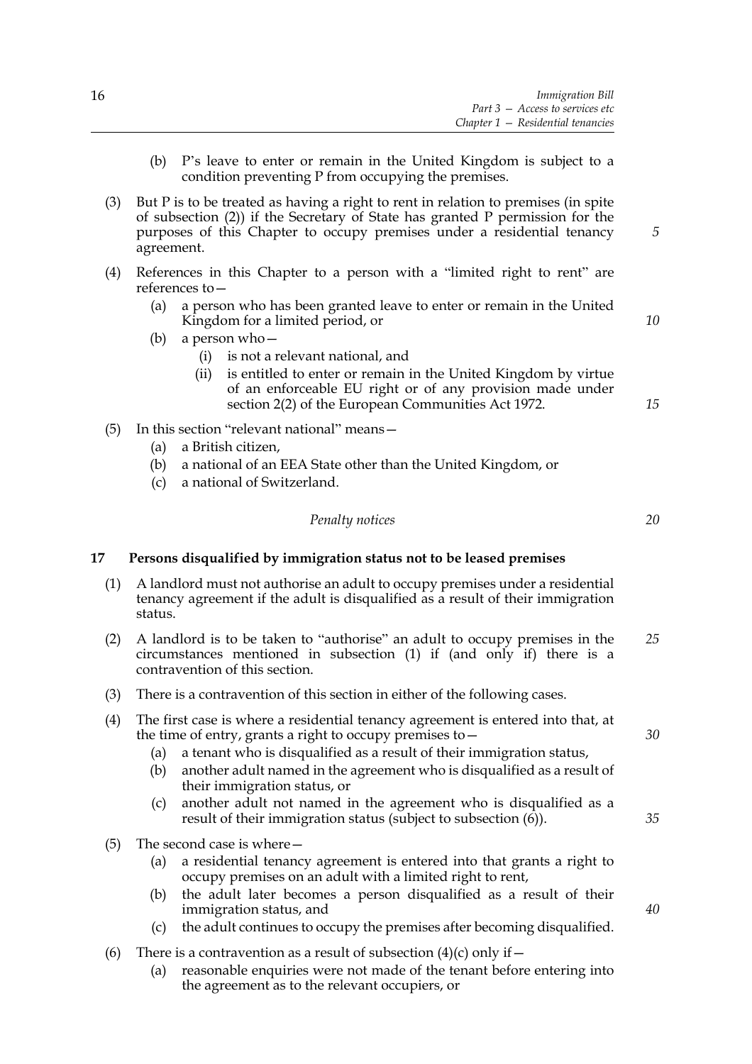(b) P's leave to enter or remain in the United Kingdom is subject to a condition preventing P from occupying the premises.

(3) But P is to be treated as having a right to rent in relation to premises (in spite of subsection (2)) if the Secretary of State has granted P permission for the purposes of this Chapter to occupy premises under a residential tenancy agreement.

(4) References in this Chapter to a person with a "limited right to rent" are references to—

(a) a person who has been granted leave to enter or remain in the United Kingdom for a limited period, or

(b) a person who—

(i) is not a relevant national, and

(ii) is entitled to enter or remain in the United Kingdom by virtue of an enforceable EU right or of any provision made under section 2(2) of the European Communities Act 1972.

(5) In this section "relevant national" means—

(a) a British citizen,

(b) a national of an EEA State other than the United Kingdom, or

(c) a national of Switzerland.

*Penalty notices*

## 17 Persons disqualified by immigration status not to be leased premises

(1) A landlord must not authorise an adult to occupy premises under a residential tenancy agreement if the adult is disqualified as a result of their immigration status.

(2) A landlord is to be taken to "authorise" an adult to occupy premises in the circumstances mentioned in subsection (1) if (and only if) there is a contravention of this section.

(3) There is a contravention of this section in either of the following cases.

(4) The first case is where a residential tenancy agreement is entered into that, at the time of entry, grants a right to occupy premises to—

(a) a tenant who is disqualified as a result of their immigration status,

(b) another adult named in the agreement who is disqualified as a result of their immigration status, or

(c) another adult not named in the agreement who is disqualified as a result of their immigration status (subject to subsection (6)).

(5) The second case is where—

(a) a residential tenancy agreement is entered into that grants a right to occupy premises on an adult with a limited right to rent,

(b) the adult later becomes a person disqualified as a result of their immigration status, and

(c) the adult continues to occupy the premises after becoming disqualified.

(6) There is a contravention as a result of subsection (4)(c) only if—

(a) reasonable enquiries were not made of the tenant before entering into the agreement as to the relevant occupiers, or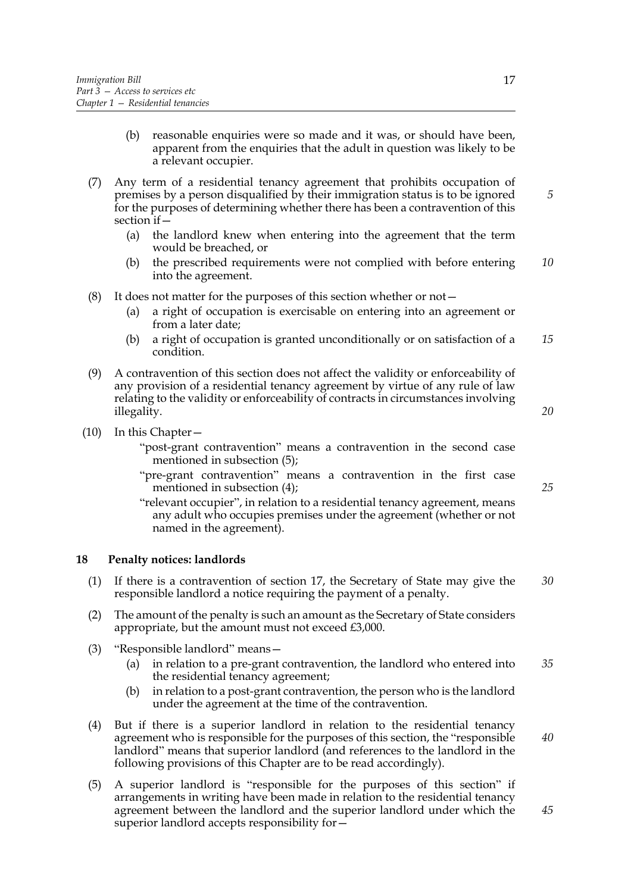(b) reasonable enquiries were so made and it was, or should have been, apparent from the enquiries that the adult in question was likely to be a relevant occupier.

(7) Any term of a residential tenancy agreement that prohibits occupation of premises by a person disqualified by their immigration status is to be ignored for the purposes of determining whether there has been a contravention of this section if—

(a) the landlord knew when entering into the agreement that the term would be breached, or

(b) the prescribed requirements were not complied with before entering into the agreement.

(8) It does not matter for the purposes of this section whether or not—

(a) a right of occupation is exercisable on entering into an agreement or from a later date;

(b) a right of occupation is granted unconditionally or on satisfaction of a condition.

(9) A contravention of this section does not affect the validity or enforceability of any provision of a residential tenancy agreement by virtue of any rule of law relating to the validity or enforceability of contracts in circumstances involving illegality.

(10) In this Chapter—

"post-grant contravention" means a contravention in the second case mentioned in subsection (5);

"pre-grant contravention" means a contravention in the first case mentioned in subsection (4);

"relevant occupier", in relation to a residential tenancy agreement, means any adult who occupies premises under the agreement (whether or not named in the agreement).

### 18 Penalty notices: landlords

(1) If there is a contravention of section 17, the Secretary of State may give the responsible landlord a notice requiring the payment of a penalty.

(2) The amount of the penalty is such an amount as the Secretary of State considers appropriate, but the amount must not exceed £3,000.

(3) "Responsible landlord" means—

(a) in relation to a pre-grant contravention, the landlord who entered into the residential tenancy agreement;

(b) in relation to a post-grant contravention, the person who is the landlord under the agreement at the time of the contravention.

(4) But if there is a superior landlord in relation to the residential tenancy agreement who is responsible for the purposes of this section, the "responsible landlord" means that superior landlord (and references to the landlord in the following provisions of this Chapter are to be read accordingly).

(5) A superior landlord is "responsible for the purposes of this section" if arrangements in writing have been made in relation to the residential tenancy agreement between the landlord and the superior landlord under which the superior landlord accepts responsibility for—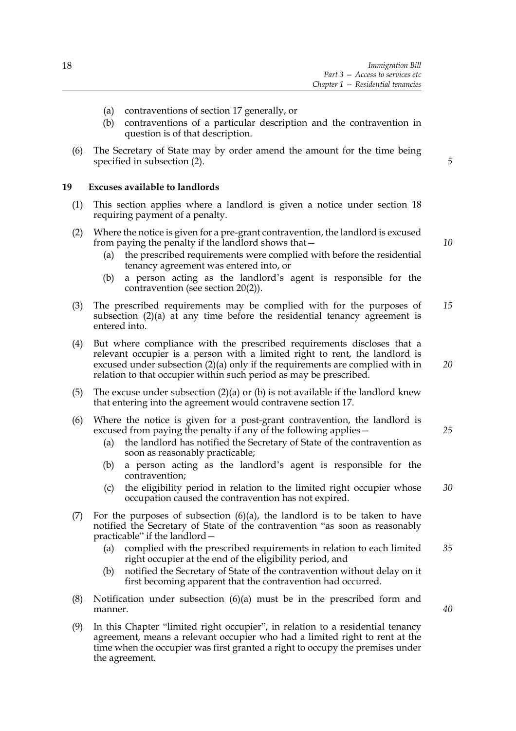(a) contraventions of section 17 generally, or

(b) contraventions of a particular description and the contravention in question is of that description.

(6) The Secretary of State may by order amend the amount for the time being specified in subsection (2).

## 19 Excuses available to landlords

(1) This section applies where a landlord is given a notice under section 18 requiring payment of a penalty.

(2) Where the notice is given for a pre-grant contravention, the landlord is excused from paying the penalty if the landlord shows that—

(a) the prescribed requirements were complied with before the residential tenancy agreement was entered into, or

(b) a person acting as the landlord's agent is responsible for the contravention (see section 20(2)).

(3) The prescribed requirements may be complied with for the purposes of subsection (2)(a) at any time before the residential tenancy agreement is entered into.

(4) But where compliance with the prescribed requirements discloses that a relevant occupier is a person with a limited right to rent, the landlord is excused under subsection (2)(a) only if the requirements are complied with in relation to that occupier within such period as may be prescribed.

(5) The excuse under subsection (2)(a) or (b) is not available if the landlord knew that entering into the agreement would contravene section 17.

(6) Where the notice is given for a post-grant contravention, the landlord is excused from paying the penalty if any of the following applies—

(a) the landlord has notified the Secretary of State of the contravention as soon as reasonably practicable;

(b) a person acting as the landlord's agent is responsible for the contravention;

(c) the eligibility period in relation to the limited right occupier whose occupation caused the contravention has not expired.

(7) For the purposes of subsection (6)(a), the landlord is to be taken to have notified the Secretary of State of the contravention "as soon as reasonably practicable" if the landlord—

(a) complied with the prescribed requirements in relation to each limited right occupier at the end of the eligibility period, and

(b) notified the Secretary of State of the contravention without delay on it first becoming apparent that the contravention had occurred.

(8) Notification under subsection (6)(a) must be in the prescribed form and manner.

(9) In this Chapter "limited right occupier", in relation to a residential tenancy agreement, means a relevant occupier who had a limited right to rent at the time when the occupier was first granted a right to occupy the premises under the agreement.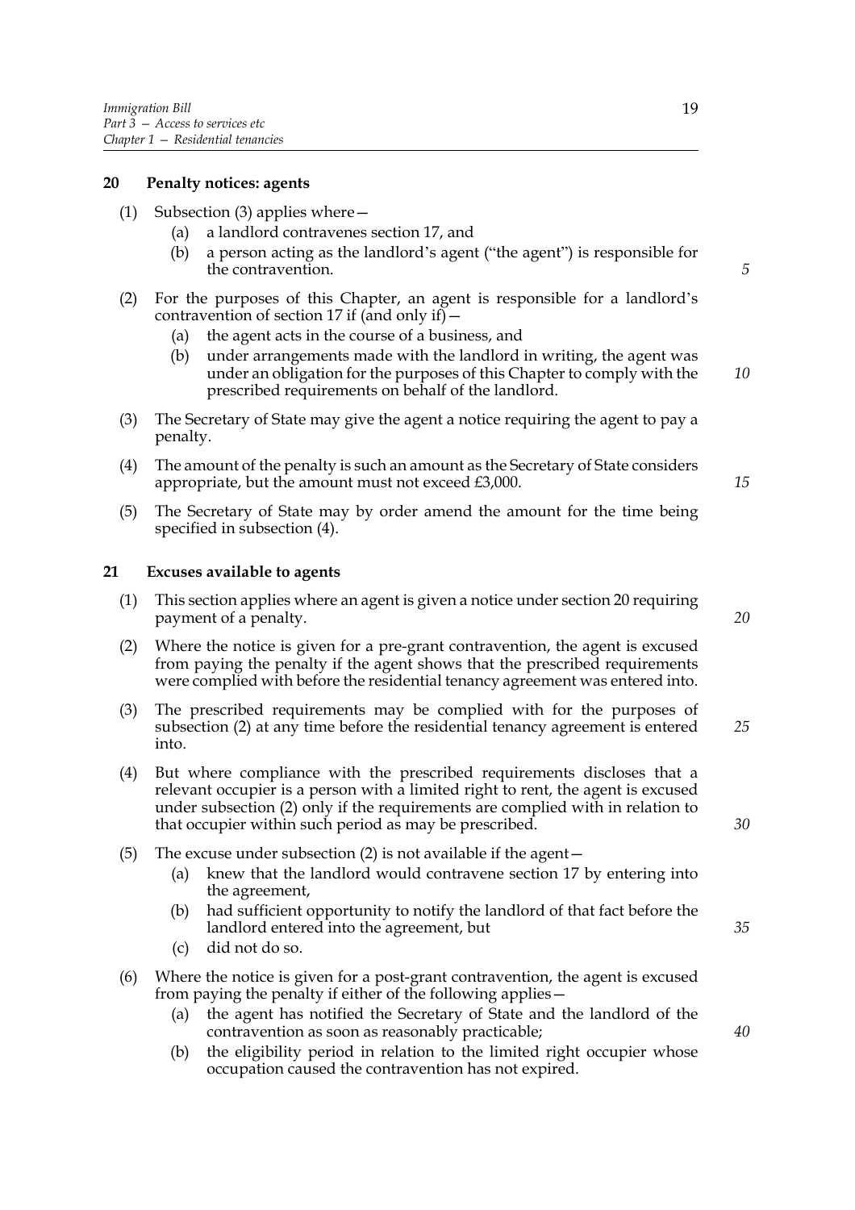## 20 Penalty notices: agents

(1) Subsection (3) applies where—

   (a) a landlord contravenes section 17, and

   (b) a person acting as the landlord's agent ("the agent") is responsible for the contravention.

(2) For the purposes of this Chapter, an agent is responsible for a landlord's contravention of section 17 if (and only if)—

   (a) the agent acts in the course of a business, and

   (b) under arrangements made with the landlord in writing, the agent was under an obligation for the purposes of this Chapter to comply with the prescribed requirements on behalf of the landlord.

(3) The Secretary of State may give the agent a notice requiring the agent to pay a penalty.

(4) The amount of the penalty is such an amount as the Secretary of State considers appropriate, but the amount must not exceed £3,000.

(5) The Secretary of State may by order amend the amount for the time being specified in subsection (4).

## 21 Excuses available to agents

(1) This section applies where an agent is given a notice under section 20 requiring payment of a penalty.

(2) Where the notice is given for a pre-grant contravention, the agent is excused from paying the penalty if the agent shows that the prescribed requirements were complied with before the residential tenancy agreement was entered into.

(3) The prescribed requirements may be complied with for the purposes of subsection (2) at any time before the residential tenancy agreement is entered into.

(4) But where compliance with the prescribed requirements discloses that a relevant occupier is a person with a limited right to rent, the agent is excused under subsection (2) only if the requirements are complied with in relation to that occupier within such period as may be prescribed.

(5) The excuse under subsection (2) is not available if the agent—

   (a) knew that the landlord would contravene section 17 by entering into the agreement,

   (b) had sufficient opportunity to notify the landlord of that fact before the landlord entered into the agreement, but

   (c) did not do so.

(6) Where the notice is given for a post-grant contravention, the agent is excused from paying the penalty if either of the following applies—

   (a) the agent has notified the Secretary of State and the landlord of the contravention as soon as reasonably practicable;

   (b) the eligibility period in relation to the limited right occupier whose occupation caused the contravention has not expired.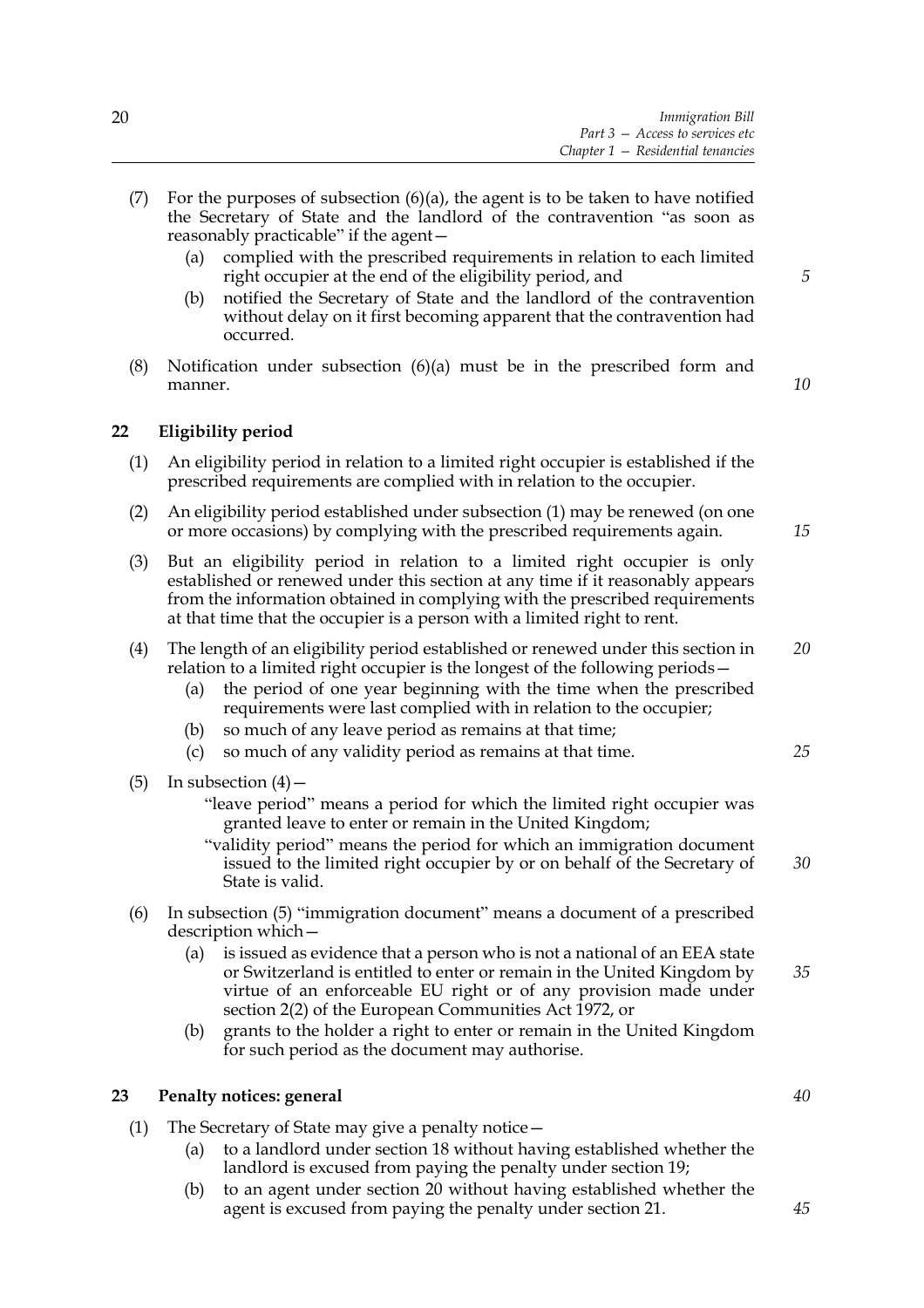(7) For the purposes of subsection (6)(a), the agent is to be taken to have notified the Secretary of State and the landlord of the contravention "as soon as reasonably practicable" if the agent—

   (a) complied with the prescribed requirements in relation to each limited right occupier at the end of the eligibility period, and

   (b) notified the Secretary of State and the landlord of the contravention without delay on it first becoming apparent that the contravention had occurred.

(8) Notification under subsection (6)(a) must be in the prescribed form and manner.

## 22 Eligibility period

(1) An eligibility period in relation to a limited right occupier is established if the prescribed requirements are complied with in relation to the occupier.

(2) An eligibility period established under subsection (1) may be renewed (on one or more occasions) by complying with the prescribed requirements again.

(3) But an eligibility period in relation to a limited right occupier is only established or renewed under this section at any time if it reasonably appears from the information obtained in complying with the prescribed requirements at that time that the occupier is a person with a limited right to rent.

(4) The length of an eligibility period established or renewed under this section in relation to a limited right occupier is the longest of the following periods—

   (a) the period of one year beginning with the time when the prescribed requirements were last complied with in relation to the occupier;

   (b) so much of any leave period as remains at that time;

   (c) so much of any validity period as remains at that time.

(5) In subsection (4)—

   "leave period" means a period for which the limited right occupier was granted leave to enter or remain in the United Kingdom;

   "validity period" means the period for which an immigration document issued to the limited right occupier by or on behalf of the Secretary of State is valid.

(6) In subsection (5) "immigration document" means a document of a prescribed description which—

   (a) is issued as evidence that a person who is not a national of an EEA state or Switzerland is entitled to enter or remain in the United Kingdom by virtue of an enforceable EU right or of any provision made under section 2(2) of the European Communities Act 1972, or

   (b) grants to the holder a right to enter or remain in the United Kingdom for such period as the document may authorise.

## 23 Penalty notices: general

(1) The Secretary of State may give a penalty notice—

   (a) to a landlord under section 18 without having established whether the landlord is excused from paying the penalty under section 19;

   (b) to an agent under section 20 without having established whether the agent is excused from paying the penalty under section 21.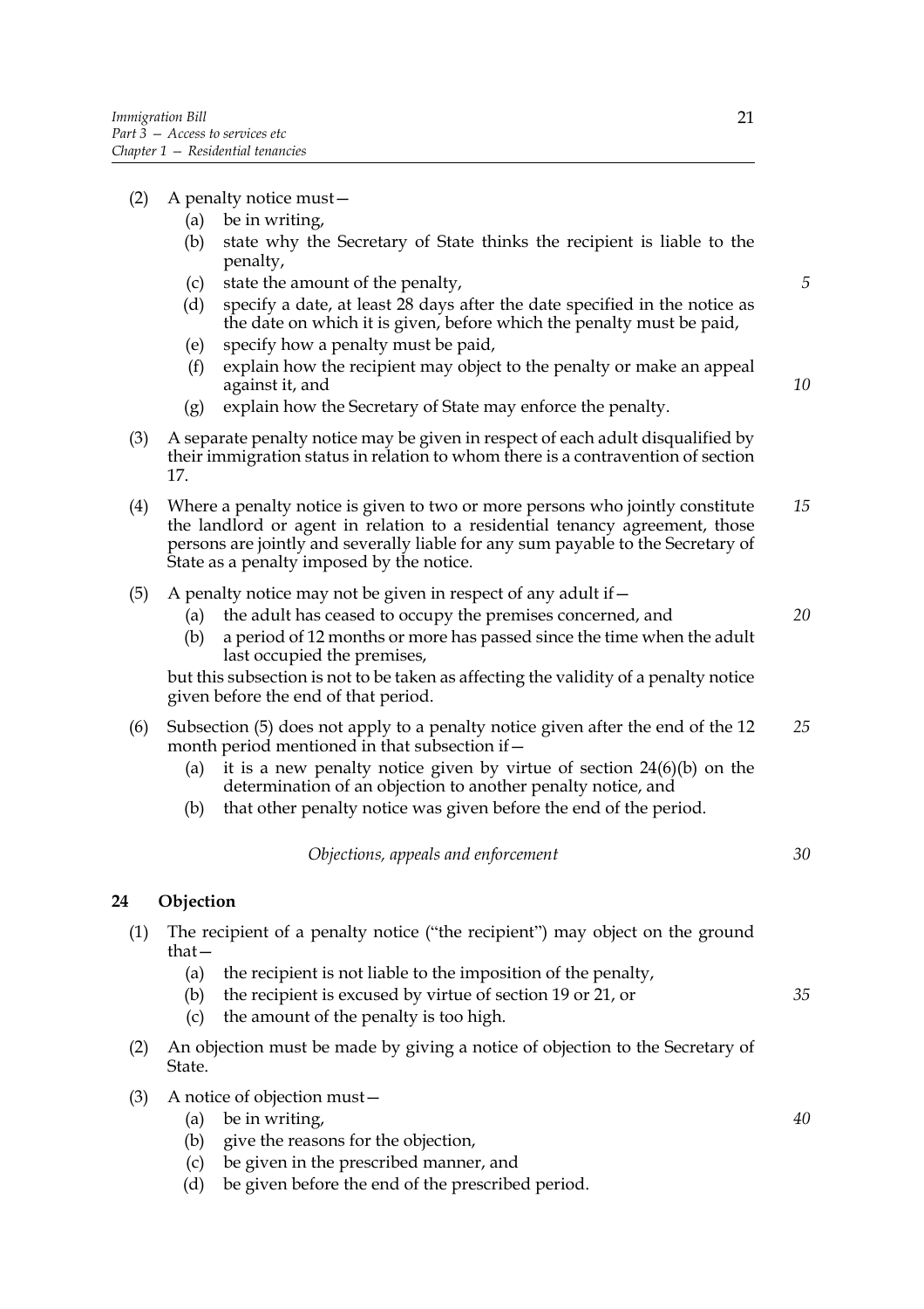(2) A penalty notice must—

   (a) be in writing,

   (b) state why the Secretary of State thinks the recipient is liable to the penalty,

   (c) state the amount of the penalty,

   (d) specify a date, at least 28 days after the date specified in the notice as the date on which it is given, before which the penalty must be paid,

   (e) specify how a penalty must be paid,

   (f) explain how the recipient may object to the penalty or make an appeal against it, and

   (g) explain how the Secretary of State may enforce the penalty.

(3) A separate penalty notice may be given in respect of each adult disqualified by their immigration status in relation to whom there is a contravention of section 17.

(4) Where a penalty notice is given to two or more persons who jointly constitute the landlord or agent in relation to a residential tenancy agreement, those persons are jointly and severally liable for any sum payable to the Secretary of State as a penalty imposed by the notice.

(5) A penalty notice may not be given in respect of any adult if—

   (a) the adult has ceased to occupy the premises concerned, and

   (b) a period of 12 months or more has passed since the time when the adult last occupied the premises,

   but this subsection is not to be taken as affecting the validity of a penalty notice given before the end of that period.

(6) Subsection (5) does not apply to a penalty notice given after the end of the 12 month period mentioned in that subsection if—

   (a) it is a new penalty notice given by virtue of section 24(6)(b) on the determination of an objection to another penalty notice, and

   (b) that other penalty notice was given before the end of the period.

*Objections, appeals and enforcement*

## 24 Objection

(1) The recipient of a penalty notice ("the recipient") may object on the ground that—

   (a) the recipient is not liable to the imposition of the penalty,

   (b) the recipient is excused by virtue of section 19 or 21, or

   (c) the amount of the penalty is too high.

(2) An objection must be made by giving a notice of objection to the Secretary of State.

(3) A notice of objection must—

   (a) be in writing,

   (b) give the reasons for the objection,

   (c) be given in the prescribed manner, and

   (d) be given before the end of the prescribed period.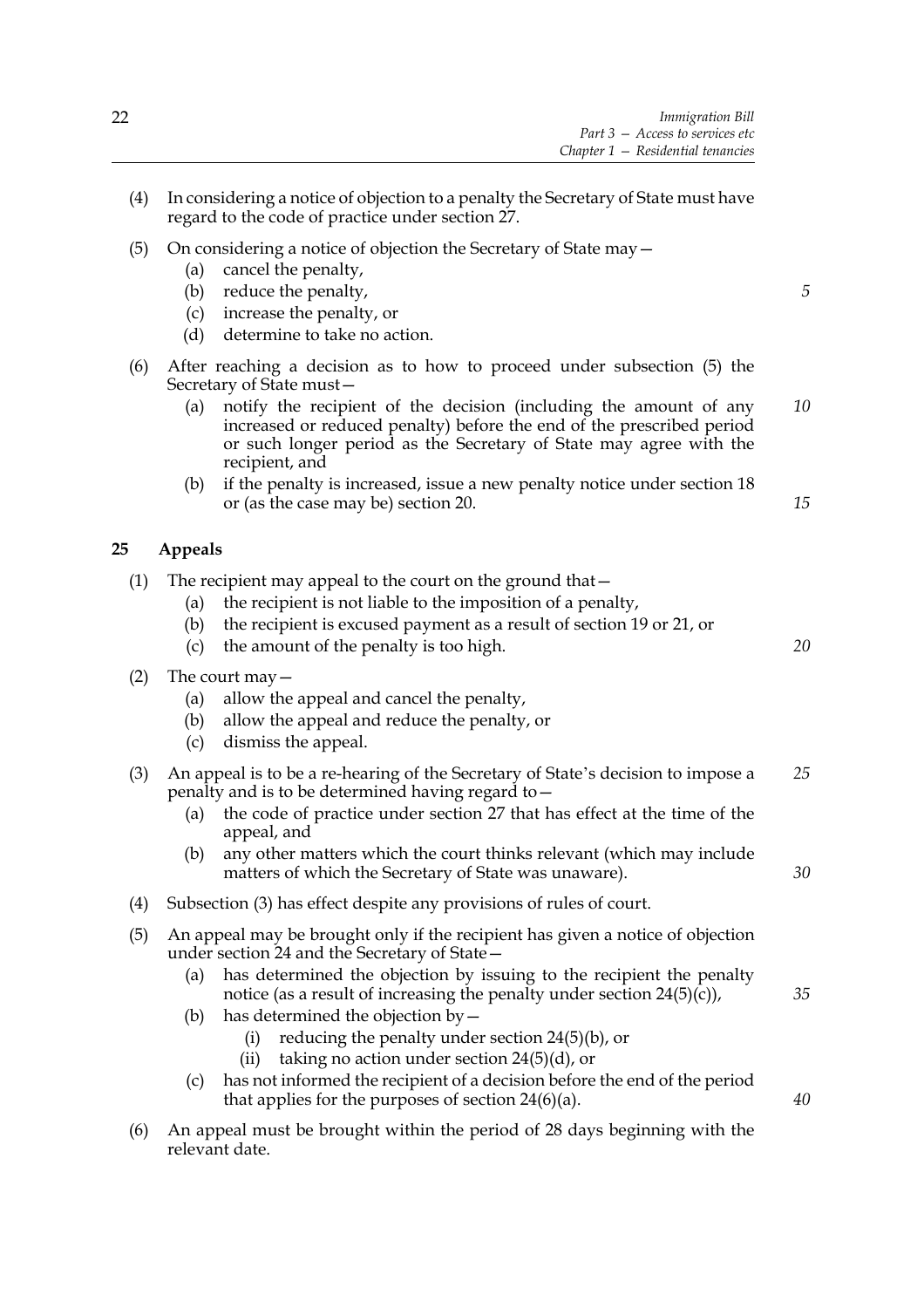(4) In considering a notice of objection to a penalty the Secretary of State must have regard to the code of practice under section 27.

(5) On considering a notice of objection the Secretary of State may—

  (a) cancel the penalty,

  (b) reduce the penalty,

  (c) increase the penalty, or

  (d) determine to take no action.

(6) After reaching a decision as to how to proceed under subsection (5) the Secretary of State must—

  (a) notify the recipient of the decision (including the amount of any increased or reduced penalty) before the end of the prescribed period or such longer period as the Secretary of State may agree with the recipient, and

  (b) if the penalty is increased, issue a new penalty notice under section 18 or (as the case may be) section 20.

## 25 Appeals

(1) The recipient may appeal to the court on the ground that—

  (a) the recipient is not liable to the imposition of a penalty,

  (b) the recipient is excused payment as a result of section 19 or 21, or

  (c) the amount of the penalty is too high.

(2) The court may—

  (a) allow the appeal and cancel the penalty,

  (b) allow the appeal and reduce the penalty, or

  (c) dismiss the appeal.

(3) An appeal is to be a re-hearing of the Secretary of State's decision to impose a penalty and is to be determined having regard to—

  (a) the code of practice under section 27 that has effect at the time of the appeal, and

  (b) any other matters which the court thinks relevant (which may include matters of which the Secretary of State was unaware).

(4) Subsection (3) has effect despite any provisions of rules of court.

(5) An appeal may be brought only if the recipient has given a notice of objection under section 24 and the Secretary of State—

  (a) has determined the objection by issuing to the recipient the penalty notice (as a result of increasing the penalty under section 24(5)(c)),

  (b) has determined the objection by—

    (i) reducing the penalty under section 24(5)(b), or

    (ii) taking no action under section 24(5)(d), or

  (c) has not informed the recipient of a decision before the end of the period that applies for the purposes of section 24(6)(a).

(6) An appeal must be brought within the period of 28 days beginning with the relevant date.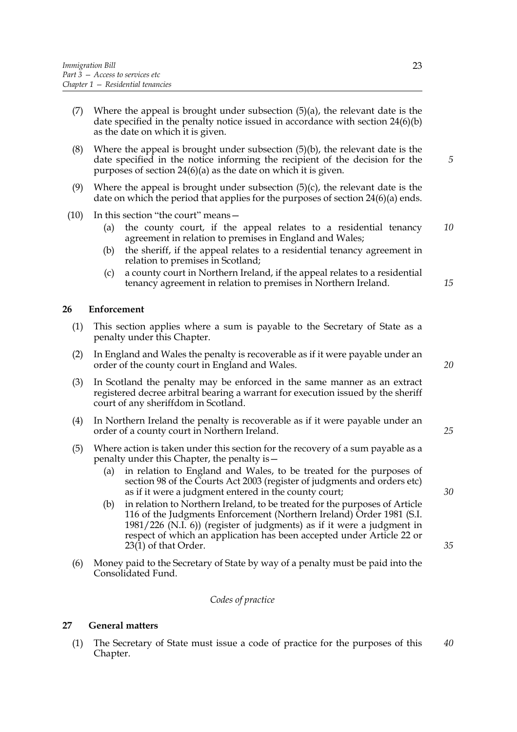(7) Where the appeal is brought under subsection (5)(a), the relevant date is the date specified in the penalty notice issued in accordance with section 24(6)(b) as the date on which it is given.

(8) Where the appeal is brought under subsection (5)(b), the relevant date is the date specified in the notice informing the recipient of the decision for the purposes of section 24(6)(a) as the date on which it is given.

(9) Where the appeal is brought under subsection (5)(c), the relevant date is the date on which the period that applies for the purposes of section 24(6)(a) ends.

(10) In this section "the court" means—

- (a) the county court, if the appeal relates to a residential tenancy agreement in relation to premises in England and Wales;
- (b) the sheriff, if the appeal relates to a residential tenancy agreement in relation to premises in Scotland;
- (c) a county court in Northern Ireland, if the appeal relates to a residential tenancy agreement in relation to premises in Northern Ireland.

## 26 Enforcement

(1) This section applies where a sum is payable to the Secretary of State as a penalty under this Chapter.

(2) In England and Wales the penalty is recoverable as if it were payable under an order of the county court in England and Wales.

(3) In Scotland the penalty may be enforced in the same manner as an extract registered decree arbitral bearing a warrant for execution issued by the sheriff court of any sheriffdom in Scotland.

(4) In Northern Ireland the penalty is recoverable as if it were payable under an order of a county court in Northern Ireland.

(5) Where action is taken under this section for the recovery of a sum payable as a penalty under this Chapter, the penalty is—

- (a) in relation to England and Wales, to be treated for the purposes of section 98 of the Courts Act 2003 (register of judgments and orders etc) as if it were a judgment entered in the county court;
- (b) in relation to Northern Ireland, to be treated for the purposes of Article 116 of the Judgments Enforcement (Northern Ireland) Order 1981 (S.I. 1981/226 (N.I. 6)) (register of judgments) as if it were a judgment in respect of which an application has been accepted under Article 22 or 23(1) of that Order.

(6) Money paid to the Secretary of State by way of a penalty must be paid into the Consolidated Fund.

*Codes of practice*

## 27 General matters

(1) The Secretary of State must issue a code of practice for the purposes of this Chapter.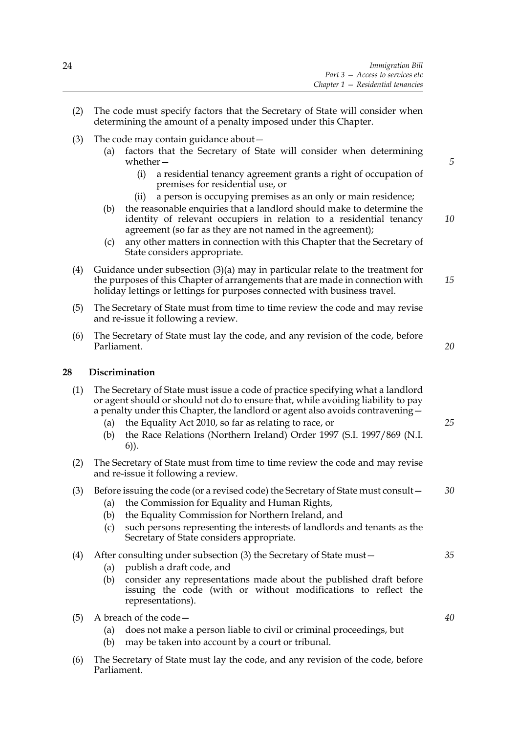(2) The code must specify factors that the Secretary of State will consider when determining the amount of a penalty imposed under this Chapter.

(3) The code may contain guidance about—

  (a) factors that the Secretary of State will consider when determining whether—

    (i) a residential tenancy agreement grants a right of occupation of premises for residential use, or

    (ii) a person is occupying premises as an only or main residence;

  (b) the reasonable enquiries that a landlord should make to determine the identity of relevant occupiers in relation to a residential tenancy agreement (so far as they are not named in the agreement);

  (c) any other matters in connection with this Chapter that the Secretary of State considers appropriate.

(4) Guidance under subsection (3)(a) may in particular relate to the treatment for the purposes of this Chapter of arrangements that are made in connection with holiday lettings or lettings for purposes connected with business travel.

(5) The Secretary of State must from time to time review the code and may revise and re-issue it following a review.

(6) The Secretary of State must lay the code, and any revision of the code, before Parliament.

## 28 Discrimination

(1) The Secretary of State must issue a code of practice specifying what a landlord or agent should or should not do to ensure that, while avoiding liability to pay a penalty under this Chapter, the landlord or agent also avoids contravening—

  (a) the Equality Act 2010, so far as relating to race, or

  (b) the Race Relations (Northern Ireland) Order 1997 (S.I. 1997/869 (N.I. 6)).

(2) The Secretary of State must from time to time review the code and may revise and re-issue it following a review.

(3) Before issuing the code (or a revised code) the Secretary of State must consult—

  (a) the Commission for Equality and Human Rights,

  (b) the Equality Commission for Northern Ireland, and

  (c) such persons representing the interests of landlords and tenants as the Secretary of State considers appropriate.

(4) After consulting under subsection (3) the Secretary of State must—

  (a) publish a draft code, and

  (b) consider any representations made about the published draft before issuing the code (with or without modifications to reflect the representations).

(5) A breach of the code—

  (a) does not make a person liable to civil or criminal proceedings, but

  (b) may be taken into account by a court or tribunal.

(6) The Secretary of State must lay the code, and any revision of the code, before Parliament.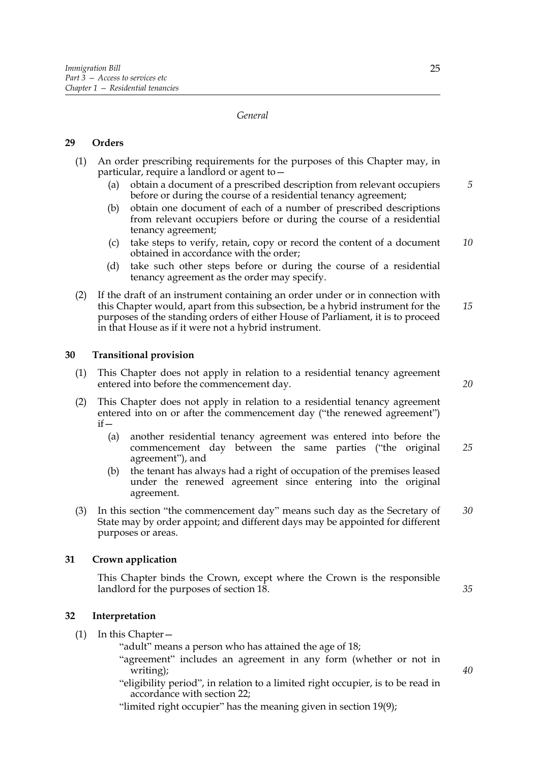*General*

## 29 Orders

(1) An order prescribing requirements for the purposes of this Chapter may, in particular, require a landlord or agent to—

- (a) obtain a document of a prescribed description from relevant occupiers before or during the course of a residential tenancy agreement;
- (b) obtain one document of each of a number of prescribed descriptions from relevant occupiers before or during the course of a residential tenancy agreement;
- (c) take steps to verify, retain, copy or record the content of a document obtained in accordance with the order;
- (d) take such other steps before or during the course of a residential tenancy agreement as the order may specify.

(2) If the draft of an instrument containing an order under or in connection with this Chapter would, apart from this subsection, be a hybrid instrument for the purposes of the standing orders of either House of Parliament, it is to proceed in that House as if it were not a hybrid instrument.

## 30 Transitional provision

(1) This Chapter does not apply in relation to a residential tenancy agreement entered into before the commencement day.

(2) This Chapter does not apply in relation to a residential tenancy agreement entered into on or after the commencement day ("the renewed agreement") if—

- (a) another residential tenancy agreement was entered into before the commencement day between the same parties ("the original agreement"), and
- (b) the tenant has always had a right of occupation of the premises leased under the renewed agreement since entering into the original agreement.

(3) In this section "the commencement day" means such day as the Secretary of State may by order appoint; and different days may be appointed for different purposes or areas.

## 31 Crown application

This Chapter binds the Crown, except where the Crown is the responsible landlord for the purposes of section 18.

## 32 Interpretation

(1) In this Chapter—

"adult" means a person who has attained the age of 18;

"agreement" includes an agreement in any form (whether or not in writing);

"eligibility period", in relation to a limited right occupier, is to be read in accordance with section 22;

"limited right occupier" has the meaning given in section 19(9);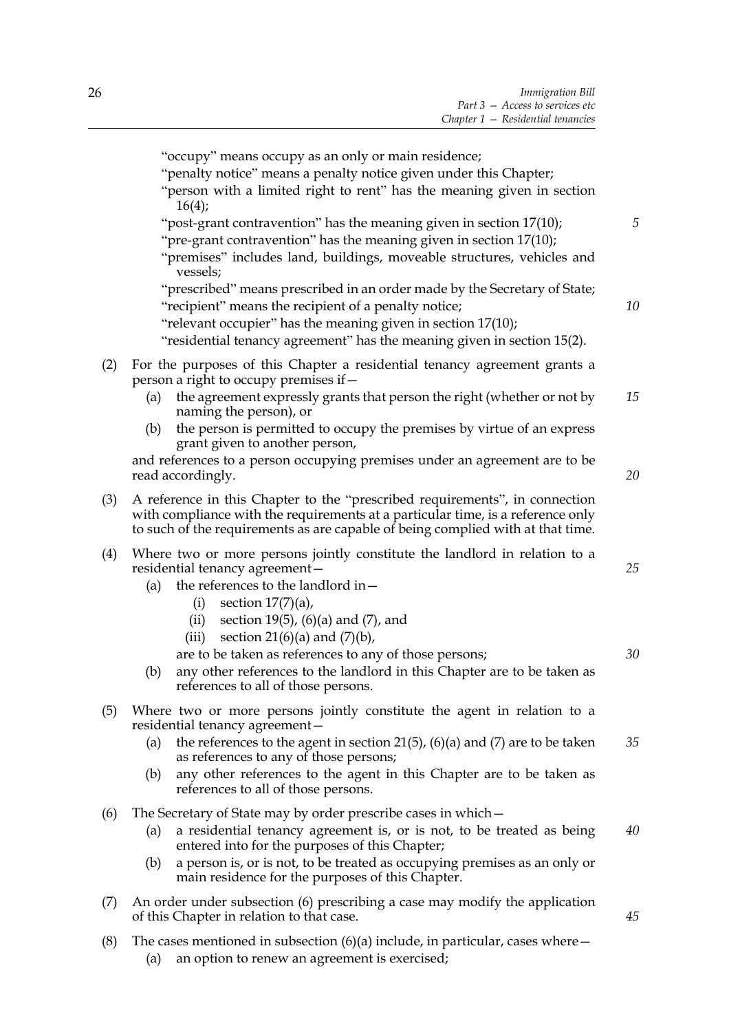"occupy" means occupy as an only or main residence;

"penalty notice" means a penalty notice given under this Chapter;

"person with a limited right to rent" has the meaning given in section 16(4);

"post-grant contravention" has the meaning given in section 17(10);

"pre-grant contravention" has the meaning given in section 17(10);

"premises" includes land, buildings, moveable structures, vehicles and vessels;

"prescribed" means prescribed in an order made by the Secretary of State;

"recipient" means the recipient of a penalty notice;

"relevant occupier" has the meaning given in section 17(10);

"residential tenancy agreement" has the meaning given in section 15(2).

(2) For the purposes of this Chapter a residential tenancy agreement grants a person a right to occupy premises if—

- (a) the agreement expressly grants that person the right (whether or not by naming the person), or
- (b) the person is permitted to occupy the premises by virtue of an express grant given to another person,

and references to a person occupying premises under an agreement are to be read accordingly.

(3) A reference in this Chapter to the "prescribed requirements", in connection with compliance with the requirements at a particular time, is a reference only to such of the requirements as are capable of being complied with at that time.

(4) Where two or more persons jointly constitute the landlord in relation to a residential tenancy agreement—

- (a) the references to the landlord in—
  - (i) section 17(7)(a),
  - (ii) section 19(5), (6)(a) and (7), and
  - (iii) section 21(6)(a) and (7)(b),

  are to be taken as references to any of those persons;
- (b) any other references to the landlord in this Chapter are to be taken as references to all of those persons.

(5) Where two or more persons jointly constitute the agent in relation to a residential tenancy agreement—

- (a) the references to the agent in section 21(5), (6)(a) and (7) are to be taken as references to any of those persons;
- (b) any other references to the agent in this Chapter are to be taken as references to all of those persons.

(6) The Secretary of State may by order prescribe cases in which—

- (a) a residential tenancy agreement is, or is not, to be treated as being entered into for the purposes of this Chapter;
- (b) a person is, or is not, to be treated as occupying premises as an only or main residence for the purposes of this Chapter.

(7) An order under subsection (6) prescribing a case may modify the application of this Chapter in relation to that case.

(8) The cases mentioned in subsection (6)(a) include, in particular, cases where—

- (a) an option to renew an agreement is exercised;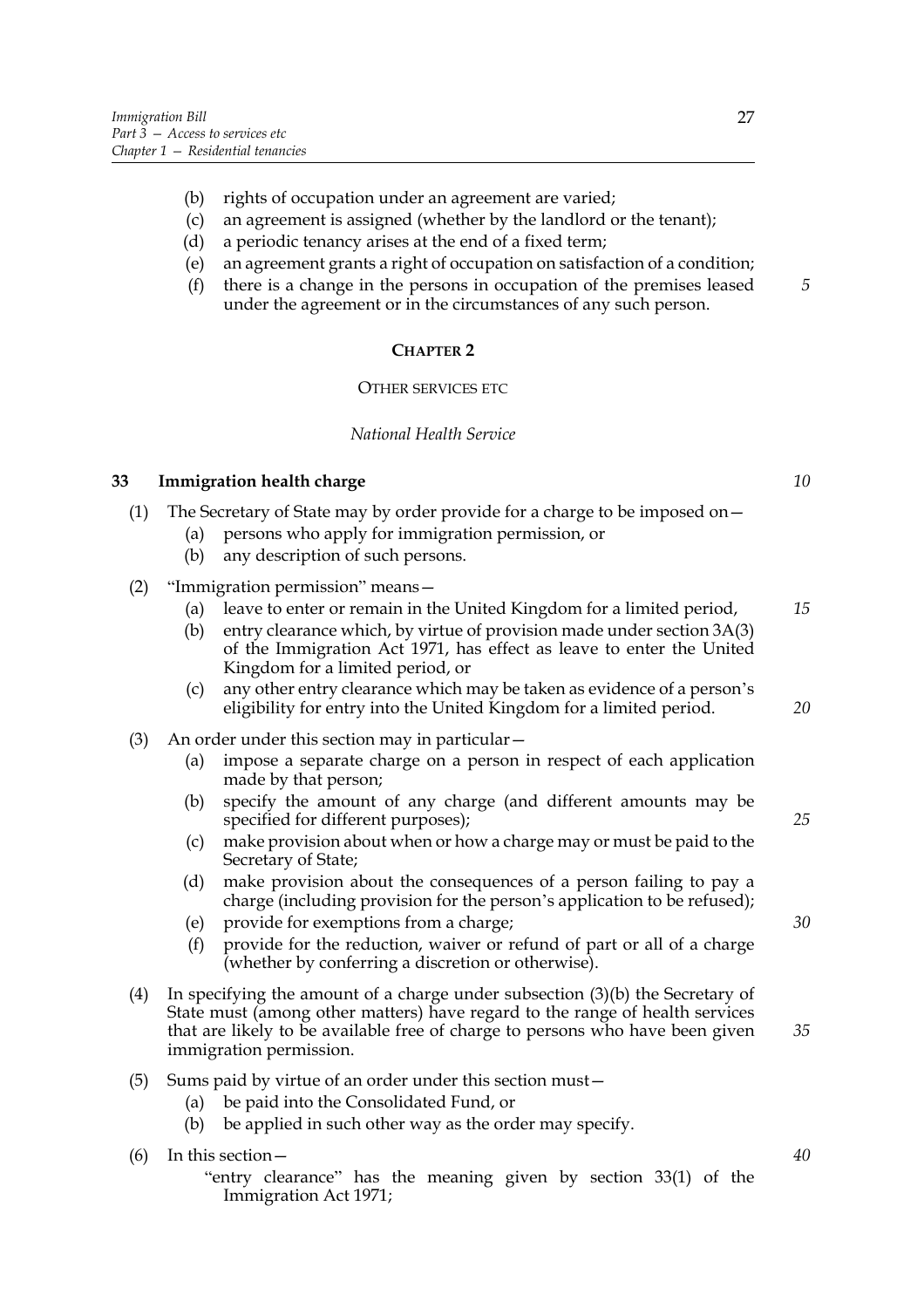(b) rights of occupation under an agreement are varied;

(c) an agreement is assigned (whether by the landlord or the tenant);

(d) a periodic tenancy arises at the end of a fixed term;

(e) an agreement grants a right of occupation on satisfaction of a condition;

(f) there is a change in the persons in occupation of the premises leased under the agreement or in the circumstances of any such person.

## CHAPTER 2

### OTHER SERVICES ETC

*National Health Service*

**33 Immigration health charge**

(1) The Secretary of State may by order provide for a charge to be imposed on—

(a) persons who apply for immigration permission, or

(b) any description of such persons.

(2) "Immigration permission" means—

(a) leave to enter or remain in the United Kingdom for a limited period,

(b) entry clearance which, by virtue of provision made under section 3A(3) of the Immigration Act 1971, has effect as leave to enter the United Kingdom for a limited period, or

(c) any other entry clearance which may be taken as evidence of a person's eligibility for entry into the United Kingdom for a limited period.

(3) An order under this section may in particular—

(a) impose a separate charge on a person in respect of each application made by that person;

(b) specify the amount of any charge (and different amounts may be specified for different purposes);

(c) make provision about when or how a charge may or must be paid to the Secretary of State;

(d) make provision about the consequences of a person failing to pay a charge (including provision for the person's application to be refused);

(e) provide for exemptions from a charge;

(f) provide for the reduction, waiver or refund of part or all of a charge (whether by conferring a discretion or otherwise).

(4) In specifying the amount of a charge under subsection (3)(b) the Secretary of State must (among other matters) have regard to the range of health services that are likely to be available free of charge to persons who have been given immigration permission.

(5) Sums paid by virtue of an order under this section must—

(a) be paid into the Consolidated Fund, or

(b) be applied in such other way as the order may specify.

(6) In this section—

"entry clearance" has the meaning given by section 33(1) of the Immigration Act 1971;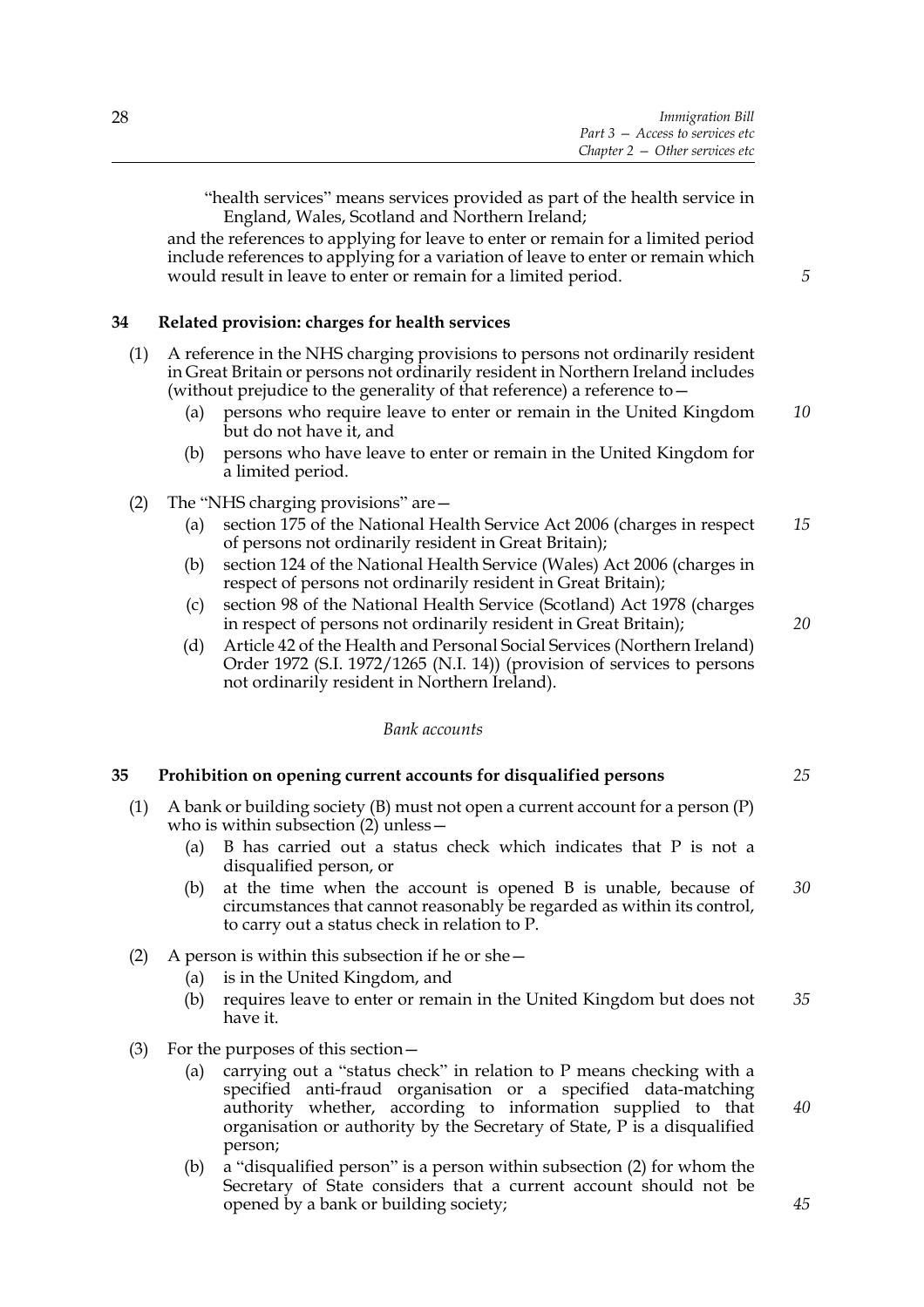"health services" means services provided as part of the health service in England, Wales, Scotland and Northern Ireland;

and the references to applying for leave to enter or remain for a limited period include references to applying for a variation of leave to enter or remain which would result in leave to enter or remain for a limited period.

**34 Related provision: charges for health services**

(1) A reference in the NHS charging provisions to persons not ordinarily resident in Great Britain or persons not ordinarily resident in Northern Ireland includes (without prejudice to the generality of that reference) a reference to—

(a) persons who require leave to enter or remain in the United Kingdom but do not have it, and

(b) persons who have leave to enter or remain in the United Kingdom for a limited period.

(2) The "NHS charging provisions" are—

(a) section 175 of the National Health Service Act 2006 (charges in respect of persons not ordinarily resident in Great Britain);

(b) section 124 of the National Health Service (Wales) Act 2006 (charges in respect of persons not ordinarily resident in Great Britain);

(c) section 98 of the National Health Service (Scotland) Act 1978 (charges in respect of persons not ordinarily resident in Great Britain);

(d) Article 42 of the Health and Personal Social Services (Northern Ireland) Order 1972 (S.I. 1972/1265 (N.I. 14)) (provision of services to persons not ordinarily resident in Northern Ireland).

*Bank accounts*

**35 Prohibition on opening current accounts for disqualified persons**

(1) A bank or building society (B) must not open a current account for a person (P) who is within subsection (2) unless—

(a) B has carried out a status check which indicates that P is not a disqualified person, or

(b) at the time when the account is opened B is unable, because of circumstances that cannot reasonably be regarded as within its control, to carry out a status check in relation to P.

(2) A person is within this subsection if he or she—

(a) is in the United Kingdom, and

(b) requires leave to enter or remain in the United Kingdom but does not have it.

(3) For the purposes of this section—

(a) carrying out a "status check" in relation to P means checking with a specified anti-fraud organisation or a specified data-matching authority whether, according to information supplied to that organisation or authority by the Secretary of State, P is a disqualified person;

(b) a "disqualified person" is a person within subsection (2) for whom the Secretary of State considers that a current account should not be opened by a bank or building society;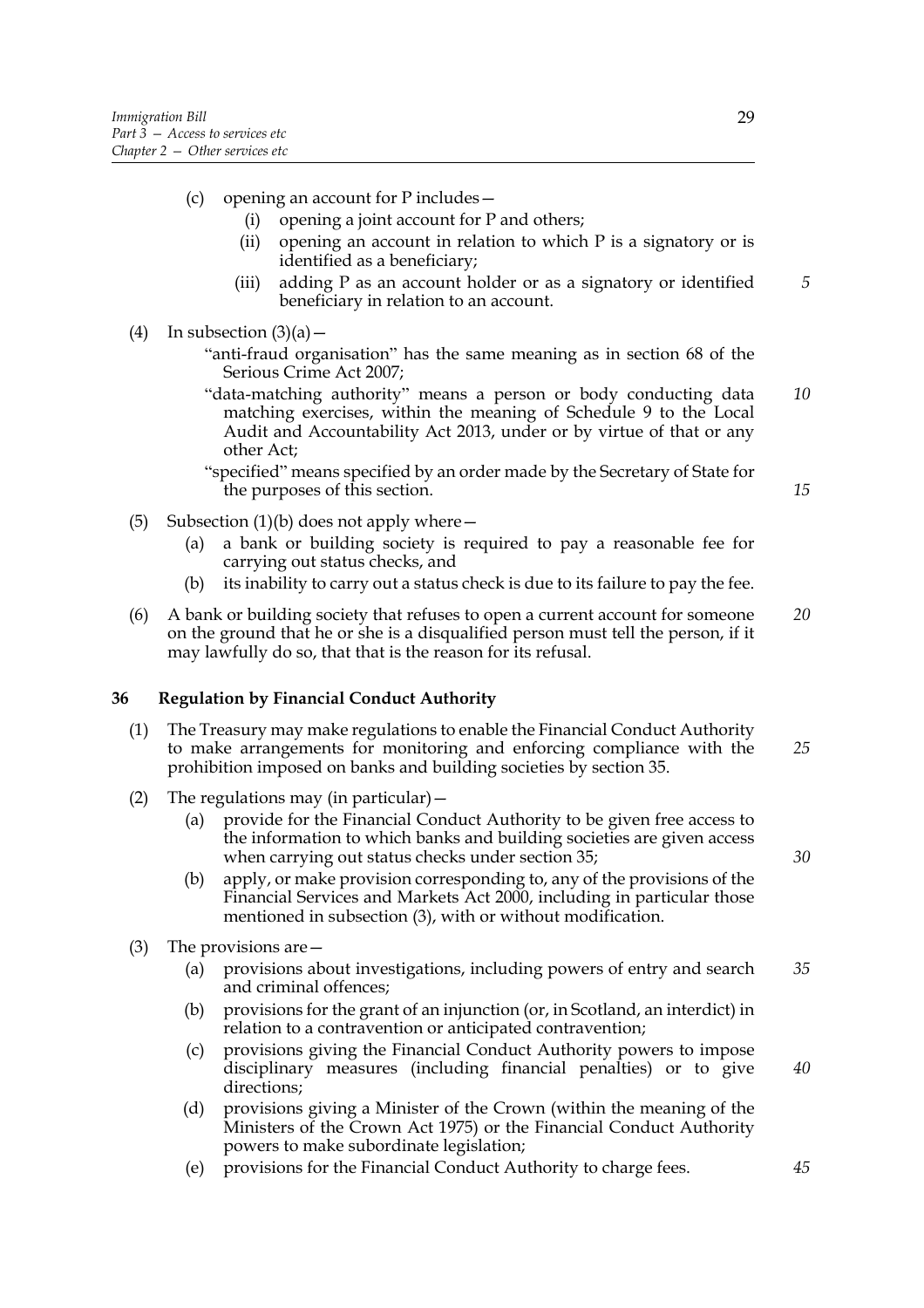(c) opening an account for P includes—
   (i) opening a joint account for P and others;
   (ii) opening an account in relation to which P is a signatory or is identified as a beneficiary;
   (iii) adding P as an account holder or as a signatory or identified beneficiary in relation to an account.

(4) In subsection (3)(a)—

"anti-fraud organisation" has the same meaning as in section 68 of the Serious Crime Act 2007;

"data-matching authority" means a person or body conducting data matching exercises, within the meaning of Schedule 9 to the Local Audit and Accountability Act 2013, under or by virtue of that or any other Act;

"specified" means specified by an order made by the Secretary of State for the purposes of this section.

(5) Subsection (1)(b) does not apply where—
   (a) a bank or building society is required to pay a reasonable fee for carrying out status checks, and
   (b) its inability to carry out a status check is due to its failure to pay the fee.

(6) A bank or building society that refuses to open a current account for someone on the ground that he or she is a disqualified person must tell the person, if it may lawfully do so, that that is the reason for its refusal.

### 36 Regulation by Financial Conduct Authority

(1) The Treasury may make regulations to enable the Financial Conduct Authority to make arrangements for monitoring and enforcing compliance with the prohibition imposed on banks and building societies by section 35.

(2) The regulations may (in particular)—
   (a) provide for the Financial Conduct Authority to be given free access to the information to which banks and building societies are given access when carrying out status checks under section 35;
   (b) apply, or make provision corresponding to, any of the provisions of the Financial Services and Markets Act 2000, including in particular those mentioned in subsection (3), with or without modification.

(3) The provisions are—
   (a) provisions about investigations, including powers of entry and search and criminal offences;
   (b) provisions for the grant of an injunction (or, in Scotland, an interdict) in relation to a contravention or anticipated contravention;
   (c) provisions giving the Financial Conduct Authority powers to impose disciplinary measures (including financial penalties) or to give directions;
   (d) provisions giving a Minister of the Crown (within the meaning of the Ministers of the Crown Act 1975) or the Financial Conduct Authority powers to make subordinate legislation;
   (e) provisions for the Financial Conduct Authority to charge fees.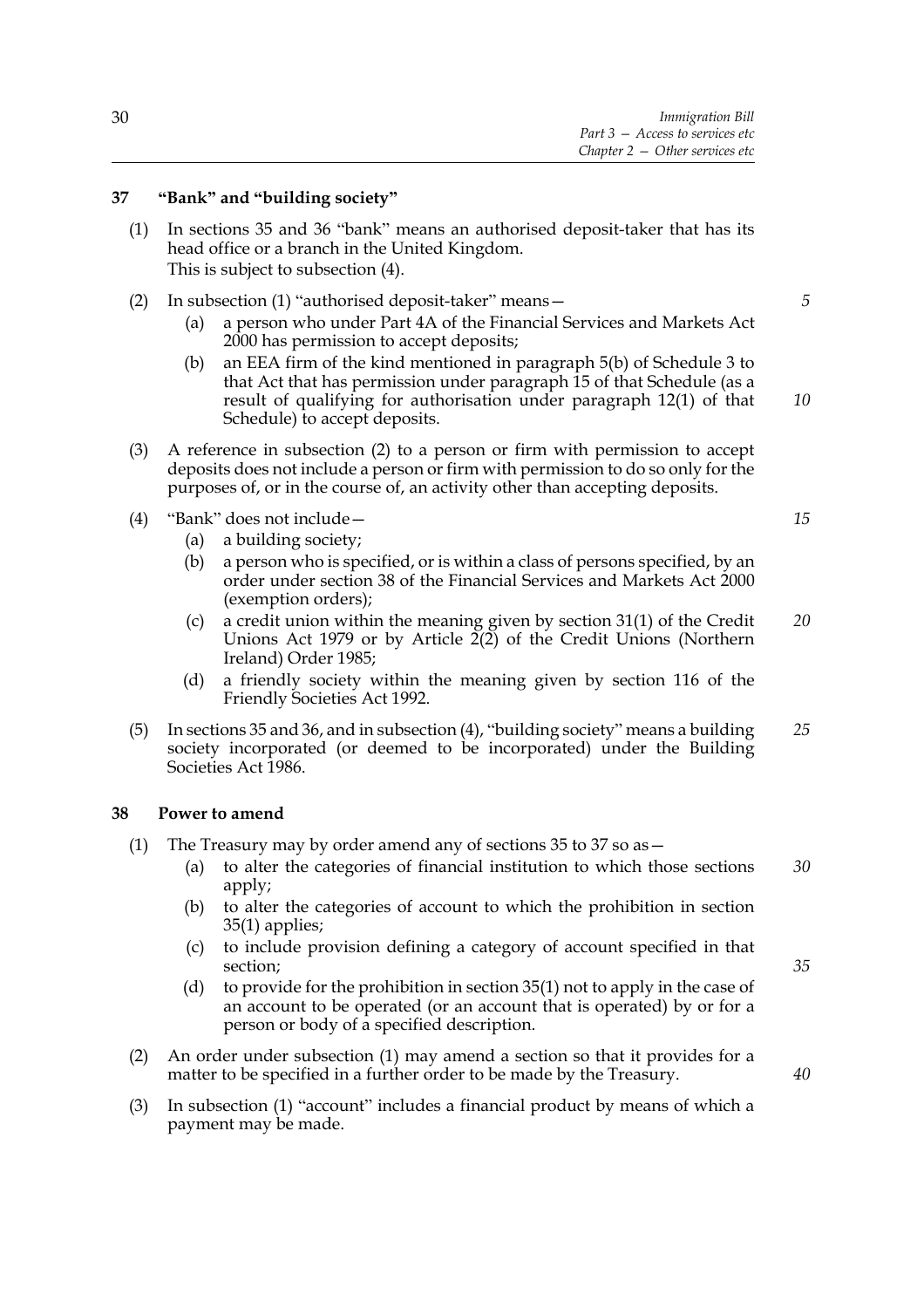## 37 "Bank" and "building society"

(1) In sections 35 and 36 "bank" means an authorised deposit-taker that has its head office or a branch in the United Kingdom.
This is subject to subsection (4).

(2) In subsection (1) "authorised deposit-taker" means—

- (a) a person who under Part 4A of the Financial Services and Markets Act 2000 has permission to accept deposits;
- (b) an EEA firm of the kind mentioned in paragraph 5(b) of Schedule 3 to that Act that has permission under paragraph 15 of that Schedule (as a result of qualifying for authorisation under paragraph 12(1) of that Schedule) to accept deposits.

(3) A reference in subsection (2) to a person or firm with permission to accept deposits does not include a person or firm with permission to do so only for the purposes of, or in the course of, an activity other than accepting deposits.

(4) "Bank" does not include—

- (a) a building society;
- (b) a person who is specified, or is within a class of persons specified, by an order under section 38 of the Financial Services and Markets Act 2000 (exemption orders);
- (c) a credit union within the meaning given by section 31(1) of the Credit Unions Act 1979 or by Article 2(2) of the Credit Unions (Northern Ireland) Order 1985;
- (d) a friendly society within the meaning given by section 116 of the Friendly Societies Act 1992.

(5) In sections 35 and 36, and in subsection (4), "building society" means a building society incorporated (or deemed to be incorporated) under the Building Societies Act 1986.

## 38 Power to amend

(1) The Treasury may by order amend any of sections 35 to 37 so as—

- (a) to alter the categories of financial institution to which those sections apply;
- (b) to alter the categories of account to which the prohibition in section 35(1) applies;
- (c) to include provision defining a category of account specified in that section;
- (d) to provide for the prohibition in section 35(1) not to apply in the case of an account to be operated (or an account that is operated) by or for a person or body of a specified description.

(2) An order under subsection (1) may amend a section so that it provides for a matter to be specified in a further order to be made by the Treasury.

(3) In subsection (1) "account" includes a financial product by means of which a payment may be made.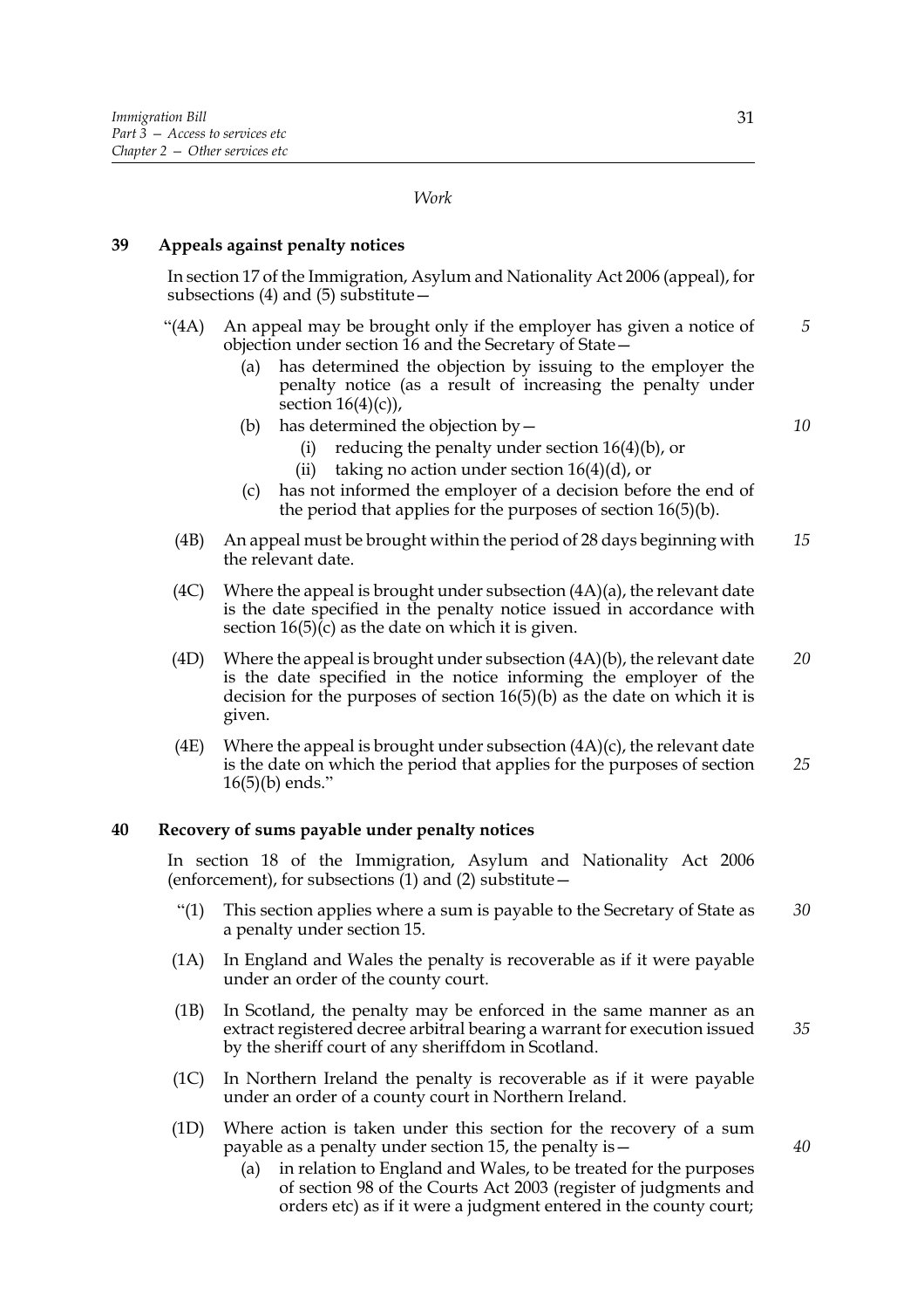*Work*

## 39 Appeals against penalty notices

In section 17 of the Immigration, Asylum and Nationality Act 2006 (appeal), for subsections (4) and (5) substitute—

"(4A) An appeal may be brought only if the employer has given a notice of objection under section 16 and the Secretary of State—

- (a) has determined the objection by issuing to the employer the penalty notice (as a result of increasing the penalty under section 16(4)(c)),
- (b) has determined the objection by—
  - (i) reducing the penalty under section 16(4)(b), or
  - (ii) taking no action under section 16(4)(d), or
- (c) has not informed the employer of a decision before the end of the period that applies for the purposes of section 16(5)(b).

(4B) An appeal must be brought within the period of 28 days beginning with the relevant date.

(4C) Where the appeal is brought under subsection (4A)(a), the relevant date is the date specified in the penalty notice issued in accordance with section 16(5)(c) as the date on which it is given.

(4D) Where the appeal is brought under subsection (4A)(b), the relevant date is the date specified in the notice informing the employer of the decision for the purposes of section 16(5)(b) as the date on which it is given.

(4E) Where the appeal is brought under subsection (4A)(c), the relevant date is the date on which the period that applies for the purposes of section 16(5)(b) ends."

## 40 Recovery of sums payable under penalty notices

In section 18 of the Immigration, Asylum and Nationality Act 2006 (enforcement), for subsections (1) and (2) substitute—

"(1) This section applies where a sum is payable to the Secretary of State as a penalty under section 15.

(1A) In England and Wales the penalty is recoverable as if it were payable under an order of the county court.

(1B) In Scotland, the penalty may be enforced in the same manner as an extract registered decree arbitral bearing a warrant for execution issued by the sheriff court of any sheriffdom in Scotland.

(1C) In Northern Ireland the penalty is recoverable as if it were payable under an order of a county court in Northern Ireland.

(1D) Where action is taken under this section for the recovery of a sum payable as a penalty under section 15, the penalty is—

- (a) in relation to England and Wales, to be treated for the purposes of section 98 of the Courts Act 2003 (register of judgments and orders etc) as if it were a judgment entered in the county court;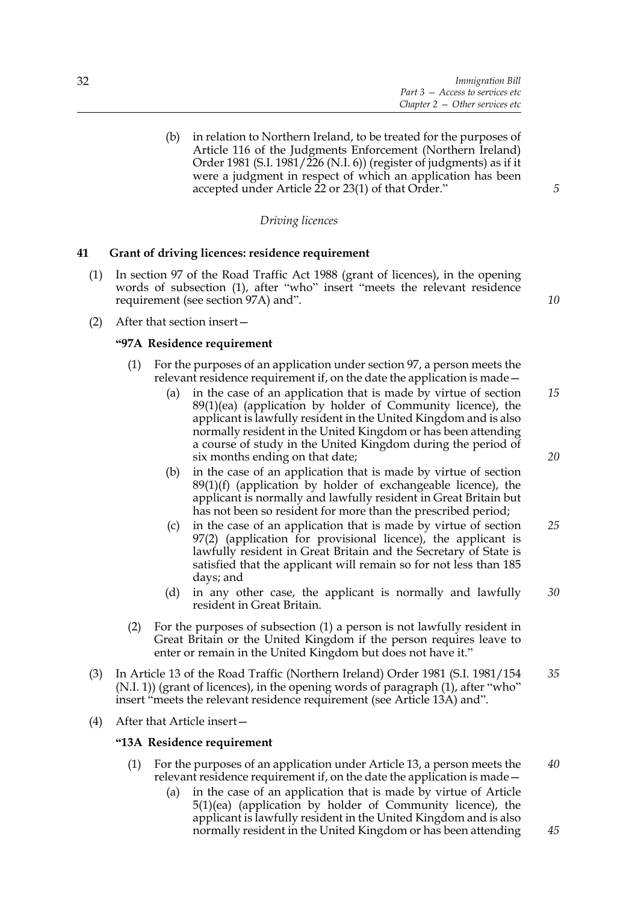(b) in relation to Northern Ireland, to be treated for the purposes of Article 116 of the Judgments Enforcement (Northern Ireland) Order 1981 (S.I. 1981/226 (N.I. 6)) (register of judgments) as if it were a judgment in respect of which an application has been accepted under Article 22 or 23(1) of that Order."

*Driving licences*

**41 Grant of driving licences: residence requirement**

(1) In section 97 of the Road Traffic Act 1988 (grant of licences), in the opening words of subsection (1), after "who" insert "meets the relevant residence requirement (see section 97A) and".

(2) After that section insert—

**"97A Residence requirement**

(1) For the purposes of an application under section 97, a person meets the relevant residence requirement if, on the date the application is made—

(a) in the case of an application that is made by virtue of section 89(1)(ea) (application by holder of Community licence), the applicant is lawfully resident in the United Kingdom and is also normally resident in the United Kingdom or has been attending a course of study in the United Kingdom during the period of six months ending on that date;

(b) in the case of an application that is made by virtue of section 89(1)(f) (application by holder of exchangeable licence), the applicant is normally and lawfully resident in Great Britain but has not been so resident for more than the prescribed period;

(c) in the case of an application that is made by virtue of section 97(2) (application for provisional licence), the applicant is lawfully resident in Great Britain and the Secretary of State is satisfied that the applicant will remain so for not less than 185 days; and

(d) in any other case, the applicant is normally and lawfully resident in Great Britain.

(2) For the purposes of subsection (1) a person is not lawfully resident in Great Britain or the United Kingdom if the person requires leave to enter or remain in the United Kingdom but does not have it."

(3) In Article 13 of the Road Traffic (Northern Ireland) Order 1981 (S.I. 1981/154 (N.I. 1)) (grant of licences), in the opening words of paragraph (1), after "who" insert "meets the relevant residence requirement (see Article 13A) and".

(4) After that Article insert—

**"13A Residence requirement**

(1) For the purposes of an application under Article 13, a person meets the relevant residence requirement if, on the date the application is made—

(a) in the case of an application that is made by virtue of Article 5(1)(ea) (application by holder of Community licence), the applicant is lawfully resident in the United Kingdom and is also normally resident in the United Kingdom or has been attending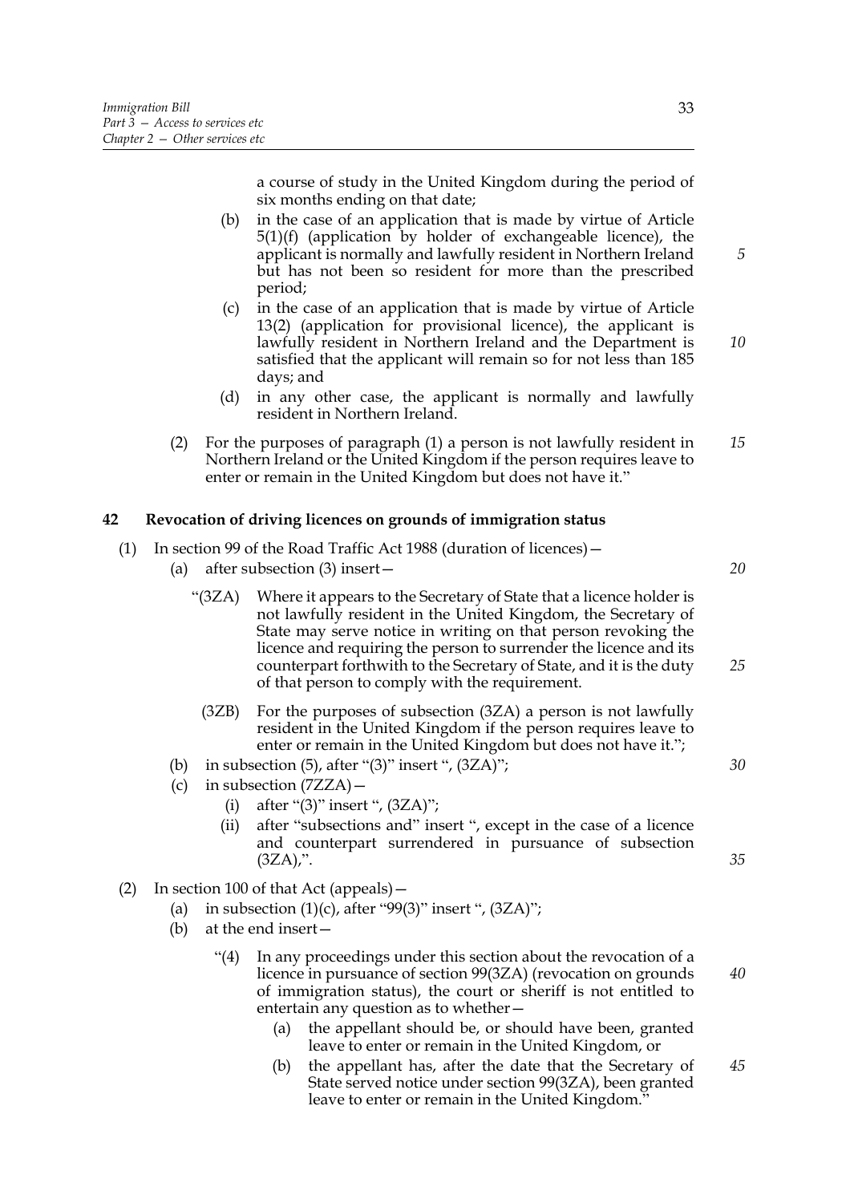a course of study in the United Kingdom during the period of six months ending on that date;

(b) in the case of an application that is made by virtue of Article 5(1)(f) (application by holder of exchangeable licence), the applicant is normally and lawfully resident in Northern Ireland but has not been so resident for more than the prescribed period;

(c) in the case of an application that is made by virtue of Article 13(2) (application for provisional licence), the applicant is lawfully resident in Northern Ireland and the Department is satisfied that the applicant will remain so for not less than 185 days; and

(d) in any other case, the applicant is normally and lawfully resident in Northern Ireland.

(2) For the purposes of paragraph (1) a person is not lawfully resident in Northern Ireland or the United Kingdom if the person requires leave to enter or remain in the United Kingdom but does not have it."

**42 Revocation of driving licences on grounds of immigration status**

(1) In section 99 of the Road Traffic Act 1988 (duration of licences)—

(a) after subsection (3) insert—

"(3ZA) Where it appears to the Secretary of State that a licence holder is not lawfully resident in the United Kingdom, the Secretary of State may serve notice in writing on that person revoking the licence and requiring the person to surrender the licence and its counterpart forthwith to the Secretary of State, and it is the duty of that person to comply with the requirement.

(3ZB) For the purposes of subsection (3ZA) a person is not lawfully resident in the United Kingdom if the person requires leave to enter or remain in the United Kingdom but does not have it.";

(b) in subsection (5), after "(3)" insert ", (3ZA)";

(c) in subsection (7ZZA)—

(i) after "(3)" insert ", (3ZA)";

(ii) after "subsections and" insert ", except in the case of a licence and counterpart surrendered in pursuance of subsection (3ZA),".

(2) In section 100 of that Act (appeals)—

(a) in subsection (1)(c), after "99(3)" insert ", (3ZA)";

(b) at the end insert—

"(4) In any proceedings under this section about the revocation of a licence in pursuance of section 99(3ZA) (revocation on grounds of immigration status), the court or sheriff is not entitled to entertain any question as to whether—

(a) the appellant should be, or should have been, granted leave to enter or remain in the United Kingdom, or

(b) the appellant has, after the date that the Secretary of State served notice under section 99(3ZA), been granted leave to enter or remain in the United Kingdom."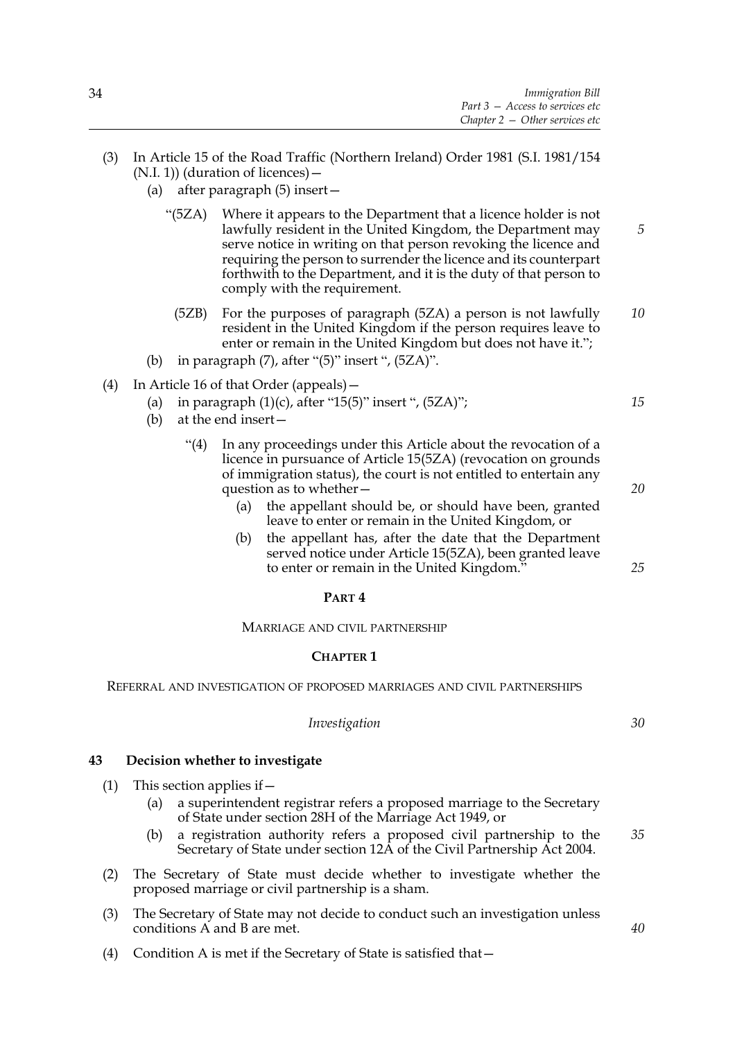(3) In Article 15 of the Road Traffic (Northern Ireland) Order 1981 (S.I. 1981/154 (N.I. 1)) (duration of licences)—

   (a) after paragraph (5) insert—

      "(5ZA) Where it appears to the Department that a licence holder is not lawfully resident in the United Kingdom, the Department may serve notice in writing on that person revoking the licence and requiring the person to surrender the licence and its counterpart forthwith to the Department, and it is the duty of that person to comply with the requirement.

      (5ZB) For the purposes of paragraph (5ZA) a person is not lawfully resident in the United Kingdom if the person requires leave to enter or remain in the United Kingdom but does not have it.";

   (b) in paragraph (7), after "(5)" insert ", (5ZA)".

(4) In Article 16 of that Order (appeals)—

   (a) in paragraph (1)(c), after "15(5)" insert ", (5ZA)";

   (b) at the end insert—

      "(4) In any proceedings under this Article about the revocation of a licence in pursuance of Article 15(5ZA) (revocation on grounds of immigration status), the court is not entitled to entertain any question as to whether—

         (a) the appellant should be, or should have been, granted leave to enter or remain in the United Kingdom, or

         (b) the appellant has, after the date that the Department served notice under Article 15(5ZA), been granted leave to enter or remain in the United Kingdom."

# PART 4

## MARRIAGE AND CIVIL PARTNERSHIP

### CHAPTER 1

#### REFERRAL AND INVESTIGATION OF PROPOSED MARRIAGES AND CIVIL PARTNERSHIPS

*Investigation*

**43 Decision whether to investigate**

(1) This section applies if—

   (a) a superintendent registrar refers a proposed marriage to the Secretary of State under section 28H of the Marriage Act 1949, or

   (b) a registration authority refers a proposed civil partnership to the Secretary of State under section 12A of the Civil Partnership Act 2004.

(2) The Secretary of State must decide whether to investigate whether the proposed marriage or civil partnership is a sham.

(3) The Secretary of State may not decide to conduct such an investigation unless conditions A and B are met.

(4) Condition A is met if the Secretary of State is satisfied that—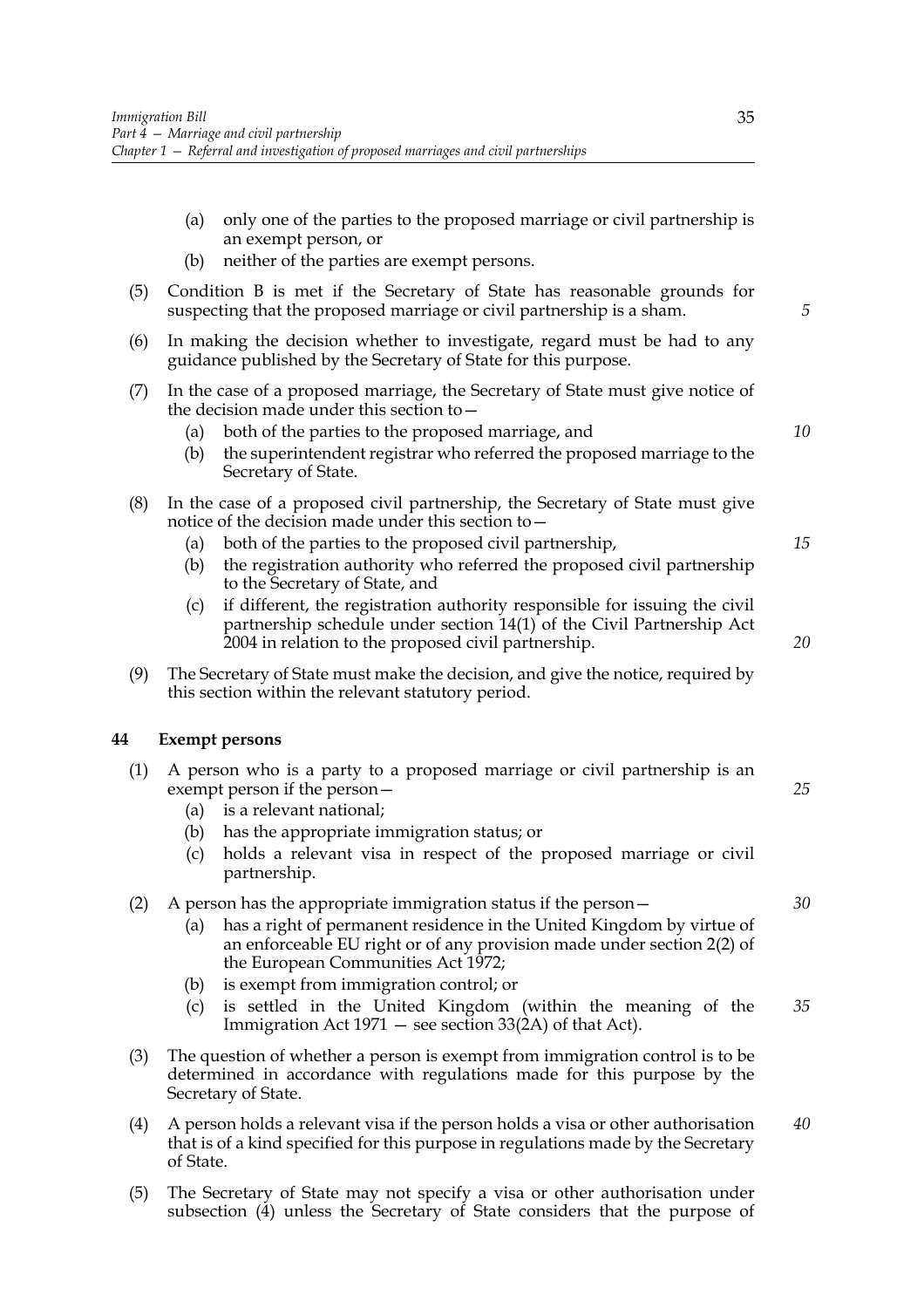(a) only one of the parties to the proposed marriage or civil partnership is an exempt person, or

(b) neither of the parties are exempt persons.

(5) Condition B is met if the Secretary of State has reasonable grounds for suspecting that the proposed marriage or civil partnership is a sham.

(6) In making the decision whether to investigate, regard must be had to any guidance published by the Secretary of State for this purpose.

(7) In the case of a proposed marriage, the Secretary of State must give notice of the decision made under this section to—

(a) both of the parties to the proposed marriage, and

(b) the superintendent registrar who referred the proposed marriage to the Secretary of State.

(8) In the case of a proposed civil partnership, the Secretary of State must give notice of the decision made under this section to—

(a) both of the parties to the proposed civil partnership,

(b) the registration authority who referred the proposed civil partnership to the Secretary of State, and

(c) if different, the registration authority responsible for issuing the civil partnership schedule under section 14(1) of the Civil Partnership Act 2004 in relation to the proposed civil partnership.

(9) The Secretary of State must make the decision, and give the notice, required by this section within the relevant statutory period.

**44 Exempt persons**

(1) A person who is a party to a proposed marriage or civil partnership is an exempt person if the person—

(a) is a relevant national;

(b) has the appropriate immigration status; or

(c) holds a relevant visa in respect of the proposed marriage or civil partnership.

(2) A person has the appropriate immigration status if the person—

(a) has a right of permanent residence in the United Kingdom by virtue of an enforceable EU right or of any provision made under section 2(2) of the European Communities Act 1972;

(b) is exempt from immigration control; or

(c) is settled in the United Kingdom (within the meaning of the Immigration Act 1971 — see section 33(2A) of that Act).

(3) The question of whether a person is exempt from immigration control is to be determined in accordance with regulations made for this purpose by the Secretary of State.

(4) A person holds a relevant visa if the person holds a visa or other authorisation that is of a kind specified for this purpose in regulations made by the Secretary of State.

(5) The Secretary of State may not specify a visa or other authorisation under subsection (4) unless the Secretary of State considers that the purpose of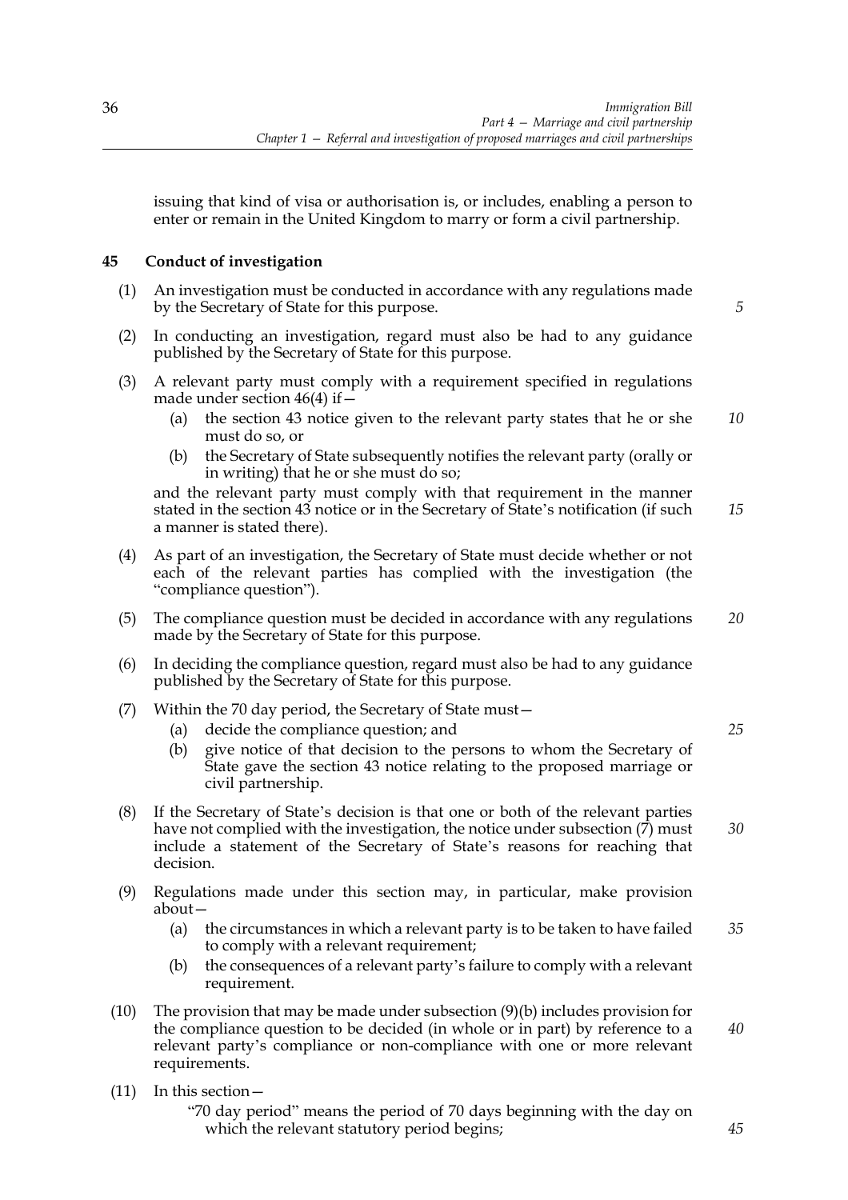issuing that kind of visa or authorisation is, or includes, enabling a person to enter or remain in the United Kingdom to marry or form a civil partnership.

**45 Conduct of investigation**

(1) An investigation must be conducted in accordance with any regulations made by the Secretary of State for this purpose.

(2) In conducting an investigation, regard must also be had to any guidance published by the Secretary of State for this purpose.

(3) A relevant party must comply with a requirement specified in regulations made under section 46(4) if—

(a) the section 43 notice given to the relevant party states that he or she must do so, or

(b) the Secretary of State subsequently notifies the relevant party (orally or in writing) that he or she must do so;

and the relevant party must comply with that requirement in the manner stated in the section 43 notice or in the Secretary of State's notification (if such a manner is stated there).

(4) As part of an investigation, the Secretary of State must decide whether or not each of the relevant parties has complied with the investigation (the "compliance question").

(5) The compliance question must be decided in accordance with any regulations made by the Secretary of State for this purpose.

(6) In deciding the compliance question, regard must also be had to any guidance published by the Secretary of State for this purpose.

(7) Within the 70 day period, the Secretary of State must—

(a) decide the compliance question; and

(b) give notice of that decision to the persons to whom the Secretary of State gave the section 43 notice relating to the proposed marriage or civil partnership.

(8) If the Secretary of State's decision is that one or both of the relevant parties have not complied with the investigation, the notice under subsection (7) must include a statement of the Secretary of State's reasons for reaching that decision.

(9) Regulations made under this section may, in particular, make provision about—

(a) the circumstances in which a relevant party is to be taken to have failed to comply with a relevant requirement;

(b) the consequences of a relevant party's failure to comply with a relevant requirement.

(10) The provision that may be made under subsection (9)(b) includes provision for the compliance question to be decided (in whole or in part) by reference to a relevant party's compliance or non-compliance with one or more relevant requirements.

(11) In this section—

"70 day period" means the period of 70 days beginning with the day on which the relevant statutory period begins;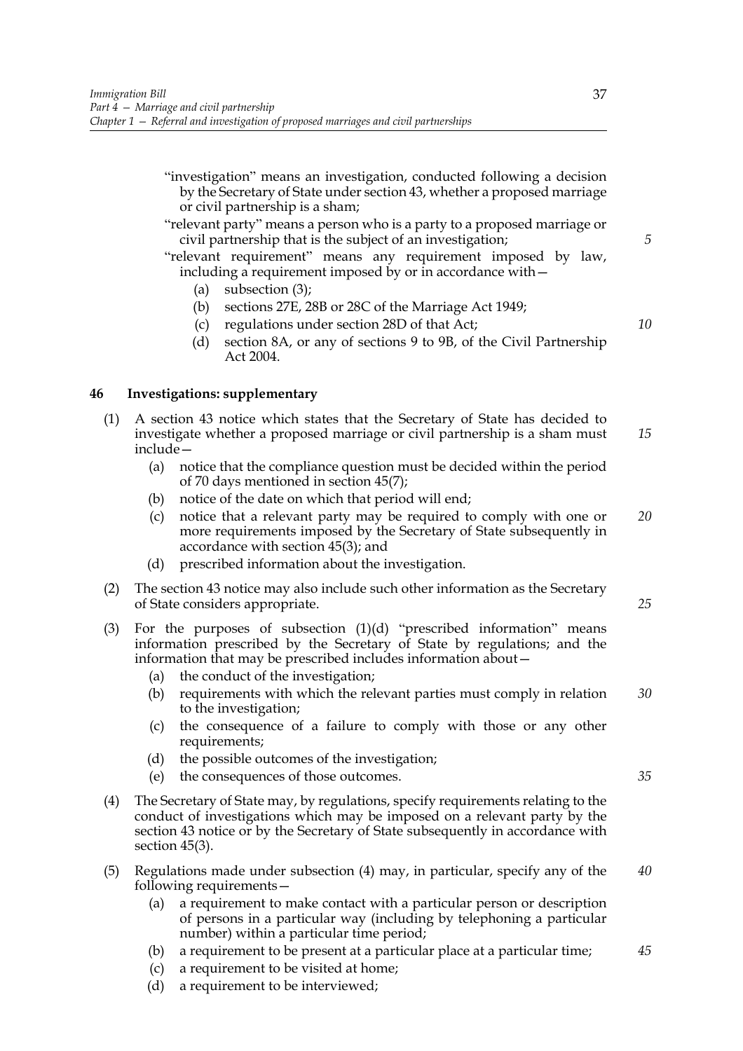"investigation" means an investigation, conducted following a decision by the Secretary of State under section 43, whether a proposed marriage or civil partnership is a sham;

"relevant party" means a person who is a party to a proposed marriage or civil partnership that is the subject of an investigation;

"relevant requirement" means any requirement imposed by law, including a requirement imposed by or in accordance with—

- (a) subsection (3);
- (b) sections 27E, 28B or 28C of the Marriage Act 1949;
- (c) regulations under section 28D of that Act;
- (d) section 8A, or any of sections 9 to 9B, of the Civil Partnership Act 2004.

## 46 Investigations: supplementary

(1) A section 43 notice which states that the Secretary of State has decided to investigate whether a proposed marriage or civil partnership is a sham must include—

- (a) notice that the compliance question must be decided within the period of 70 days mentioned in section 45(7);
- (b) notice of the date on which that period will end;
- (c) notice that a relevant party may be required to comply with one or more requirements imposed by the Secretary of State subsequently in accordance with section 45(3); and
- (d) prescribed information about the investigation.

(2) The section 43 notice may also include such other information as the Secretary of State considers appropriate.

(3) For the purposes of subsection (1)(d) "prescribed information" means information prescribed by the Secretary of State by regulations; and the information that may be prescribed includes information about—

- (a) the conduct of the investigation;
- (b) requirements with which the relevant parties must comply in relation to the investigation;
- (c) the consequence of a failure to comply with those or any other requirements;
- (d) the possible outcomes of the investigation;
- (e) the consequences of those outcomes.

(4) The Secretary of State may, by regulations, specify requirements relating to the conduct of investigations which may be imposed on a relevant party by the section 43 notice or by the Secretary of State subsequently in accordance with section 45(3).

(5) Regulations made under subsection (4) may, in particular, specify any of the following requirements—

- (a) a requirement to make contact with a particular person or description of persons in a particular way (including by telephoning a particular number) within a particular time period;
- (b) a requirement to be present at a particular place at a particular time;
- (c) a requirement to be visited at home;
- (d) a requirement to be interviewed;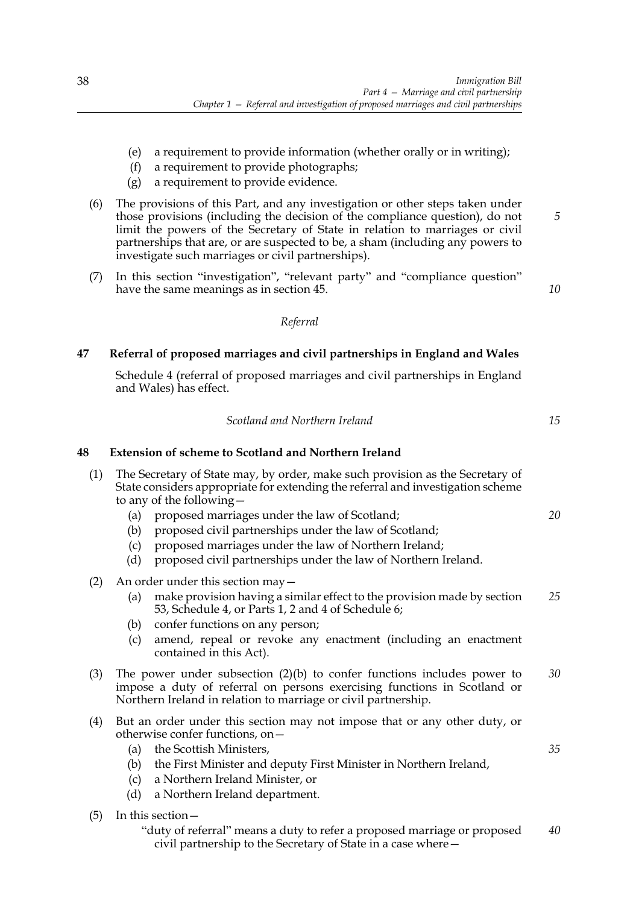(e) a requirement to provide information (whether orally or in writing);

(f) a requirement to provide photographs;

(g) a requirement to provide evidence.

(6) The provisions of this Part, and any investigation or other steps taken under those provisions (including the decision of the compliance question), do not limit the powers of the Secretary of State in relation to marriages or civil partnerships that are, or are suspected to be, a sham (including any powers to investigate such marriages or civil partnerships).

(7) In this section "investigation", "relevant party" and "compliance question" have the same meanings as in section 45.

*Referral*

### 47 Referral of proposed marriages and civil partnerships in England and Wales

Schedule 4 (referral of proposed marriages and civil partnerships in England and Wales) has effect.

*Scotland and Northern Ireland*

### 48 Extension of scheme to Scotland and Northern Ireland

(1) The Secretary of State may, by order, make such provision as the Secretary of State considers appropriate for extending the referral and investigation scheme to any of the following—

(a) proposed marriages under the law of Scotland;

(b) proposed civil partnerships under the law of Scotland;

(c) proposed marriages under the law of Northern Ireland;

(d) proposed civil partnerships under the law of Northern Ireland.

(2) An order under this section may—

(a) make provision having a similar effect to the provision made by section 53, Schedule 4, or Parts 1, 2 and 4 of Schedule 6;

(b) confer functions on any person;

(c) amend, repeal or revoke any enactment (including an enactment contained in this Act).

(3) The power under subsection (2)(b) to confer functions includes power to impose a duty of referral on persons exercising functions in Scotland or Northern Ireland in relation to marriage or civil partnership.

(4) But an order under this section may not impose that or any other duty, or otherwise confer functions, on—

(a) the Scottish Ministers,

(b) the First Minister and deputy First Minister in Northern Ireland,

(c) a Northern Ireland Minister, or

(d) a Northern Ireland department.

(5) In this section—

"duty of referral" means a duty to refer a proposed marriage or proposed civil partnership to the Secretary of State in a case where—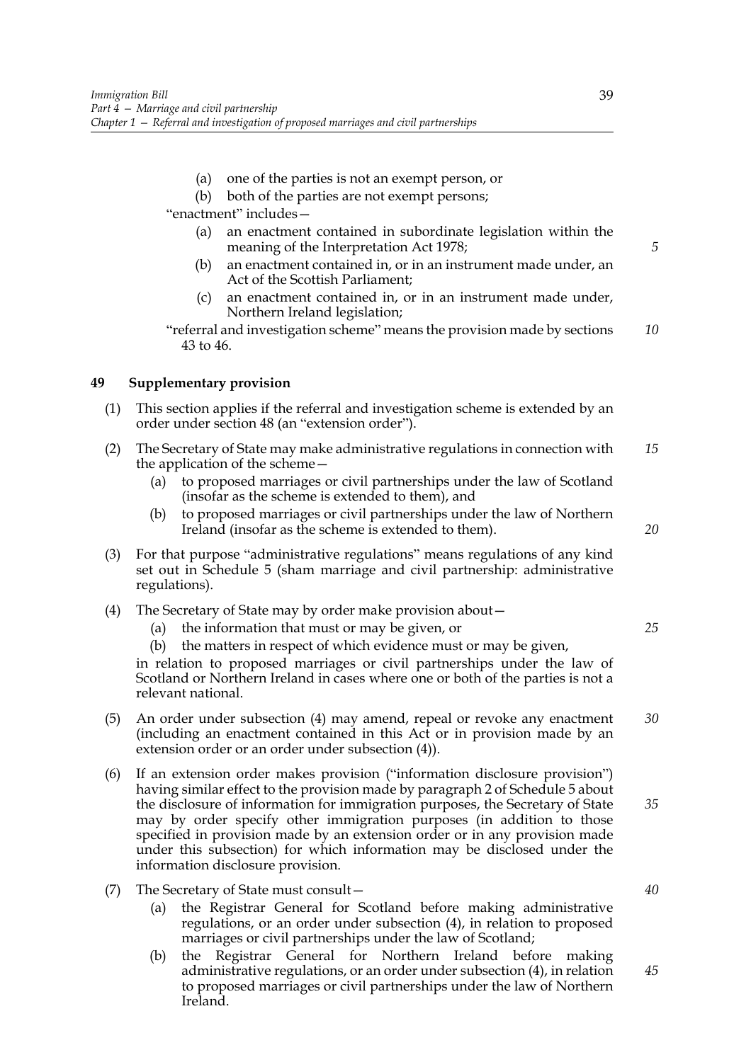(a) one of the parties is not an exempt person, or

(b) both of the parties are not exempt persons;

"enactment" includes—

(a) an enactment contained in subordinate legislation within the meaning of the Interpretation Act 1978;

(b) an enactment contained in, or in an instrument made under, an Act of the Scottish Parliament;

(c) an enactment contained in, or in an instrument made under, Northern Ireland legislation;

"referral and investigation scheme" means the provision made by sections 43 to 46.

## 49 Supplementary provision

(1) This section applies if the referral and investigation scheme is extended by an order under section 48 (an "extension order").

(2) The Secretary of State may make administrative regulations in connection with the application of the scheme—

(a) to proposed marriages or civil partnerships under the law of Scotland (insofar as the scheme is extended to them), and

(b) to proposed marriages or civil partnerships under the law of Northern Ireland (insofar as the scheme is extended to them).

(3) For that purpose "administrative regulations" means regulations of any kind set out in Schedule 5 (sham marriage and civil partnership: administrative regulations).

(4) The Secretary of State may by order make provision about—

(a) the information that must or may be given, or

(b) the matters in respect of which evidence must or may be given,

in relation to proposed marriages or civil partnerships under the law of Scotland or Northern Ireland in cases where one or both of the parties is not a relevant national.

(5) An order under subsection (4) may amend, repeal or revoke any enactment (including an enactment contained in this Act or in provision made by an extension order or an order under subsection (4)).

(6) If an extension order makes provision ("information disclosure provision") having similar effect to the provision made by paragraph 2 of Schedule 5 about the disclosure of information for immigration purposes, the Secretary of State may by order specify other immigration purposes (in addition to those specified in provision made by an extension order or in any provision made under this subsection) for which information may be disclosed under the information disclosure provision.

(7) The Secretary of State must consult—

(a) the Registrar General for Scotland before making administrative regulations, or an order under subsection (4), in relation to proposed marriages or civil partnerships under the law of Scotland;

(b) the Registrar General for Northern Ireland before making administrative regulations, or an order under subsection (4), in relation to proposed marriages or civil partnerships under the law of Northern Ireland.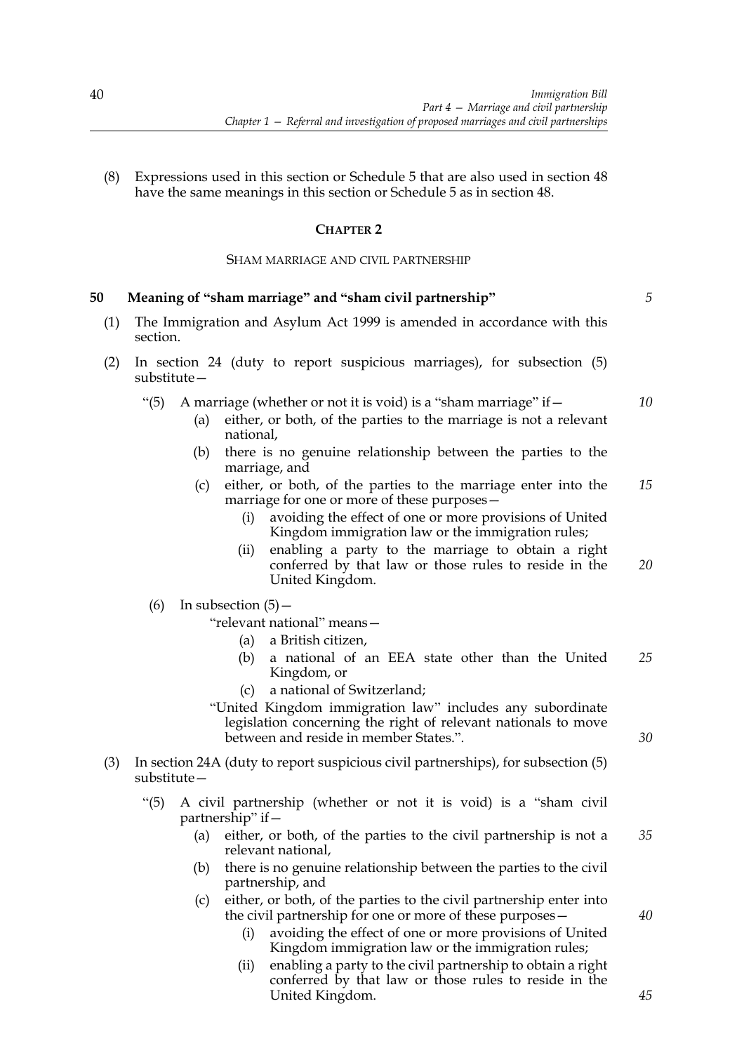(8) Expressions used in this section or Schedule 5 that are also used in section 48 have the same meanings in this section or Schedule 5 as in section 48.

## CHAPTER 2

### SHAM MARRIAGE AND CIVIL PARTNERSHIP

**50 Meaning of "sham marriage" and "sham civil partnership"**

(1) The Immigration and Asylum Act 1999 is amended in accordance with this section.

(2) In section 24 (duty to report suspicious marriages), for subsection (5) substitute—

"(5) A marriage (whether or not it is void) is a "sham marriage" if—

(a) either, or both, of the parties to the marriage is not a relevant national,

(b) there is no genuine relationship between the parties to the marriage, and

(c) either, or both, of the parties to the marriage enter into the marriage for one or more of these purposes—

(i) avoiding the effect of one or more provisions of United Kingdom immigration law or the immigration rules;

(ii) enabling a party to the marriage to obtain a right conferred by that law or those rules to reside in the United Kingdom.

(6) In subsection (5)—

"relevant national" means—

(a) a British citizen,

(b) a national of an EEA state other than the United Kingdom, or

(c) a national of Switzerland;

"United Kingdom immigration law" includes any subordinate legislation concerning the right of relevant nationals to move between and reside in member States.".

(3) In section 24A (duty to report suspicious civil partnerships), for subsection (5) substitute—

"(5) A civil partnership (whether or not it is void) is a "sham civil partnership" if—

(a) either, or both, of the parties to the civil partnership is not a relevant national,

(b) there is no genuine relationship between the parties to the civil partnership, and

(c) either, or both, of the parties to the civil partnership enter into the civil partnership for one or more of these purposes—

(i) avoiding the effect of one or more provisions of United Kingdom immigration law or the immigration rules;

(ii) enabling a party to the civil partnership to obtain a right conferred by that law or those rules to reside in the United Kingdom.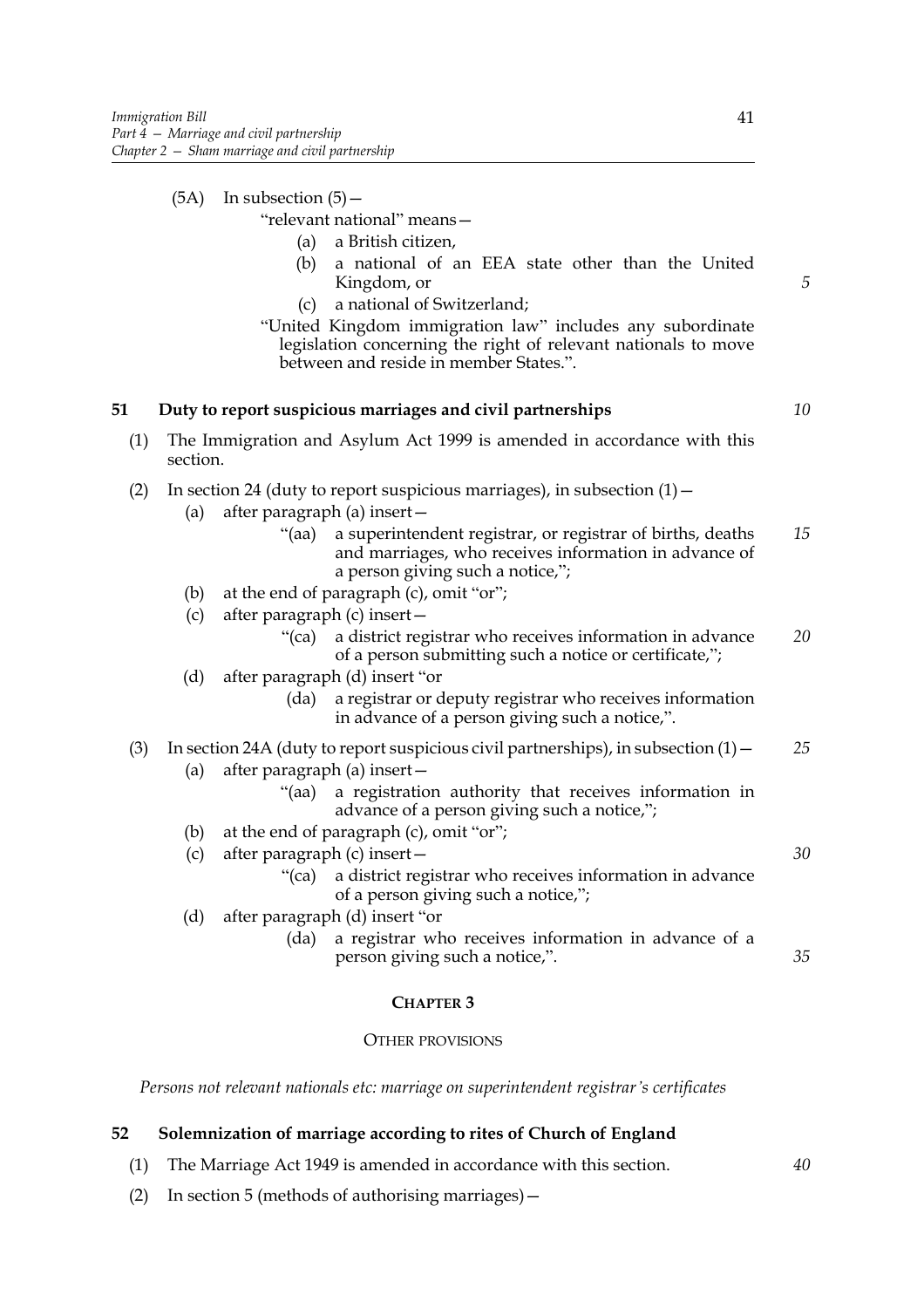(5A) In subsection (5)—

"relevant national" means—

(a) a British citizen,

(b) a national of an EEA state other than the United Kingdom, or

(c) a national of Switzerland;

"United Kingdom immigration law" includes any subordinate legislation concerning the right of relevant nationals to move between and reside in member States.".

## 51 Duty to report suspicious marriages and civil partnerships

(1) The Immigration and Asylum Act 1999 is amended in accordance with this section.

(2) In section 24 (duty to report suspicious marriages), in subsection (1)—

(a) after paragraph (a) insert—

"(aa) a superintendent registrar, or registrar of births, deaths and marriages, who receives information in advance of a person giving such a notice,";

(b) at the end of paragraph (c), omit "or";

(c) after paragraph (c) insert—

"(ca) a district registrar who receives information in advance of a person submitting such a notice or certificate,";

(d) after paragraph (d) insert "or

(da) a registrar or deputy registrar who receives information in advance of a person giving such a notice,".

(3) In section 24A (duty to report suspicious civil partnerships), in subsection (1)—

(a) after paragraph (a) insert—

"(aa) a registration authority that receives information in advance of a person giving such a notice,";

(b) at the end of paragraph (c), omit "or";

(c) after paragraph (c) insert—

"(ca) a district registrar who receives information in advance of a person giving such a notice,";

(d) after paragraph (d) insert "or

(da) a registrar who receives information in advance of a person giving such a notice,".

# CHAPTER 3

## OTHER PROVISIONS

*Persons not relevant nationals etc: marriage on superintendent registrar's certificates*

## 52 Solemnization of marriage according to rites of Church of England

(1) The Marriage Act 1949 is amended in accordance with this section.

(2) In section 5 (methods of authorising marriages)—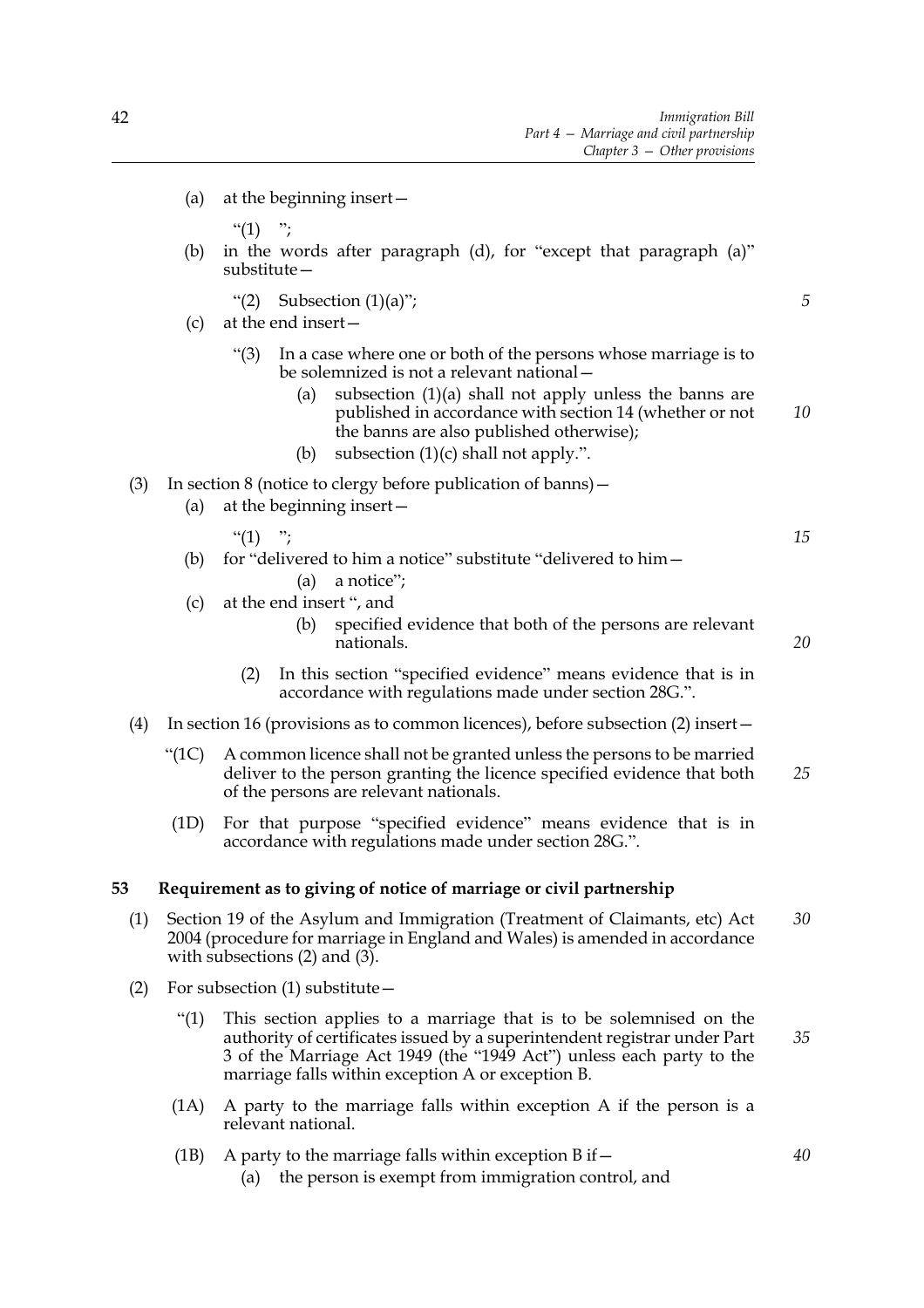(a) at the beginning insert—

"(1) ";

(b) in the words after paragraph (d), for "except that paragraph (a)" substitute—

"(2) Subsection (1)(a)";

(c) at the end insert—

"(3) In a case where one or both of the persons whose marriage is to be solemnized is not a relevant national—

(a) subsection (1)(a) shall not apply unless the banns are published in accordance with section 14 (whether or not the banns are also published otherwise);

(b) subsection (1)(c) shall not apply.".

(3) In section 8 (notice to clergy before publication of banns)—

(a) at the beginning insert—

"(1) ";

(b) for "delivered to him a notice" substitute "delivered to him—

(a) a notice";

(c) at the end insert ", and

(b) specified evidence that both of the persons are relevant nationals.

(2) In this section "specified evidence" means evidence that is in accordance with regulations made under section 28G.".

(4) In section 16 (provisions as to common licences), before subsection (2) insert—

"(1C) A common licence shall not be granted unless the persons to be married deliver to the person granting the licence specified evidence that both of the persons are relevant nationals.

(1D) For that purpose "specified evidence" means evidence that is in accordance with regulations made under section 28G.".

**53 Requirement as to giving of notice of marriage or civil partnership**

(1) Section 19 of the Asylum and Immigration (Treatment of Claimants, etc) Act 2004 (procedure for marriage in England and Wales) is amended in accordance with subsections (2) and (3).

(2) For subsection (1) substitute—

"(1) This section applies to a marriage that is to be solemnised on the authority of certificates issued by a superintendent registrar under Part 3 of the Marriage Act 1949 (the "1949 Act") unless each party to the marriage falls within exception A or exception B.

(1A) A party to the marriage falls within exception A if the person is a relevant national.

(1B) A party to the marriage falls within exception B if—

(a) the person is exempt from immigration control, and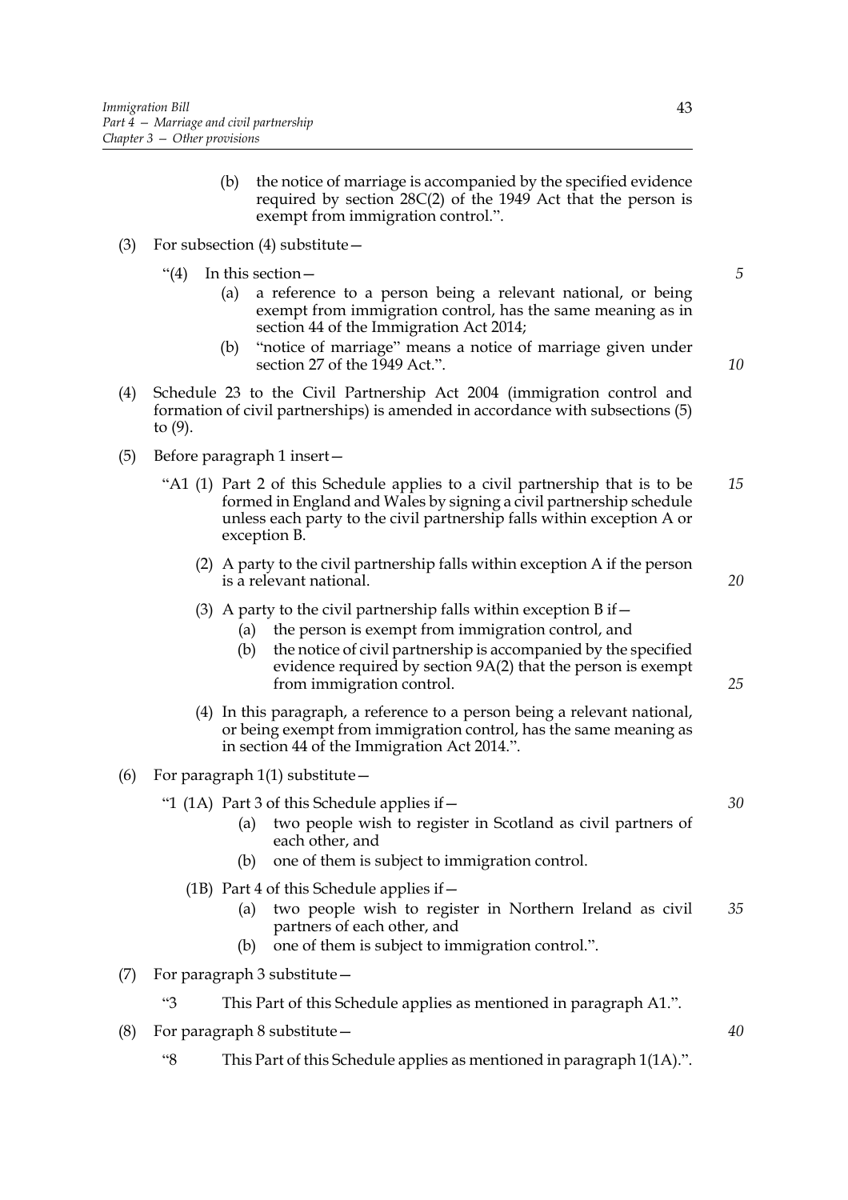(b) the notice of marriage is accompanied by the specified evidence required by section 28C(2) of the 1949 Act that the person is exempt from immigration control.".

(3) For subsection (4) substitute—

"(4) In this section—

(a) a reference to a person being a relevant national, or being exempt from immigration control, has the same meaning as in section 44 of the Immigration Act 2014;

(b) "notice of marriage" means a notice of marriage given under section 27 of the 1949 Act.".

(4) Schedule 23 to the Civil Partnership Act 2004 (immigration control and formation of civil partnerships) is amended in accordance with subsections (5) to (9).

(5) Before paragraph 1 insert—

"A1 (1) Part 2 of this Schedule applies to a civil partnership that is to be formed in England and Wales by signing a civil partnership schedule unless each party to the civil partnership falls within exception A or exception B.

(2) A party to the civil partnership falls within exception A if the person is a relevant national.

(3) A party to the civil partnership falls within exception B if—

(a) the person is exempt from immigration control, and

(b) the notice of civil partnership is accompanied by the specified evidence required by section 9A(2) that the person is exempt from immigration control.

(4) In this paragraph, a reference to a person being a relevant national, or being exempt from immigration control, has the same meaning as in section 44 of the Immigration Act 2014.".

(6) For paragraph 1(1) substitute—

"1 (1A) Part 3 of this Schedule applies if—

(a) two people wish to register in Scotland as civil partners of each other, and

(b) one of them is subject to immigration control.

(1B) Part 4 of this Schedule applies if—

(a) two people wish to register in Northern Ireland as civil partners of each other, and

(b) one of them is subject to immigration control.".

(7) For paragraph 3 substitute—

"3 This Part of this Schedule applies as mentioned in paragraph A1.".

(8) For paragraph 8 substitute—

"8 This Part of this Schedule applies as mentioned in paragraph 1(1A).".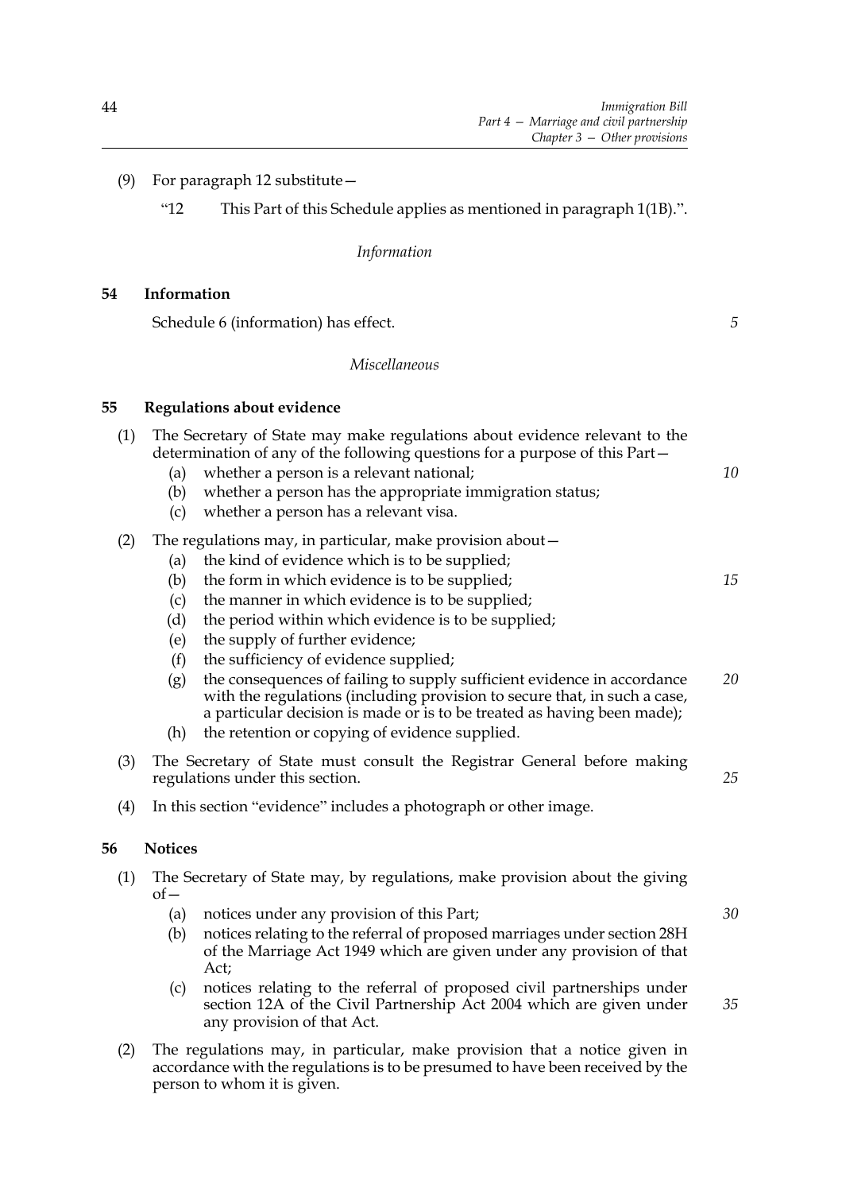(9) For paragraph 12 substitute—

"12 This Part of this Schedule applies as mentioned in paragraph 1(1B).".

*Information*

**54 Information**

Schedule 6 (information) has effect.

*Miscellaneous*

**55 Regulations about evidence**

(1) The Secretary of State may make regulations about evidence relevant to the determination of any of the following questions for a purpose of this Part—

(a) whether a person is a relevant national;

(b) whether a person has the appropriate immigration status;

(c) whether a person has a relevant visa.

(2) The regulations may, in particular, make provision about—

(a) the kind of evidence which is to be supplied;

(b) the form in which evidence is to be supplied;

(c) the manner in which evidence is to be supplied;

(d) the period within which evidence is to be supplied;

(e) the supply of further evidence;

(f) the sufficiency of evidence supplied;

(g) the consequences of failing to supply sufficient evidence in accordance with the regulations (including provision to secure that, in such a case, a particular decision is made or is to be treated as having been made);

(h) the retention or copying of evidence supplied.

(3) The Secretary of State must consult the Registrar General before making regulations under this section.

(4) In this section "evidence" includes a photograph or other image.

**56 Notices**

(1) The Secretary of State may, by regulations, make provision about the giving of—

(a) notices under any provision of this Part;

(b) notices relating to the referral of proposed marriages under section 28H of the Marriage Act 1949 which are given under any provision of that Act;

(c) notices relating to the referral of proposed civil partnerships under section 12A of the Civil Partnership Act 2004 which are given under any provision of that Act.

(2) The regulations may, in particular, make provision that a notice given in accordance with the regulations is to be presumed to have been received by the person to whom it is given.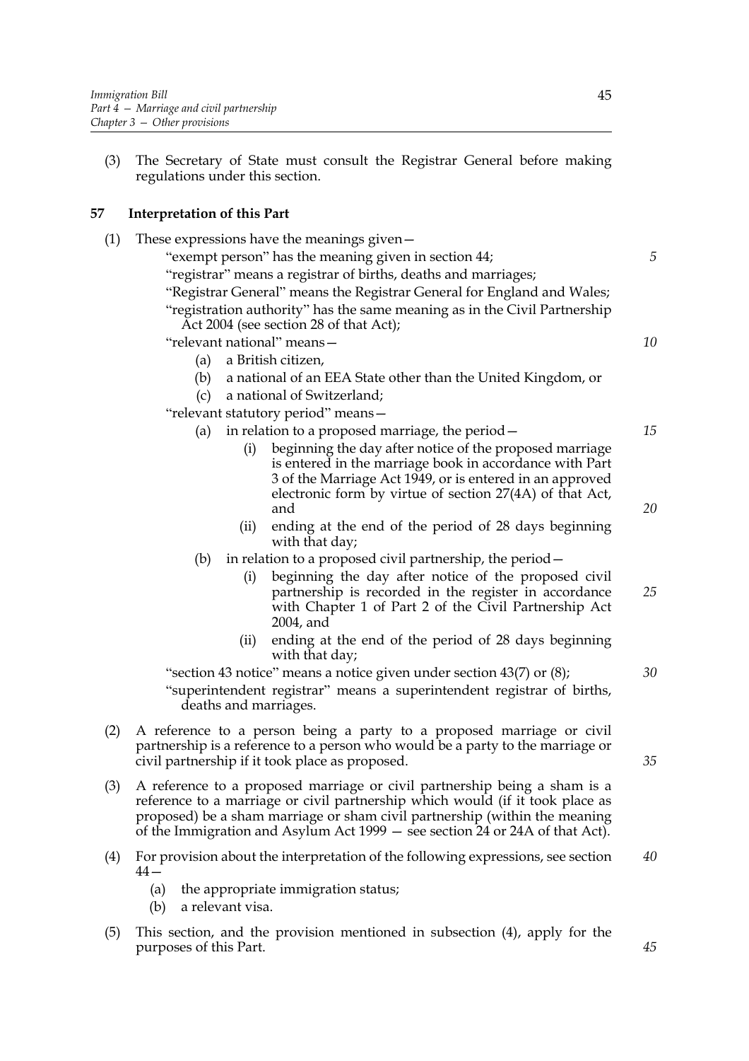(3) The Secretary of State must consult the Registrar General before making regulations under this section.

## 57 Interpretation of this Part

(1) These expressions have the meanings given—

"exempt person" has the meaning given in section 44;

"registrar" means a registrar of births, deaths and marriages;

"Registrar General" means the Registrar General for England and Wales;

"registration authority" has the same meaning as in the Civil Partnership Act 2004 (see section 28 of that Act);

"relevant national" means—

- (a) a British citizen,
- (b) a national of an EEA State other than the United Kingdom, or
- (c) a national of Switzerland;

"relevant statutory period" means—

- (a) in relation to a proposed marriage, the period—
  - (i) beginning the day after notice of the proposed marriage is entered in the marriage book in accordance with Part 3 of the Marriage Act 1949, or is entered in an approved electronic form by virtue of section 27(4A) of that Act, and
  - (ii) ending at the end of the period of 28 days beginning with that day;
- (b) in relation to a proposed civil partnership, the period—
  - (i) beginning the day after notice of the proposed civil partnership is recorded in the register in accordance with Chapter 1 of Part 2 of the Civil Partnership Act 2004, and
  - (ii) ending at the end of the period of 28 days beginning with that day;

"section 43 notice" means a notice given under section 43(7) or (8);

"superintendent registrar" means a superintendent registrar of births, deaths and marriages.

(2) A reference to a person being a party to a proposed marriage or civil partnership is a reference to a person who would be a party to the marriage or civil partnership if it took place as proposed.

(3) A reference to a proposed marriage or civil partnership being a sham is a reference to a marriage or civil partnership which would (if it took place as proposed) be a sham marriage or sham civil partnership (within the meaning of the Immigration and Asylum Act 1999 — see section 24 or 24A of that Act).

(4) For provision about the interpretation of the following expressions, see section 44—

- (a) the appropriate immigration status;
- (b) a relevant visa.

(5) This section, and the provision mentioned in subsection (4), apply for the purposes of this Part.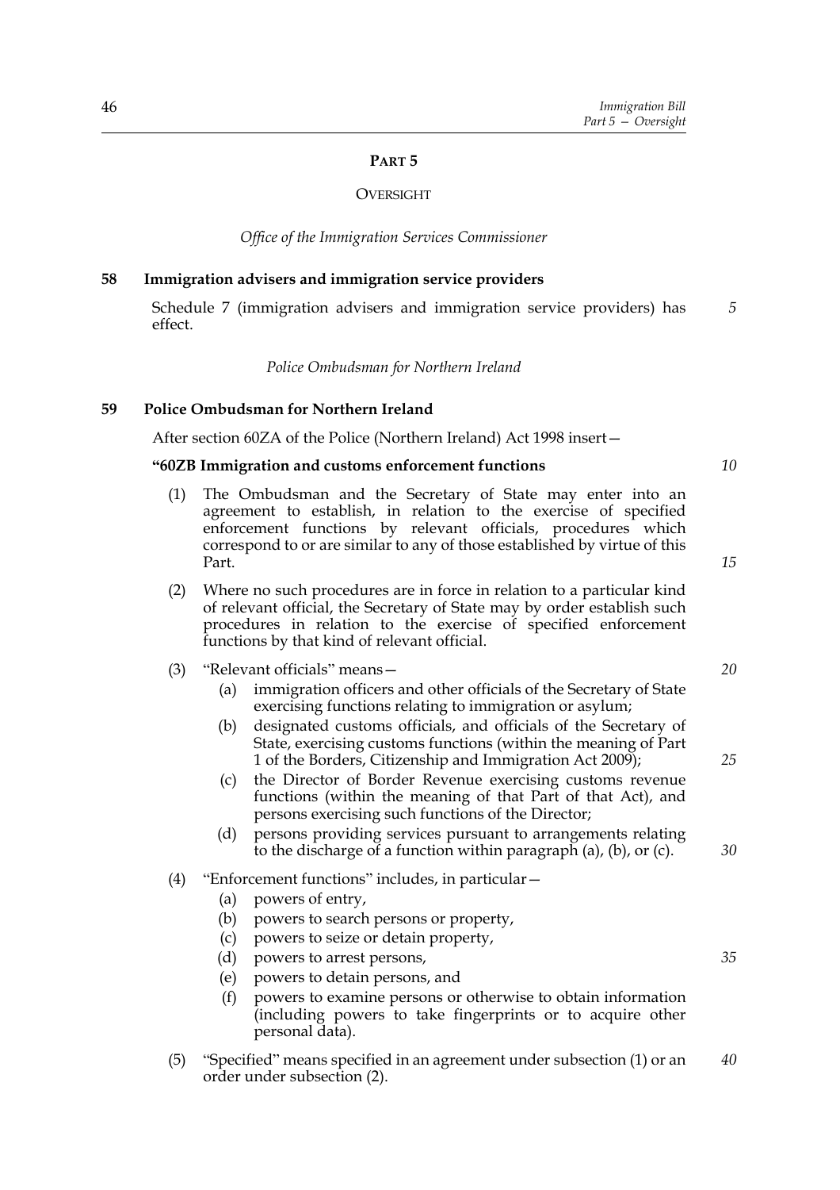## PART 5

### OVERSIGHT

*Office of the Immigration Services Commissioner*

**58 Immigration advisers and immigration service providers**

Schedule 7 (immigration advisers and immigration service providers) has effect.

*Police Ombudsman for Northern Ireland*

**59 Police Ombudsman for Northern Ireland**

After section 60ZA of the Police (Northern Ireland) Act 1998 insert—

**"60ZB Immigration and customs enforcement functions**

(1) The Ombudsman and the Secretary of State may enter into an agreement to establish, in relation to the exercise of specified enforcement functions by relevant officials, procedures which correspond to or are similar to any of those established by virtue of this Part.

(2) Where no such procedures are in force in relation to a particular kind of relevant official, the Secretary of State may by order establish such procedures in relation to the exercise of specified enforcement functions by that kind of relevant official.

(3) "Relevant officials" means—

(a) immigration officers and other officials of the Secretary of State exercising functions relating to immigration or asylum;

(b) designated customs officials, and officials of the Secretary of State, exercising customs functions (within the meaning of Part 1 of the Borders, Citizenship and Immigration Act 2009);

(c) the Director of Border Revenue exercising customs revenue functions (within the meaning of that Part of that Act), and persons exercising such functions of the Director;

(d) persons providing services pursuant to arrangements relating to the discharge of a function within paragraph (a), (b), or (c).

(4) "Enforcement functions" includes, in particular—

(a) powers of entry,

(b) powers to search persons or property,

(c) powers to seize or detain property,

(d) powers to arrest persons,

(e) powers to detain persons, and

(f) powers to examine persons or otherwise to obtain information (including powers to take fingerprints or to acquire other personal data).

(5) "Specified" means specified in an agreement under subsection (1) or an order under subsection (2).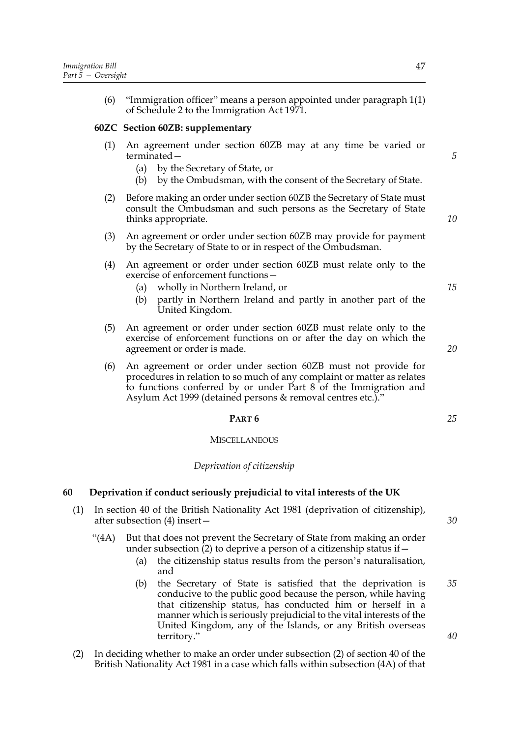(6) "Immigration officer" means a person appointed under paragraph 1(1) of Schedule 2 to the Immigration Act 1971.

**60ZC Section 60ZB: supplementary**

(1) An agreement under section 60ZB may at any time be varied or terminated—

(a) by the Secretary of State, or

(b) by the Ombudsman, with the consent of the Secretary of State.

(2) Before making an order under section 60ZB the Secretary of State must consult the Ombudsman and such persons as the Secretary of State thinks appropriate.

(3) An agreement or order under section 60ZB may provide for payment by the Secretary of State to or in respect of the Ombudsman.

(4) An agreement or order under section 60ZB must relate only to the exercise of enforcement functions—

(a) wholly in Northern Ireland, or

(b) partly in Northern Ireland and partly in another part of the United Kingdom.

(5) An agreement or order under section 60ZB must relate only to the exercise of enforcement functions on or after the day on which the agreement or order is made.

(6) An agreement or order under section 60ZB must not provide for procedures in relation to so much of any complaint or matter as relates to functions conferred by or under Part 8 of the Immigration and Asylum Act 1999 (detained persons & removal centres etc.)."

## PART 6

## MISCELLANEOUS

*Deprivation of citizenship*

### 60 Deprivation if conduct seriously prejudicial to vital interests of the UK

(1) In section 40 of the British Nationality Act 1981 (deprivation of citizenship), after subsection (4) insert—

"(4A) But that does not prevent the Secretary of State from making an order under subsection (2) to deprive a person of a citizenship status if—

(a) the citizenship status results from the person's naturalisation, and

(b) the Secretary of State is satisfied that the deprivation is conducive to the public good because the person, while having that citizenship status, has conducted him or herself in a manner which is seriously prejudicial to the vital interests of the United Kingdom, any of the Islands, or any British overseas territory."

(2) In deciding whether to make an order under subsection (2) of section 40 of the British Nationality Act 1981 in a case which falls within subsection (4A) of that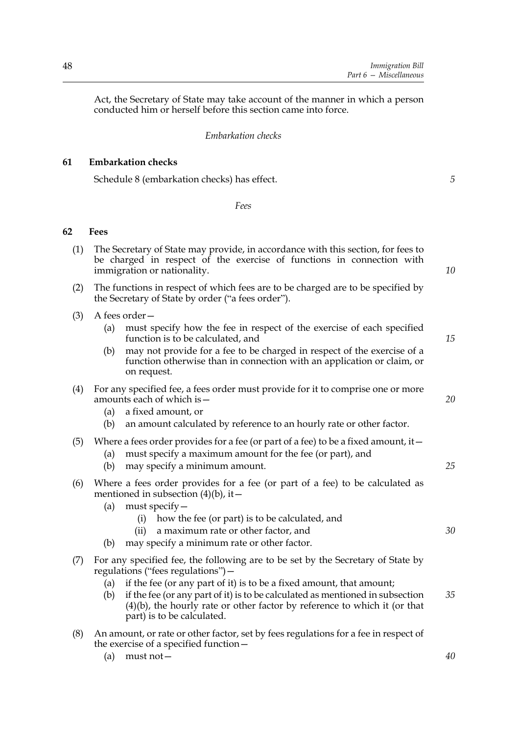Act, the Secretary of State may take account of the manner in which a person conducted him or herself before this section came into force.

*Embarkation checks*

## 61 Embarkation checks

Schedule 8 (embarkation checks) has effect.

*Fees*

## 62 Fees

(1) The Secretary of State may provide, in accordance with this section, for fees to be charged in respect of the exercise of functions in connection with immigration or nationality.

(2) The functions in respect of which fees are to be charged are to be specified by the Secretary of State by order ("a fees order").

(3) A fees order—

- (a) must specify how the fee in respect of the exercise of each specified function is to be calculated, and
- (b) may not provide for a fee to be charged in respect of the exercise of a function otherwise than in connection with an application or claim, or on request.

(4) For any specified fee, a fees order must provide for it to comprise one or more amounts each of which is—

- (a) a fixed amount, or
- (b) an amount calculated by reference to an hourly rate or other factor.

(5) Where a fees order provides for a fee (or part of a fee) to be a fixed amount, it—

- (a) must specify a maximum amount for the fee (or part), and
- (b) may specify a minimum amount.

(6) Where a fees order provides for a fee (or part of a fee) to be calculated as mentioned in subsection (4)(b), it—

- (a) must specify—
  - (i) how the fee (or part) is to be calculated, and
  - (ii) a maximum rate or other factor, and
- (b) may specify a minimum rate or other factor.

(7) For any specified fee, the following are to be set by the Secretary of State by regulations ("fees regulations")—

- (a) if the fee (or any part of it) is to be a fixed amount, that amount;
- (b) if the fee (or any part of it) is to be calculated as mentioned in subsection (4)(b), the hourly rate or other factor by reference to which it (or that part) is to be calculated.

(8) An amount, or rate or other factor, set by fees regulations for a fee in respect of the exercise of a specified function—

- (a) must not—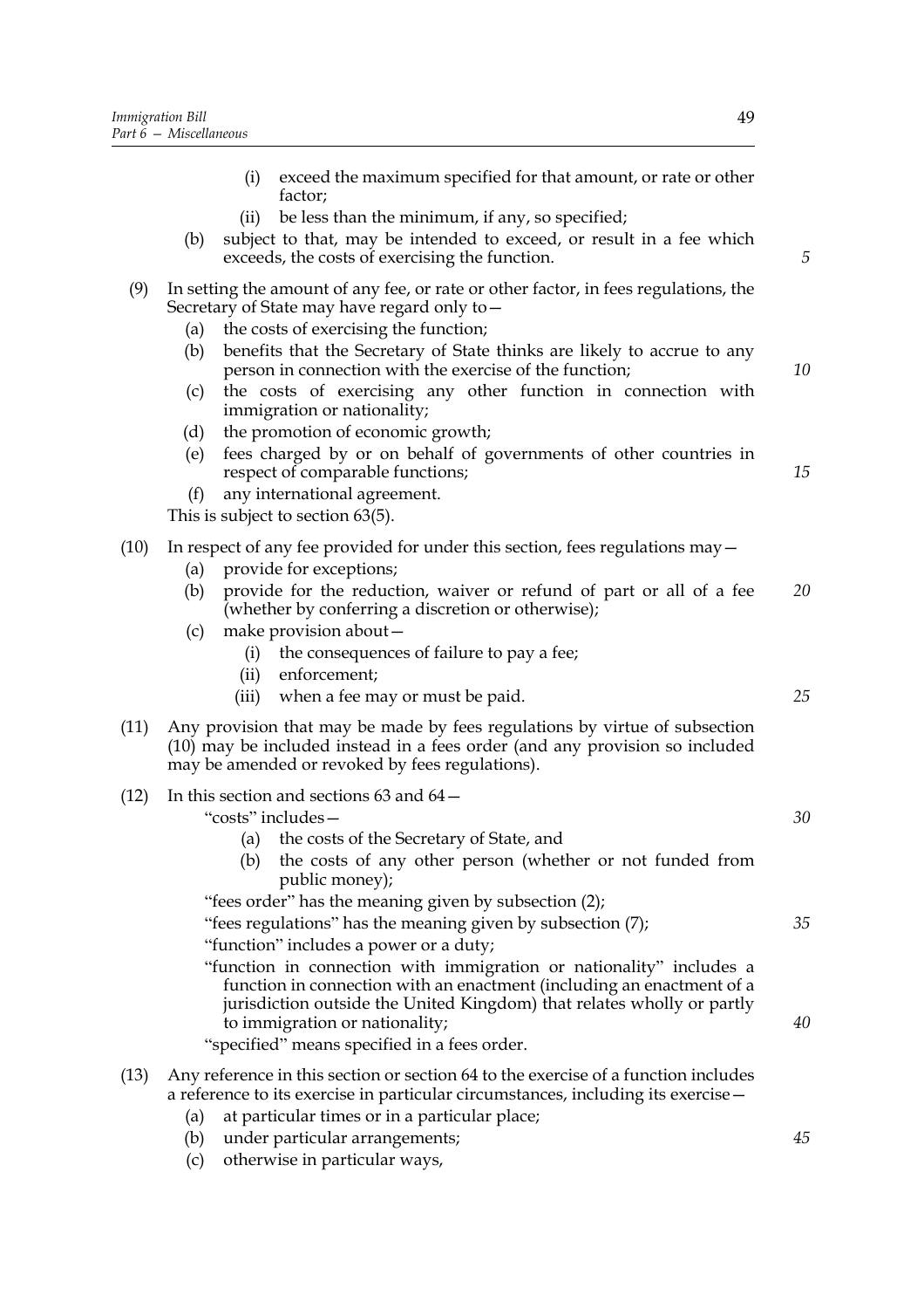(i) exceed the maximum specified for that amount, or rate or other factor;

(ii) be less than the minimum, if any, so specified;

(b) subject to that, may be intended to exceed, or result in a fee which exceeds, the costs of exercising the function.

(9) In setting the amount of any fee, or rate or other factor, in fees regulations, the Secretary of State may have regard only to—

(a) the costs of exercising the function;

(b) benefits that the Secretary of State thinks are likely to accrue to any person in connection with the exercise of the function;

(c) the costs of exercising any other function in connection with immigration or nationality;

(d) the promotion of economic growth;

(e) fees charged by or on behalf of governments of other countries in respect of comparable functions;

(f) any international agreement.

This is subject to section 63(5).

(10) In respect of any fee provided for under this section, fees regulations may—

(a) provide for exceptions;

(b) provide for the reduction, waiver or refund of part or all of a fee (whether by conferring a discretion or otherwise);

(c) make provision about—

(i) the consequences of failure to pay a fee;

(ii) enforcement;

(iii) when a fee may or must be paid.

(11) Any provision that may be made by fees regulations by virtue of subsection (10) may be included instead in a fees order (and any provision so included may be amended or revoked by fees regulations).

(12) In this section and sections 63 and 64—

"costs" includes—

(a) the costs of the Secretary of State, and

(b) the costs of any other person (whether or not funded from public money);

"fees order" has the meaning given by subsection (2);

"fees regulations" has the meaning given by subsection (7);

"function" includes a power or a duty;

"function in connection with immigration or nationality" includes a function in connection with an enactment (including an enactment of a jurisdiction outside the United Kingdom) that relates wholly or partly to immigration or nationality;

"specified" means specified in a fees order.

(13) Any reference in this section or section 64 to the exercise of a function includes a reference to its exercise in particular circumstances, including its exercise—

(a) at particular times or in a particular place;

(b) under particular arrangements;

(c) otherwise in particular ways,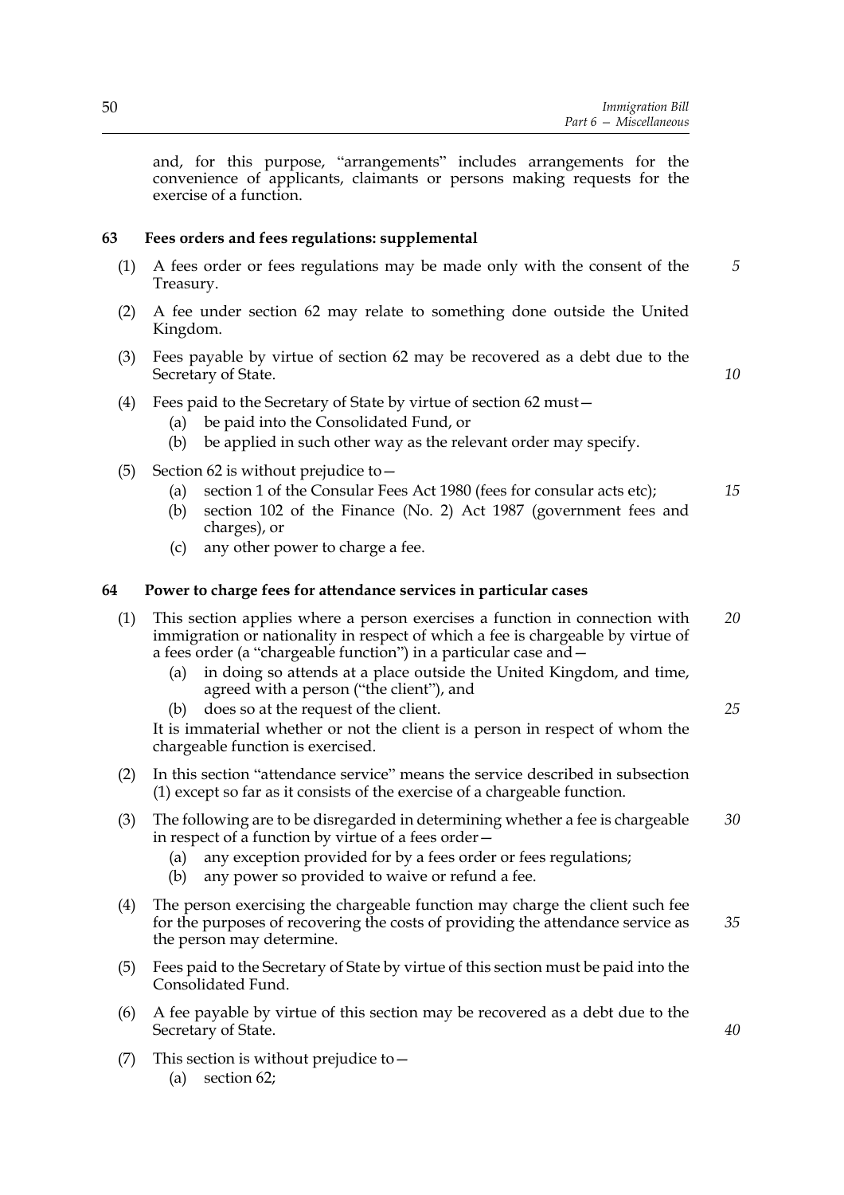and, for this purpose, "arrangements" includes arrangements for the convenience of applicants, claimants or persons making requests for the exercise of a function.

### 63 Fees orders and fees regulations: supplemental

(1) A fees order or fees regulations may be made only with the consent of the Treasury.

(2) A fee under section 62 may relate to something done outside the United Kingdom.

(3) Fees payable by virtue of section 62 may be recovered as a debt due to the Secretary of State.

(4) Fees paid to the Secretary of State by virtue of section 62 must—

- (a) be paid into the Consolidated Fund, or
- (b) be applied in such other way as the relevant order may specify.

(5) Section 62 is without prejudice to—

- (a) section 1 of the Consular Fees Act 1980 (fees for consular acts etc);
- (b) section 102 of the Finance (No. 2) Act 1987 (government fees and charges), or
- (c) any other power to charge a fee.

### 64 Power to charge fees for attendance services in particular cases

(1) This section applies where a person exercises a function in connection with immigration or nationality in respect of which a fee is chargeable by virtue of a fees order (a "chargeable function") in a particular case and—

- (a) in doing so attends at a place outside the United Kingdom, and time, agreed with a person ("the client"), and
- (b) does so at the request of the client.

It is immaterial whether or not the client is a person in respect of whom the chargeable function is exercised.

(2) In this section "attendance service" means the service described in subsection (1) except so far as it consists of the exercise of a chargeable function.

(3) The following are to be disregarded in determining whether a fee is chargeable in respect of a function by virtue of a fees order—

- (a) any exception provided for by a fees order or fees regulations;
- (b) any power so provided to waive or refund a fee.

(4) The person exercising the chargeable function may charge the client such fee for the purposes of recovering the costs of providing the attendance service as the person may determine.

(5) Fees paid to the Secretary of State by virtue of this section must be paid into the Consolidated Fund.

(6) A fee payable by virtue of this section may be recovered as a debt due to the Secretary of State.

(7) This section is without prejudice to—

- (a) section 62;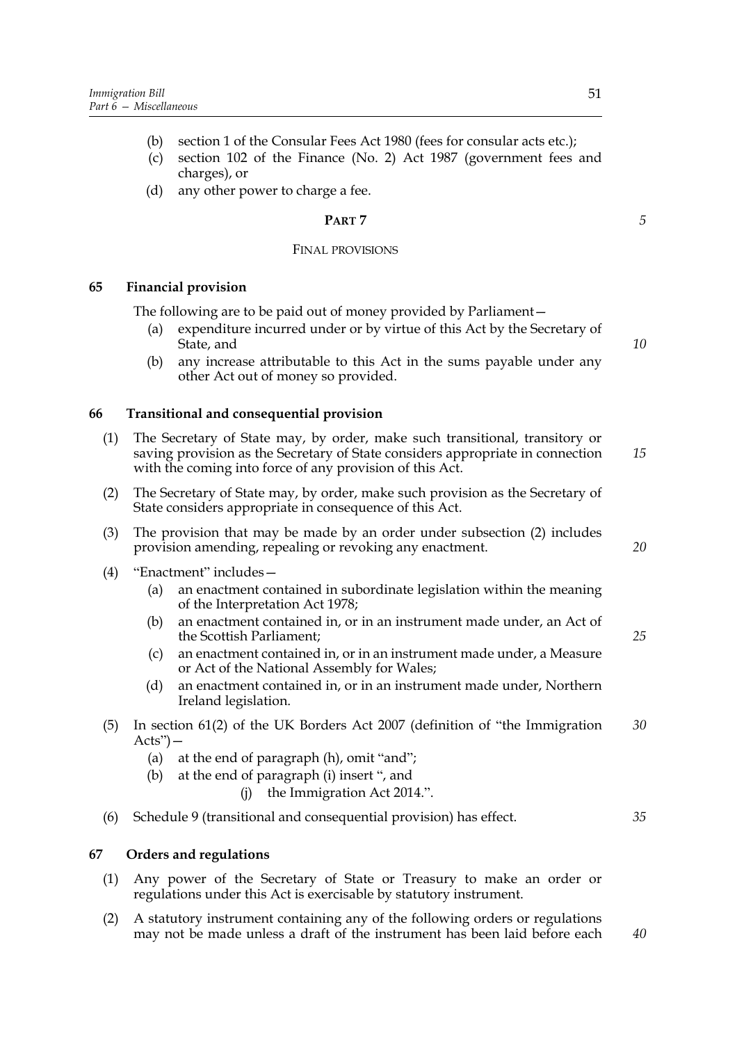(b) section 1 of the Consular Fees Act 1980 (fees for consular acts etc.);

(c) section 102 of the Finance (No. 2) Act 1987 (government fees and charges), or

(d) any other power to charge a fee.

## PART 7

### FINAL PROVISIONS

**65 Financial provision**

The following are to be paid out of money provided by Parliament—

(a) expenditure incurred under or by virtue of this Act by the Secretary of State, and

(b) any increase attributable to this Act in the sums payable under any other Act out of money so provided.

**66 Transitional and consequential provision**

(1) The Secretary of State may, by order, make such transitional, transitory or saving provision as the Secretary of State considers appropriate in connection with the coming into force of any provision of this Act.

(2) The Secretary of State may, by order, make such provision as the Secretary of State considers appropriate in consequence of this Act.

(3) The provision that may be made by an order under subsection (2) includes provision amending, repealing or revoking any enactment.

(4) "Enactment" includes—

(a) an enactment contained in subordinate legislation within the meaning of the Interpretation Act 1978;

(b) an enactment contained in, or in an instrument made under, an Act of the Scottish Parliament;

(c) an enactment contained in, or in an instrument made under, a Measure or Act of the National Assembly for Wales;

(d) an enactment contained in, or in an instrument made under, Northern Ireland legislation.

(5) In section 61(2) of the UK Borders Act 2007 (definition of "the Immigration Acts")—

(a) at the end of paragraph (h), omit "and";

(b) at the end of paragraph (i) insert ", and

(j) the Immigration Act 2014.".

(6) Schedule 9 (transitional and consequential provision) has effect.

**67 Orders and regulations**

(1) Any power of the Secretary of State or Treasury to make an order or regulations under this Act is exercisable by statutory instrument.

(2) A statutory instrument containing any of the following orders or regulations may not be made unless a draft of the instrument has been laid before each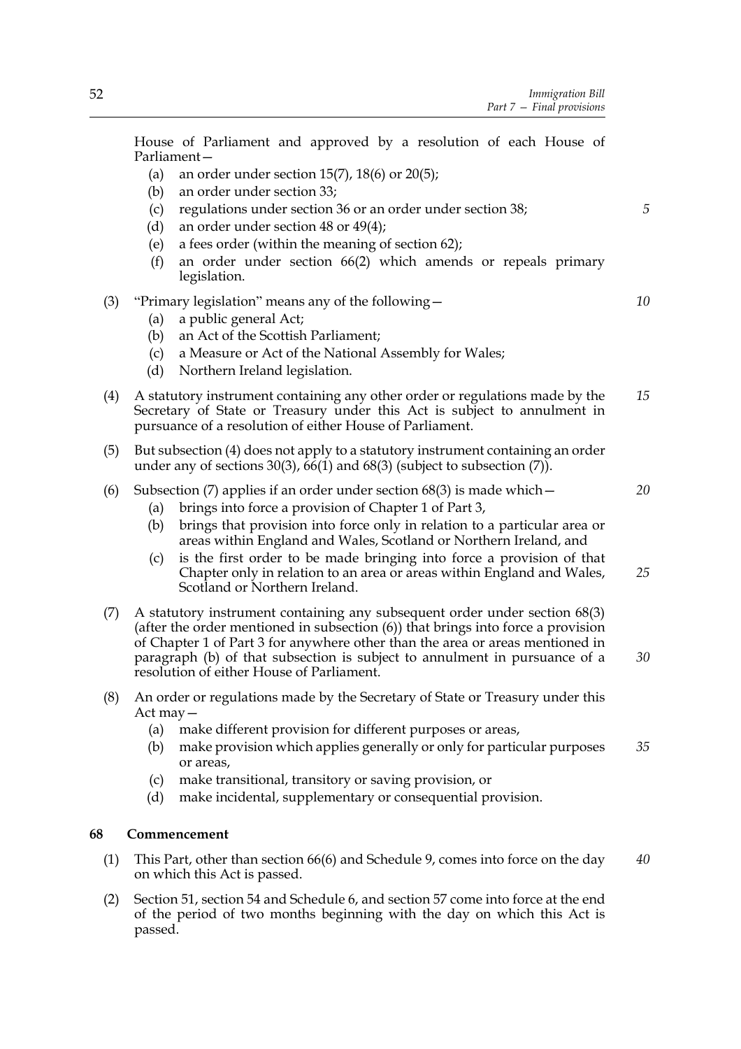House of Parliament and approved by a resolution of each House of Parliament—

(a) an order under section 15(7), 18(6) or 20(5);

(b) an order under section 33;

(c) regulations under section 36 or an order under section 38;

(d) an order under section 48 or 49(4);

(e) a fees order (within the meaning of section 62);

(f) an order under section 66(2) which amends or repeals primary legislation.

(3) "Primary legislation" means any of the following—

(a) a public general Act;

(b) an Act of the Scottish Parliament;

(c) a Measure or Act of the National Assembly for Wales;

(d) Northern Ireland legislation.

(4) A statutory instrument containing any other order or regulations made by the Secretary of State or Treasury under this Act is subject to annulment in pursuance of a resolution of either House of Parliament.

(5) But subsection (4) does not apply to a statutory instrument containing an order under any of sections 30(3), 66(1) and 68(3) (subject to subsection (7)).

(6) Subsection (7) applies if an order under section 68(3) is made which—

(a) brings into force a provision of Chapter 1 of Part 3,

(b) brings that provision into force only in relation to a particular area or areas within England and Wales, Scotland or Northern Ireland, and

(c) is the first order to be made bringing into force a provision of that Chapter only in relation to an area or areas within England and Wales, Scotland or Northern Ireland.

(7) A statutory instrument containing any subsequent order under section 68(3) (after the order mentioned in subsection (6)) that brings into force a provision of Chapter 1 of Part 3 for anywhere other than the area or areas mentioned in paragraph (b) of that subsection is subject to annulment in pursuance of a resolution of either House of Parliament.

(8) An order or regulations made by the Secretary of State or Treasury under this Act may—

(a) make different provision for different purposes or areas,

(b) make provision which applies generally or only for particular purposes or areas,

(c) make transitional, transitory or saving provision, or

(d) make incidental, supplementary or consequential provision.

## 68 Commencement

(1) This Part, other than section 66(6) and Schedule 9, comes into force on the day on which this Act is passed.

(2) Section 51, section 54 and Schedule 6, and section 57 come into force at the end of the period of two months beginning with the day on which this Act is passed.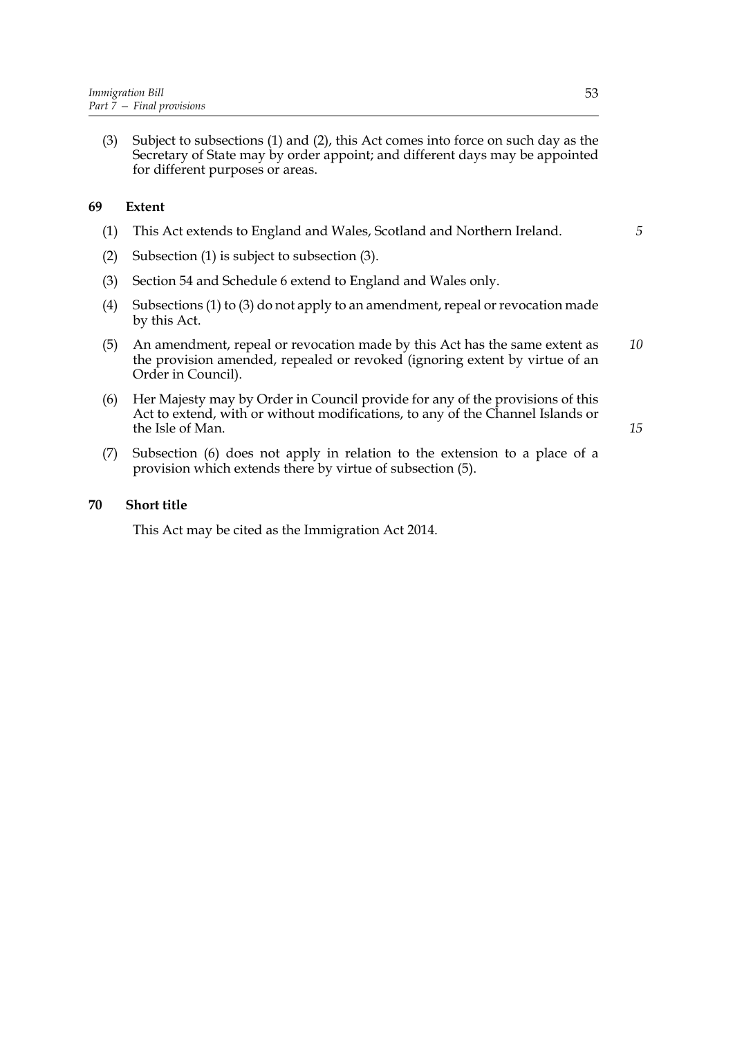(3) Subject to subsections (1) and (2), this Act comes into force on such day as the Secretary of State may by order appoint; and different days may be appointed for different purposes or areas.

## 69 Extent

(1) This Act extends to England and Wales, Scotland and Northern Ireland.

(2) Subsection (1) is subject to subsection (3).

(3) Section 54 and Schedule 6 extend to England and Wales only.

(4) Subsections (1) to (3) do not apply to an amendment, repeal or revocation made by this Act.

(5) An amendment, repeal or revocation made by this Act has the same extent as the provision amended, repealed or revoked (ignoring extent by virtue of an Order in Council).

(6) Her Majesty may by Order in Council provide for any of the provisions of this Act to extend, with or without modifications, to any of the Channel Islands or the Isle of Man.

(7) Subsection (6) does not apply in relation to the extension to a place of a provision which extends there by virtue of subsection (5).

## 70 Short title

This Act may be cited as the Immigration Act 2014.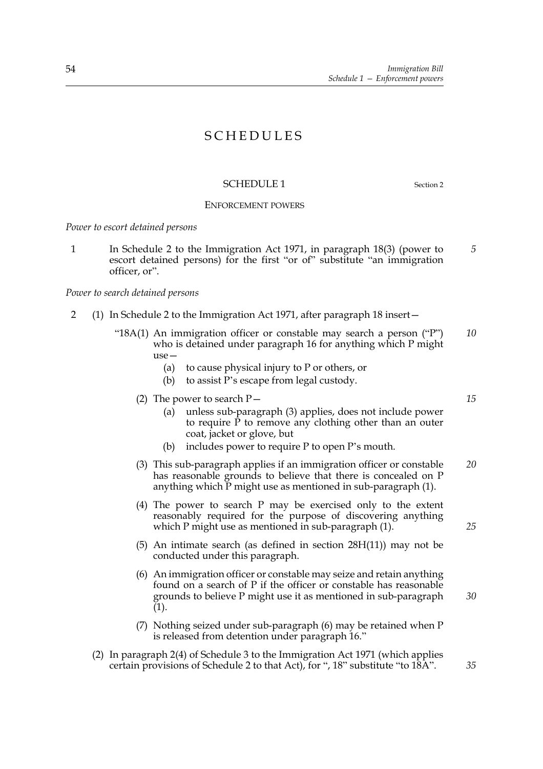# SCHEDULES

## SCHEDULE 1

Section 2

### ENFORCEMENT POWERS

*Power to escort detained persons*

1 In Schedule 2 to the Immigration Act 1971, in paragraph 18(3) (power to escort detained persons) for the first "or of" substitute "an immigration officer, or".

*Power to search detained persons*

2 (1) In Schedule 2 to the Immigration Act 1971, after paragraph 18 insert—

"18A(1) An immigration officer or constable may search a person ("P") who is detained under paragraph 16 for anything which P might use—

(a) to cause physical injury to P or others, or

(b) to assist P's escape from legal custody.

(2) The power to search P—

(a) unless sub-paragraph (3) applies, does not include power to require P to remove any clothing other than an outer coat, jacket or glove, but

(b) includes power to require P to open P's mouth.

(3) This sub-paragraph applies if an immigration officer or constable has reasonable grounds to believe that there is concealed on P anything which P might use as mentioned in sub-paragraph (1).

(4) The power to search P may be exercised only to the extent reasonably required for the purpose of discovering anything which P might use as mentioned in sub-paragraph (1).

(5) An intimate search (as defined in section 28H(11)) may not be conducted under this paragraph.

(6) An immigration officer or constable may seize and retain anything found on a search of P if the officer or constable has reasonable grounds to believe P might use it as mentioned in sub-paragraph (1).

(7) Nothing seized under sub-paragraph (6) may be retained when P is released from detention under paragraph 16."

(2) In paragraph 2(4) of Schedule 3 to the Immigration Act 1971 (which applies certain provisions of Schedule 2 to that Act), for ", 18" substitute "to 18A".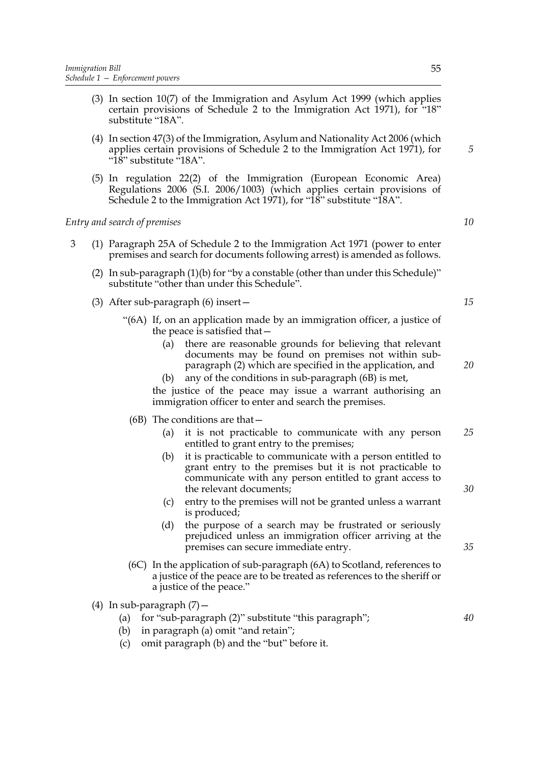(3) In section 10(7) of the Immigration and Asylum Act 1999 (which applies certain provisions of Schedule 2 to the Immigration Act 1971), for "18" substitute "18A".

(4) In section 47(3) of the Immigration, Asylum and Nationality Act 2006 (which applies certain provisions of Schedule 2 to the Immigration Act 1971), for "18" substitute "18A".

(5) In regulation 22(2) of the Immigration (European Economic Area) Regulations 2006 (S.I. 2006/1003) (which applies certain provisions of Schedule 2 to the Immigration Act 1971), for "18" substitute "18A".

*Entry and search of premises*

3 (1) Paragraph 25A of Schedule 2 to the Immigration Act 1971 (power to enter premises and search for documents following arrest) is amended as follows.

(2) In sub-paragraph (1)(b) for "by a constable (other than under this Schedule)" substitute "other than under this Schedule".

(3) After sub-paragraph (6) insert—

"(6A) If, on an application made by an immigration officer, a justice of the peace is satisfied that—

(a) there are reasonable grounds for believing that relevant documents may be found on premises not within sub-paragraph (2) which are specified in the application, and

(b) any of the conditions in sub-paragraph (6B) is met,

the justice of the peace may issue a warrant authorising an immigration officer to enter and search the premises.

(6B) The conditions are that—

(a) it is not practicable to communicate with any person entitled to grant entry to the premises;

(b) it is practicable to communicate with a person entitled to grant entry to the premises but it is not practicable to communicate with any person entitled to grant access to the relevant documents;

(c) entry to the premises will not be granted unless a warrant is produced;

(d) the purpose of a search may be frustrated or seriously prejudiced unless an immigration officer arriving at the premises can secure immediate entry.

(6C) In the application of sub-paragraph (6A) to Scotland, references to a justice of the peace are to be treated as references to the sheriff or a justice of the peace."

(4) In sub-paragraph (7)—

(a) for "sub-paragraph (2)" substitute "this paragraph";

(b) in paragraph (a) omit "and retain";

(c) omit paragraph (b) and the "but" before it.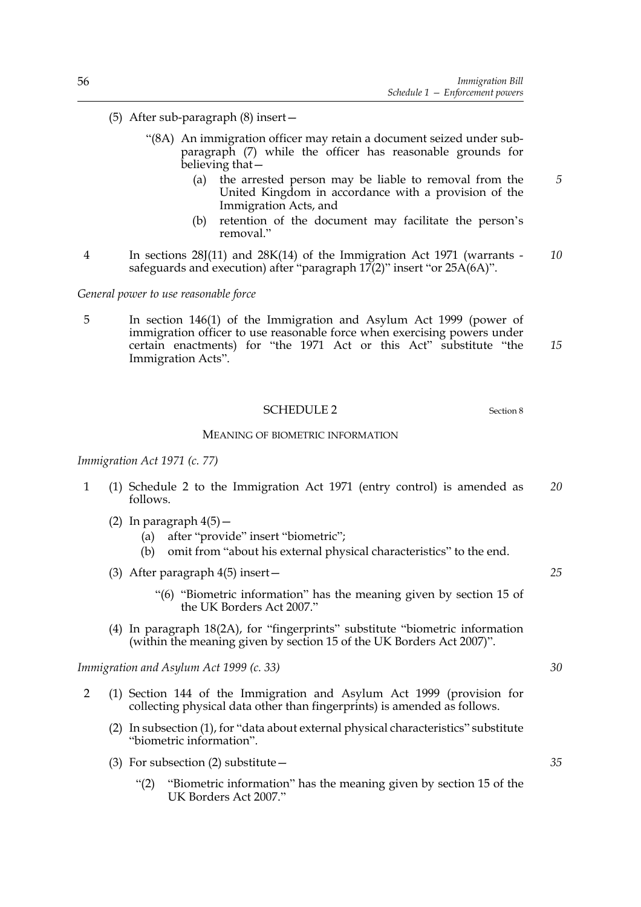(5) After sub-paragraph (8) insert—

"(8A) An immigration officer may retain a document seized under sub-paragraph (7) while the officer has reasonable grounds for believing that—

(a) the arrested person may be liable to removal from the United Kingdom in accordance with a provision of the Immigration Acts, and

(b) retention of the document may facilitate the person's removal."

4 In sections 28J(11) and 28K(14) of the Immigration Act 1971 (warrants - safeguards and execution) after "paragraph 17(2)" insert "or 25A(6A)".

*General power to use reasonable force*

5 In section 146(1) of the Immigration and Asylum Act 1999 (power of immigration officer to use reasonable force when exercising powers under certain enactments) for "the 1971 Act or this Act" substitute "the Immigration Acts".

## SCHEDULE 2

Section 8

### MEANING OF BIOMETRIC INFORMATION

*Immigration Act 1971 (c. 77)*

1 (1) Schedule 2 to the Immigration Act 1971 (entry control) is amended as follows.

(2) In paragraph 4(5)—

(a) after "provide" insert "biometric";

(b) omit from "about his external physical characteristics" to the end.

(3) After paragraph 4(5) insert—

"(6) "Biometric information" has the meaning given by section 15 of the UK Borders Act 2007."

(4) In paragraph 18(2A), for "fingerprints" substitute "biometric information (within the meaning given by section 15 of the UK Borders Act 2007)".

*Immigration and Asylum Act 1999 (c. 33)*

2 (1) Section 144 of the Immigration and Asylum Act 1999 (provision for collecting physical data other than fingerprints) is amended as follows.

(2) In subsection (1), for "data about external physical characteristics" substitute "biometric information".

(3) For subsection (2) substitute—

"(2) "Biometric information" has the meaning given by section 15 of the UK Borders Act 2007."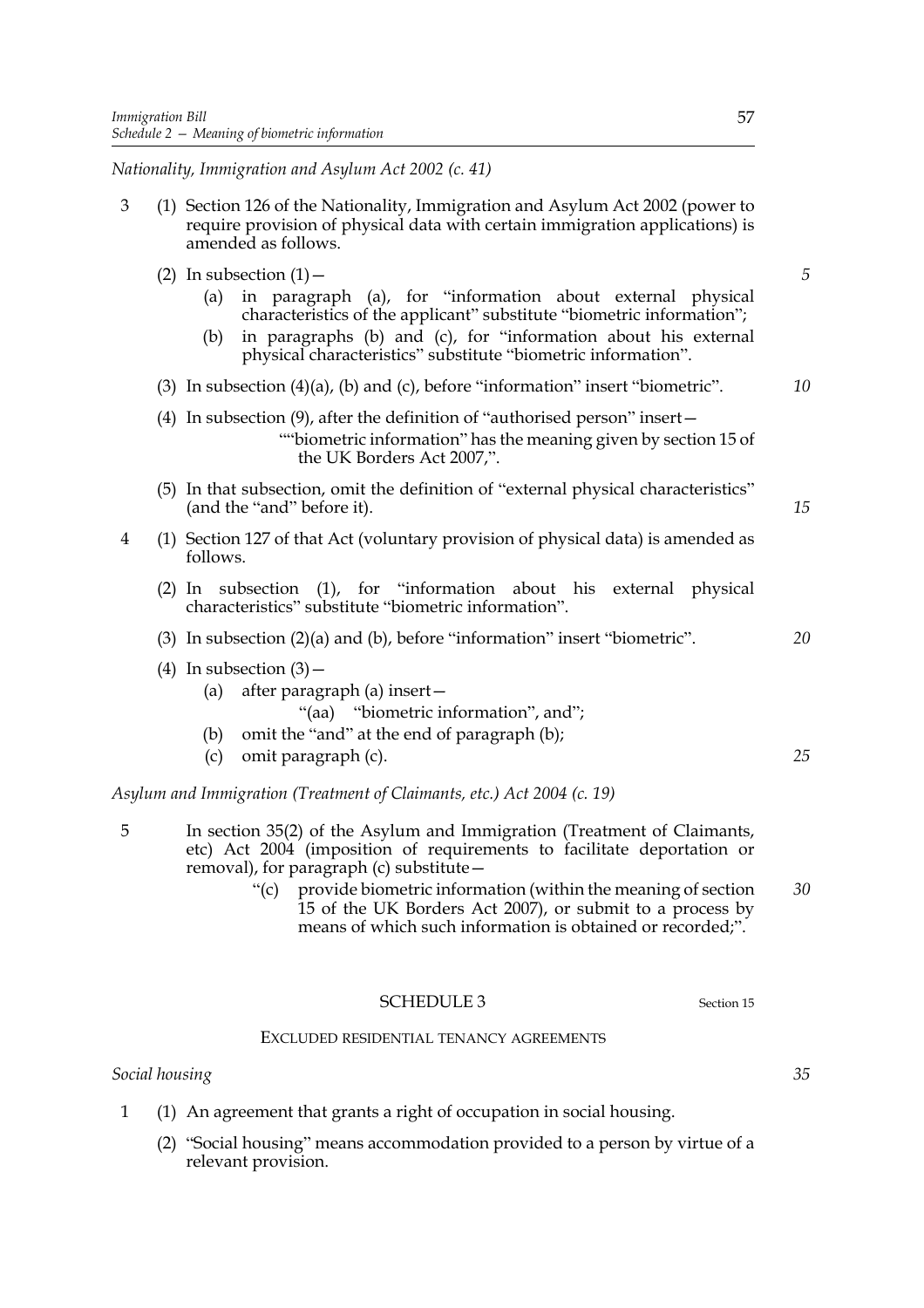*Nationality, Immigration and Asylum Act 2002 (c. 41)*

3 (1) Section 126 of the Nationality, Immigration and Asylum Act 2002 (power to require provision of physical data with certain immigration applications) is amended as follows.

(2) In subsection (1)—

(a) in paragraph (a), for "information about external physical characteristics of the applicant" substitute "biometric information";

(b) in paragraphs (b) and (c), for "information about his external physical characteristics" substitute "biometric information".

(3) In subsection (4)(a), (b) and (c), before "information" insert "biometric".

(4) In subsection (9), after the definition of "authorised person" insert—

""biometric information" has the meaning given by section 15 of the UK Borders Act 2007,".

(5) In that subsection, omit the definition of "external physical characteristics" (and the "and" before it).

4 (1) Section 127 of that Act (voluntary provision of physical data) is amended as follows.

(2) In subsection (1), for "information about his external physical characteristics" substitute "biometric information".

(3) In subsection (2)(a) and (b), before "information" insert "biometric".

(4) In subsection (3)—

(a) after paragraph (a) insert—

"(aa) "biometric information", and";

(b) omit the "and" at the end of paragraph (b);

(c) omit paragraph (c).

*Asylum and Immigration (Treatment of Claimants, etc.) Act 2004 (c. 19)*

5 In section 35(2) of the Asylum and Immigration (Treatment of Claimants, etc) Act 2004 (imposition of requirements to facilitate deportation or removal), for paragraph (c) substitute—

"(c) provide biometric information (within the meaning of section 15 of the UK Borders Act 2007), or submit to a process by means of which such information is obtained or recorded;".

## SCHEDULE 3

Section 15

### EXCLUDED RESIDENTIAL TENANCY AGREEMENTS

*Social housing*

1 (1) An agreement that grants a right of occupation in social housing.

(2) "Social housing" means accommodation provided to a person by virtue of a relevant provision.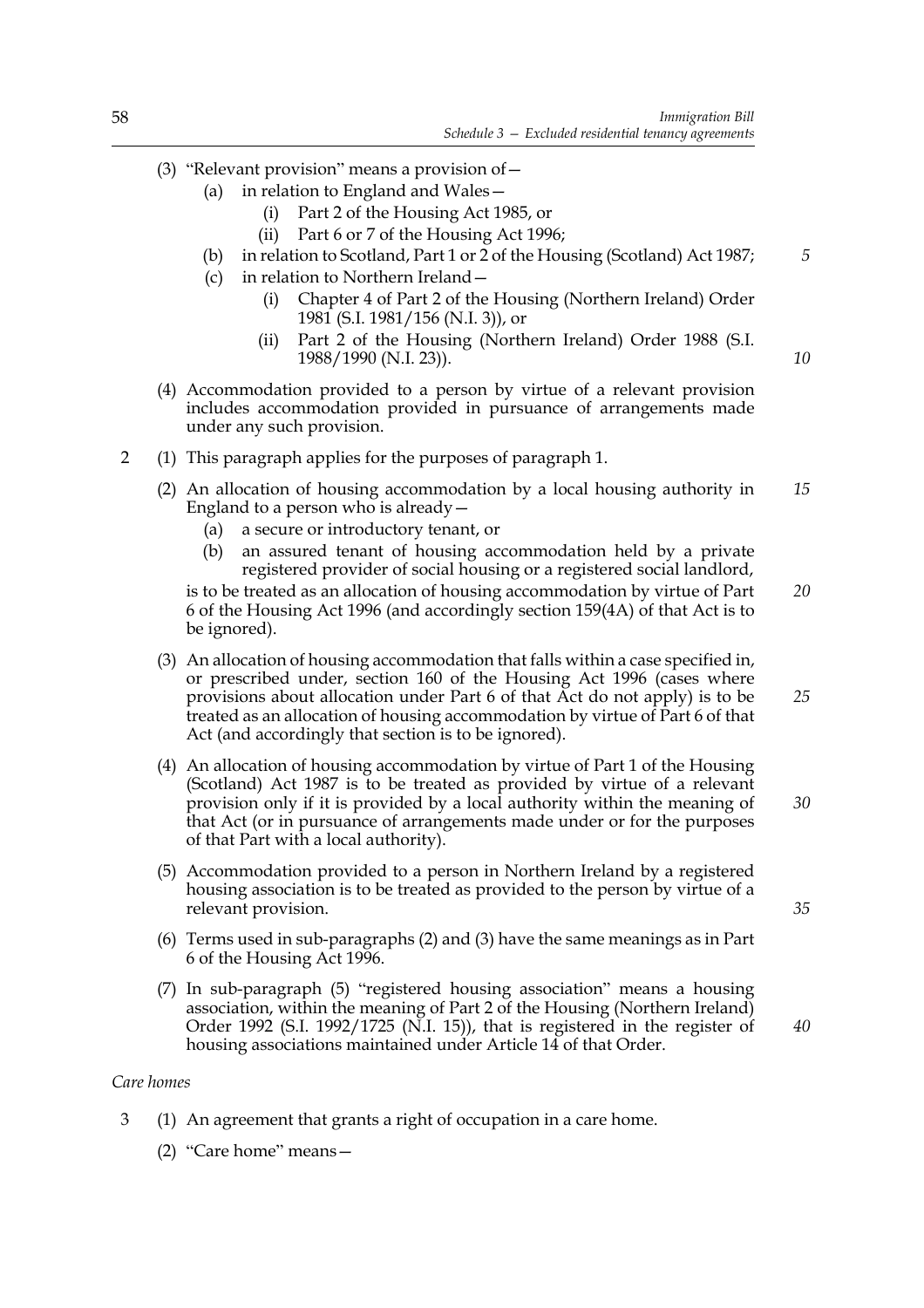(3) "Relevant provision" means a provision of—

(a) in relation to England and Wales—

(i) Part 2 of the Housing Act 1985, or

(ii) Part 6 or 7 of the Housing Act 1996;

(b) in relation to Scotland, Part 1 or 2 of the Housing (Scotland) Act 1987;

(c) in relation to Northern Ireland—

(i) Chapter 4 of Part 2 of the Housing (Northern Ireland) Order 1981 (S.I. 1981/156 (N.I. 3)), or

(ii) Part 2 of the Housing (Northern Ireland) Order 1988 (S.I. 1988/1990 (N.I. 23)).

(4) Accommodation provided to a person by virtue of a relevant provision includes accommodation provided in pursuance of arrangements made under any such provision.

2 (1) This paragraph applies for the purposes of paragraph 1.

(2) An allocation of housing accommodation by a local housing authority in England to a person who is already—

(a) a secure or introductory tenant, or

(b) an assured tenant of housing accommodation held by a private registered provider of social housing or a registered social landlord,

is to be treated as an allocation of housing accommodation by virtue of Part 6 of the Housing Act 1996 (and accordingly section 159(4A) of that Act is to be ignored).

(3) An allocation of housing accommodation that falls within a case specified in, or prescribed under, section 160 of the Housing Act 1996 (cases where provisions about allocation under Part 6 of that Act do not apply) is to be treated as an allocation of housing accommodation by virtue of Part 6 of that Act (and accordingly that section is to be ignored).

(4) An allocation of housing accommodation by virtue of Part 1 of the Housing (Scotland) Act 1987 is to be treated as provided by virtue of a relevant provision only if it is provided by a local authority within the meaning of that Act (or in pursuance of arrangements made under or for the purposes of that Part with a local authority).

(5) Accommodation provided to a person in Northern Ireland by a registered housing association is to be treated as provided to the person by virtue of a relevant provision.

(6) Terms used in sub-paragraphs (2) and (3) have the same meanings as in Part 6 of the Housing Act 1996.

(7) In sub-paragraph (5) "registered housing association" means a housing association, within the meaning of Part 2 of the Housing (Northern Ireland) Order 1992 (S.I. 1992/1725 (N.I. 15)), that is registered in the register of housing associations maintained under Article 14 of that Order.

*Care homes*

3 (1) An agreement that grants a right of occupation in a care home.

(2) "Care home" means—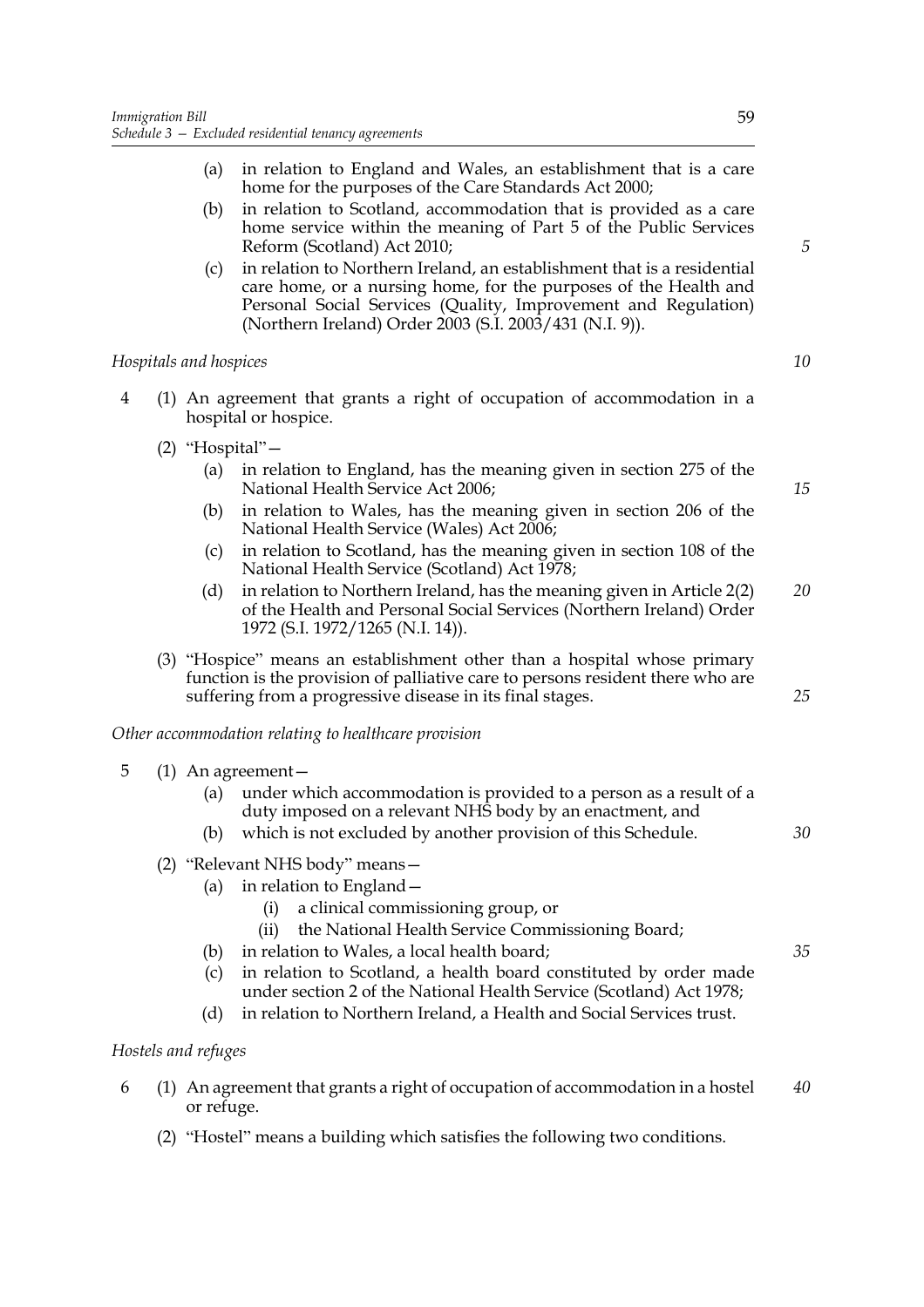(a) in relation to England and Wales, an establishment that is a care home for the purposes of the Care Standards Act 2000;

(b) in relation to Scotland, accommodation that is provided as a care home service within the meaning of Part 5 of the Public Services Reform (Scotland) Act 2010;

(c) in relation to Northern Ireland, an establishment that is a residential care home, or a nursing home, for the purposes of the Health and Personal Social Services (Quality, Improvement and Regulation) (Northern Ireland) Order 2003 (S.I. 2003/431 (N.I. 9)).

*Hospitals and hospices*

4 (1) An agreement that grants a right of occupation of accommodation in a hospital or hospice.

(2) "Hospital"—

(a) in relation to England, has the meaning given in section 275 of the National Health Service Act 2006;

(b) in relation to Wales, has the meaning given in section 206 of the National Health Service (Wales) Act 2006;

(c) in relation to Scotland, has the meaning given in section 108 of the National Health Service (Scotland) Act 1978;

(d) in relation to Northern Ireland, has the meaning given in Article 2(2) of the Health and Personal Social Services (Northern Ireland) Order 1972 (S.I. 1972/1265 (N.I. 14)).

(3) "Hospice" means an establishment other than a hospital whose primary function is the provision of palliative care to persons resident there who are suffering from a progressive disease in its final stages.

*Other accommodation relating to healthcare provision*

5 (1) An agreement—

(a) under which accommodation is provided to a person as a result of a duty imposed on a relevant NHS body by an enactment, and

(b) which is not excluded by another provision of this Schedule.

(2) "Relevant NHS body" means—

(a) in relation to England—

(i) a clinical commissioning group, or

(ii) the National Health Service Commissioning Board;

(b) in relation to Wales, a local health board;

(c) in relation to Scotland, a health board constituted by order made under section 2 of the National Health Service (Scotland) Act 1978;

(d) in relation to Northern Ireland, a Health and Social Services trust.

*Hostels and refuges*

6 (1) An agreement that grants a right of occupation of accommodation in a hostel or refuge.

(2) "Hostel" means a building which satisfies the following two conditions.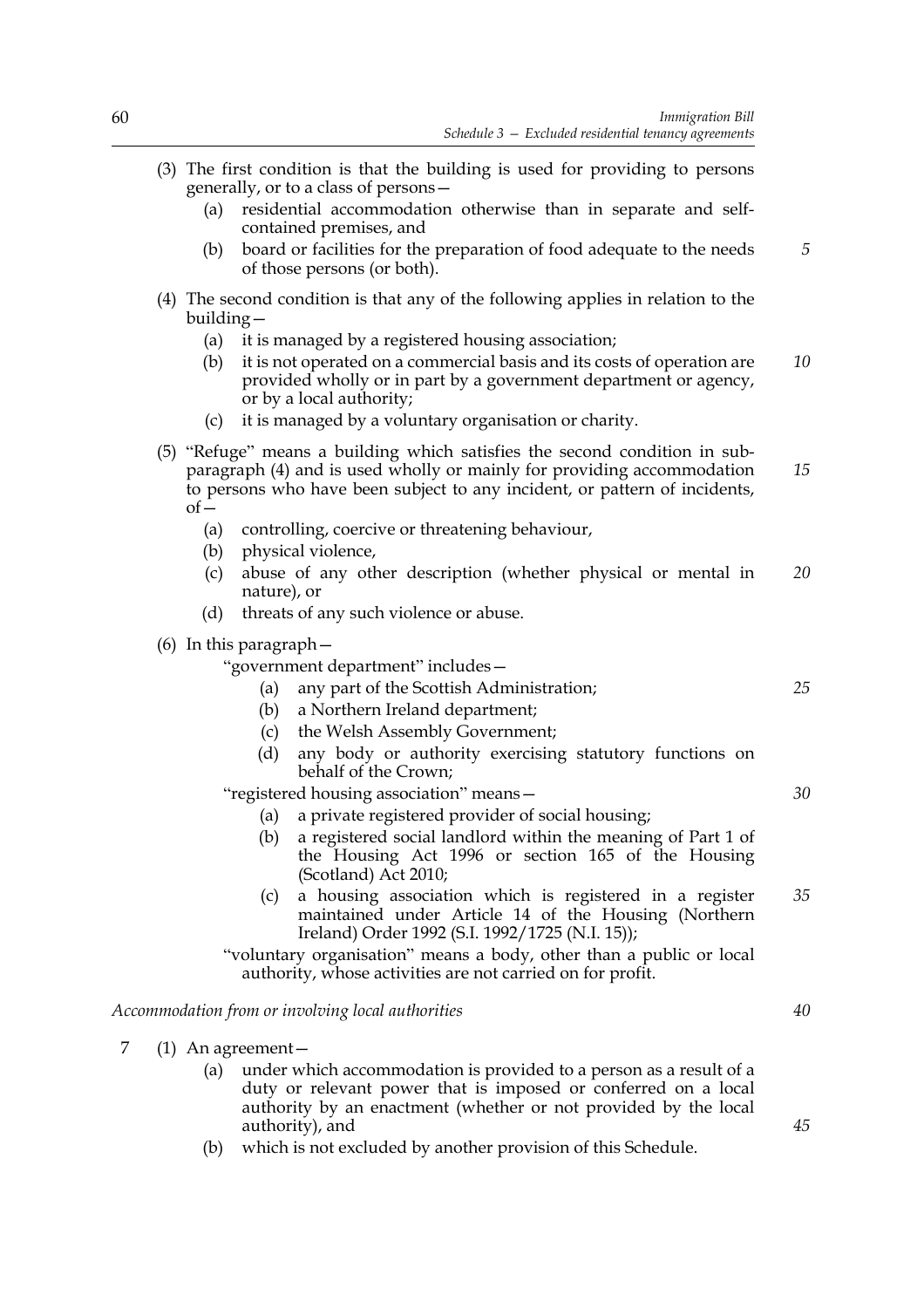(3) The first condition is that the building is used for providing to persons generally, or to a class of persons—

   (a) residential accommodation otherwise than in separate and self-contained premises, and

   (b) board or facilities for the preparation of food adequate to the needs of those persons (or both).

(4) The second condition is that any of the following applies in relation to the building—

   (a) it is managed by a registered housing association;

   (b) it is not operated on a commercial basis and its costs of operation are provided wholly or in part by a government department or agency, or by a local authority;

   (c) it is managed by a voluntary organisation or charity.

(5) "Refuge" means a building which satisfies the second condition in sub-paragraph (4) and is used wholly or mainly for providing accommodation to persons who have been subject to any incident, or pattern of incidents, of—

   (a) controlling, coercive or threatening behaviour,

   (b) physical violence,

   (c) abuse of any other description (whether physical or mental in nature), or

   (d) threats of any such violence or abuse.

(6) In this paragraph—

"government department" includes—

   (a) any part of the Scottish Administration;

   (b) a Northern Ireland department;

   (c) the Welsh Assembly Government;

   (d) any body or authority exercising statutory functions on behalf of the Crown;

"registered housing association" means—

   (a) a private registered provider of social housing;

   (b) a registered social landlord within the meaning of Part 1 of the Housing Act 1996 or section 165 of the Housing (Scotland) Act 2010;

   (c) a housing association which is registered in a register maintained under Article 14 of the Housing (Northern Ireland) Order 1992 (S.I. 1992/1725 (N.I. 15));

"voluntary organisation" means a body, other than a public or local authority, whose activities are not carried on for profit.

*Accommodation from or involving local authorities*

7 (1) An agreement—

   (a) under which accommodation is provided to a person as a result of a duty or relevant power that is imposed or conferred on a local authority by an enactment (whether or not provided by the local authority), and

   (b) which is not excluded by another provision of this Schedule.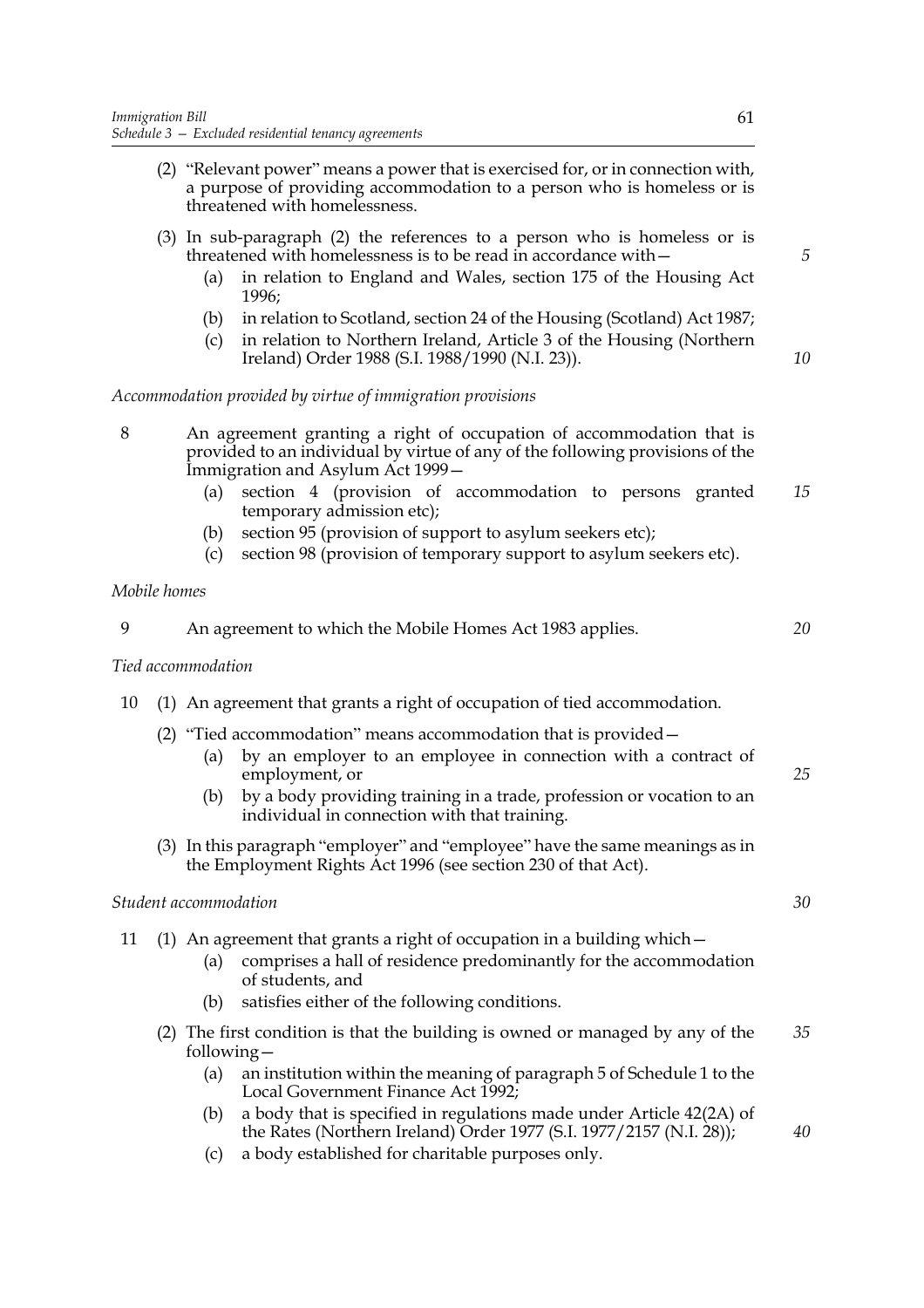(2) "Relevant power" means a power that is exercised for, or in connection with, a purpose of providing accommodation to a person who is homeless or is threatened with homelessness.

(3) In sub-paragraph (2) the references to a person who is homeless or is threatened with homelessness is to be read in accordance with—

(a) in relation to England and Wales, section 175 of the Housing Act 1996;

(b) in relation to Scotland, section 24 of the Housing (Scotland) Act 1987;

(c) in relation to Northern Ireland, Article 3 of the Housing (Northern Ireland) Order 1988 (S.I. 1988/1990 (N.I. 23)).

*Accommodation provided by virtue of immigration provisions*

8 An agreement granting a right of occupation of accommodation that is provided to an individual by virtue of any of the following provisions of the Immigration and Asylum Act 1999—

(a) section 4 (provision of accommodation to persons granted temporary admission etc);

(b) section 95 (provision of support to asylum seekers etc);

(c) section 98 (provision of temporary support to asylum seekers etc).

*Mobile homes*

9 An agreement to which the Mobile Homes Act 1983 applies.

*Tied accommodation*

10 (1) An agreement that grants a right of occupation of tied accommodation.

(2) "Tied accommodation" means accommodation that is provided—

(a) by an employer to an employee in connection with a contract of employment, or

(b) by a body providing training in a trade, profession or vocation to an individual in connection with that training.

(3) In this paragraph "employer" and "employee" have the same meanings as in the Employment Rights Act 1996 (see section 230 of that Act).

*Student accommodation*

11 (1) An agreement that grants a right of occupation in a building which—

(a) comprises a hall of residence predominantly for the accommodation of students, and

(b) satisfies either of the following conditions.

(2) The first condition is that the building is owned or managed by any of the following—

(a) an institution within the meaning of paragraph 5 of Schedule 1 to the Local Government Finance Act 1992;

(b) a body that is specified in regulations made under Article 42(2A) of the Rates (Northern Ireland) Order 1977 (S.I. 1977/2157 (N.I. 28));

(c) a body established for charitable purposes only.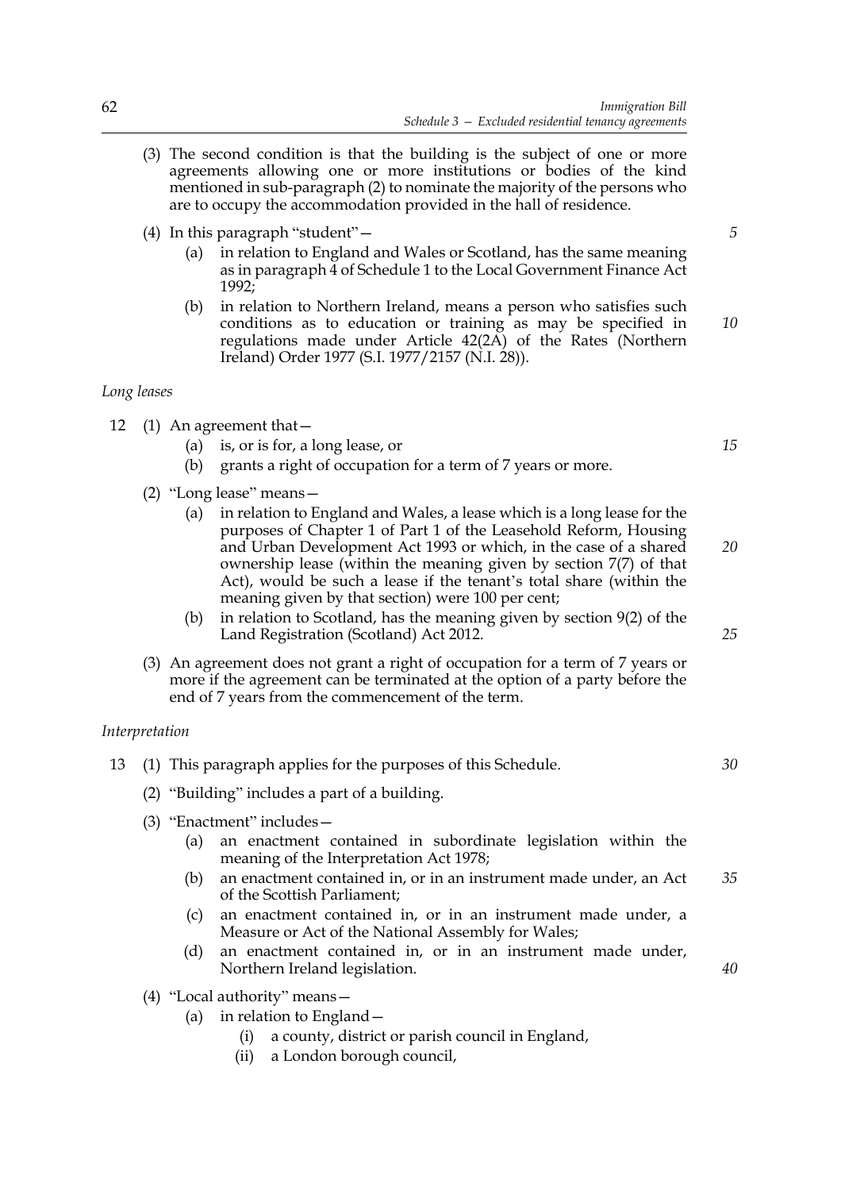(3) The second condition is that the building is the subject of one or more agreements allowing one or more institutions or bodies of the kind mentioned in sub-paragraph (2) to nominate the majority of the persons who are to occupy the accommodation provided in the hall of residence.

(4) In this paragraph "student"—

- (a) in relation to England and Wales or Scotland, has the same meaning as in paragraph 4 of Schedule 1 to the Local Government Finance Act 1992;
- (b) in relation to Northern Ireland, means a person who satisfies such conditions as to education or training as may be specified in regulations made under Article 42(2A) of the Rates (Northern Ireland) Order 1977 (S.I. 1977/2157 (N.I. 28)).

*Long leases*

12 (1) An agreement that—

- (a) is, or is for, a long lease, or
- (b) grants a right of occupation for a term of 7 years or more.

(2) "Long lease" means—

- (a) in relation to England and Wales, a lease which is a long lease for the purposes of Chapter 1 of Part 1 of the Leasehold Reform, Housing and Urban Development Act 1993 or which, in the case of a shared ownership lease (within the meaning given by section 7(7) of that Act), would be such a lease if the tenant's total share (within the meaning given by that section) were 100 per cent;
- (b) in relation to Scotland, has the meaning given by section 9(2) of the Land Registration (Scotland) Act 2012.

(3) An agreement does not grant a right of occupation for a term of 7 years or more if the agreement can be terminated at the option of a party before the end of 7 years from the commencement of the term.

*Interpretation*

13 (1) This paragraph applies for the purposes of this Schedule.

(2) "Building" includes a part of a building.

(3) "Enactment" includes—

- (a) an enactment contained in subordinate legislation within the meaning of the Interpretation Act 1978;
- (b) an enactment contained in, or in an instrument made under, an Act of the Scottish Parliament;
- (c) an enactment contained in, or in an instrument made under, a Measure or Act of the National Assembly for Wales;
- (d) an enactment contained in, or in an instrument made under, Northern Ireland legislation.

(4) "Local authority" means—

- (a) in relation to England—
  - (i) a county, district or parish council in England,
  - (ii) a London borough council,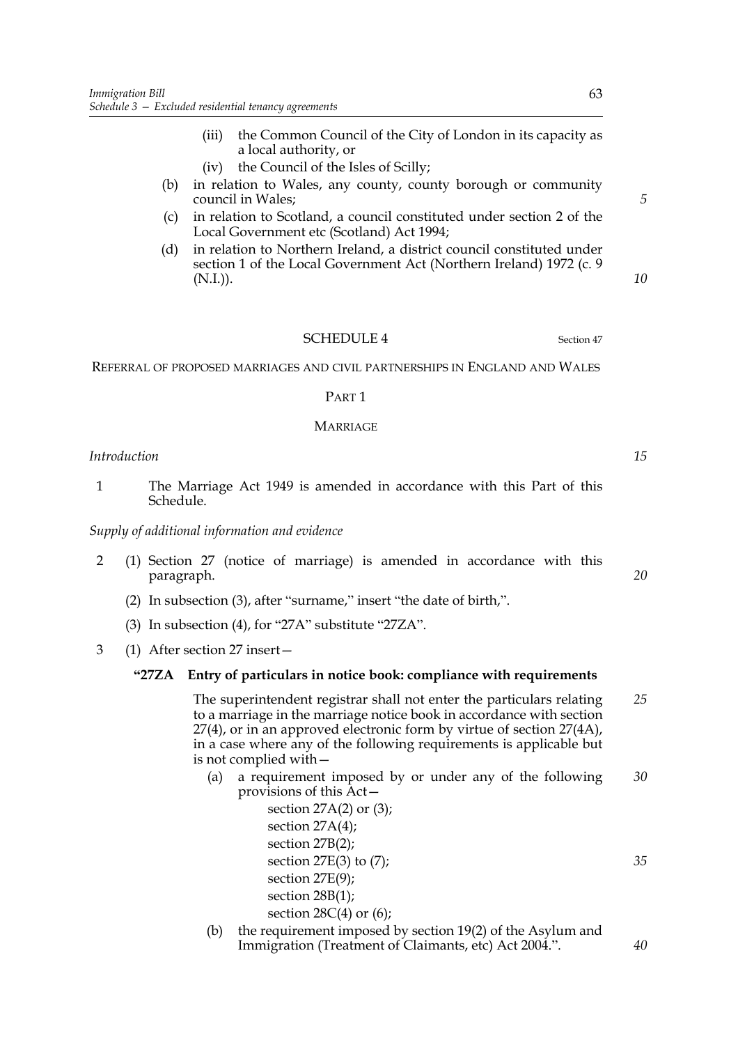(iii) the Common Council of the City of London in its capacity as a local authority, or

(iv) the Council of the Isles of Scilly;

(b) in relation to Wales, any county, county borough or community council in Wales;

(c) in relation to Scotland, a council constituted under section 2 of the Local Government etc (Scotland) Act 1994;

(d) in relation to Northern Ireland, a district council constituted under section 1 of the Local Government Act (Northern Ireland) 1972 (c. 9 (N.I.)).

## SCHEDULE 4

Section 47

### REFERRAL OF PROPOSED MARRIAGES AND CIVIL PARTNERSHIPS IN ENGLAND AND WALES

#### PART 1

#### MARRIAGE

*Introduction*

1 The Marriage Act 1949 is amended in accordance with this Part of this Schedule.

*Supply of additional information and evidence*

2 (1) Section 27 (notice of marriage) is amended in accordance with this paragraph.

(2) In subsection (3), after "surname," insert "the date of birth,".

(3) In subsection (4), for "27A" substitute "27ZA".

3 (1) After section 27 insert—

**"27ZA Entry of particulars in notice book: compliance with requirements**

The superintendent registrar shall not enter the particulars relating to a marriage in the marriage notice book in accordance with section 27(4), or in an approved electronic form by virtue of section 27(4A), in a case where any of the following requirements is applicable but is not complied with—

(a) a requirement imposed by or under any of the following provisions of this Act—

section 27A(2) or (3);
section 27A(4);
section 27B(2);
section 27E(3) to (7);
section 27E(9);
section 28B(1);
section 28C(4) or (6);

(b) the requirement imposed by section 19(2) of the Asylum and Immigration (Treatment of Claimants, etc) Act 2004.".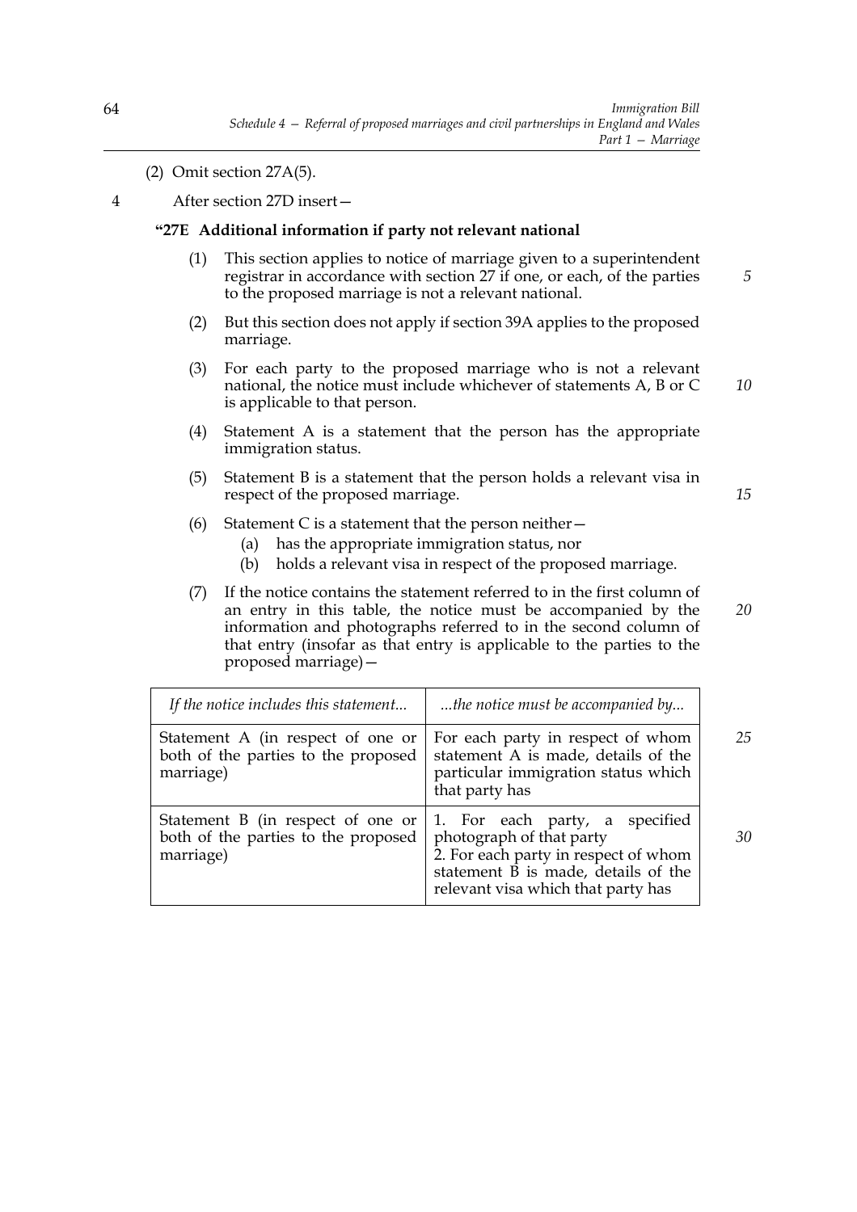(2) Omit section 27A(5).

4 After section 27D insert—

**"27E Additional information if party not relevant national**

(1) This section applies to notice of marriage given to a superintendent registrar in accordance with section 27 if one, or each, of the parties to the proposed marriage is not a relevant national.

(2) But this section does not apply if section 39A applies to the proposed marriage.

(3) For each party to the proposed marriage who is not a relevant national, the notice must include whichever of statements A, B or C is applicable to that person.

(4) Statement A is a statement that the person has the appropriate immigration status.

(5) Statement B is a statement that the person holds a relevant visa in respect of the proposed marriage.

(6) Statement C is a statement that the person neither—

(a) has the appropriate immigration status, nor

(b) holds a relevant visa in respect of the proposed marriage.

(7) If the notice contains the statement referred to in the first column of an entry in this table, the notice must be accompanied by the information and photographs referred to in the second column of that entry (insofar as that entry is applicable to the parties to the proposed marriage)—

| *If the notice includes this statement...* | *...the notice must be accompanied by...* |
|---|---|
| Statement A (in respect of one or both of the parties to the proposed marriage) | For each party in respect of whom statement A is made, details of the particular immigration status which that party has |
| Statement B (in respect of one or both of the parties to the proposed marriage) | 1. For each party, a specified photograph of that party<br>2. For each party in respect of whom statement B is made, details of the relevant visa which that party has |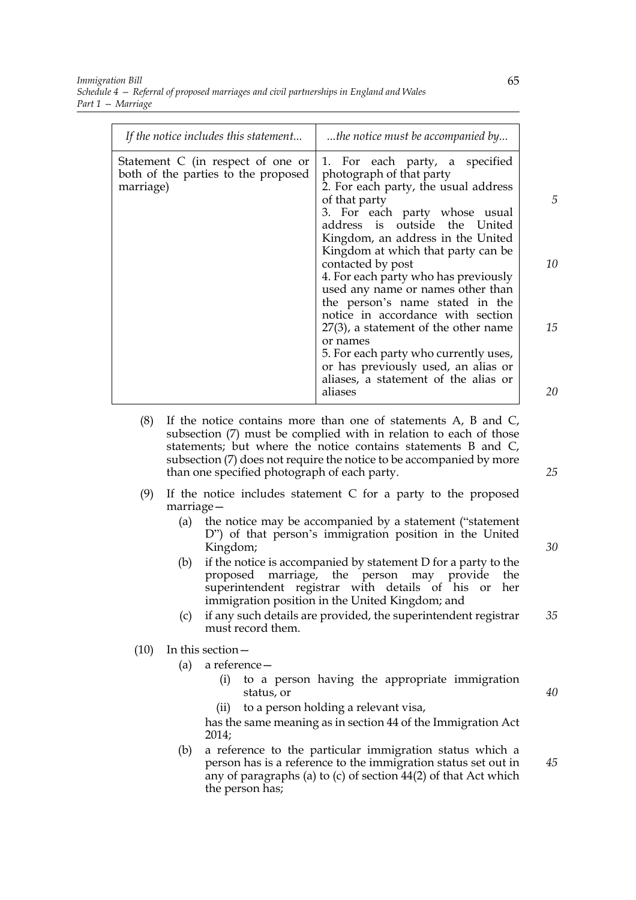| *If the notice includes this statement...* | *...the notice must be accompanied by...* |
|---|---|
| Statement C (in respect of one or both of the parties to the proposed marriage) | 1. For each party, a specified photograph of that party<br>2. For each party, the usual address of that party<br>3. For each party whose usual address is outside the United Kingdom, an address in the United Kingdom at which that party can be contacted by post<br>4. For each party who has previously used any name or names other than the person's name stated in the notice in accordance with section 27(3), a statement of the other name or names<br>5. For each party who currently uses, or has previously used, an alias or aliases, a statement of the alias or aliases |

(8) If the notice contains more than one of statements A, B and C, subsection (7) must be complied with in relation to each of those statements; but where the notice contains statements B and C, subsection (7) does not require the notice to be accompanied by more than one specified photograph of each party.

(9) If the notice includes statement C for a party to the proposed marriage—

- (a) the notice may be accompanied by a statement ("statement D") of that person's immigration position in the United Kingdom;
- (b) if the notice is accompanied by statement D for a party to the proposed marriage, the person may provide the superintendent registrar with details of his or her immigration position in the United Kingdom; and
- (c) if any such details are provided, the superintendent registrar must record them.

(10) In this section—

- (a) a reference—
  - (i) to a person having the appropriate immigration status, or
  - (ii) to a person holding a relevant visa,

  has the same meaning as in section 44 of the Immigration Act 2014;
- (b) a reference to the particular immigration status which a person has is a reference to the immigration status set out in any of paragraphs (a) to (c) of section 44(2) of that Act which the person has;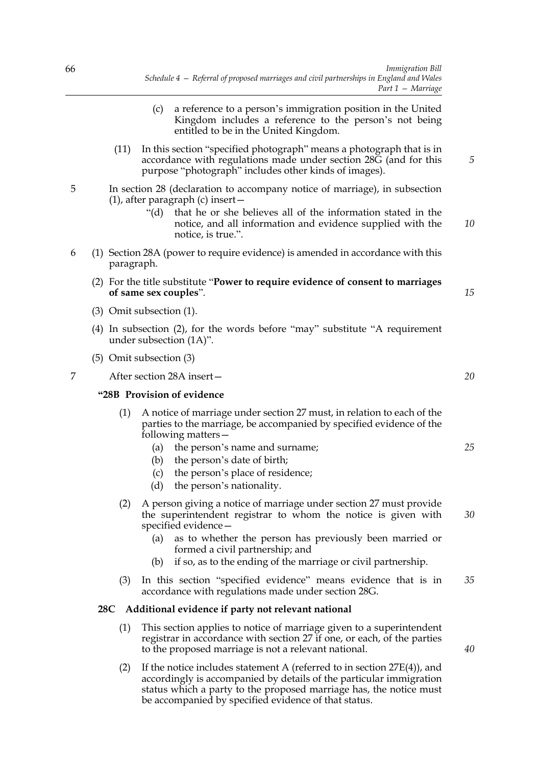(c) a reference to a person's immigration position in the United Kingdom includes a reference to the person's not being entitled to be in the United Kingdom.

(11) In this section "specified photograph" means a photograph that is in accordance with regulations made under section 28G (and for this purpose "photograph" includes other kinds of images).

5 In section 28 (declaration to accompany notice of marriage), in subsection (1), after paragraph (c) insert—

"(d) that he or she believes all of the information stated in the notice, and all information and evidence supplied with the notice, is true.".

6 (1) Section 28A (power to require evidence) is amended in accordance with this paragraph.

(2) For the title substitute "**Power to require evidence of consent to marriages of same sex couples**".

(3) Omit subsection (1).

(4) In subsection (2), for the words before "may" substitute "A requirement under subsection (1A)".

(5) Omit subsection (3)

7 After section 28A insert—

**"28B Provision of evidence**

(1) A notice of marriage under section 27 must, in relation to each of the parties to the marriage, be accompanied by specified evidence of the following matters—

(a) the person's name and surname;

(b) the person's date of birth;

(c) the person's place of residence;

(d) the person's nationality.

(2) A person giving a notice of marriage under section 27 must provide the superintendent registrar to whom the notice is given with specified evidence—

(a) as to whether the person has previously been married or formed a civil partnership; and

(b) if so, as to the ending of the marriage or civil partnership.

(3) In this section "specified evidence" means evidence that is in accordance with regulations made under section 28G.

**28C Additional evidence if party not relevant national**

(1) This section applies to notice of marriage given to a superintendent registrar in accordance with section 27 if one, or each, of the parties to the proposed marriage is not a relevant national.

(2) If the notice includes statement A (referred to in section 27E(4)), and accordingly is accompanied by details of the particular immigration status which a party to the proposed marriage has, the notice must be accompanied by specified evidence of that status.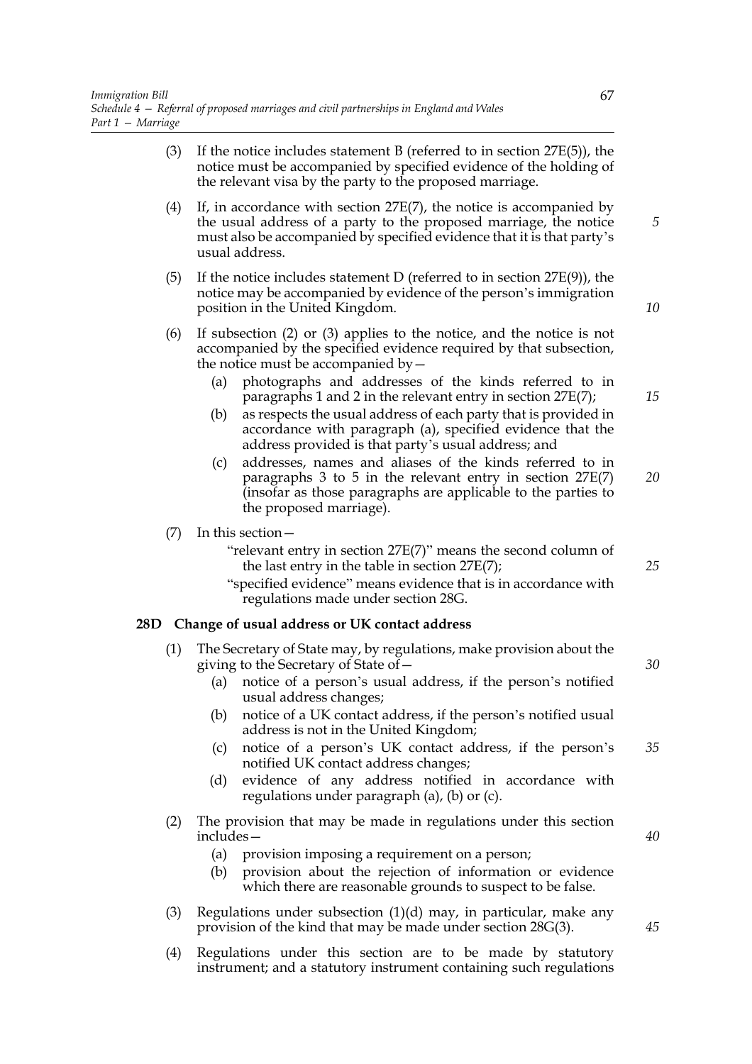(3) If the notice includes statement B (referred to in section 27E(5)), the notice must be accompanied by specified evidence of the holding of the relevant visa by the party to the proposed marriage.

(4) If, in accordance with section 27E(7), the notice is accompanied by the usual address of a party to the proposed marriage, the notice must also be accompanied by specified evidence that it is that party's usual address.

(5) If the notice includes statement D (referred to in section 27E(9)), the notice may be accompanied by evidence of the person's immigration position in the United Kingdom.

(6) If subsection (2) or (3) applies to the notice, and the notice is not accompanied by the specified evidence required by that subsection, the notice must be accompanied by—

- (a) photographs and addresses of the kinds referred to in paragraphs 1 and 2 in the relevant entry in section 27E(7);
- (b) as respects the usual address of each party that is provided in accordance with paragraph (a), specified evidence that the address provided is that party's usual address; and
- (c) addresses, names and aliases of the kinds referred to in paragraphs 3 to 5 in the relevant entry in section 27E(7) (insofar as those paragraphs are applicable to the parties to the proposed marriage).

(7) In this section—

"relevant entry in section 27E(7)" means the second column of the last entry in the table in section 27E(7);

"specified evidence" means evidence that is in accordance with regulations made under section 28G.

### 28D Change of usual address or UK contact address

(1) The Secretary of State may, by regulations, make provision about the giving to the Secretary of State of—

- (a) notice of a person's usual address, if the person's notified usual address changes;
- (b) notice of a UK contact address, if the person's notified usual address is not in the United Kingdom;
- (c) notice of a person's UK contact address, if the person's notified UK contact address changes;
- (d) evidence of any address notified in accordance with regulations under paragraph (a), (b) or (c).

(2) The provision that may be made in regulations under this section includes—

- (a) provision imposing a requirement on a person;
- (b) provision about the rejection of information or evidence which there are reasonable grounds to suspect to be false.

(3) Regulations under subsection (1)(d) may, in particular, make any provision of the kind that may be made under section 28G(3).

(4) Regulations under this section are to be made by statutory instrument; and a statutory instrument containing such regulations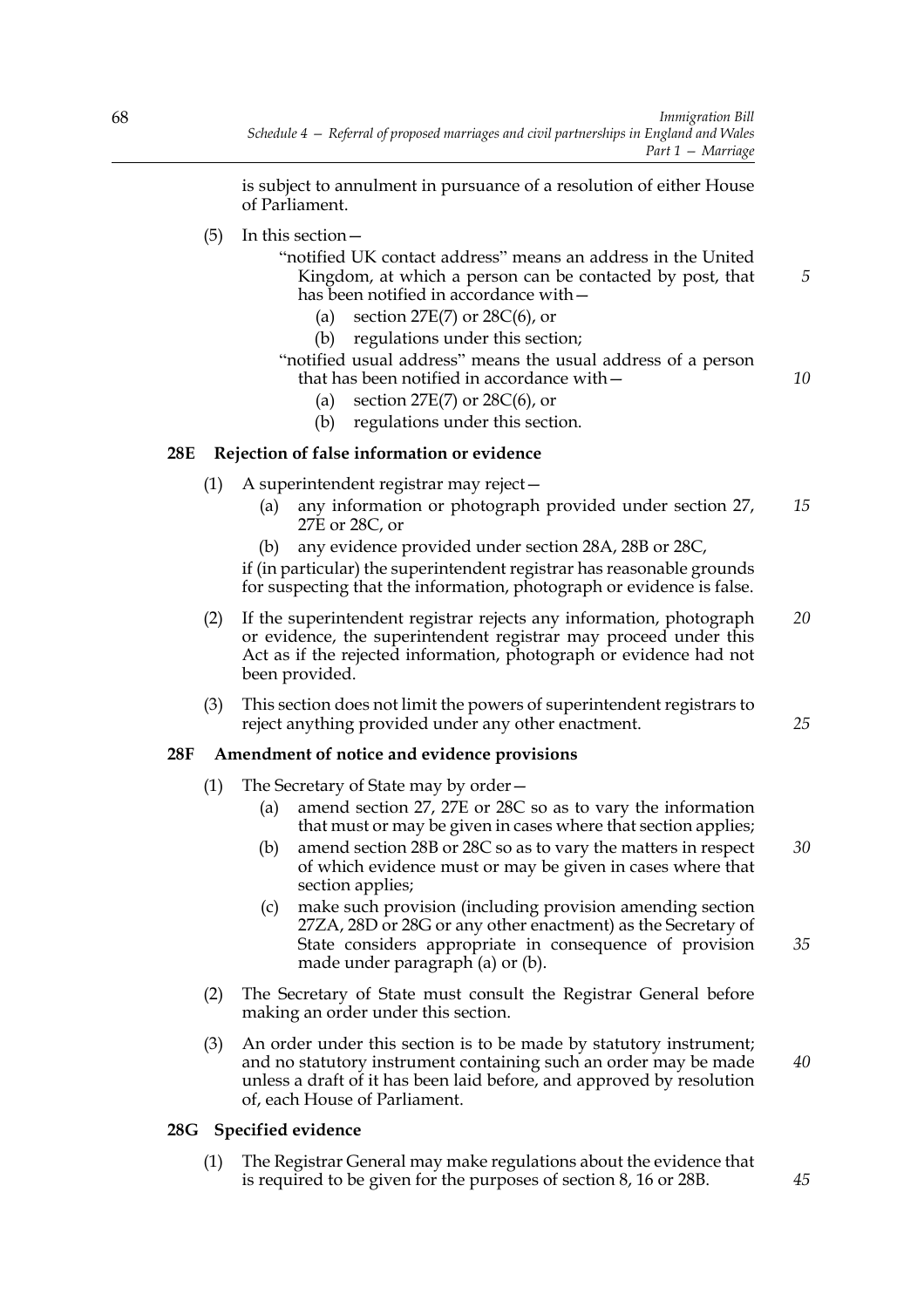is subject to annulment in pursuance of a resolution of either House of Parliament.

(5) In this section—

"notified UK contact address" means an address in the United Kingdom, at which a person can be contacted by post, that has been notified in accordance with—

(a) section 27E(7) or 28C(6), or

(b) regulations under this section;

"notified usual address" means the usual address of a person that has been notified in accordance with—

(a) section 27E(7) or 28C(6), or

(b) regulations under this section.

### 28E Rejection of false information or evidence

(1) A superintendent registrar may reject—

(a) any information or photograph provided under section 27, 27E or 28C, or

(b) any evidence provided under section 28A, 28B or 28C,

if (in particular) the superintendent registrar has reasonable grounds for suspecting that the information, photograph or evidence is false.

(2) If the superintendent registrar rejects any information, photograph or evidence, the superintendent registrar may proceed under this Act as if the rejected information, photograph or evidence had not been provided.

(3) This section does not limit the powers of superintendent registrars to reject anything provided under any other enactment.

### 28F Amendment of notice and evidence provisions

(1) The Secretary of State may by order—

(a) amend section 27, 27E or 28C so as to vary the information that must or may be given in cases where that section applies;

(b) amend section 28B or 28C so as to vary the matters in respect of which evidence must or may be given in cases where that section applies;

(c) make such provision (including provision amending section 27ZA, 28D or 28G or any other enactment) as the Secretary of State considers appropriate in consequence of provision made under paragraph (a) or (b).

(2) The Secretary of State must consult the Registrar General before making an order under this section.

(3) An order under this section is to be made by statutory instrument; and no statutory instrument containing such an order may be made unless a draft of it has been laid before, and approved by resolution of, each House of Parliament.

### 28G Specified evidence

(1) The Registrar General may make regulations about the evidence that is required to be given for the purposes of section 8, 16 or 28B.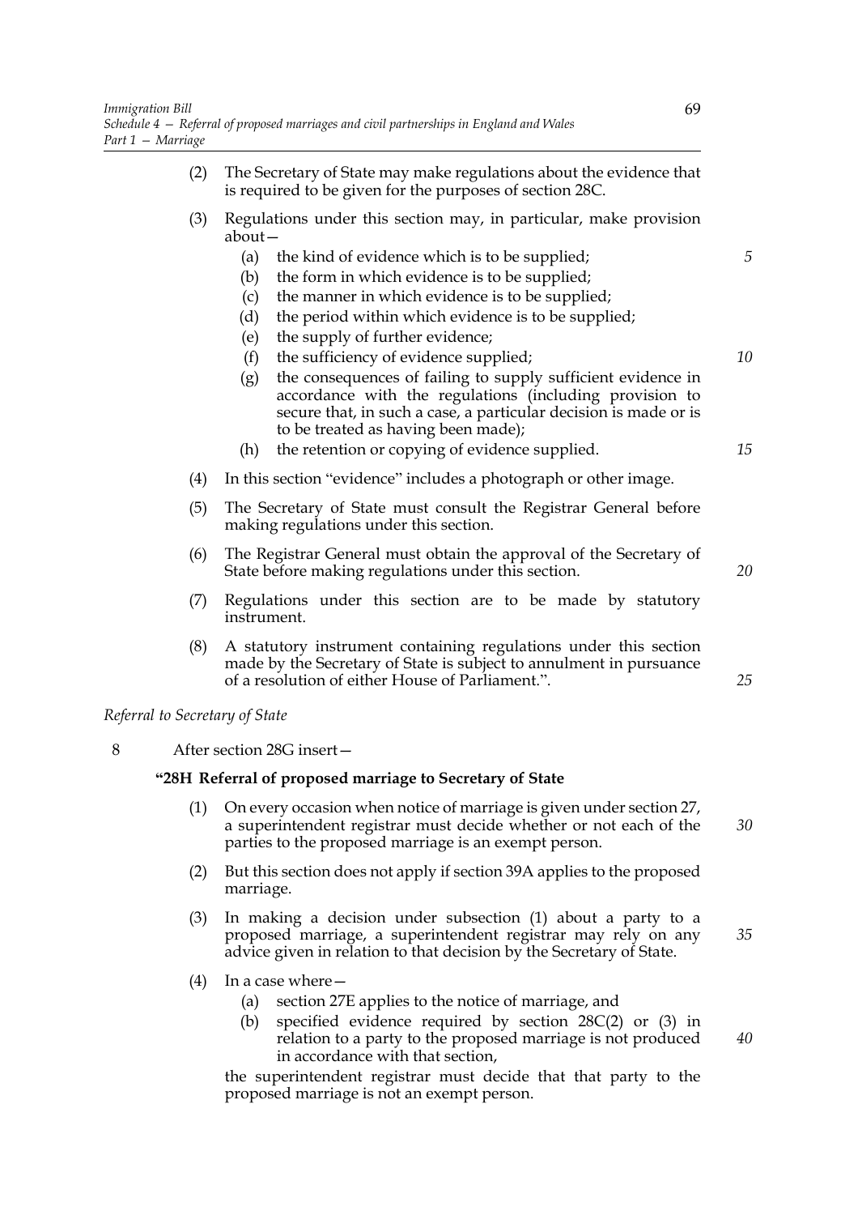(2) The Secretary of State may make regulations about the evidence that is required to be given for the purposes of section 28C.

(3) Regulations under this section may, in particular, make provision about—

- (a) the kind of evidence which is to be supplied;
- (b) the form in which evidence is to be supplied;
- (c) the manner in which evidence is to be supplied;
- (d) the period within which evidence is to be supplied;
- (e) the supply of further evidence;
- (f) the sufficiency of evidence supplied;
- (g) the consequences of failing to supply sufficient evidence in accordance with the regulations (including provision to secure that, in such a case, a particular decision is made or is to be treated as having been made);
- (h) the retention or copying of evidence supplied.

(4) In this section "evidence" includes a photograph or other image.

(5) The Secretary of State must consult the Registrar General before making regulations under this section.

(6) The Registrar General must obtain the approval of the Secretary of State before making regulations under this section.

(7) Regulations under this section are to be made by statutory instrument.

(8) A statutory instrument containing regulations under this section made by the Secretary of State is subject to annulment in pursuance of a resolution of either House of Parliament.".

*Referral to Secretary of State*

8 After section 28G insert—

**"28H Referral of proposed marriage to Secretary of State**

(1) On every occasion when notice of marriage is given under section 27, a superintendent registrar must decide whether or not each of the parties to the proposed marriage is an exempt person.

(2) But this section does not apply if section 39A applies to the proposed marriage.

(3) In making a decision under subsection (1) about a party to a proposed marriage, a superintendent registrar may rely on any advice given in relation to that decision by the Secretary of State.

(4) In a case where—

- (a) section 27E applies to the notice of marriage, and
- (b) specified evidence required by section 28C(2) or (3) in relation to a party to the proposed marriage is not produced in accordance with that section,

the superintendent registrar must decide that that party to the proposed marriage is not an exempt person.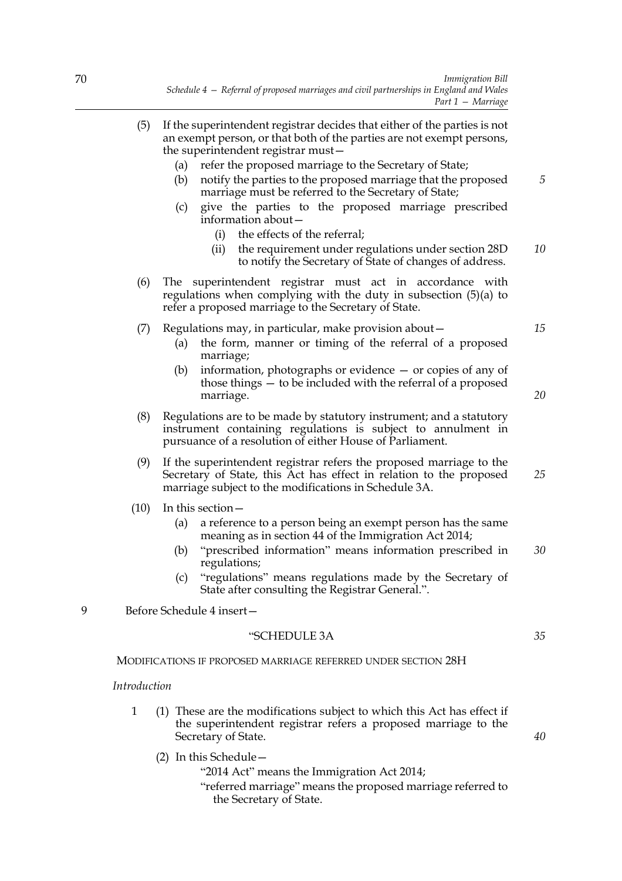(5) If the superintendent registrar decides that either of the parties is not an exempt person, or that both of the parties are not exempt persons, the superintendent registrar must—

  (a) refer the proposed marriage to the Secretary of State;

  (b) notify the parties to the proposed marriage that the proposed marriage must be referred to the Secretary of State;

  (c) give the parties to the proposed marriage prescribed information about—

    (i) the effects of the referral;

    (ii) the requirement under regulations under section 28D to notify the Secretary of State of changes of address.

(6) The superintendent registrar must act in accordance with regulations when complying with the duty in subsection (5)(a) to refer a proposed marriage to the Secretary of State.

(7) Regulations may, in particular, make provision about—

  (a) the form, manner or timing of the referral of a proposed marriage;

  (b) information, photographs or evidence — or copies of any of those things — to be included with the referral of a proposed marriage.

(8) Regulations are to be made by statutory instrument; and a statutory instrument containing regulations is subject to annulment in pursuance of a resolution of either House of Parliament.

(9) If the superintendent registrar refers the proposed marriage to the Secretary of State, this Act has effect in relation to the proposed marriage subject to the modifications in Schedule 3A.

(10) In this section—

  (a) a reference to a person being an exempt person has the same meaning as in section 44 of the Immigration Act 2014;

  (b) "prescribed information" means information prescribed in regulations;

  (c) "regulations" means regulations made by the Secretary of State after consulting the Registrar General.".

9 Before Schedule 4 insert—

"SCHEDULE 3A

MODIFICATIONS IF PROPOSED MARRIAGE REFERRED UNDER SECTION 28H

*Introduction*

1 (1) These are the modifications subject to which this Act has effect if the superintendent registrar refers a proposed marriage to the Secretary of State.

(2) In this Schedule—

"2014 Act" means the Immigration Act 2014;

"referred marriage" means the proposed marriage referred to the Secretary of State.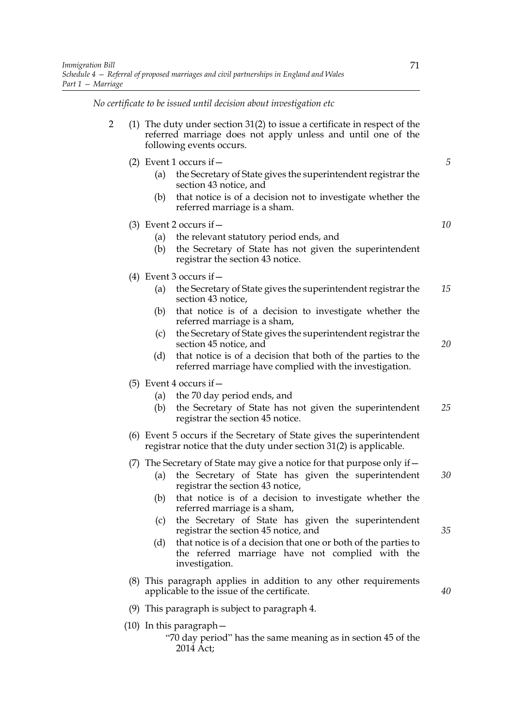*No certificate to be issued until decision about investigation etc*

2 (1) The duty under section 31(2) to issue a certificate in respect of the referred marriage does not apply unless and until one of the following events occurs.

(2) Event 1 occurs if—

(a) the Secretary of State gives the superintendent registrar the section 43 notice, and

(b) that notice is of a decision not to investigate whether the referred marriage is a sham.

(3) Event 2 occurs if—

(a) the relevant statutory period ends, and

(b) the Secretary of State has not given the superintendent registrar the section 43 notice.

(4) Event 3 occurs if—

(a) the Secretary of State gives the superintendent registrar the section 43 notice,

(b) that notice is of a decision to investigate whether the referred marriage is a sham,

(c) the Secretary of State gives the superintendent registrar the section 45 notice, and

(d) that notice is of a decision that both of the parties to the referred marriage have complied with the investigation.

(5) Event 4 occurs if—

(a) the 70 day period ends, and

(b) the Secretary of State has not given the superintendent registrar the section 45 notice.

(6) Event 5 occurs if the Secretary of State gives the superintendent registrar notice that the duty under section 31(2) is applicable.

(7) The Secretary of State may give a notice for that purpose only if—

(a) the Secretary of State has given the superintendent registrar the section 43 notice,

(b) that notice is of a decision to investigate whether the referred marriage is a sham,

(c) the Secretary of State has given the superintendent registrar the section 45 notice, and

(d) that notice is of a decision that one or both of the parties to the referred marriage have not complied with the investigation.

(8) This paragraph applies in addition to any other requirements applicable to the issue of the certificate.

(9) This paragraph is subject to paragraph 4.

(10) In this paragraph—

"70 day period" has the same meaning as in section 45 of the 2014 Act;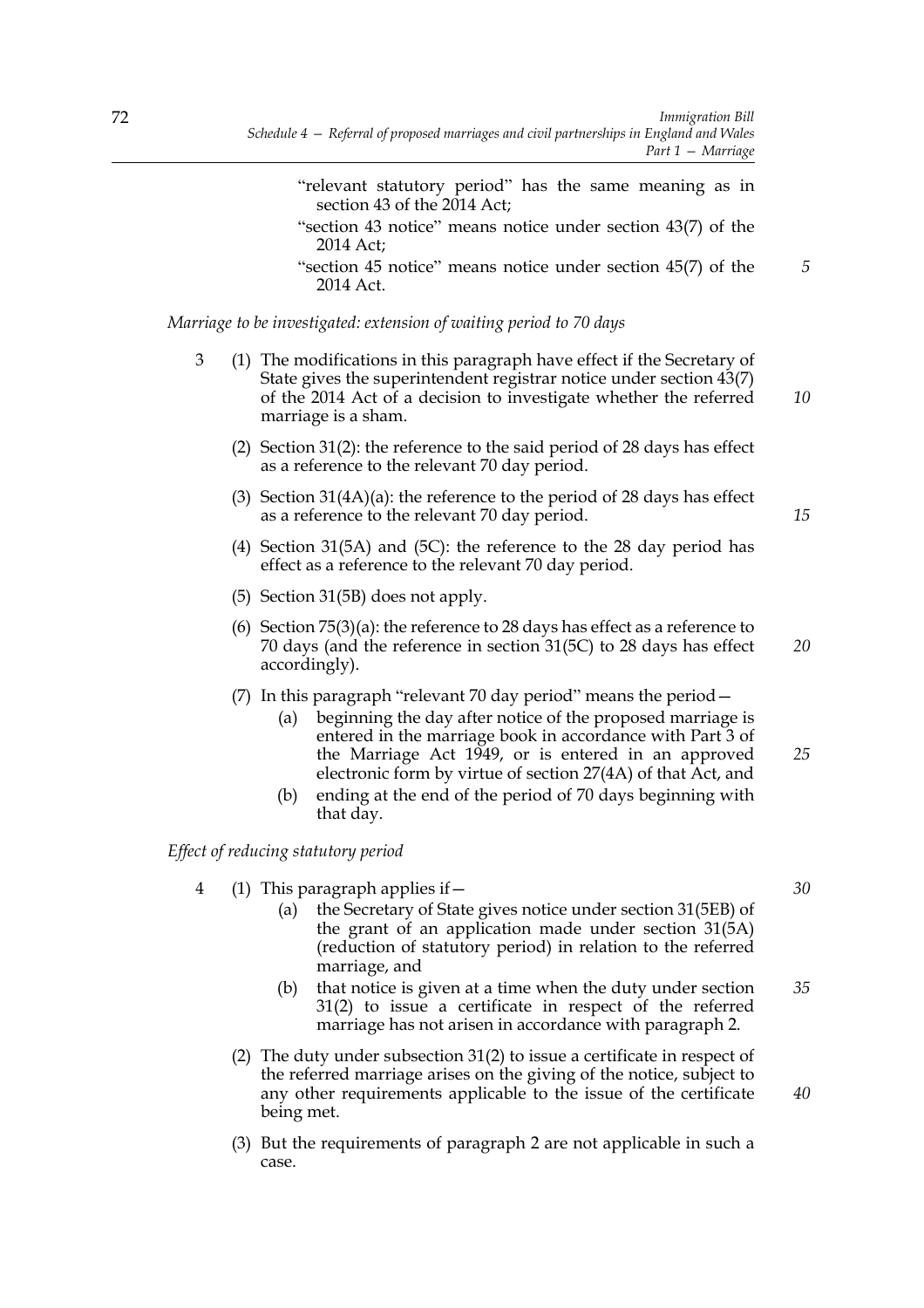"relevant statutory period" has the same meaning as in section 43 of the 2014 Act;

"section 43 notice" means notice under section 43(7) of the 2014 Act;

"section 45 notice" means notice under section 45(7) of the 2014 Act.

*Marriage to be investigated: extension of waiting period to 70 days*

3 (1) The modifications in this paragraph have effect if the Secretary of State gives the superintendent registrar notice under section 43(7) of the 2014 Act of a decision to investigate whether the referred marriage is a sham.

(2) Section 31(2): the reference to the said period of 28 days has effect as a reference to the relevant 70 day period.

(3) Section 31(4A)(a): the reference to the period of 28 days has effect as a reference to the relevant 70 day period.

(4) Section 31(5A) and (5C): the reference to the 28 day period has effect as a reference to the relevant 70 day period.

(5) Section 31(5B) does not apply.

(6) Section 75(3)(a): the reference to 28 days has effect as a reference to 70 days (and the reference in section 31(5C) to 28 days has effect accordingly).

(7) In this paragraph "relevant 70 day period" means the period—

(a) beginning the day after notice of the proposed marriage is entered in the marriage book in accordance with Part 3 of the Marriage Act 1949, or is entered in an approved electronic form by virtue of section 27(4A) of that Act, and

(b) ending at the end of the period of 70 days beginning with that day.

*Effect of reducing statutory period*

4 (1) This paragraph applies if—

(a) the Secretary of State gives notice under section 31(5EB) of the grant of an application made under section 31(5A) (reduction of statutory period) in relation to the referred marriage, and

(b) that notice is given at a time when the duty under section 31(2) to issue a certificate in respect of the referred marriage has not arisen in accordance with paragraph 2.

(2) The duty under subsection 31(2) to issue a certificate in respect of the referred marriage arises on the giving of the notice, subject to any other requirements applicable to the issue of the certificate being met.

(3) But the requirements of paragraph 2 are not applicable in such a case.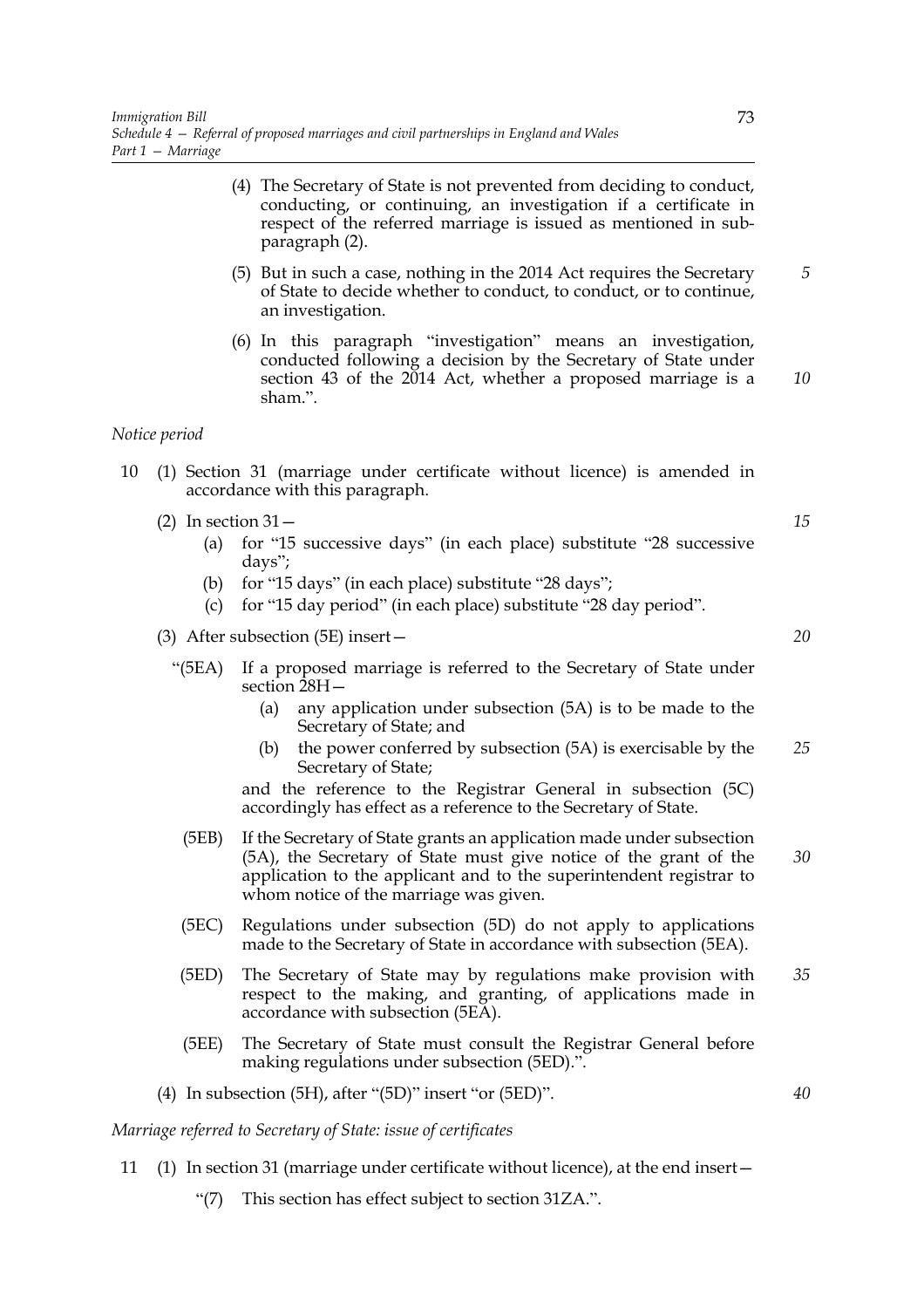(4) The Secretary of State is not prevented from deciding to conduct, conducting, or continuing, an investigation if a certificate in respect of the referred marriage is issued as mentioned in sub-paragraph (2).

(5) But in such a case, nothing in the 2014 Act requires the Secretary of State to decide whether to conduct, to conduct, or to continue, an investigation.

(6) In this paragraph "investigation" means an investigation, conducted following a decision by the Secretary of State under section 43 of the 2014 Act, whether a proposed marriage is a sham.".

*Notice period*

10 (1) Section 31 (marriage under certificate without licence) is amended in accordance with this paragraph.

(2) In section 31—

(a) for "15 successive days" (in each place) substitute "28 successive days";

(b) for "15 days" (in each place) substitute "28 days";

(c) for "15 day period" (in each place) substitute "28 day period".

(3) After subsection (5E) insert—

"(5EA) If a proposed marriage is referred to the Secretary of State under section 28H—

(a) any application under subsection (5A) is to be made to the Secretary of State; and

(b) the power conferred by subsection (5A) is exercisable by the Secretary of State;

and the reference to the Registrar General in subsection (5C) accordingly has effect as a reference to the Secretary of State.

(5EB) If the Secretary of State grants an application made under subsection (5A), the Secretary of State must give notice of the grant of the application to the applicant and to the superintendent registrar to whom notice of the marriage was given.

(5EC) Regulations under subsection (5D) do not apply to applications made to the Secretary of State in accordance with subsection (5EA).

(5ED) The Secretary of State may by regulations make provision with respect to the making, and granting, of applications made in accordance with subsection (5EA).

(5EE) The Secretary of State must consult the Registrar General before making regulations under subsection (5ED).".

(4) In subsection (5H), after "(5D)" insert "or (5ED)".

*Marriage referred to Secretary of State: issue of certificates*

11 (1) In section 31 (marriage under certificate without licence), at the end insert—

"(7) This section has effect subject to section 31ZA.".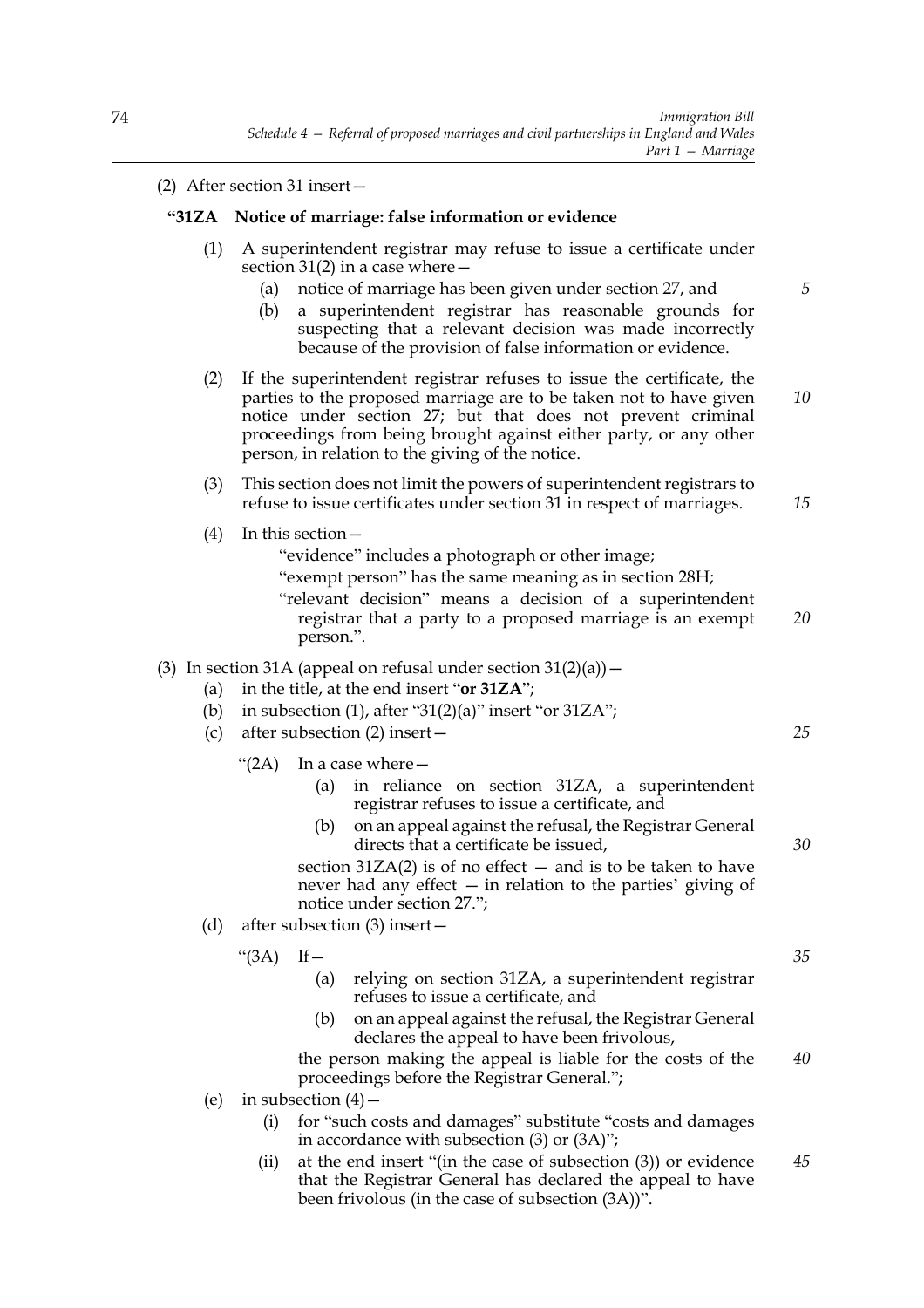(2) After section 31 insert—

**"31ZA Notice of marriage: false information or evidence**

(1) A superintendent registrar may refuse to issue a certificate under section 31(2) in a case where—

(a) notice of marriage has been given under section 27, and

(b) a superintendent registrar has reasonable grounds for suspecting that a relevant decision was made incorrectly because of the provision of false information or evidence.

(2) If the superintendent registrar refuses to issue the certificate, the parties to the proposed marriage are to be taken not to have given notice under section 27; but that does not prevent criminal proceedings from being brought against either party, or any other person, in relation to the giving of the notice.

(3) This section does not limit the powers of superintendent registrars to refuse to issue certificates under section 31 in respect of marriages.

(4) In this section—

"evidence" includes a photograph or other image;

"exempt person" has the same meaning as in section 28H;

"relevant decision" means a decision of a superintendent registrar that a party to a proposed marriage is an exempt person.".

(3) In section 31A (appeal on refusal under section 31(2)(a))—

(a) in the title, at the end insert "**or 31ZA**";

(b) in subsection (1), after "31(2)(a)" insert "or 31ZA";

(c) after subsection (2) insert—

"(2A) In a case where—

(a) in reliance on section 31ZA, a superintendent registrar refuses to issue a certificate, and

(b) on an appeal against the refusal, the Registrar General directs that a certificate be issued,

section 31ZA(2) is of no effect — and is to be taken to have never had any effect — in relation to the parties' giving of notice under section 27.";

(d) after subsection (3) insert—

"(3A) If—

(a) relying on section 31ZA, a superintendent registrar refuses to issue a certificate, and

(b) on an appeal against the refusal, the Registrar General declares the appeal to have been frivolous,

the person making the appeal is liable for the costs of the proceedings before the Registrar General.";

(e) in subsection (4)—

(i) for "such costs and damages" substitute "costs and damages in accordance with subsection (3) or (3A)";

(ii) at the end insert "(in the case of subsection (3)) or evidence that the Registrar General has declared the appeal to have been frivolous (in the case of subsection (3A))".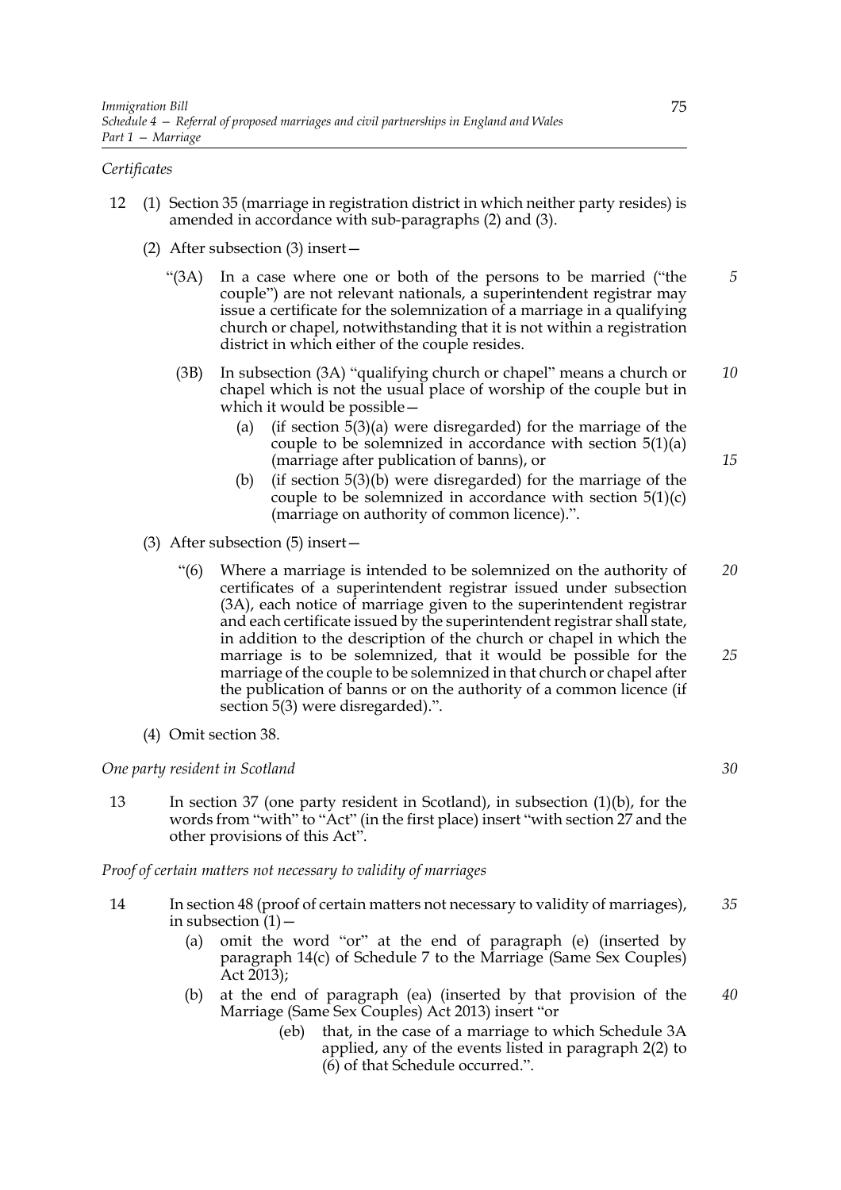*Certificates*

12 (1) Section 35 (marriage in registration district in which neither party resides) is amended in accordance with sub-paragraphs (2) and (3).

(2) After subsection (3) insert—

"(3A) In a case where one or both of the persons to be married ("the couple") are not relevant nationals, a superintendent registrar may issue a certificate for the solemnization of a marriage in a qualifying church or chapel, notwithstanding that it is not within a registration district in which either of the couple resides.

(3B) In subsection (3A) "qualifying church or chapel" means a church or chapel which is not the usual place of worship of the couple but in which it would be possible—

(a) (if section 5(3)(a) were disregarded) for the marriage of the couple to be solemnized in accordance with section 5(1)(a) (marriage after publication of banns), or

(b) (if section 5(3)(b) were disregarded) for the marriage of the couple to be solemnized in accordance with section 5(1)(c) (marriage on authority of common licence).".

(3) After subsection (5) insert—

"(6) Where a marriage is intended to be solemnized on the authority of certificates of a superintendent registrar issued under subsection (3A), each notice of marriage given to the superintendent registrar and each certificate issued by the superintendent registrar shall state, in addition to the description of the church or chapel in which the marriage is to be solemnized, that it would be possible for the marriage of the couple to be solemnized in that church or chapel after the publication of banns or on the authority of a common licence (if section 5(3) were disregarded).".

(4) Omit section 38.

*One party resident in Scotland*

13 In section 37 (one party resident in Scotland), in subsection (1)(b), for the words from "with" to "Act" (in the first place) insert "with section 27 and the other provisions of this Act".

*Proof of certain matters not necessary to validity of marriages*

14 In section 48 (proof of certain matters not necessary to validity of marriages), in subsection (1)—

(a) omit the word "or" at the end of paragraph (e) (inserted by paragraph 14(c) of Schedule 7 to the Marriage (Same Sex Couples) Act 2013);

(b) at the end of paragraph (ea) (inserted by that provision of the Marriage (Same Sex Couples) Act 2013) insert "or

(eb) that, in the case of a marriage to which Schedule 3A applied, any of the events listed in paragraph 2(2) to (6) of that Schedule occurred.".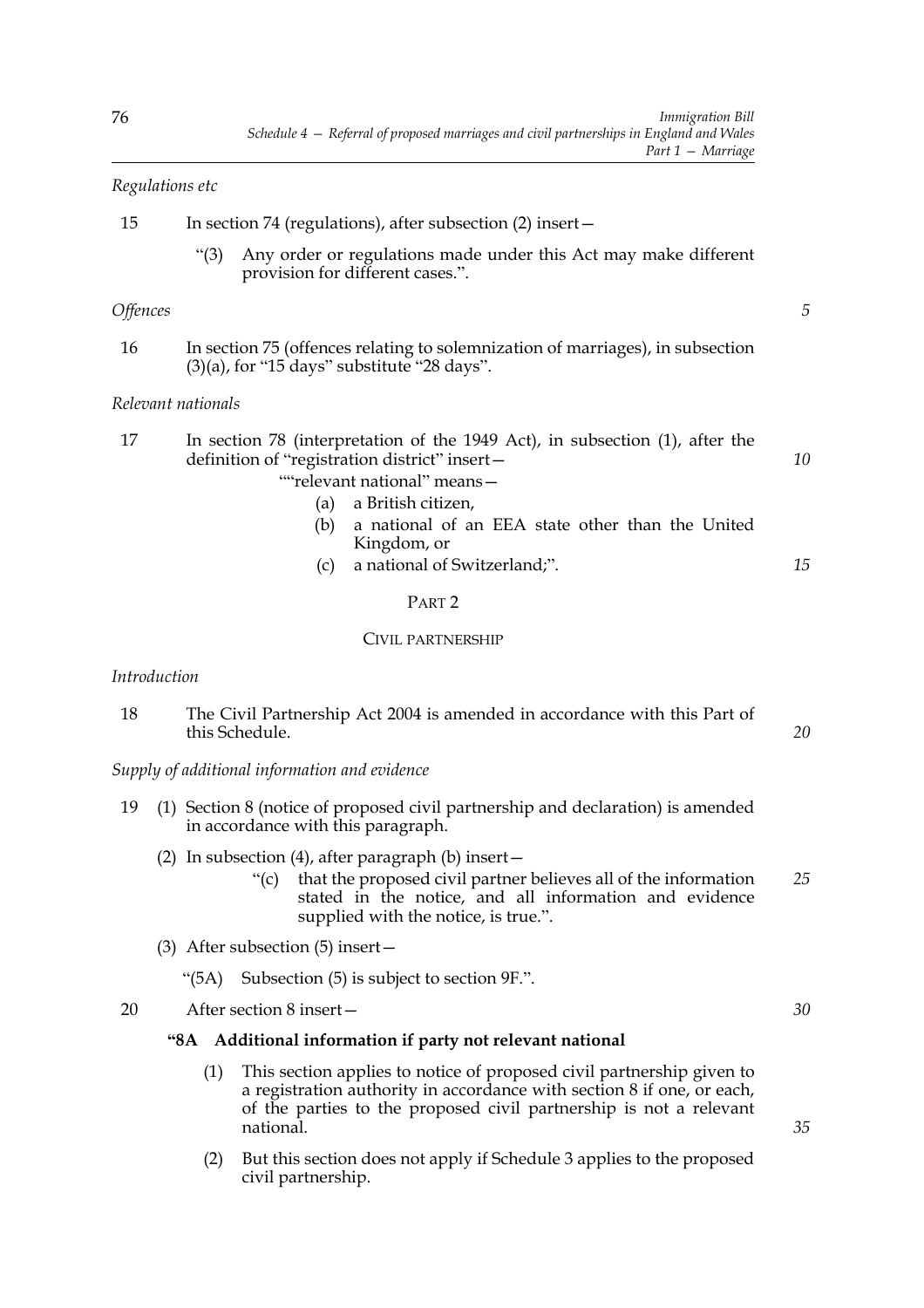*Regulations etc*

15 In section 74 (regulations), after subsection (2) insert—

"(3) Any order or regulations made under this Act may make different provision for different cases.".

*Offences*

16 In section 75 (offences relating to solemnization of marriages), in subsection (3)(a), for "15 days" substitute "28 days".

*Relevant nationals*

17 In section 78 (interpretation of the 1949 Act), in subsection (1), after the definition of "registration district" insert—

""relevant national" means—

(a) a British citizen,

(b) a national of an EEA state other than the United Kingdom, or

(c) a national of Switzerland;".

PART 2

CIVIL PARTNERSHIP

*Introduction*

18 The Civil Partnership Act 2004 is amended in accordance with this Part of this Schedule.

*Supply of additional information and evidence*

19 (1) Section 8 (notice of proposed civil partnership and declaration) is amended in accordance with this paragraph.

(2) In subsection (4), after paragraph (b) insert—

"(c) that the proposed civil partner believes all of the information stated in the notice, and all information and evidence supplied with the notice, is true.".

(3) After subsection (5) insert—

"(5A) Subsection (5) is subject to section 9F.".

20 After section 8 insert—

**"8A Additional information if party not relevant national**

(1) This section applies to notice of proposed civil partnership given to a registration authority in accordance with section 8 if one, or each, of the parties to the proposed civil partnership is not a relevant national.

(2) But this section does not apply if Schedule 3 applies to the proposed civil partnership.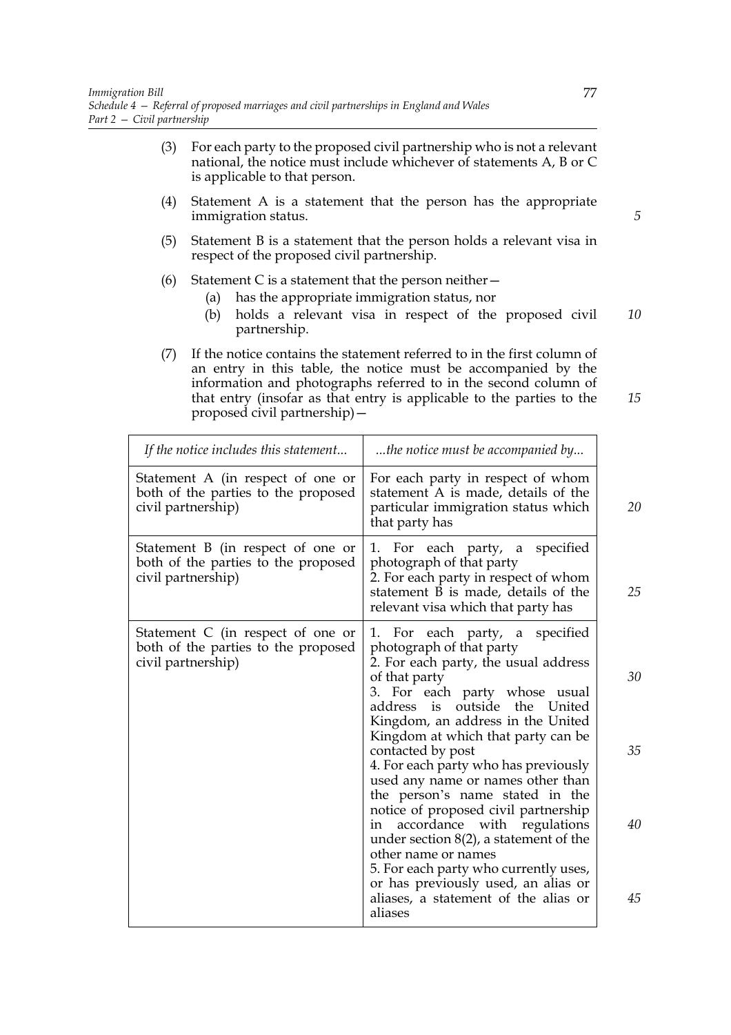(3) For each party to the proposed civil partnership who is not a relevant national, the notice must include whichever of statements A, B or C is applicable to that person.

(4) Statement A is a statement that the person has the appropriate immigration status.

(5) Statement B is a statement that the person holds a relevant visa in respect of the proposed civil partnership.

(6) Statement C is a statement that the person neither—

  (a) has the appropriate immigration status, nor

  (b) holds a relevant visa in respect of the proposed civil partnership.

(7) If the notice contains the statement referred to in the first column of an entry in this table, the notice must be accompanied by the information and photographs referred to in the second column of that entry (insofar as that entry is applicable to the parties to the proposed civil partnership)—

| *If the notice includes this statement...* | *...the notice must be accompanied by...* |
|---|---|
| Statement A (in respect of one or both of the parties to the proposed civil partnership) | For each party in respect of whom statement A is made, details of the particular immigration status which that party has |
| Statement B (in respect of one or both of the parties to the proposed civil partnership) | 1. For each party, a specified photograph of that party<br>2. For each party in respect of whom statement B is made, details of the relevant visa which that party has |
| Statement C (in respect of one or both of the parties to the proposed civil partnership) | 1. For each party, a specified photograph of that party<br>2. For each party, the usual address of that party<br>3. For each party whose usual address is outside the United Kingdom, an address in the United Kingdom at which that party can be contacted by post<br>4. For each party who has previously used any name or names other than the person's name stated in the notice of proposed civil partnership in accordance with regulations under section 8(2), a statement of the other name or names<br>5. For each party who currently uses, or has previously used, an alias or aliases, a statement of the alias or aliases |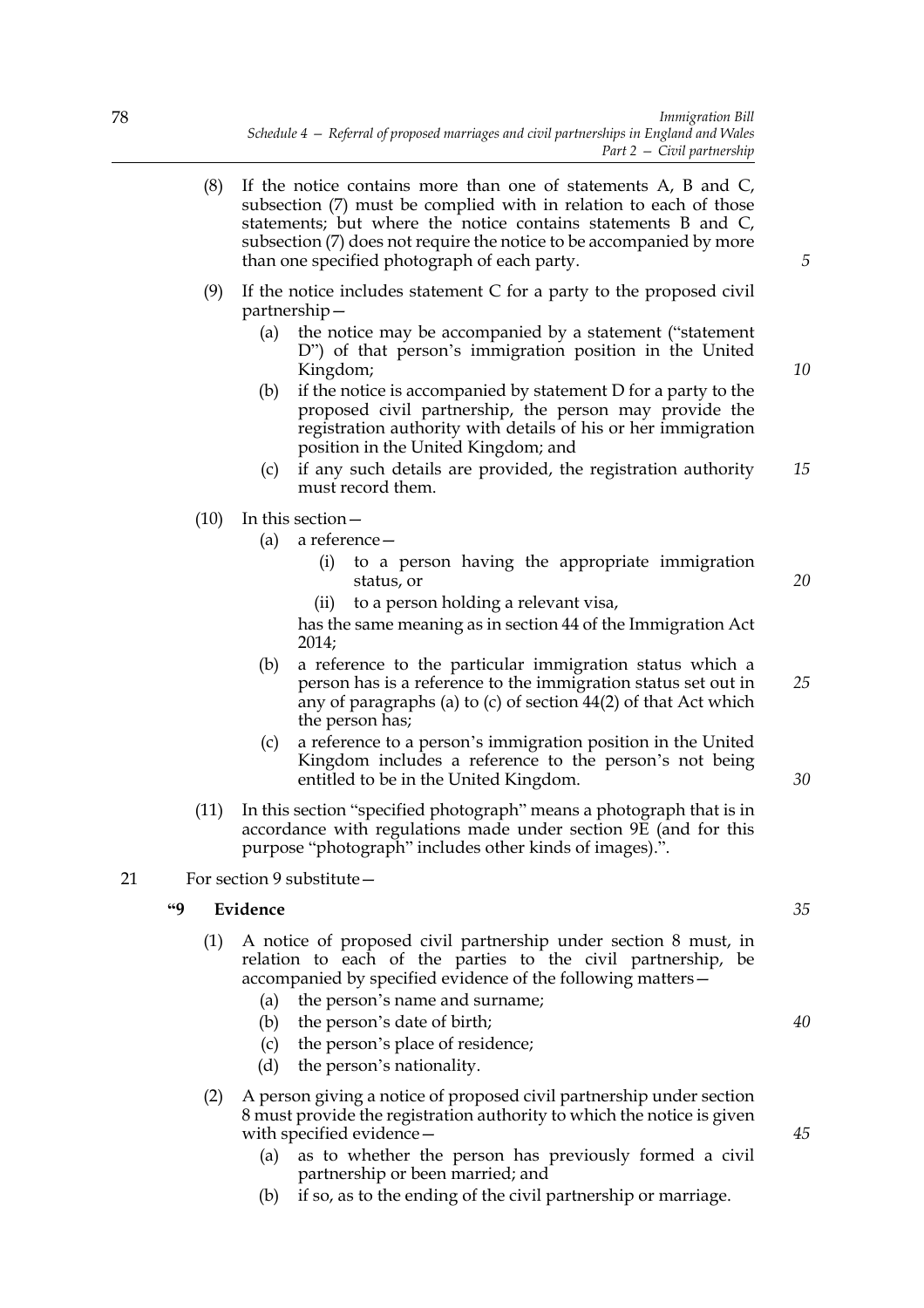(8) If the notice contains more than one of statements A, B and C, subsection (7) must be complied with in relation to each of those statements; but where the notice contains statements B and C, subsection (7) does not require the notice to be accompanied by more than one specified photograph of each party.

(9) If the notice includes statement C for a party to the proposed civil partnership—

(a) the notice may be accompanied by a statement ("statement D") of that person's immigration position in the United Kingdom;

(b) if the notice is accompanied by statement D for a party to the proposed civil partnership, the person may provide the registration authority with details of his or her immigration position in the United Kingdom; and

(c) if any such details are provided, the registration authority must record them.

(10) In this section—

(a) a reference—

(i) to a person having the appropriate immigration status, or

(ii) to a person holding a relevant visa,

has the same meaning as in section 44 of the Immigration Act 2014;

(b) a reference to the particular immigration status which a person has is a reference to the immigration status set out in any of paragraphs (a) to (c) of section 44(2) of that Act which the person has;

(c) a reference to a person's immigration position in the United Kingdom includes a reference to the person's not being entitled to be in the United Kingdom.

(11) In this section "specified photograph" means a photograph that is in accordance with regulations made under section 9E (and for this purpose "photograph" includes other kinds of images).".

21 For section 9 substitute—

**"9 Evidence**

(1) A notice of proposed civil partnership under section 8 must, in relation to each of the parties to the civil partnership, be accompanied by specified evidence of the following matters—

(a) the person's name and surname;

(b) the person's date of birth;

(c) the person's place of residence;

(d) the person's nationality.

(2) A person giving a notice of proposed civil partnership under section 8 must provide the registration authority to which the notice is given with specified evidence—

(a) as to whether the person has previously formed a civil partnership or been married; and

(b) if so, as to the ending of the civil partnership or marriage.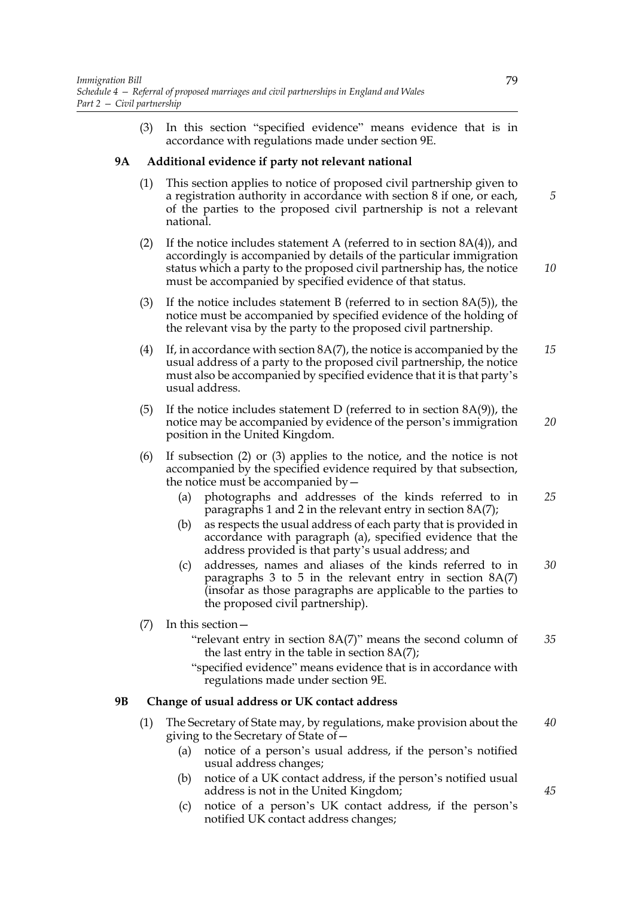(3) In this section "specified evidence" means evidence that is in accordance with regulations made under section 9E.

**9A Additional evidence if party not relevant national**

(1) This section applies to notice of proposed civil partnership given to a registration authority in accordance with section 8 if one, or each, of the parties to the proposed civil partnership is not a relevant national.

(2) If the notice includes statement A (referred to in section 8A(4)), and accordingly is accompanied by details of the particular immigration status which a party to the proposed civil partnership has, the notice must be accompanied by specified evidence of that status.

(3) If the notice includes statement B (referred to in section 8A(5)), the notice must be accompanied by specified evidence of the holding of the relevant visa by the party to the proposed civil partnership.

(4) If, in accordance with section 8A(7), the notice is accompanied by the usual address of a party to the proposed civil partnership, the notice must also be accompanied by specified evidence that it is that party's usual address.

(5) If the notice includes statement D (referred to in section 8A(9)), the notice may be accompanied by evidence of the person's immigration position in the United Kingdom.

(6) If subsection (2) or (3) applies to the notice, and the notice is not accompanied by the specified evidence required by that subsection, the notice must be accompanied by—

(a) photographs and addresses of the kinds referred to in paragraphs 1 and 2 in the relevant entry in section 8A(7);

(b) as respects the usual address of each party that is provided in accordance with paragraph (a), specified evidence that the address provided is that party's usual address; and

(c) addresses, names and aliases of the kinds referred to in paragraphs 3 to 5 in the relevant entry in section 8A(7) (insofar as those paragraphs are applicable to the parties to the proposed civil partnership).

(7) In this section—

"relevant entry in section 8A(7)" means the second column of the last entry in the table in section 8A(7);

"specified evidence" means evidence that is in accordance with regulations made under section 9E.

**9B Change of usual address or UK contact address**

(1) The Secretary of State may, by regulations, make provision about the giving to the Secretary of State of—

(a) notice of a person's usual address, if the person's notified usual address changes;

(b) notice of a UK contact address, if the person's notified usual address is not in the United Kingdom;

(c) notice of a person's UK contact address, if the person's notified UK contact address changes;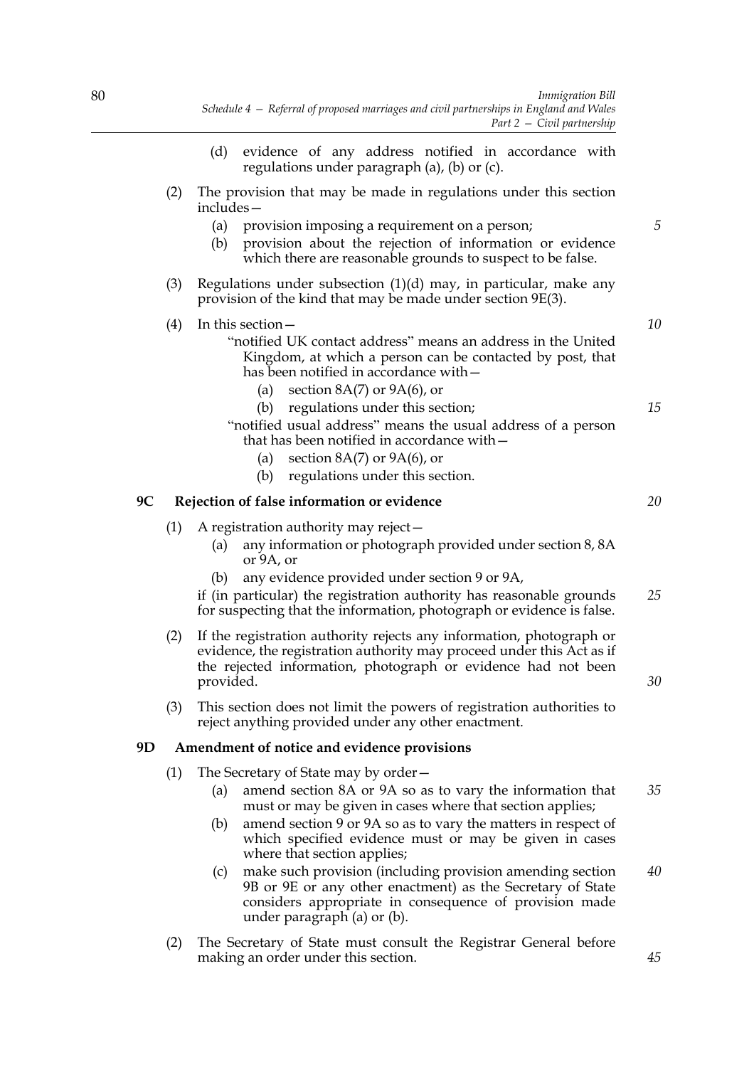(d) evidence of any address notified in accordance with regulations under paragraph (a), (b) or (c).

(2) The provision that may be made in regulations under this section includes—

(a) provision imposing a requirement on a person;

(b) provision about the rejection of information or evidence which there are reasonable grounds to suspect to be false.

(3) Regulations under subsection (1)(d) may, in particular, make any provision of the kind that may be made under section 9E(3).

(4) In this section—

"notified UK contact address" means an address in the United Kingdom, at which a person can be contacted by post, that has been notified in accordance with—

(a) section 8A(7) or 9A(6), or

(b) regulations under this section;

"notified usual address" means the usual address of a person that has been notified in accordance with—

(a) section 8A(7) or 9A(6), or

(b) regulations under this section.

**9C Rejection of false information or evidence**

(1) A registration authority may reject—

(a) any information or photograph provided under section 8, 8A or 9A, or

(b) any evidence provided under section 9 or 9A,

if (in particular) the registration authority has reasonable grounds for suspecting that the information, photograph or evidence is false.

(2) If the registration authority rejects any information, photograph or evidence, the registration authority may proceed under this Act as if the rejected information, photograph or evidence had not been provided.

(3) This section does not limit the powers of registration authorities to reject anything provided under any other enactment.

**9D Amendment of notice and evidence provisions**

(1) The Secretary of State may by order—

(a) amend section 8A or 9A so as to vary the information that must or may be given in cases where that section applies;

(b) amend section 9 or 9A so as to vary the matters in respect of which specified evidence must or may be given in cases where that section applies;

(c) make such provision (including provision amending section 9B or 9E or any other enactment) as the Secretary of State considers appropriate in consequence of provision made under paragraph (a) or (b).

(2) The Secretary of State must consult the Registrar General before making an order under this section.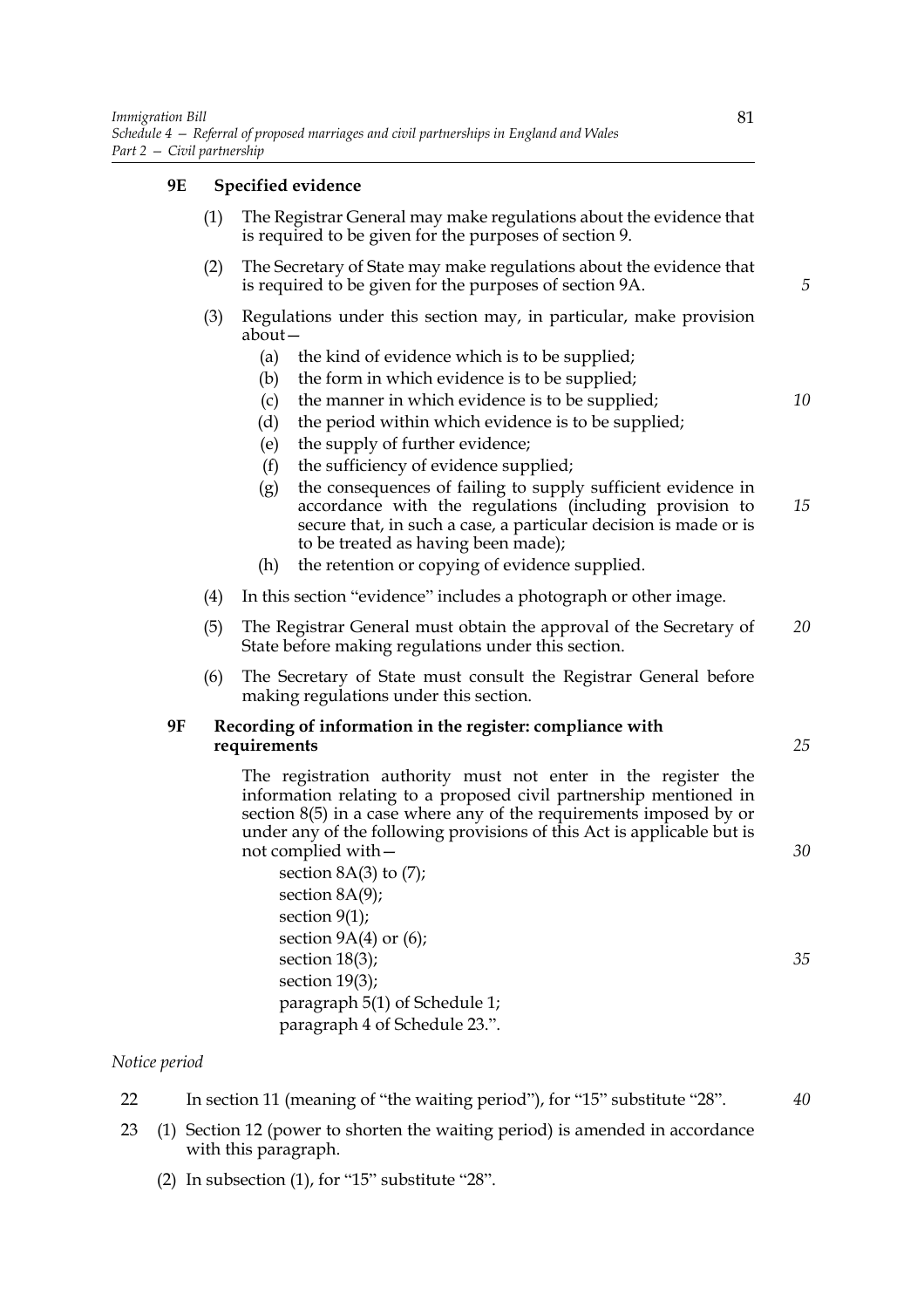### 9E Specified evidence

(1) The Registrar General may make regulations about the evidence that is required to be given for the purposes of section 9.

(2) The Secretary of State may make regulations about the evidence that is required to be given for the purposes of section 9A.

(3) Regulations under this section may, in particular, make provision about—

- (a) the kind of evidence which is to be supplied;
- (b) the form in which evidence is to be supplied;
- (c) the manner in which evidence is to be supplied;
- (d) the period within which evidence is to be supplied;
- (e) the supply of further evidence;
- (f) the sufficiency of evidence supplied;
- (g) the consequences of failing to supply sufficient evidence in accordance with the regulations (including provision to secure that, in such a case, a particular decision is made or is to be treated as having been made);
- (h) the retention or copying of evidence supplied.

(4) In this section "evidence" includes a photograph or other image.

(5) The Registrar General must obtain the approval of the Secretary of State before making regulations under this section.

(6) The Secretary of State must consult the Registrar General before making regulations under this section.

### 9F Recording of information in the register: compliance with requirements

The registration authority must not enter in the register the information relating to a proposed civil partnership mentioned in section 8(5) in a case where any of the requirements imposed by or under any of the following provisions of this Act is applicable but is not complied with—

section 8A(3) to (7);
section 8A(9);
section 9(1);
section 9A(4) or (6);
section 18(3);
section 19(3);
paragraph 5(1) of Schedule 1;
paragraph 4 of Schedule 23.".

*Notice period*

22 In section 11 (meaning of "the waiting period"), for "15" substitute "28".

23 (1) Section 12 (power to shorten the waiting period) is amended in accordance with this paragraph.

(2) In subsection (1), for "15" substitute "28".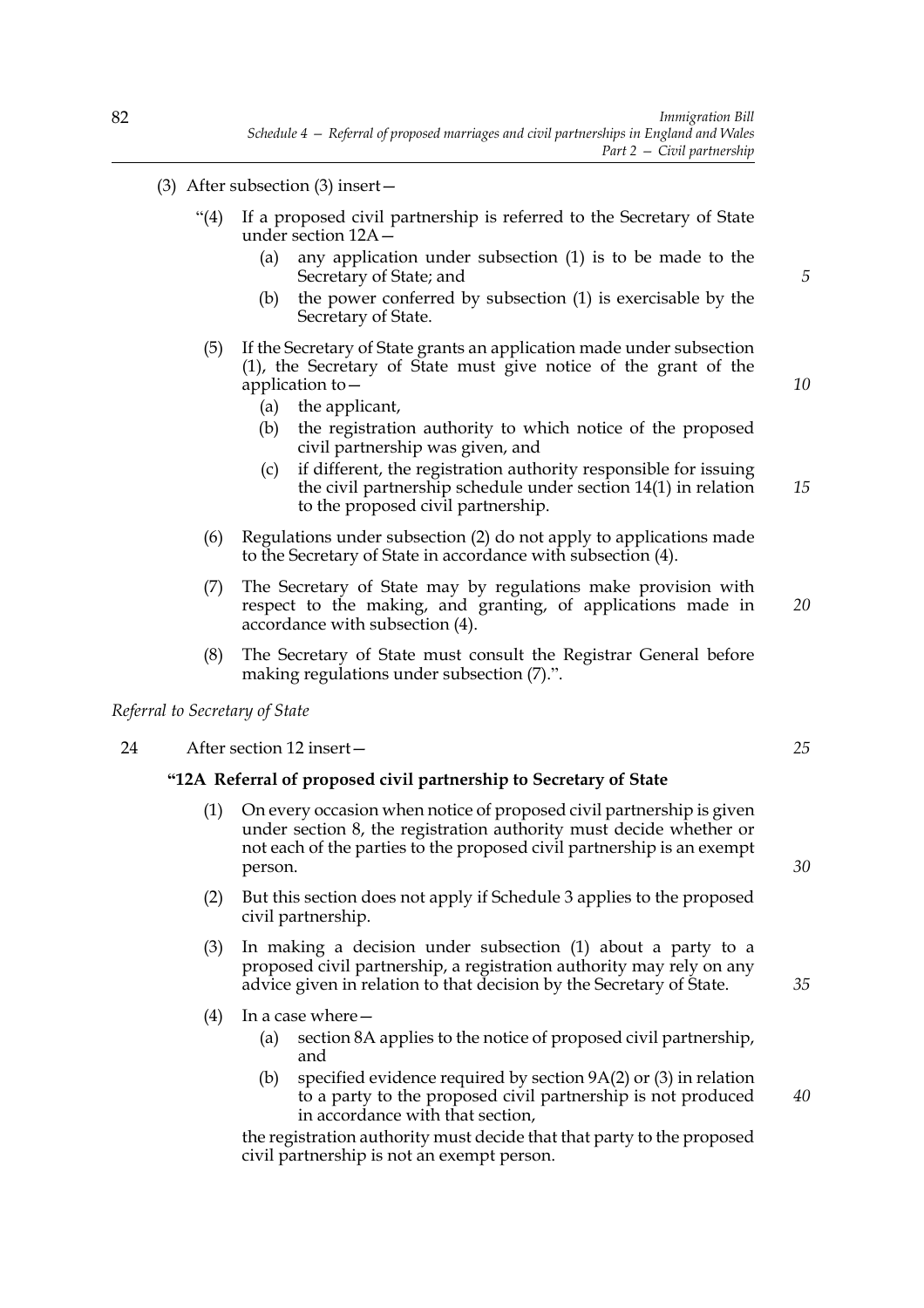(3) After subsection (3) insert—

"(4) If a proposed civil partnership is referred to the Secretary of State under section 12A—

(a) any application under subsection (1) is to be made to the Secretary of State; and

(b) the power conferred by subsection (1) is exercisable by the Secretary of State.

(5) If the Secretary of State grants an application made under subsection (1), the Secretary of State must give notice of the grant of the application to—

(a) the applicant,

(b) the registration authority to which notice of the proposed civil partnership was given, and

(c) if different, the registration authority responsible for issuing the civil partnership schedule under section 14(1) in relation to the proposed civil partnership.

(6) Regulations under subsection (2) do not apply to applications made to the Secretary of State in accordance with subsection (4).

(7) The Secretary of State may by regulations make provision with respect to the making, and granting, of applications made in accordance with subsection (4).

(8) The Secretary of State must consult the Registrar General before making regulations under subsection (7).".

*Referral to Secretary of State*

24 After section 12 insert—

**"12A Referral of proposed civil partnership to Secretary of State**

(1) On every occasion when notice of proposed civil partnership is given under section 8, the registration authority must decide whether or not each of the parties to the proposed civil partnership is an exempt person.

(2) But this section does not apply if Schedule 3 applies to the proposed civil partnership.

(3) In making a decision under subsection (1) about a party to a proposed civil partnership, a registration authority may rely on any advice given in relation to that decision by the Secretary of State.

(4) In a case where—

(a) section 8A applies to the notice of proposed civil partnership, and

(b) specified evidence required by section 9A(2) or (3) in relation to a party to the proposed civil partnership is not produced in accordance with that section,

the registration authority must decide that that party to the proposed civil partnership is not an exempt person.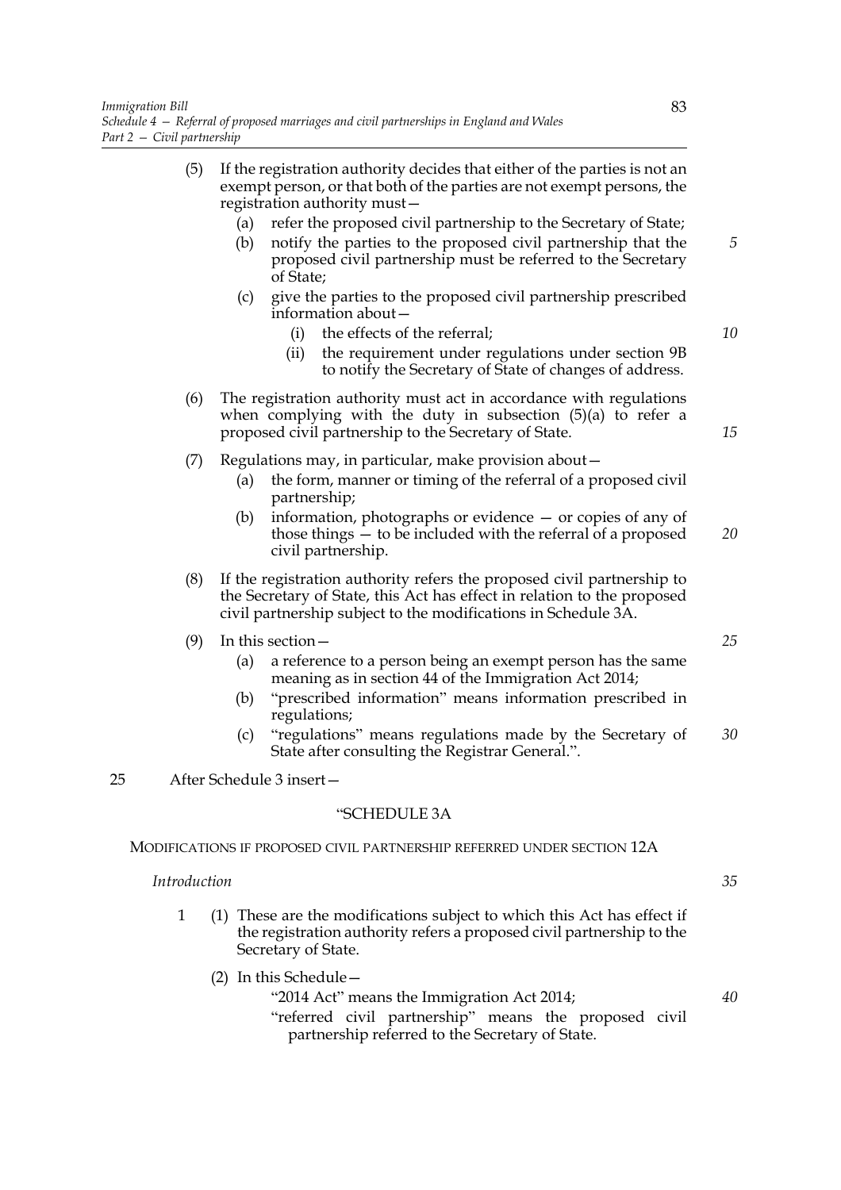(5) If the registration authority decides that either of the parties is not an exempt person, or that both of the parties are not exempt persons, the registration authority must—

   (a) refer the proposed civil partnership to the Secretary of State;

   (b) notify the parties to the proposed civil partnership that the proposed civil partnership must be referred to the Secretary of State;

   (c) give the parties to the proposed civil partnership prescribed information about—

      (i) the effects of the referral;

      (ii) the requirement under regulations under section 9B to notify the Secretary of State of changes of address.

(6) The registration authority must act in accordance with regulations when complying with the duty in subsection (5)(a) to refer a proposed civil partnership to the Secretary of State.

(7) Regulations may, in particular, make provision about—

   (a) the form, manner or timing of the referral of a proposed civil partnership;

   (b) information, photographs or evidence — or copies of any of those things — to be included with the referral of a proposed civil partnership.

(8) If the registration authority refers the proposed civil partnership to the Secretary of State, this Act has effect in relation to the proposed civil partnership subject to the modifications in Schedule 3A.

(9) In this section—

   (a) a reference to a person being an exempt person has the same meaning as in section 44 of the Immigration Act 2014;

   (b) "prescribed information" means information prescribed in regulations;

   (c) "regulations" means regulations made by the Secretary of State after consulting the Registrar General.".

25 After Schedule 3 insert—

"SCHEDULE 3A

MODIFICATIONS IF PROPOSED CIVIL PARTNERSHIP REFERRED UNDER SECTION 12A

*Introduction*

1 (1) These are the modifications subject to which this Act has effect if the registration authority refers a proposed civil partnership to the Secretary of State.

(2) In this Schedule—

"2014 Act" means the Immigration Act 2014;

"referred civil partnership" means the proposed civil partnership referred to the Secretary of State.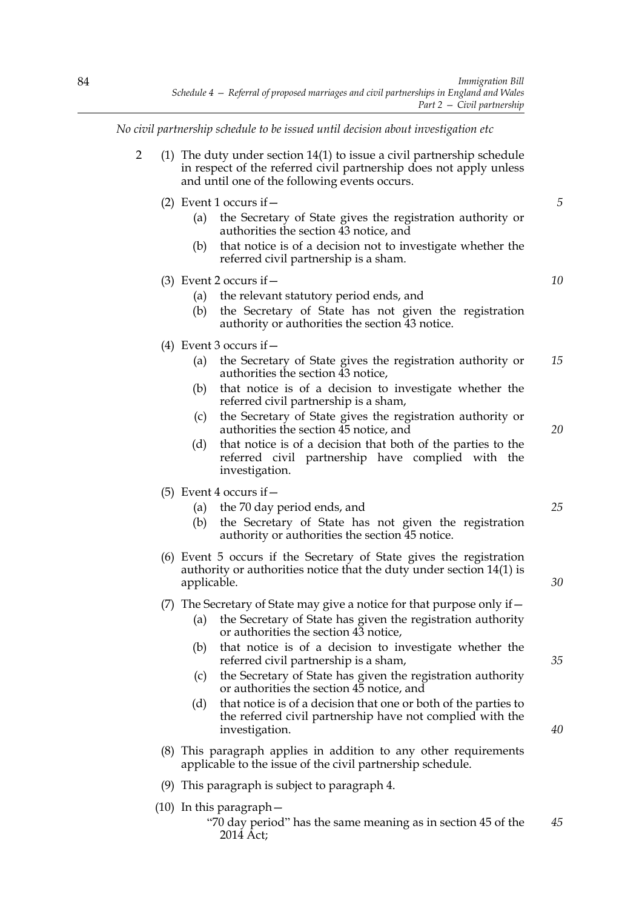*No civil partnership schedule to be issued until decision about investigation etc*

2 (1) The duty under section 14(1) to issue a civil partnership schedule in respect of the referred civil partnership does not apply unless and until one of the following events occurs.

(2) Event 1 occurs if—

   (a) the Secretary of State gives the registration authority or authorities the section 43 notice, and

   (b) that notice is of a decision not to investigate whether the referred civil partnership is a sham.

(3) Event 2 occurs if—

   (a) the relevant statutory period ends, and

   (b) the Secretary of State has not given the registration authority or authorities the section 43 notice.

(4) Event 3 occurs if—

   (a) the Secretary of State gives the registration authority or authorities the section 43 notice,

   (b) that notice is of a decision to investigate whether the referred civil partnership is a sham,

   (c) the Secretary of State gives the registration authority or authorities the section 45 notice, and

   (d) that notice is of a decision that both of the parties to the referred civil partnership have complied with the investigation.

(5) Event 4 occurs if—

   (a) the 70 day period ends, and

   (b) the Secretary of State has not given the registration authority or authorities the section 45 notice.

(6) Event 5 occurs if the Secretary of State gives the registration authority or authorities notice that the duty under section 14(1) is applicable.

(7) The Secretary of State may give a notice for that purpose only if—

   (a) the Secretary of State has given the registration authority or authorities the section 43 notice,

   (b) that notice is of a decision to investigate whether the referred civil partnership is a sham,

   (c) the Secretary of State has given the registration authority or authorities the section 45 notice, and

   (d) that notice is of a decision that one or both of the parties to the referred civil partnership have not complied with the investigation.

(8) This paragraph applies in addition to any other requirements applicable to the issue of the civil partnership schedule.

(9) This paragraph is subject to paragraph 4.

(10) In this paragraph—

   "70 day period" has the same meaning as in section 45 of the 2014 Act;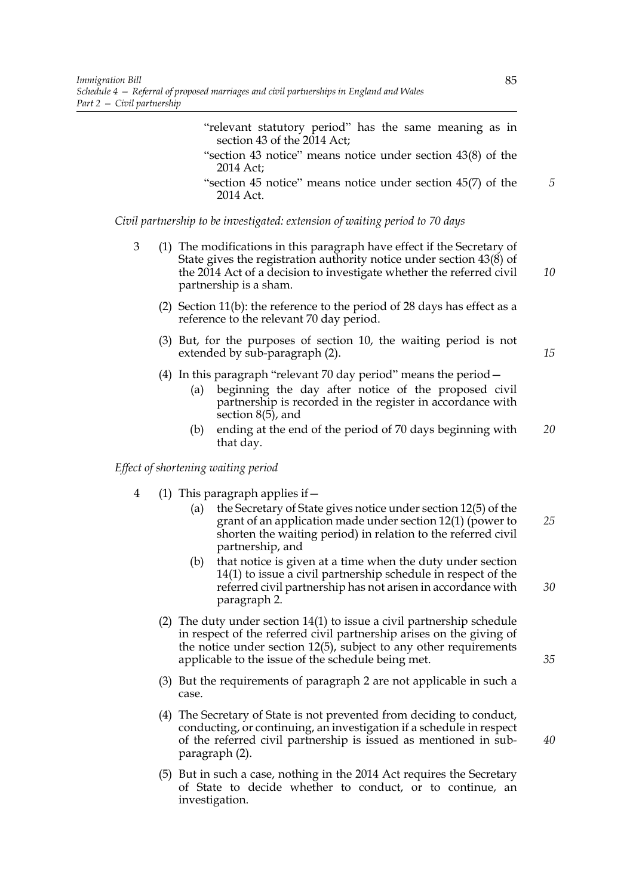"relevant statutory period" has the same meaning as in section 43 of the 2014 Act;

"section 43 notice" means notice under section 43(8) of the 2014 Act;

"section 45 notice" means notice under section 45(7) of the 2014 Act.

*Civil partnership to be investigated: extension of waiting period to 70 days*

3 (1) The modifications in this paragraph have effect if the Secretary of State gives the registration authority notice under section 43(8) of the 2014 Act of a decision to investigate whether the referred civil partnership is a sham.

(2) Section 11(b): the reference to the period of 28 days has effect as a reference to the relevant 70 day period.

(3) But, for the purposes of section 10, the waiting period is not extended by sub-paragraph (2).

(4) In this paragraph "relevant 70 day period" means the period—

(a) beginning the day after notice of the proposed civil partnership is recorded in the register in accordance with section 8(5), and

(b) ending at the end of the period of 70 days beginning with that day.

*Effect of shortening waiting period*

4 (1) This paragraph applies if—

(a) the Secretary of State gives notice under section 12(5) of the grant of an application made under section 12(1) (power to shorten the waiting period) in relation to the referred civil partnership, and

(b) that notice is given at a time when the duty under section 14(1) to issue a civil partnership schedule in respect of the referred civil partnership has not arisen in accordance with paragraph 2.

(2) The duty under section 14(1) to issue a civil partnership schedule in respect of the referred civil partnership arises on the giving of the notice under section 12(5), subject to any other requirements applicable to the issue of the schedule being met.

(3) But the requirements of paragraph 2 are not applicable in such a case.

(4) The Secretary of State is not prevented from deciding to conduct, conducting, or continuing, an investigation if a schedule in respect of the referred civil partnership is issued as mentioned in sub-paragraph (2).

(5) But in such a case, nothing in the 2014 Act requires the Secretary of State to decide whether to conduct, or to continue, an investigation.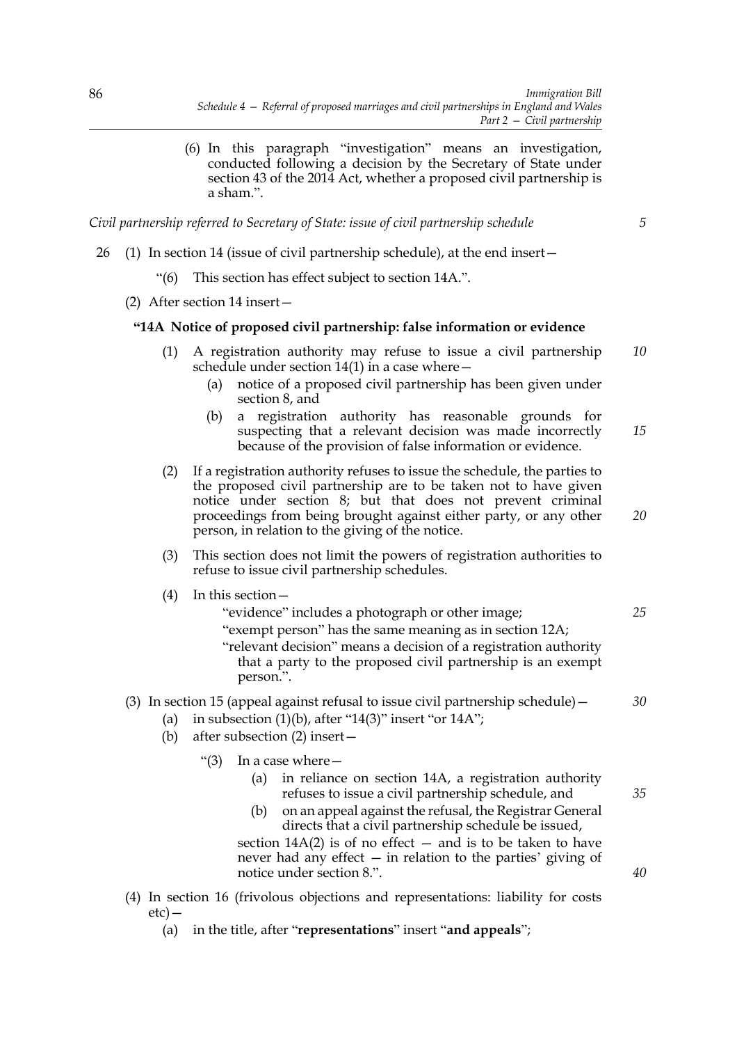(6) In this paragraph "investigation" means an investigation, conducted following a decision by the Secretary of State under section 43 of the 2014 Act, whether a proposed civil partnership is a sham.".

*Civil partnership referred to Secretary of State: issue of civil partnership schedule*

26 (1) In section 14 (issue of civil partnership schedule), at the end insert—

"(6) This section has effect subject to section 14A.".

(2) After section 14 insert—

**"14A Notice of proposed civil partnership: false information or evidence**

(1) A registration authority may refuse to issue a civil partnership schedule under section 14(1) in a case where—

(a) notice of a proposed civil partnership has been given under section 8, and

(b) a registration authority has reasonable grounds for suspecting that a relevant decision was made incorrectly because of the provision of false information or evidence.

(2) If a registration authority refuses to issue the schedule, the parties to the proposed civil partnership are to be taken not to have given notice under section 8; but that does not prevent criminal proceedings from being brought against either party, or any other person, in relation to the giving of the notice.

(3) This section does not limit the powers of registration authorities to refuse to issue civil partnership schedules.

(4) In this section—

"evidence" includes a photograph or other image;

"exempt person" has the same meaning as in section 12A;

"relevant decision" means a decision of a registration authority that a party to the proposed civil partnership is an exempt person.".

(3) In section 15 (appeal against refusal to issue civil partnership schedule)—

(a) in subsection (1)(b), after "14(3)" insert "or 14A";

(b) after subsection (2) insert—

"(3) In a case where—

(a) in reliance on section 14A, a registration authority refuses to issue a civil partnership schedule, and

(b) on an appeal against the refusal, the Registrar General directs that a civil partnership schedule be issued,

section 14A(2) is of no effect — and is to be taken to have never had any effect — in relation to the parties' giving of notice under section 8.".

(4) In section 16 (frivolous objections and representations: liability for costs etc)—

(a) in the title, after "**representations**" insert "**and appeals**";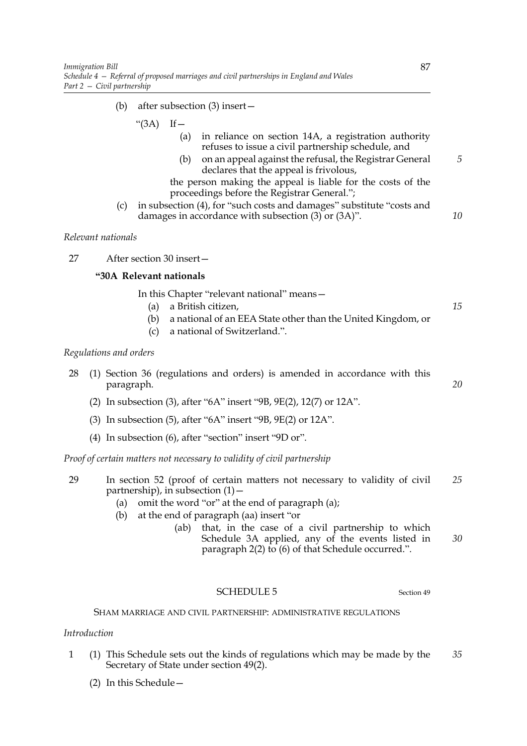(b) after subsection (3) insert—

"(3A) If—

(a) in reliance on section 14A, a registration authority refuses to issue a civil partnership schedule, and

(b) on an appeal against the refusal, the Registrar General declares that the appeal is frivolous,

the person making the appeal is liable for the costs of the proceedings before the Registrar General.";

(c) in subsection (4), for "such costs and damages" substitute "costs and damages in accordance with subsection (3) or (3A)".

*Relevant nationals*

27 After section 30 insert—

**"30A Relevant nationals**

In this Chapter "relevant national" means—

(a) a British citizen,

(b) a national of an EEA State other than the United Kingdom, or

(c) a national of Switzerland.".

*Regulations and orders*

28 (1) Section 36 (regulations and orders) is amended in accordance with this paragraph.

(2) In subsection (3), after "6A" insert "9B, 9E(2), 12(7) or 12A".

(3) In subsection (5), after "6A" insert "9B, 9E(2) or 12A".

(4) In subsection (6), after "section" insert "9D or".

*Proof of certain matters not necessary to validity of civil partnership*

29 In section 52 (proof of certain matters not necessary to validity of civil partnership), in subsection (1)—

(a) omit the word "or" at the end of paragraph (a);

(b) at the end of paragraph (aa) insert "or

(ab) that, in the case of a civil partnership to which Schedule 3A applied, any of the events listed in paragraph 2(2) to (6) of that Schedule occurred.".

## SCHEDULE 5

Section 49

SHAM MARRIAGE AND CIVIL PARTNERSHIP: ADMINISTRATIVE REGULATIONS

*Introduction*

1 (1) This Schedule sets out the kinds of regulations which may be made by the Secretary of State under section 49(2).

(2) In this Schedule—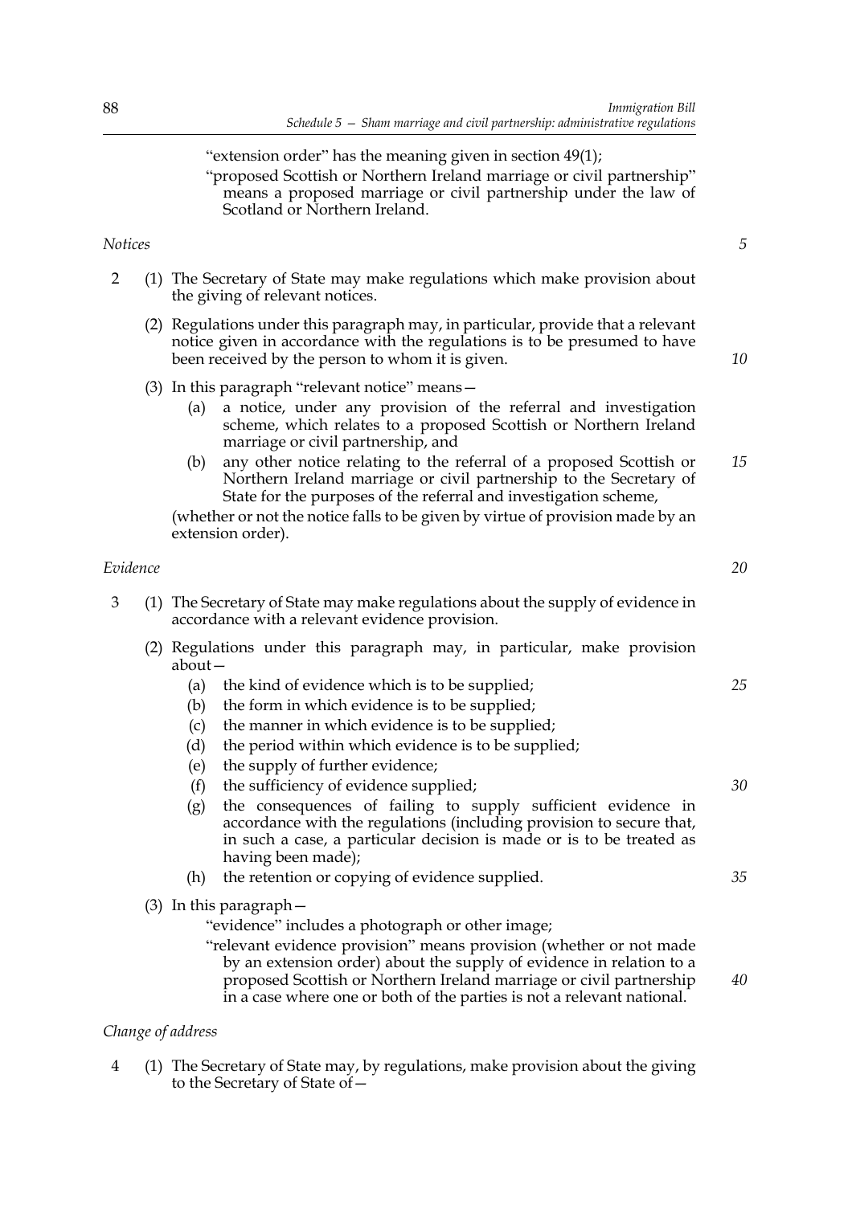"extension order" has the meaning given in section 49(1);

"proposed Scottish or Northern Ireland marriage or civil partnership" means a proposed marriage or civil partnership under the law of Scotland or Northern Ireland.

*Notices*

2 (1) The Secretary of State may make regulations which make provision about the giving of relevant notices.

(2) Regulations under this paragraph may, in particular, provide that a relevant notice given in accordance with the regulations is to be presumed to have been received by the person to whom it is given.

(3) In this paragraph "relevant notice" means—

(a) a notice, under any provision of the referral and investigation scheme, which relates to a proposed Scottish or Northern Ireland marriage or civil partnership, and

(b) any other notice relating to the referral of a proposed Scottish or Northern Ireland marriage or civil partnership to the Secretary of State for the purposes of the referral and investigation scheme,

(whether or not the notice falls to be given by virtue of provision made by an extension order).

*Evidence*

3 (1) The Secretary of State may make regulations about the supply of evidence in accordance with a relevant evidence provision.

(2) Regulations under this paragraph may, in particular, make provision about—

(a) the kind of evidence which is to be supplied;

(b) the form in which evidence is to be supplied;

(c) the manner in which evidence is to be supplied;

(d) the period within which evidence is to be supplied;

(e) the supply of further evidence;

(f) the sufficiency of evidence supplied;

(g) the consequences of failing to supply sufficient evidence in accordance with the regulations (including provision to secure that, in such a case, a particular decision is made or is to be treated as having been made);

(h) the retention or copying of evidence supplied.

(3) In this paragraph—

"evidence" includes a photograph or other image;

"relevant evidence provision" means provision (whether or not made by an extension order) about the supply of evidence in relation to a proposed Scottish or Northern Ireland marriage or civil partnership in a case where one or both of the parties is not a relevant national.

*Change of address*

4 (1) The Secretary of State may, by regulations, make provision about the giving to the Secretary of State of—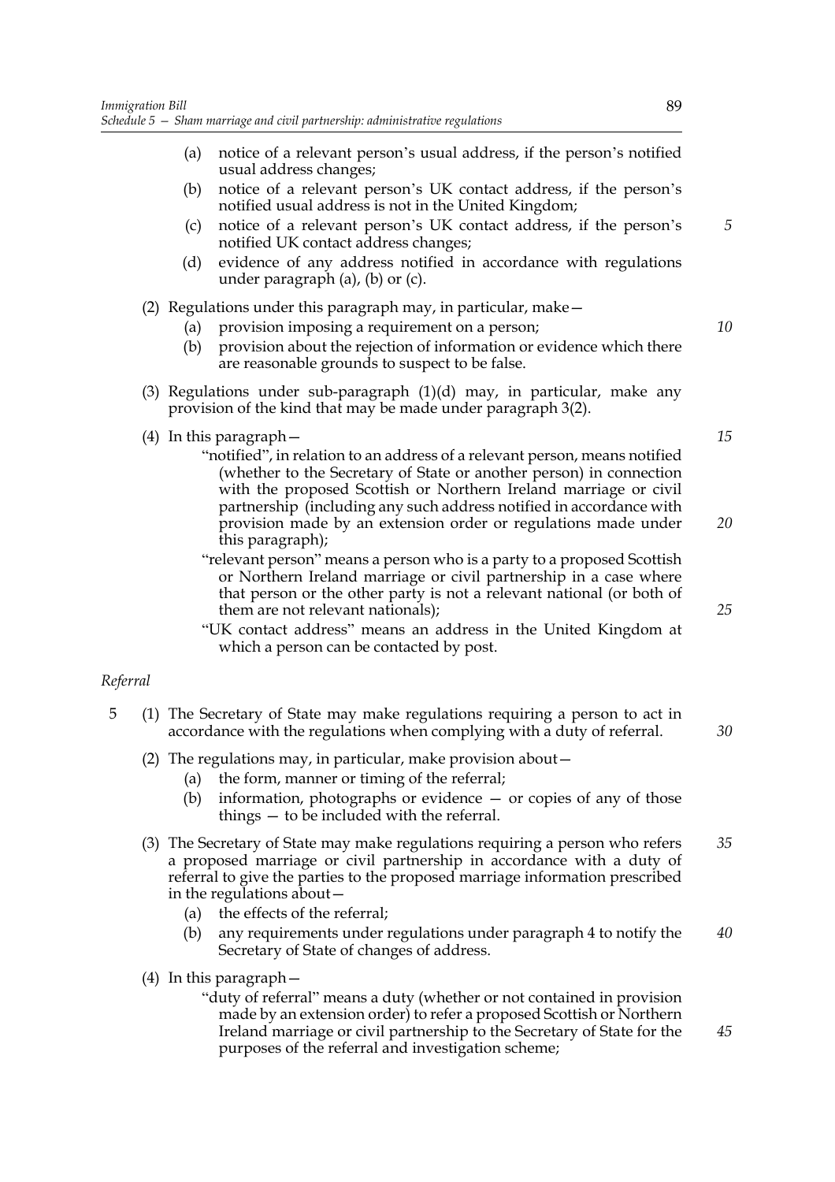(a) notice of a relevant person's usual address, if the person's notified usual address changes;

(b) notice of a relevant person's UK contact address, if the person's notified usual address is not in the United Kingdom;

(c) notice of a relevant person's UK contact address, if the person's notified UK contact address changes;

(d) evidence of any address notified in accordance with regulations under paragraph (a), (b) or (c).

(2) Regulations under this paragraph may, in particular, make—

(a) provision imposing a requirement on a person;

(b) provision about the rejection of information or evidence which there are reasonable grounds to suspect to be false.

(3) Regulations under sub-paragraph (1)(d) may, in particular, make any provision of the kind that may be made under paragraph 3(2).

(4) In this paragraph—

"notified", in relation to an address of a relevant person, means notified (whether to the Secretary of State or another person) in connection with the proposed Scottish or Northern Ireland marriage or civil partnership (including any such address notified in accordance with provision made by an extension order or regulations made under this paragraph);

"relevant person" means a person who is a party to a proposed Scottish or Northern Ireland marriage or civil partnership in a case where that person or the other party is not a relevant national (or both of them are not relevant nationals);

"UK contact address" means an address in the United Kingdom at which a person can be contacted by post.

*Referral*

5 (1) The Secretary of State may make regulations requiring a person to act in accordance with the regulations when complying with a duty of referral.

(2) The regulations may, in particular, make provision about—

(a) the form, manner or timing of the referral;

(b) information, photographs or evidence — or copies of any of those things — to be included with the referral.

(3) The Secretary of State may make regulations requiring a person who refers a proposed marriage or civil partnership in accordance with a duty of referral to give the parties to the proposed marriage information prescribed in the regulations about—

(a) the effects of the referral;

(b) any requirements under regulations under paragraph 4 to notify the Secretary of State of changes of address.

(4) In this paragraph—

"duty of referral" means a duty (whether or not contained in provision made by an extension order) to refer a proposed Scottish or Northern Ireland marriage or civil partnership to the Secretary of State for the purposes of the referral and investigation scheme;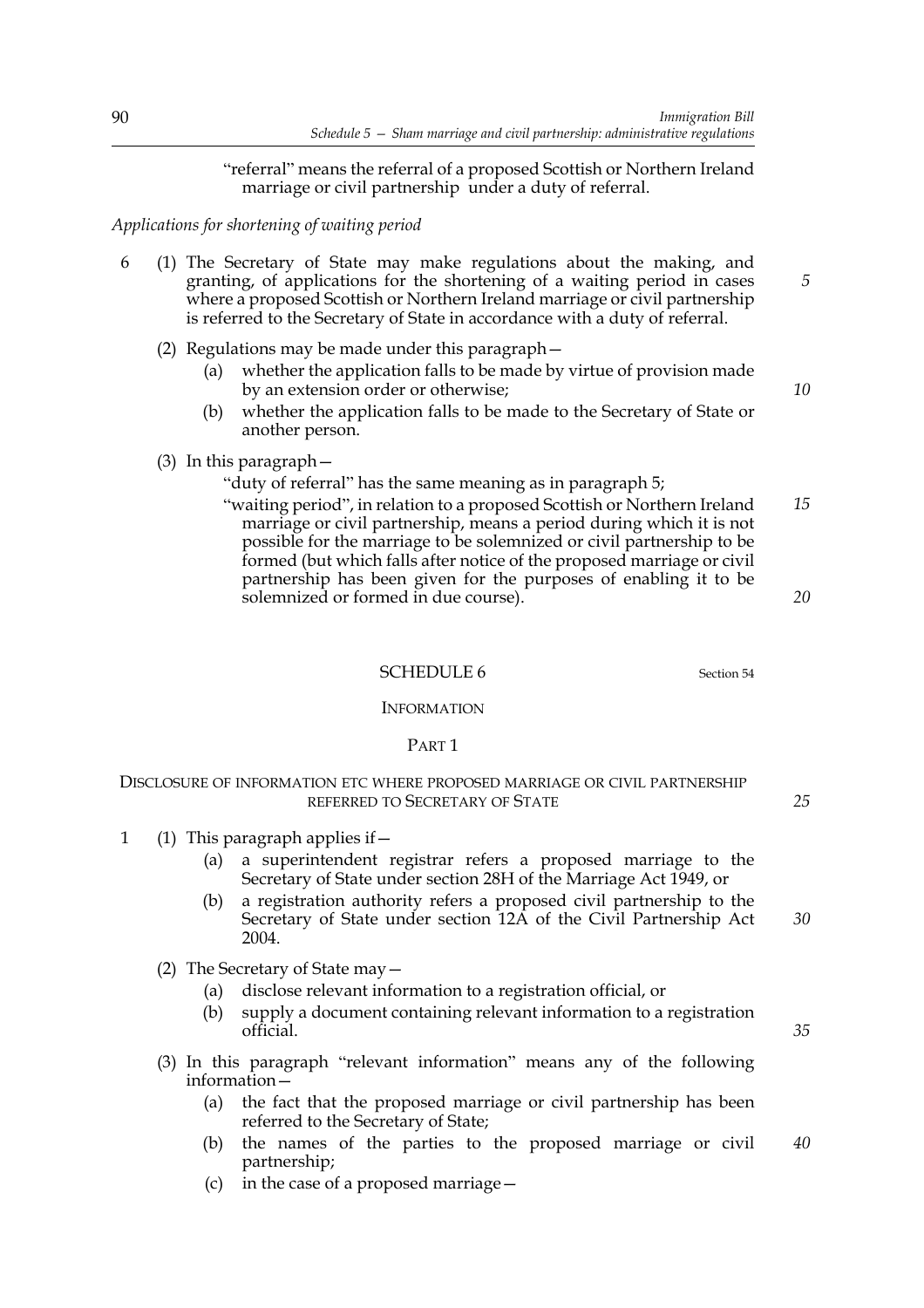"referral" means the referral of a proposed Scottish or Northern Ireland marriage or civil partnership under a duty of referral.

*Applications for shortening of waiting period*

6 (1) The Secretary of State may make regulations about the making, and granting, of applications for the shortening of a waiting period in cases where a proposed Scottish or Northern Ireland marriage or civil partnership is referred to the Secretary of State in accordance with a duty of referral.

(2) Regulations may be made under this paragraph—

(a) whether the application falls to be made by virtue of provision made by an extension order or otherwise;

(b) whether the application falls to be made to the Secretary of State or another person.

(3) In this paragraph—

"duty of referral" has the same meaning as in paragraph 5;

"waiting period", in relation to a proposed Scottish or Northern Ireland marriage or civil partnership, means a period during which it is not possible for the marriage to be solemnized or civil partnership to be formed (but which falls after notice of the proposed marriage or civil partnership has been given for the purposes of enabling it to be solemnized or formed in due course).

## SCHEDULE 6

Section 54

### INFORMATION

#### PART 1

#### DISCLOSURE OF INFORMATION ETC WHERE PROPOSED MARRIAGE OR CIVIL PARTNERSHIP REFERRED TO SECRETARY OF STATE

1 (1) This paragraph applies if—

(a) a superintendent registrar refers a proposed marriage to the Secretary of State under section 28H of the Marriage Act 1949, or

(b) a registration authority refers a proposed civil partnership to the Secretary of State under section 12A of the Civil Partnership Act 2004.

(2) The Secretary of State may—

(a) disclose relevant information to a registration official, or

(b) supply a document containing relevant information to a registration official.

(3) In this paragraph "relevant information" means any of the following information—

(a) the fact that the proposed marriage or civil partnership has been referred to the Secretary of State;

(b) the names of the parties to the proposed marriage or civil partnership;

(c) in the case of a proposed marriage—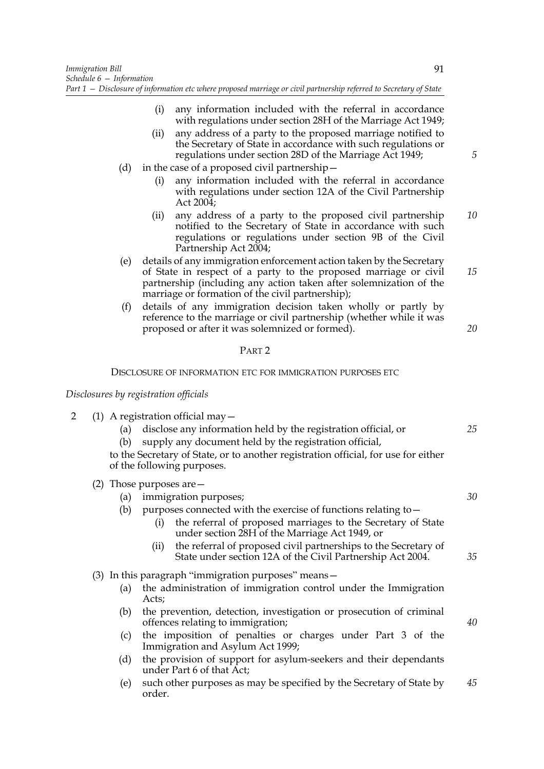(i) any information included with the referral in accordance with regulations under section 28H of the Marriage Act 1949;

(ii) any address of a party to the proposed marriage notified to the Secretary of State in accordance with such regulations or regulations under section 28D of the Marriage Act 1949;

(d) in the case of a proposed civil partnership—

(i) any information included with the referral in accordance with regulations under section 12A of the Civil Partnership Act 2004;

(ii) any address of a party to the proposed civil partnership notified to the Secretary of State in accordance with such regulations or regulations under section 9B of the Civil Partnership Act 2004;

(e) details of any immigration enforcement action taken by the Secretary of State in respect of a party to the proposed marriage or civil partnership (including any action taken after solemnization of the marriage or formation of the civil partnership);

(f) details of any immigration decision taken wholly or partly by reference to the marriage or civil partnership (whether while it was proposed or after it was solemnized or formed).

## PART 2

### DISCLOSURE OF INFORMATION ETC FOR IMMIGRATION PURPOSES ETC

*Disclosures by registration officials*

2 (1) A registration official may—

(a) disclose any information held by the registration official, or

(b) supply any document held by the registration official,

to the Secretary of State, or to another registration official, for use for either of the following purposes.

(2) Those purposes are—

(a) immigration purposes;

(b) purposes connected with the exercise of functions relating to—

(i) the referral of proposed marriages to the Secretary of State under section 28H of the Marriage Act 1949, or

(ii) the referral of proposed civil partnerships to the Secretary of State under section 12A of the Civil Partnership Act 2004.

(3) In this paragraph "immigration purposes" means—

(a) the administration of immigration control under the Immigration Acts;

(b) the prevention, detection, investigation or prosecution of criminal offences relating to immigration;

(c) the imposition of penalties or charges under Part 3 of the Immigration and Asylum Act 1999;

(d) the provision of support for asylum-seekers and their dependants under Part 6 of that Act;

(e) such other purposes as may be specified by the Secretary of State by order.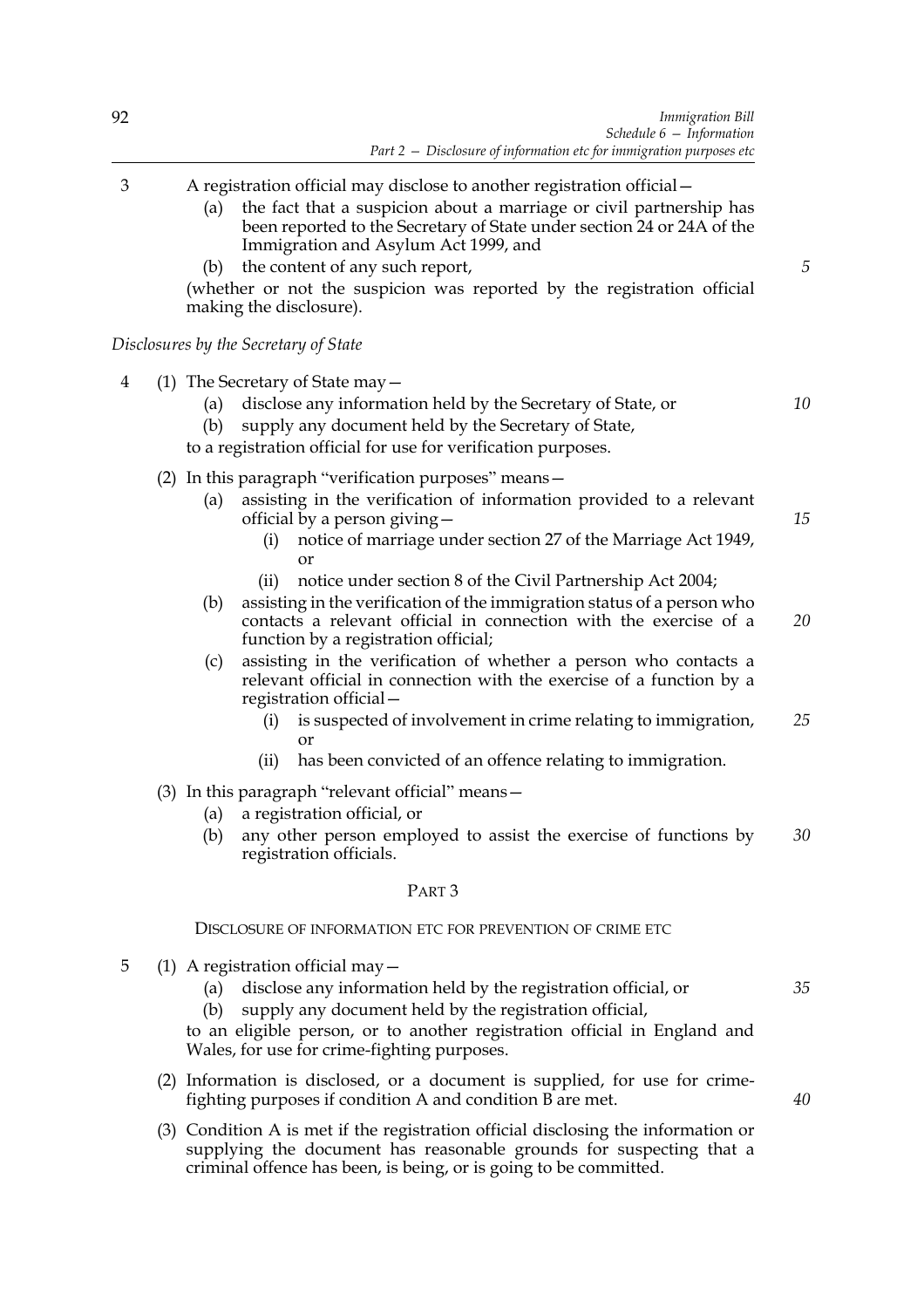3 A registration official may disclose to another registration official—

(a) the fact that a suspicion about a marriage or civil partnership has been reported to the Secretary of State under section 24 or 24A of the Immigration and Asylum Act 1999, and

(b) the content of any such report,

(whether or not the suspicion was reported by the registration official making the disclosure).

*Disclosures by the Secretary of State*

4 (1) The Secretary of State may—

(a) disclose any information held by the Secretary of State, or

(b) supply any document held by the Secretary of State,

to a registration official for use for verification purposes.

(2) In this paragraph "verification purposes" means—

(a) assisting in the verification of information provided to a relevant official by a person giving—

(i) notice of marriage under section 27 of the Marriage Act 1949, or

(ii) notice under section 8 of the Civil Partnership Act 2004;

(b) assisting in the verification of the immigration status of a person who contacts a relevant official in connection with the exercise of a function by a registration official;

(c) assisting in the verification of whether a person who contacts a relevant official in connection with the exercise of a function by a registration official—

(i) is suspected of involvement in crime relating to immigration, or

(ii) has been convicted of an offence relating to immigration.

(3) In this paragraph "relevant official" means—

(a) a registration official, or

(b) any other person employed to assist the exercise of functions by registration officials.

## PART 3

### DISCLOSURE OF INFORMATION ETC FOR PREVENTION OF CRIME ETC

5 (1) A registration official may—

(a) disclose any information held by the registration official, or

(b) supply any document held by the registration official,

to an eligible person, or to another registration official in England and Wales, for use for crime-fighting purposes.

(2) Information is disclosed, or a document is supplied, for use for crime-fighting purposes if condition A and condition B are met.

(3) Condition A is met if the registration official disclosing the information or supplying the document has reasonable grounds for suspecting that a criminal offence has been, is being, or is going to be committed.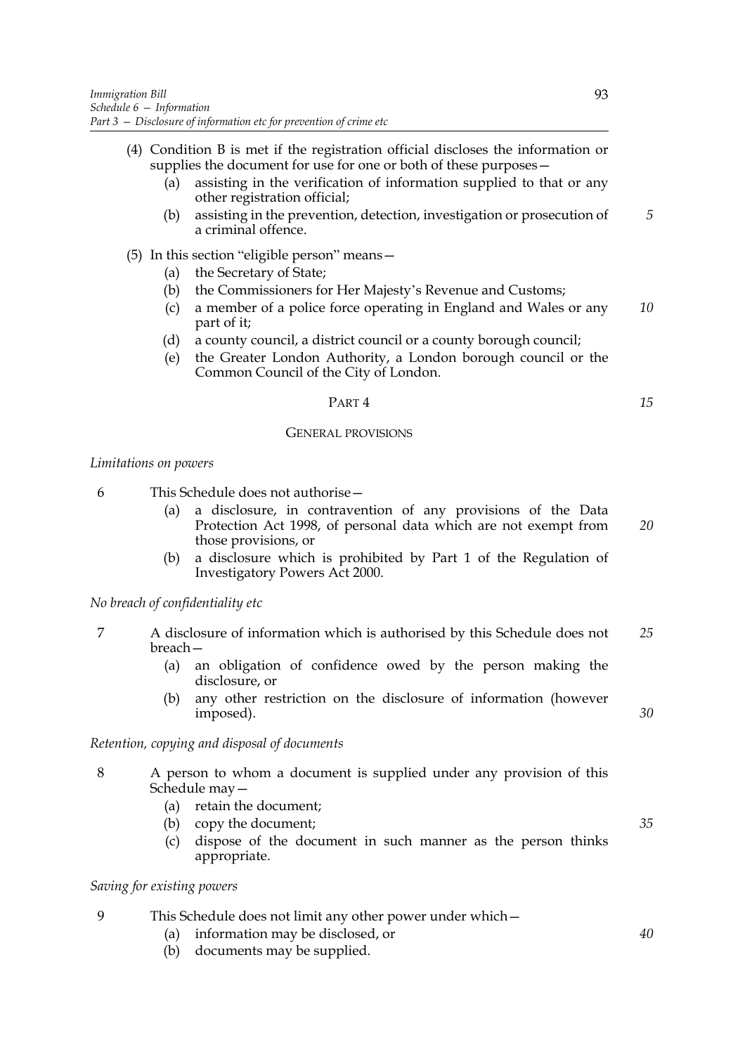(4) Condition B is met if the registration official discloses the information or supplies the document for use for one or both of these purposes—

   (a) assisting in the verification of information supplied to that or any other registration official;

   (b) assisting in the prevention, detection, investigation or prosecution of a criminal offence.

(5) In this section "eligible person" means—

   (a) the Secretary of State;

   (b) the Commissioners for Her Majesty's Revenue and Customs;

   (c) a member of a police force operating in England and Wales or any part of it;

   (d) a county council, a district council or a county borough council;

   (e) the Greater London Authority, a London borough council or the Common Council of the City of London.

## PART 4

### GENERAL PROVISIONS

*Limitations on powers*

6 This Schedule does not authorise—

   (a) a disclosure, in contravention of any provisions of the Data Protection Act 1998, of personal data which are not exempt from those provisions, or

   (b) a disclosure which is prohibited by Part 1 of the Regulation of Investigatory Powers Act 2000.

*No breach of confidentiality etc*

7 A disclosure of information which is authorised by this Schedule does not breach—

   (a) an obligation of confidence owed by the person making the disclosure, or

   (b) any other restriction on the disclosure of information (however imposed).

*Retention, copying and disposal of documents*

8 A person to whom a document is supplied under any provision of this Schedule may—

   (a) retain the document;

   (b) copy the document;

   (c) dispose of the document in such manner as the person thinks appropriate.

*Saving for existing powers*

9 This Schedule does not limit any other power under which—

   (a) information may be disclosed, or

   (b) documents may be supplied.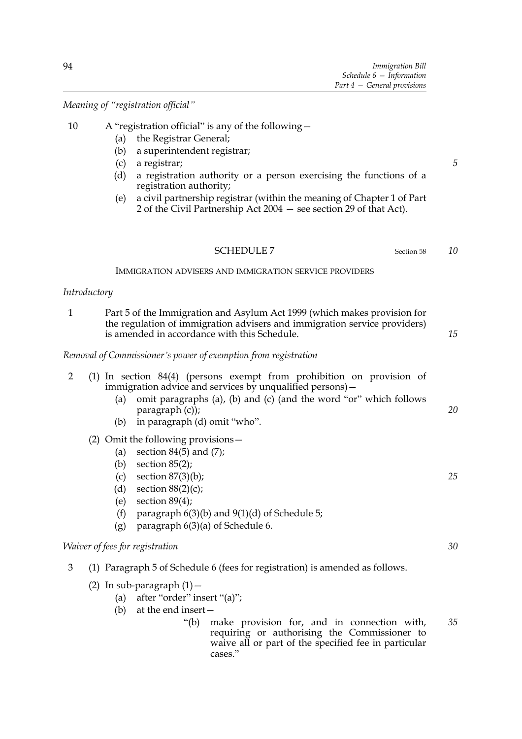*Meaning of "registration official"*

10 A "registration official" is any of the following—
   (a) the Registrar General;
   (b) a superintendent registrar;
   (c) a registrar;
   (d) a registration authority or a person exercising the functions of a registration authority;
   (e) a civil partnership registrar (within the meaning of Chapter 1 of Part 2 of the Civil Partnership Act 2004 — see section 29 of that Act).

## SCHEDULE 7

Section 58

### IMMIGRATION ADVISERS AND IMMIGRATION SERVICE PROVIDERS

*Introductory*

1 Part 5 of the Immigration and Asylum Act 1999 (which makes provision for the regulation of immigration advisers and immigration service providers) is amended in accordance with this Schedule.

*Removal of Commissioner's power of exemption from registration*

2 (1) In section 84(4) (persons exempt from prohibition on provision of immigration advice and services by unqualified persons)—
   (a) omit paragraphs (a), (b) and (c) (and the word "or" which follows paragraph (c));
   (b) in paragraph (d) omit "who".

(2) Omit the following provisions—
   (a) section 84(5) and (7);
   (b) section 85(2);
   (c) section 87(3)(b);
   (d) section 88(2)(c);
   (e) section 89(4);
   (f) paragraph 6(3)(b) and 9(1)(d) of Schedule 5;
   (g) paragraph 6(3)(a) of Schedule 6.

*Waiver of fees for registration*

3 (1) Paragraph 5 of Schedule 6 (fees for registration) is amended as follows.

(2) In sub-paragraph (1)—
   (a) after "order" insert "(a)";
   (b) at the end insert—
      "(b) make provision for, and in connection with, requiring or authorising the Commissioner to waive all or part of the specified fee in particular cases."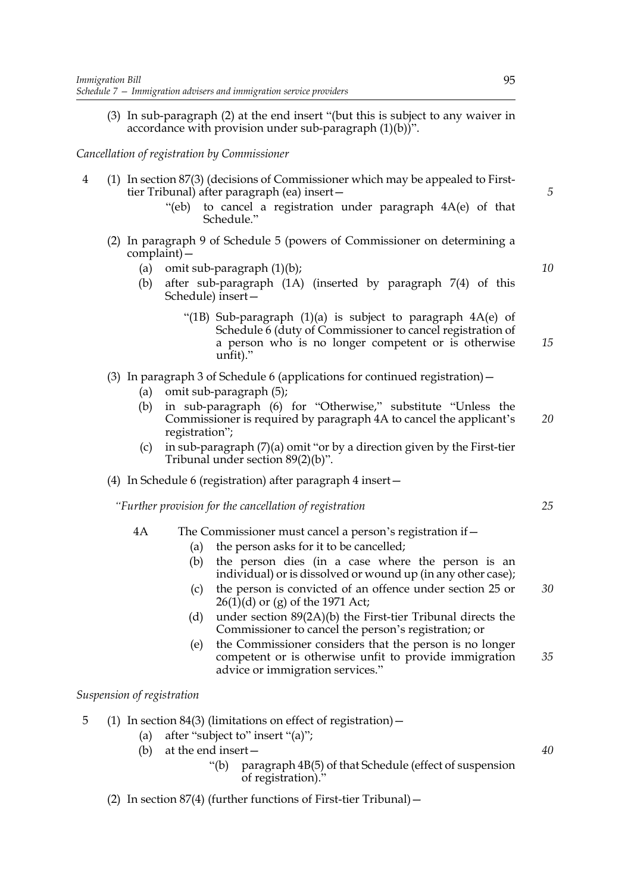(3) In sub-paragraph (2) at the end insert "(but this is subject to any waiver in accordance with provision under sub-paragraph (1)(b))".

*Cancellation of registration by Commissioner*

4 (1) In section 87(3) (decisions of Commissioner which may be appealed to First-tier Tribunal) after paragraph (ea) insert—

"(eb) to cancel a registration under paragraph 4A(e) of that Schedule."

(2) In paragraph 9 of Schedule 5 (powers of Commissioner on determining a complaint)—

(a) omit sub-paragraph (1)(b);

(b) after sub-paragraph (1A) (inserted by paragraph 7(4) of this Schedule) insert—

"(1B) Sub-paragraph (1)(a) is subject to paragraph 4A(e) of Schedule 6 (duty of Commissioner to cancel registration of a person who is no longer competent or is otherwise unfit)."

(3) In paragraph 3 of Schedule 6 (applications for continued registration)—

(a) omit sub-paragraph (5);

(b) in sub-paragraph (6) for "Otherwise," substitute "Unless the Commissioner is required by paragraph 4A to cancel the applicant's registration";

(c) in sub-paragraph (7)(a) omit "or by a direction given by the First-tier Tribunal under section 89(2)(b)".

(4) In Schedule 6 (registration) after paragraph 4 insert—

*"Further provision for the cancellation of registration*

4A The Commissioner must cancel a person's registration if—

(a) the person asks for it to be cancelled;

(b) the person dies (in a case where the person is an individual) or is dissolved or wound up (in any other case);

(c) the person is convicted of an offence under section 25 or 26(1)(d) or (g) of the 1971 Act;

(d) under section 89(2A)(b) the First-tier Tribunal directs the Commissioner to cancel the person's registration; or

(e) the Commissioner considers that the person is no longer competent or is otherwise unfit to provide immigration advice or immigration services."

*Suspension of registration*

5 (1) In section 84(3) (limitations on effect of registration)—

(a) after "subject to" insert "(a)";

(b) at the end insert—

"(b) paragraph 4B(5) of that Schedule (effect of suspension of registration)."

(2) In section 87(4) (further functions of First-tier Tribunal)—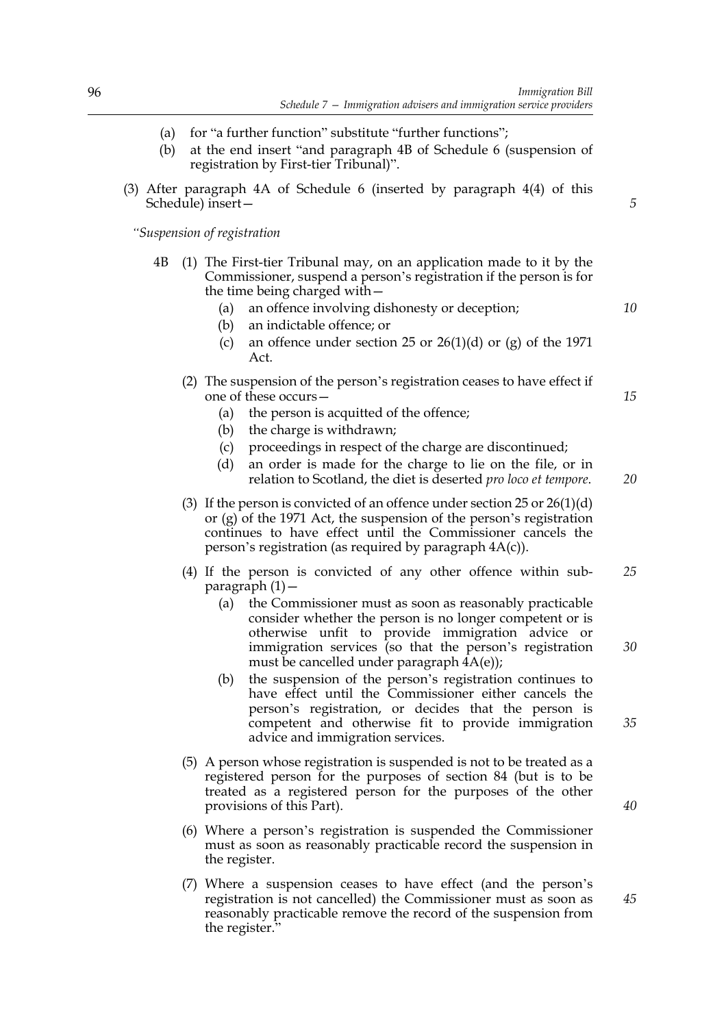(a) for "a further function" substitute "further functions";

(b) at the end insert "and paragraph 4B of Schedule 6 (suspension of registration by First-tier Tribunal)".

(3) After paragraph 4A of Schedule 6 (inserted by paragraph 4(4) of this Schedule) insert—

*"Suspension of registration*

4B (1) The First-tier Tribunal may, on an application made to it by the Commissioner, suspend a person's registration if the person is for the time being charged with—

(a) an offence involving dishonesty or deception;

(b) an indictable offence; or

(c) an offence under section 25 or 26(1)(d) or (g) of the 1971 Act.

(2) The suspension of the person's registration ceases to have effect if one of these occurs—

(a) the person is acquitted of the offence;

(b) the charge is withdrawn;

(c) proceedings in respect of the charge are discontinued;

(d) an order is made for the charge to lie on the file, or in relation to Scotland, the diet is deserted *pro loco et tempore*.

(3) If the person is convicted of an offence under section 25 or 26(1)(d) or (g) of the 1971 Act, the suspension of the person's registration continues to have effect until the Commissioner cancels the person's registration (as required by paragraph 4A(c)).

(4) If the person is convicted of any other offence within sub-paragraph (1)—

(a) the Commissioner must as soon as reasonably practicable consider whether the person is no longer competent or is otherwise unfit to provide immigration advice or immigration services (so that the person's registration must be cancelled under paragraph 4A(e));

(b) the suspension of the person's registration continues to have effect until the Commissioner either cancels the person's registration, or decides that the person is competent and otherwise fit to provide immigration advice and immigration services.

(5) A person whose registration is suspended is not to be treated as a registered person for the purposes of section 84 (but is to be treated as a registered person for the purposes of the other provisions of this Part).

(6) Where a person's registration is suspended the Commissioner must as soon as reasonably practicable record the suspension in the register.

(7) Where a suspension ceases to have effect (and the person's registration is not cancelled) the Commissioner must as soon as reasonably practicable remove the record of the suspension from the register."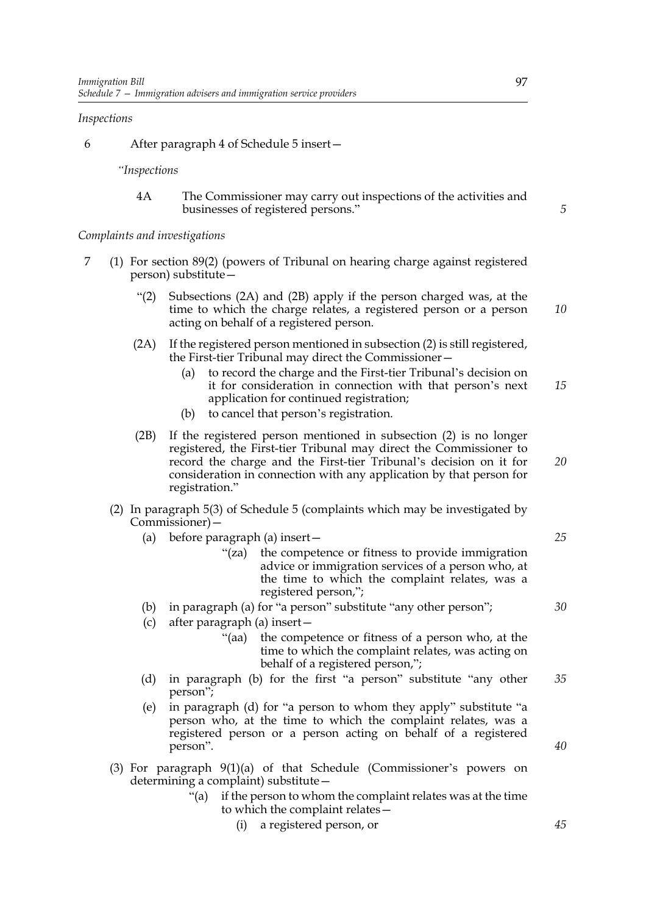*Inspections*

6 After paragraph 4 of Schedule 5 insert—

*"Inspections*

4A The Commissioner may carry out inspections of the activities and businesses of registered persons."

*Complaints and investigations*

7 (1) For section 89(2) (powers of Tribunal on hearing charge against registered person) substitute—

"(2) Subsections (2A) and (2B) apply if the person charged was, at the time to which the charge relates, a registered person or a person acting on behalf of a registered person.

(2A) If the registered person mentioned in subsection (2) is still registered, the First-tier Tribunal may direct the Commissioner—

(a) to record the charge and the First-tier Tribunal's decision on it for consideration in connection with that person's next application for continued registration;

(b) to cancel that person's registration.

(2B) If the registered person mentioned in subsection (2) is no longer registered, the First-tier Tribunal may direct the Commissioner to record the charge and the First-tier Tribunal's decision on it for consideration in connection with any application by that person for registration."

(2) In paragraph 5(3) of Schedule 5 (complaints which may be investigated by Commissioner)—

(a) before paragraph (a) insert—

"(za) the competence or fitness to provide immigration advice or immigration services of a person who, at the time to which the complaint relates, was a registered person,";

(b) in paragraph (a) for "a person" substitute "any other person";

(c) after paragraph (a) insert—

"(aa) the competence or fitness of a person who, at the time to which the complaint relates, was acting on behalf of a registered person,";

(d) in paragraph (b) for the first "a person" substitute "any other person";

(e) in paragraph (d) for "a person to whom they apply" substitute "a person who, at the time to which the complaint relates, was a registered person or a person acting on behalf of a registered person".

(3) For paragraph 9(1)(a) of that Schedule (Commissioner's powers on determining a complaint) substitute—

"(a) if the person to whom the complaint relates was at the time to which the complaint relates—

(i) a registered person, or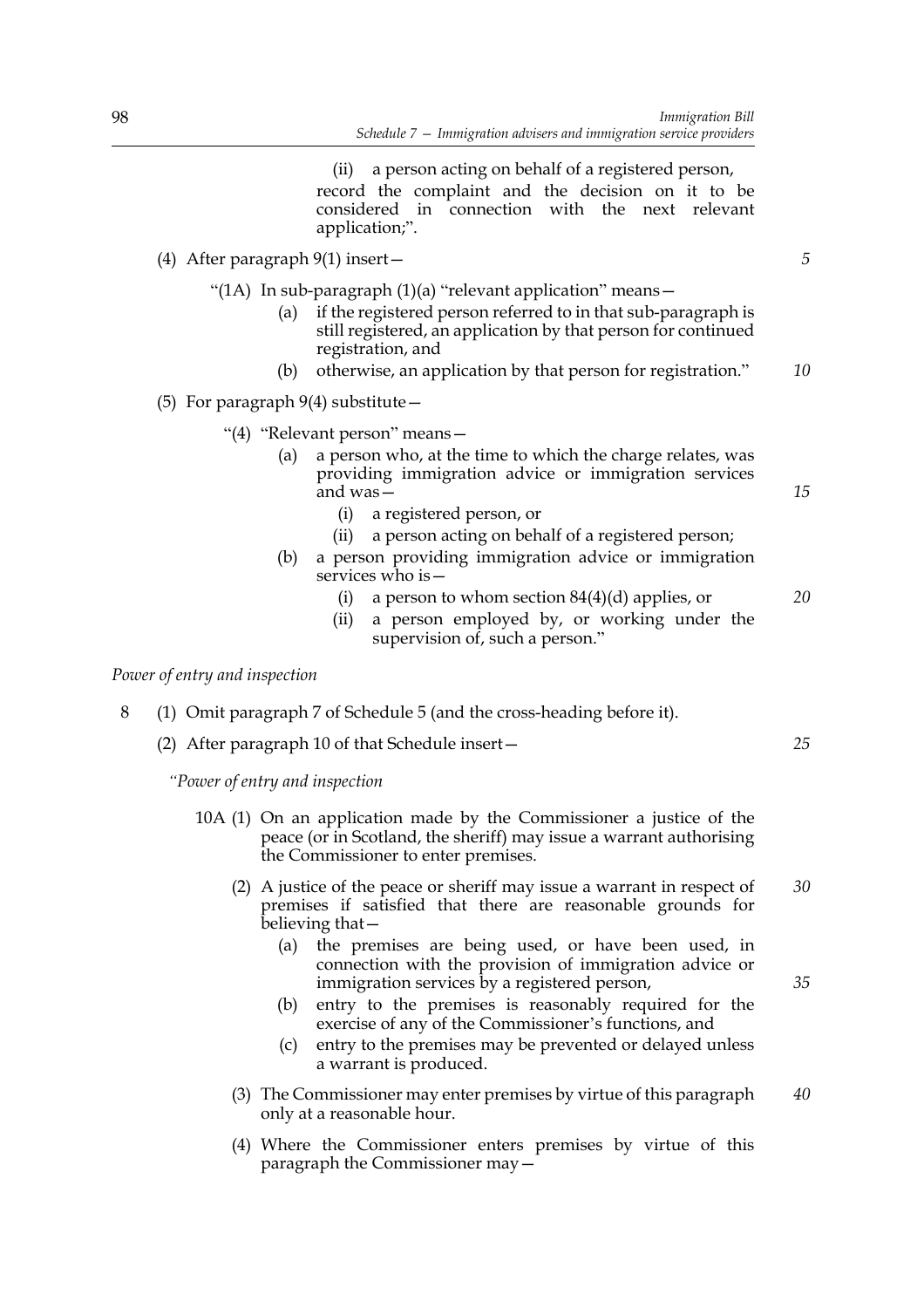(ii) a person acting on behalf of a registered person,

record the complaint and the decision on it to be considered in connection with the next relevant application;".

(4) After paragraph 9(1) insert—

"(1A) In sub-paragraph (1)(a) "relevant application" means—

(a) if the registered person referred to in that sub-paragraph is still registered, an application by that person for continued registration, and

(b) otherwise, an application by that person for registration."

(5) For paragraph 9(4) substitute—

"(4) "Relevant person" means—

(a) a person who, at the time to which the charge relates, was providing immigration advice or immigration services and was—

(i) a registered person, or

(ii) a person acting on behalf of a registered person;

(b) a person providing immigration advice or immigration services who is—

(i) a person to whom section 84(4)(d) applies, or

(ii) a person employed by, or working under the supervision of, such a person."

*Power of entry and inspection*

8 (1) Omit paragraph 7 of Schedule 5 (and the cross-heading before it).

(2) After paragraph 10 of that Schedule insert—

*"Power of entry and inspection*

10A (1) On an application made by the Commissioner a justice of the peace (or in Scotland, the sheriff) may issue a warrant authorising the Commissioner to enter premises.

(2) A justice of the peace or sheriff may issue a warrant in respect of premises if satisfied that there are reasonable grounds for believing that—

(a) the premises are being used, or have been used, in connection with the provision of immigration advice or immigration services by a registered person,

(b) entry to the premises is reasonably required for the exercise of any of the Commissioner's functions, and

(c) entry to the premises may be prevented or delayed unless a warrant is produced.

(3) The Commissioner may enter premises by virtue of this paragraph only at a reasonable hour.

(4) Where the Commissioner enters premises by virtue of this paragraph the Commissioner may—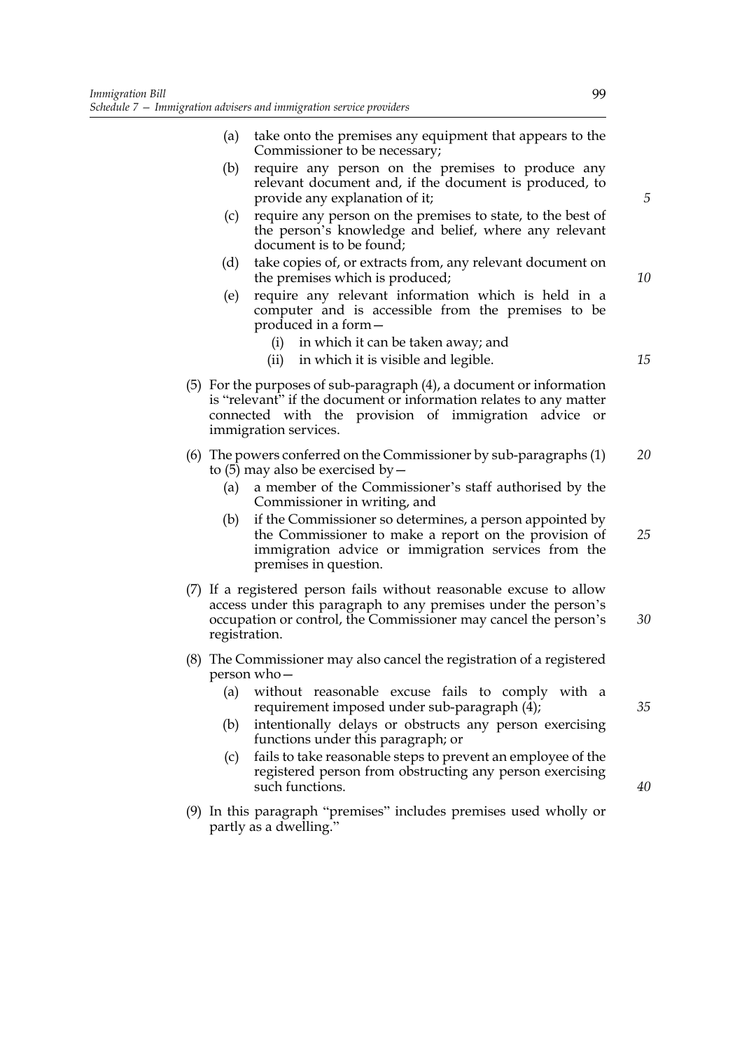(a) take onto the premises any equipment that appears to the Commissioner to be necessary;

(b) require any person on the premises to produce any relevant document and, if the document is produced, to provide any explanation of it;

(c) require any person on the premises to state, to the best of the person's knowledge and belief, where any relevant document is to be found;

(d) take copies of, or extracts from, any relevant document on the premises which is produced;

(e) require any relevant information which is held in a computer and is accessible from the premises to be produced in a form—

(i) in which it can be taken away; and

(ii) in which it is visible and legible.

(5) For the purposes of sub-paragraph (4), a document or information is "relevant" if the document or information relates to any matter connected with the provision of immigration advice or immigration services.

(6) The powers conferred on the Commissioner by sub-paragraphs (1) to (5) may also be exercised by—

(a) a member of the Commissioner's staff authorised by the Commissioner in writing, and

(b) if the Commissioner so determines, a person appointed by the Commissioner to make a report on the provision of immigration advice or immigration services from the premises in question.

(7) If a registered person fails without reasonable excuse to allow access under this paragraph to any premises under the person's occupation or control, the Commissioner may cancel the person's registration.

(8) The Commissioner may also cancel the registration of a registered person who—

(a) without reasonable excuse fails to comply with a requirement imposed under sub-paragraph (4);

(b) intentionally delays or obstructs any person exercising functions under this paragraph; or

(c) fails to take reasonable steps to prevent an employee of the registered person from obstructing any person exercising such functions.

(9) In this paragraph "premises" includes premises used wholly or partly as a dwelling."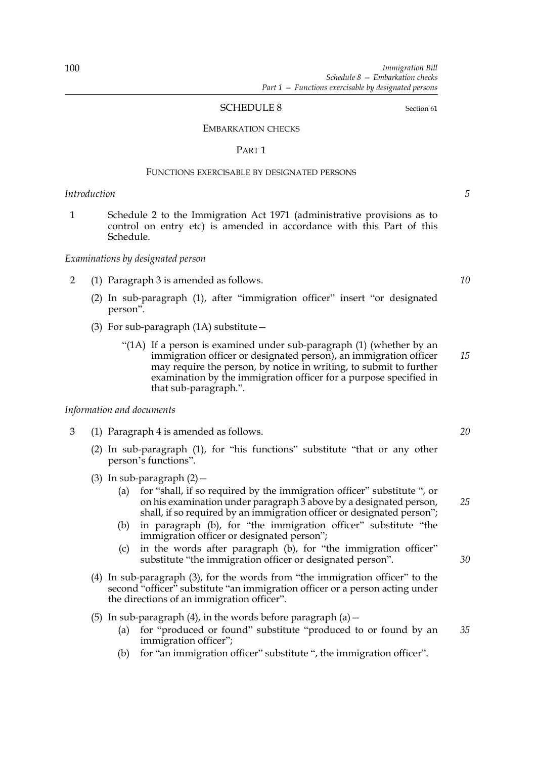SCHEDULE 8

Section 61

EMBARKATION CHECKS

PART 1

FUNCTIONS EXERCISABLE BY DESIGNATED PERSONS

*Introduction*

1 Schedule 2 to the Immigration Act 1971 (administrative provisions as to control on entry etc) is amended in accordance with this Part of this Schedule.

*Examinations by designated person*

2 (1) Paragraph 3 is amended as follows.

(2) In sub-paragraph (1), after "immigration officer" insert "or designated person".

(3) For sub-paragraph (1A) substitute—

"(1A) If a person is examined under sub-paragraph (1) (whether by an immigration officer or designated person), an immigration officer may require the person, by notice in writing, to submit to further examination by the immigration officer for a purpose specified in that sub-paragraph.".

*Information and documents*

3 (1) Paragraph 4 is amended as follows.

(2) In sub-paragraph (1), for "his functions" substitute "that or any other person's functions".

(3) In sub-paragraph (2)—

(a) for "shall, if so required by the immigration officer" substitute ", or on his examination under paragraph 3 above by a designated person, shall, if so required by an immigration officer or designated person";

(b) in paragraph (b), for "the immigration officer" substitute "the immigration officer or designated person";

(c) in the words after paragraph (b), for "the immigration officer" substitute "the immigration officer or designated person".

(4) In sub-paragraph (3), for the words from "the immigration officer" to the second "officer" substitute "an immigration officer or a person acting under the directions of an immigration officer".

(5) In sub-paragraph (4), in the words before paragraph (a)—

(a) for "produced or found" substitute "produced to or found by an immigration officer";

(b) for "an immigration officer" substitute ", the immigration officer".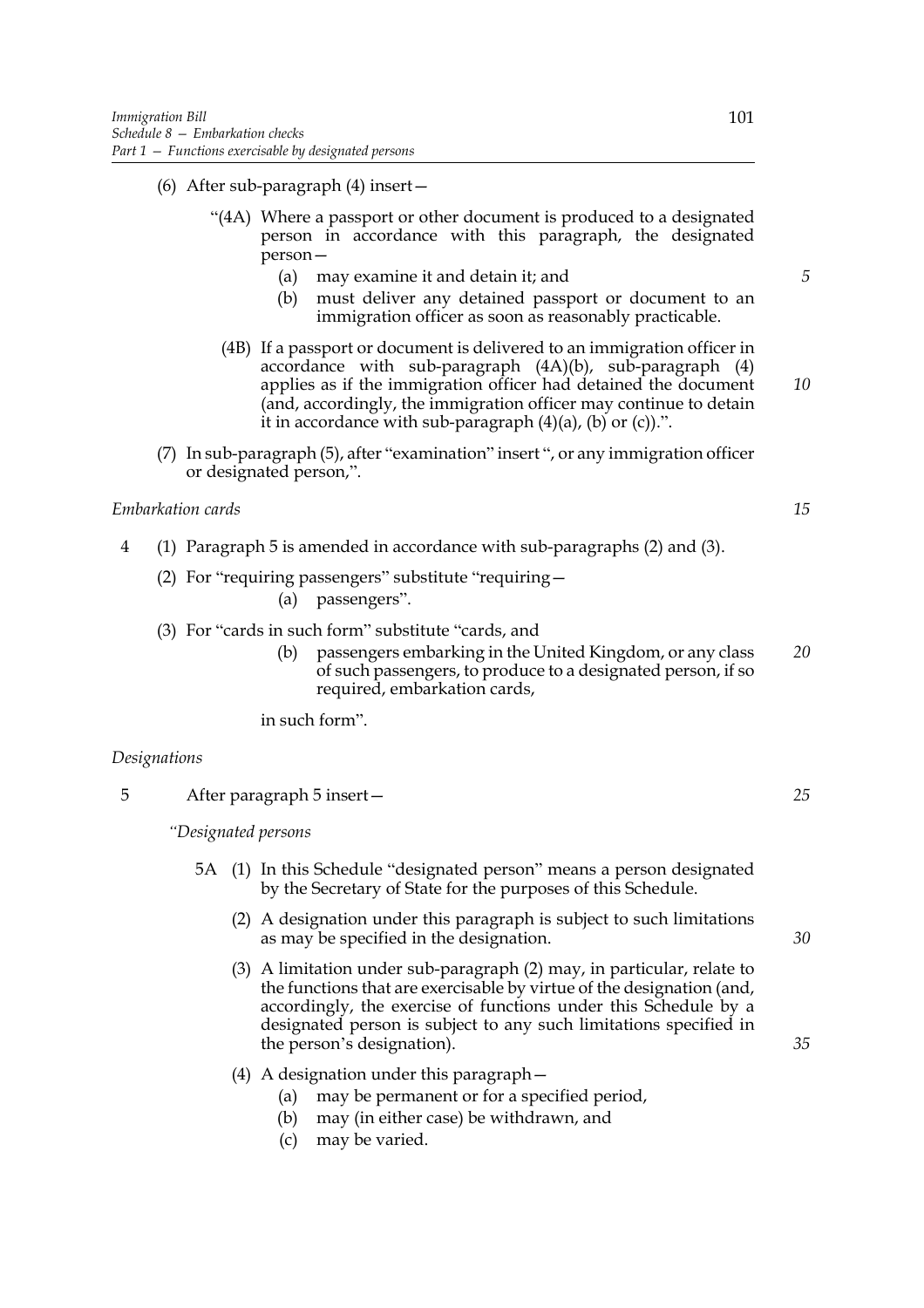(6) After sub-paragraph (4) insert—

"(4A) Where a passport or other document is produced to a designated person in accordance with this paragraph, the designated person—

(a) may examine it and detain it; and

(b) must deliver any detained passport or document to an immigration officer as soon as reasonably practicable.

(4B) If a passport or document is delivered to an immigration officer in accordance with sub-paragraph (4A)(b), sub-paragraph (4) applies as if the immigration officer had detained the document (and, accordingly, the immigration officer may continue to detain it in accordance with sub-paragraph (4)(a), (b) or (c)).".

(7) In sub-paragraph (5), after "examination" insert ", or any immigration officer or designated person,".

*Embarkation cards*

4 (1) Paragraph 5 is amended in accordance with sub-paragraphs (2) and (3).

(2) For "requiring passengers" substitute "requiring—

(a) passengers".

(3) For "cards in such form" substitute "cards, and

(b) passengers embarking in the United Kingdom, or any class of such passengers, to produce to a designated person, if so required, embarkation cards,

in such form".

*Designations*

5 After paragraph 5 insert—

*"Designated persons*

5A (1) In this Schedule "designated person" means a person designated by the Secretary of State for the purposes of this Schedule.

(2) A designation under this paragraph is subject to such limitations as may be specified in the designation.

(3) A limitation under sub-paragraph (2) may, in particular, relate to the functions that are exercisable by virtue of the designation (and, accordingly, the exercise of functions under this Schedule by a designated person is subject to any such limitations specified in the person's designation).

(4) A designation under this paragraph—

(a) may be permanent or for a specified period,

(b) may (in either case) be withdrawn, and

(c) may be varied.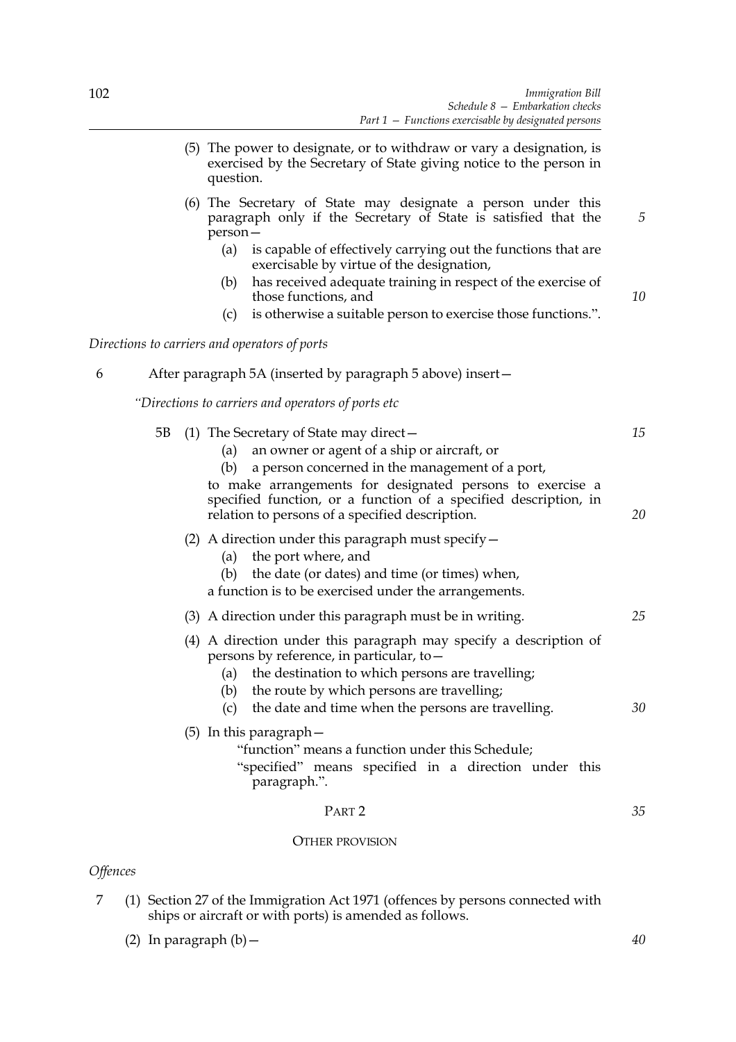(5) The power to designate, or to withdraw or vary a designation, is exercised by the Secretary of State giving notice to the person in question.

(6) The Secretary of State may designate a person under this paragraph only if the Secretary of State is satisfied that the person—

(a) is capable of effectively carrying out the functions that are exercisable by virtue of the designation,

(b) has received adequate training in respect of the exercise of those functions, and

(c) is otherwise a suitable person to exercise those functions.".

*Directions to carriers and operators of ports*

6 After paragraph 5A (inserted by paragraph 5 above) insert—

*"Directions to carriers and operators of ports etc*

5B (1) The Secretary of State may direct—

(a) an owner or agent of a ship or aircraft, or

(b) a person concerned in the management of a port,

to make arrangements for designated persons to exercise a specified function, or a function of a specified description, in relation to persons of a specified description.

(2) A direction under this paragraph must specify—

(a) the port where, and

(b) the date (or dates) and time (or times) when,

a function is to be exercised under the arrangements.

(3) A direction under this paragraph must be in writing.

(4) A direction under this paragraph may specify a description of persons by reference, in particular, to—

(a) the destination to which persons are travelling;

(b) the route by which persons are travelling;

(c) the date and time when the persons are travelling.

(5) In this paragraph—

"function" means a function under this Schedule;

"specified" means specified in a direction under this paragraph.".

## PART 2

## OTHER PROVISION

*Offences*

7 (1) Section 27 of the Immigration Act 1971 (offences by persons connected with ships or aircraft or with ports) is amended as follows.

(2) In paragraph (b)—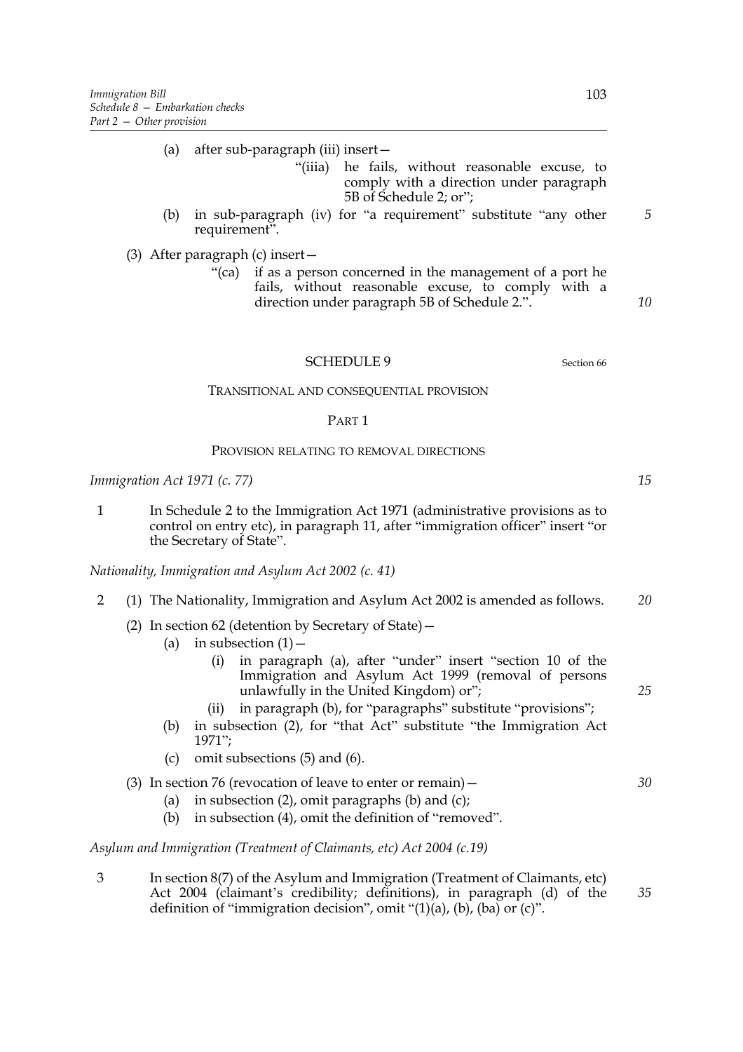(a) after sub-paragraph (iii) insert—

"(iiia) he fails, without reasonable excuse, to comply with a direction under paragraph 5B of Schedule 2; or";

(b) in sub-paragraph (iv) for "a requirement" substitute "any other requirement".

(3) After paragraph (c) insert—

"(ca) if as a person concerned in the management of a port he fails, without reasonable excuse, to comply with a direction under paragraph 5B of Schedule 2.".

## SCHEDULE 9

Section 66

### TRANSITIONAL AND CONSEQUENTIAL PROVISION

#### PART 1

#### PROVISION RELATING TO REMOVAL DIRECTIONS

*Immigration Act 1971 (c. 77)*

1 In Schedule 2 to the Immigration Act 1971 (administrative provisions as to control on entry etc), in paragraph 11, after "immigration officer" insert "or the Secretary of State".

*Nationality, Immigration and Asylum Act 2002 (c. 41)*

2 (1) The Nationality, Immigration and Asylum Act 2002 is amended as follows.

(2) In section 62 (detention by Secretary of State)—

(a) in subsection (1)—

(i) in paragraph (a), after "under" insert "section 10 of the Immigration and Asylum Act 1999 (removal of persons unlawfully in the United Kingdom) or";

(ii) in paragraph (b), for "paragraphs" substitute "provisions";

(b) in subsection (2), for "that Act" substitute "the Immigration Act 1971";

(c) omit subsections (5) and (6).

(3) In section 76 (revocation of leave to enter or remain)—

(a) in subsection (2), omit paragraphs (b) and (c);

(b) in subsection (4), omit the definition of "removed".

*Asylum and Immigration (Treatment of Claimants, etc) Act 2004 (c.19)*

3 In section 8(7) of the Asylum and Immigration (Treatment of Claimants, etc) Act 2004 (claimant's credibility; definitions), in paragraph (d) of the definition of "immigration decision", omit "(1)(a), (b), (ba) or (c)".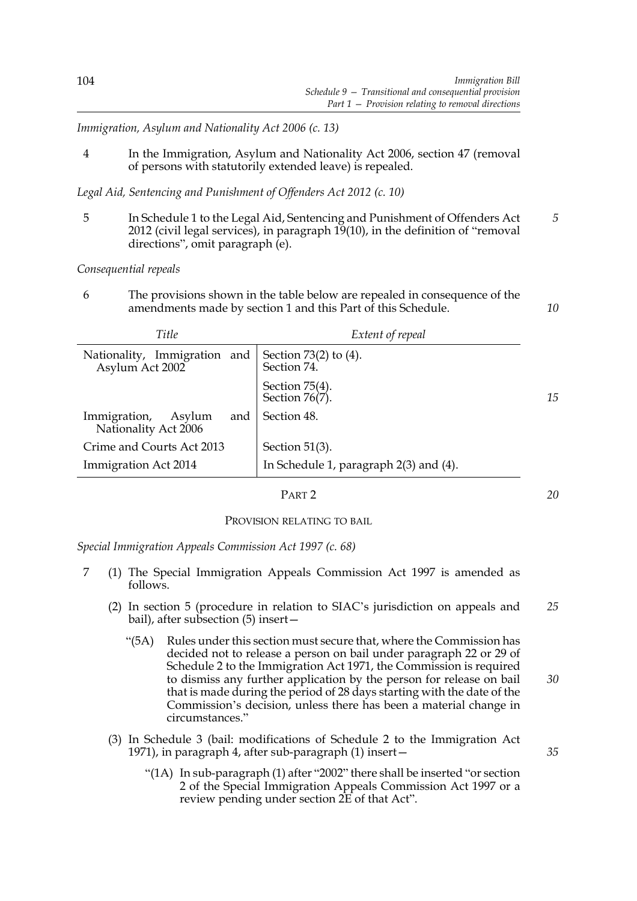*Immigration, Asylum and Nationality Act 2006 (c. 13)*

4 In the Immigration, Asylum and Nationality Act 2006, section 47 (removal of persons with statutorily extended leave) is repealed.

*Legal Aid, Sentencing and Punishment of Offenders Act 2012 (c. 10)*

5 In Schedule 1 to the Legal Aid, Sentencing and Punishment of Offenders Act 2012 (civil legal services), in paragraph 19(10), in the definition of "removal directions", omit paragraph (e).

*Consequential repeals*

6 The provisions shown in the table below are repealed in consequence of the amendments made by section 1 and this Part of this Schedule.

| *Title* | *Extent of repeal* |
|---|---|
| Nationality, Immigration and Asylum Act 2002 | Section 73(2) to (4).<br>Section 74. |
| | Section 75(4).<br>Section 76(7). |
| Immigration, Asylum and Nationality Act 2006 | Section 48. |
| Crime and Courts Act 2013 | Section 51(3). |
| Immigration Act 2014 | In Schedule 1, paragraph 2(3) and (4). |

PART 2

PROVISION RELATING TO BAIL

*Special Immigration Appeals Commission Act 1997 (c. 68)*

7 (1) The Special Immigration Appeals Commission Act 1997 is amended as follows.

(2) In section 5 (procedure in relation to SIAC's jurisdiction on appeals and bail), after subsection (5) insert—

"(5A) Rules under this section must secure that, where the Commission has decided not to release a person on bail under paragraph 22 or 29 of Schedule 2 to the Immigration Act 1971, the Commission is required to dismiss any further application by the person for release on bail that is made during the period of 28 days starting with the date of the Commission's decision, unless there has been a material change in circumstances."

(3) In Schedule 3 (bail: modifications of Schedule 2 to the Immigration Act 1971), in paragraph 4, after sub-paragraph (1) insert—

"(1A) In sub-paragraph (1) after "2002" there shall be inserted "or section 2 of the Special Immigration Appeals Commission Act 1997 or a review pending under section 2E of that Act".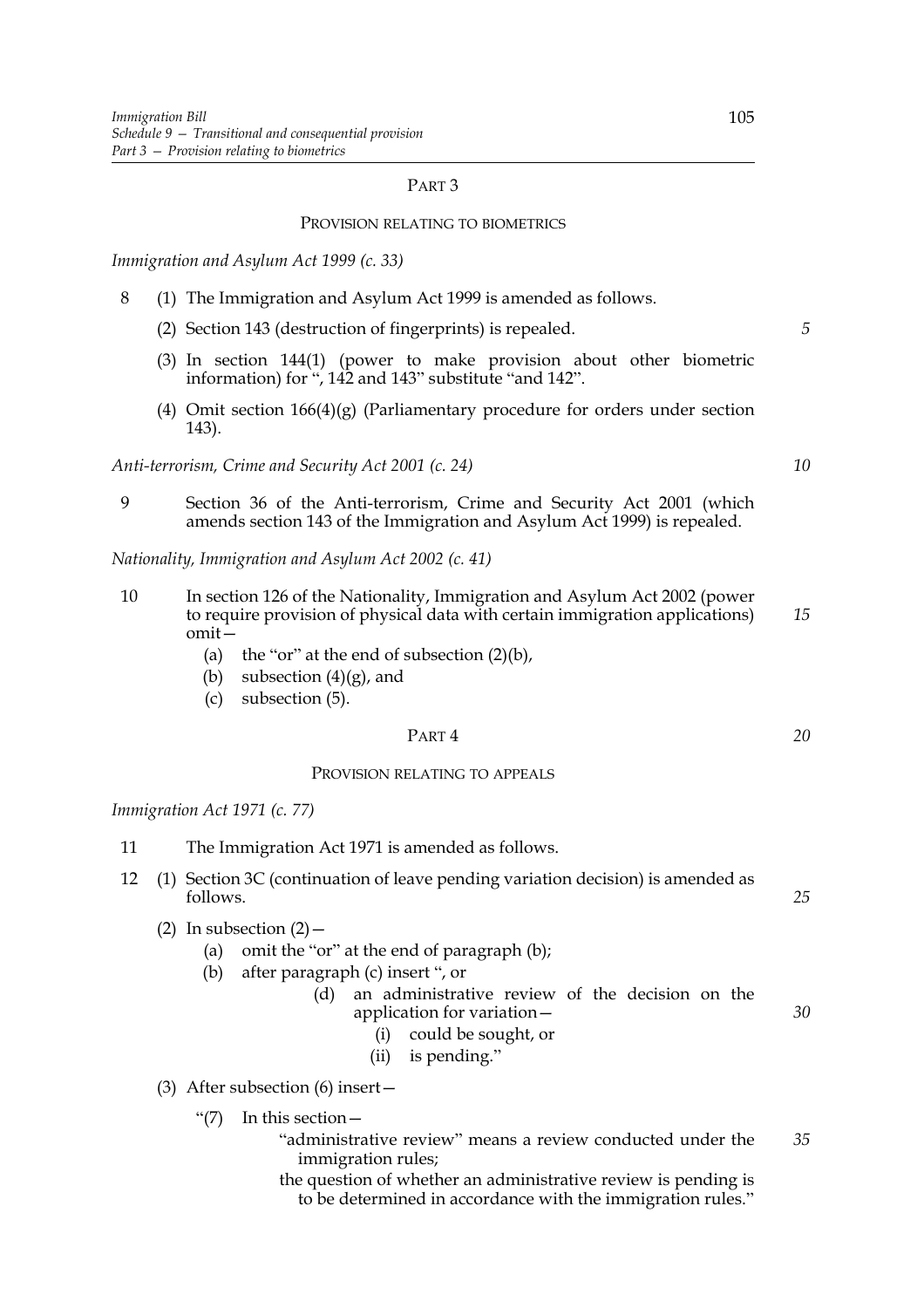## PART 3

### PROVISION RELATING TO BIOMETRICS

*Immigration and Asylum Act 1999 (c. 33)*

8 (1) The Immigration and Asylum Act 1999 is amended as follows.

(2) Section 143 (destruction of fingerprints) is repealed.

(3) In section 144(1) (power to make provision about other biometric information) for ", 142 and 143" substitute "and 142".

(4) Omit section 166(4)(g) (Parliamentary procedure for orders under section 143).

*Anti-terrorism, Crime and Security Act 2001 (c. 24)*

9 Section 36 of the Anti-terrorism, Crime and Security Act 2001 (which amends section 143 of the Immigration and Asylum Act 1999) is repealed.

*Nationality, Immigration and Asylum Act 2002 (c. 41)*

10 In section 126 of the Nationality, Immigration and Asylum Act 2002 (power to require provision of physical data with certain immigration applications) omit—

(a) the "or" at the end of subsection (2)(b),

(b) subsection (4)(g), and

(c) subsection (5).

## PART 4

### PROVISION RELATING TO APPEALS

*Immigration Act 1971 (c. 77)*

11 The Immigration Act 1971 is amended as follows.

12 (1) Section 3C (continuation of leave pending variation decision) is amended as follows.

(2) In subsection (2)—

(a) omit the "or" at the end of paragraph (b);

(b) after paragraph (c) insert ", or

(d) an administrative review of the decision on the application for variation—

(i) could be sought, or

(ii) is pending."

(3) After subsection (6) insert—

"(7) In this section—

"administrative review" means a review conducted under the immigration rules;

the question of whether an administrative review is pending is to be determined in accordance with the immigration rules."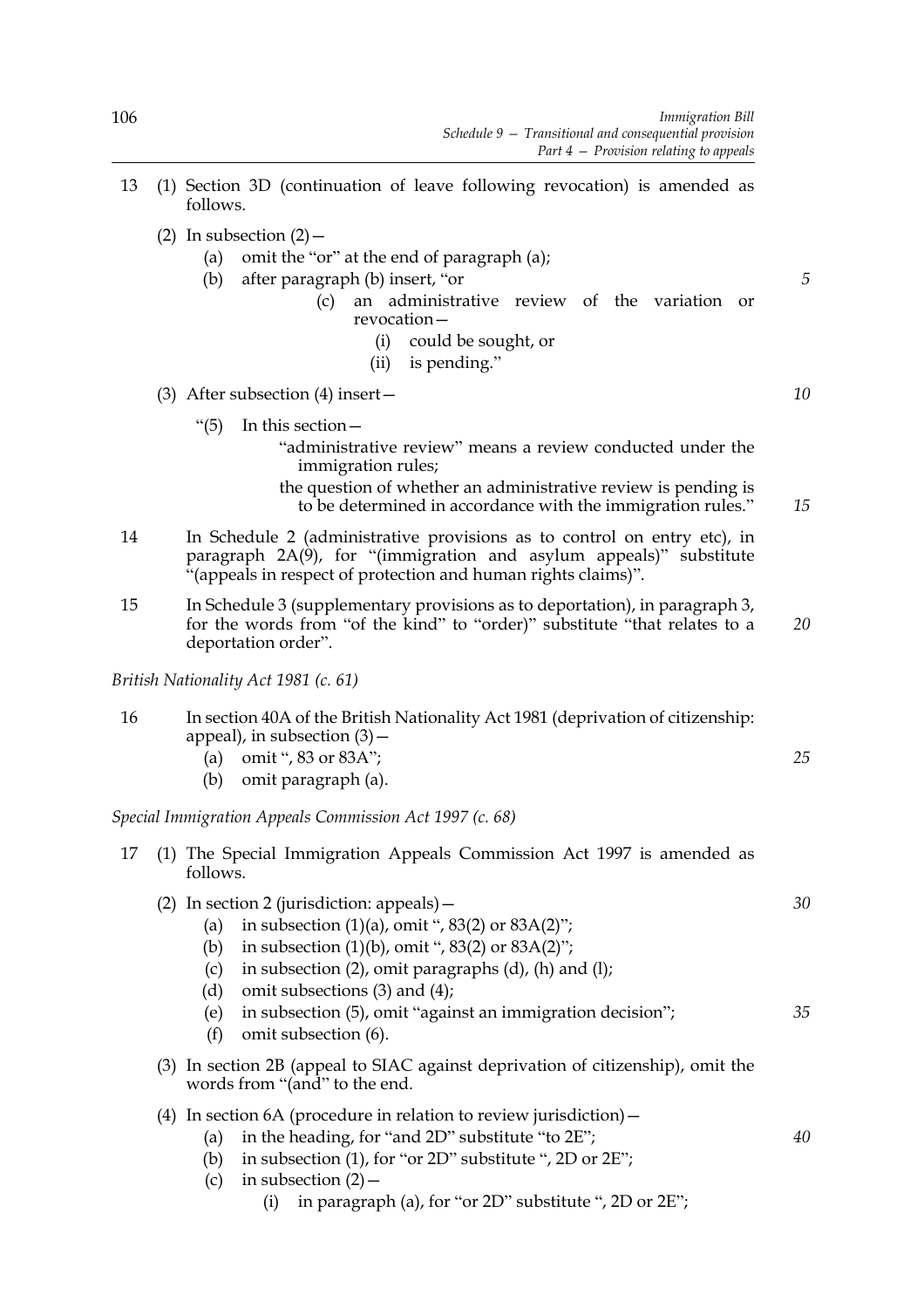13 (1) Section 3D (continuation of leave following revocation) is amended as follows.

(2) In subsection (2)—

(a) omit the "or" at the end of paragraph (a);

(b) after paragraph (b) insert, "or

(c) an administrative review of the variation or revocation—

(i) could be sought, or

(ii) is pending."

(3) After subsection (4) insert—

"(5) In this section—

"administrative review" means a review conducted under the immigration rules;

the question of whether an administrative review is pending is to be determined in accordance with the immigration rules."

14 In Schedule 2 (administrative provisions as to control on entry etc), in paragraph 2A(9), for "(immigration and asylum appeals)" substitute "(appeals in respect of protection and human rights claims)".

15 In Schedule 3 (supplementary provisions as to deportation), in paragraph 3, for the words from "of the kind" to "order)" substitute "that relates to a deportation order".

*British Nationality Act 1981 (c. 61)*

16 In section 40A of the British Nationality Act 1981 (deprivation of citizenship: appeal), in subsection (3)—

(a) omit ", 83 or 83A";

(b) omit paragraph (a).

*Special Immigration Appeals Commission Act 1997 (c. 68)*

17 (1) The Special Immigration Appeals Commission Act 1997 is amended as follows.

(2) In section 2 (jurisdiction: appeals)—

(a) in subsection (1)(a), omit ", 83(2) or 83A(2)";

(b) in subsection (1)(b), omit ", 83(2) or 83A(2)";

(c) in subsection (2), omit paragraphs (d), (h) and (l);

(d) omit subsections (3) and (4);

(e) in subsection (5), omit "against an immigration decision";

(f) omit subsection (6).

(3) In section 2B (appeal to SIAC against deprivation of citizenship), omit the words from "(and" to the end.

(4) In section 6A (procedure in relation to review jurisdiction)—

(a) in the heading, for "and 2D" substitute "to 2E";

(b) in subsection (1), for "or 2D" substitute ", 2D or 2E";

(c) in subsection (2)—

(i) in paragraph (a), for "or 2D" substitute ", 2D or 2E";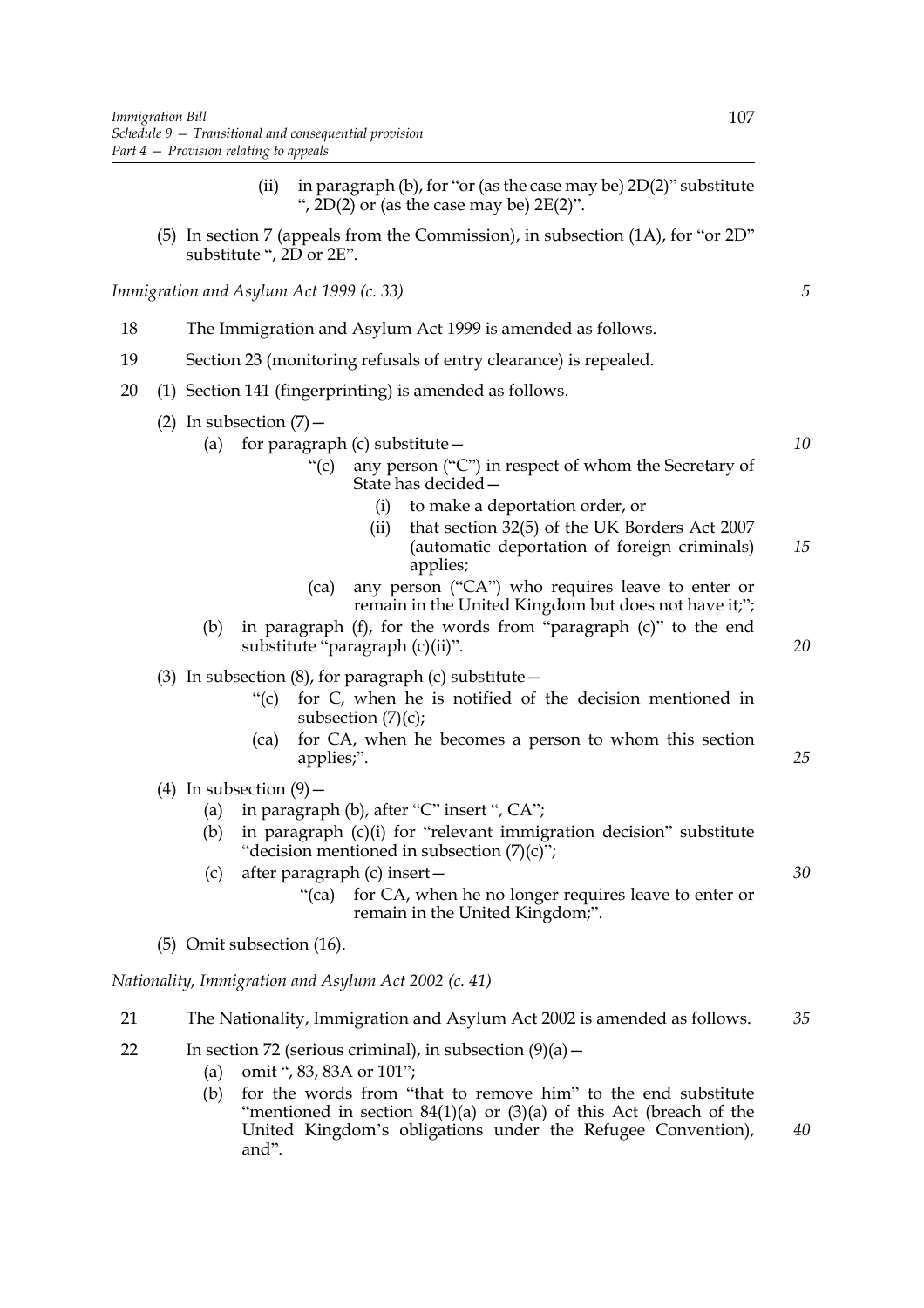(ii) in paragraph (b), for "or (as the case may be) 2D(2)" substitute ", 2D(2) or (as the case may be) 2E(2)".

(5) In section 7 (appeals from the Commission), in subsection (1A), for "or 2D" substitute ", 2D or 2E".

*Immigration and Asylum Act 1999 (c. 33)*

18 The Immigration and Asylum Act 1999 is amended as follows.

19 Section 23 (monitoring refusals of entry clearance) is repealed.

20 (1) Section 141 (fingerprinting) is amended as follows.

(2) In subsection (7)—

(a) for paragraph (c) substitute—

"(c) any person ("C") in respect of whom the Secretary of State has decided—

(i) to make a deportation order, or

(ii) that section 32(5) of the UK Borders Act 2007 (automatic deportation of foreign criminals) applies;

(ca) any person ("CA") who requires leave to enter or remain in the United Kingdom but does not have it;";

(b) in paragraph (f), for the words from "paragraph (c)" to the end substitute "paragraph (c)(ii)".

(3) In subsection (8), for paragraph (c) substitute—

"(c) for C, when he is notified of the decision mentioned in subsection (7)(c);

(ca) for CA, when he becomes a person to whom this section applies;".

(4) In subsection (9)—

(a) in paragraph (b), after "C" insert ", CA";

(b) in paragraph (c)(i) for "relevant immigration decision" substitute "decision mentioned in subsection (7)(c)";

(c) after paragraph (c) insert—

"(ca) for CA, when he no longer requires leave to enter or remain in the United Kingdom;".

(5) Omit subsection (16).

*Nationality, Immigration and Asylum Act 2002 (c. 41)*

21 The Nationality, Immigration and Asylum Act 2002 is amended as follows.

22 In section 72 (serious criminal), in subsection (9)(a)—

(a) omit ", 83, 83A or 101";

(b) for the words from "that to remove him" to the end substitute "mentioned in section 84(1)(a) or (3)(a) of this Act (breach of the United Kingdom's obligations under the Refugee Convention), and".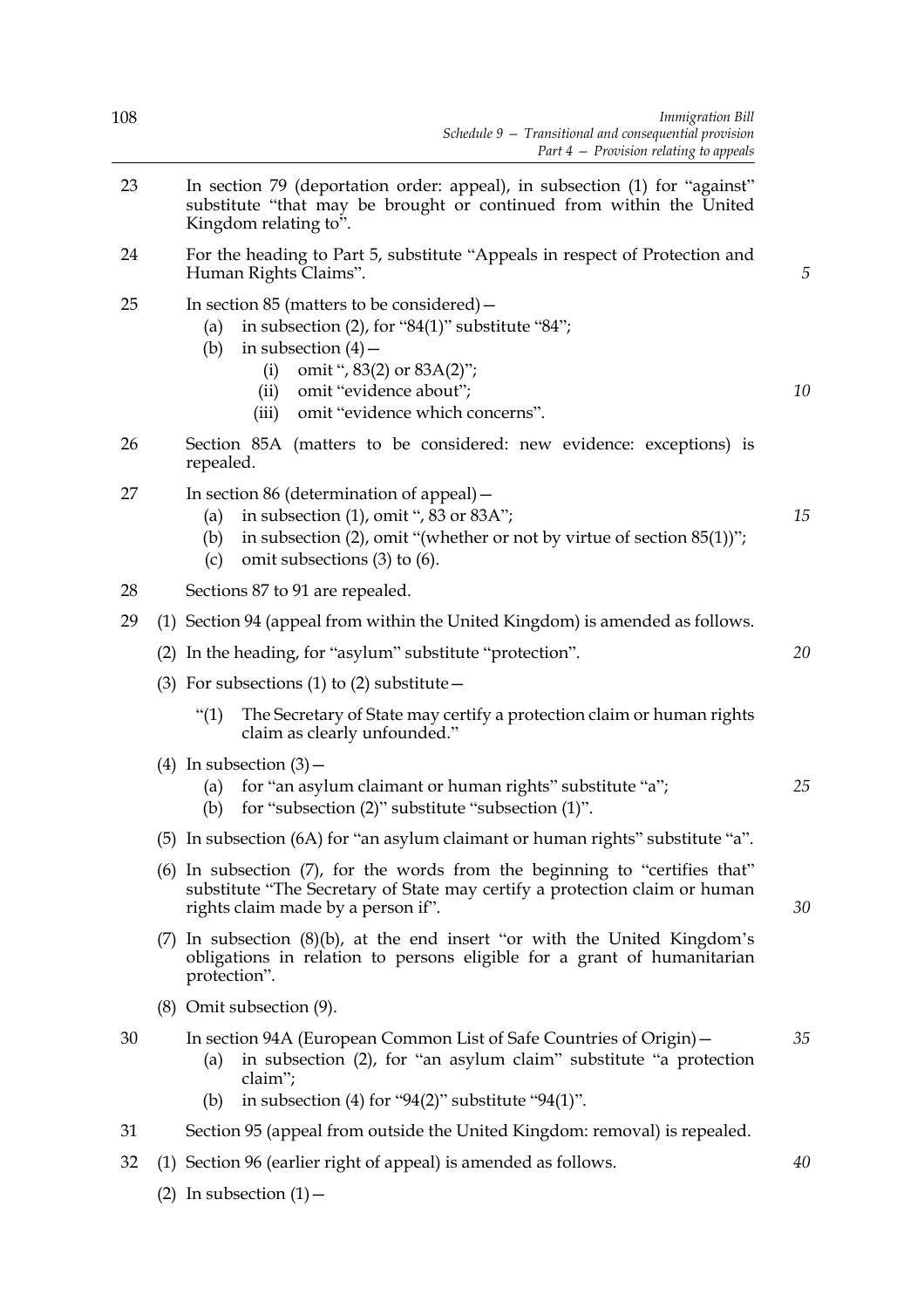23 In section 79 (deportation order: appeal), in subsection (1) for "against" substitute "that may be brought or continued from within the United Kingdom relating to".

24 For the heading to Part 5, substitute "Appeals in respect of Protection and Human Rights Claims".

25 In section 85 (matters to be considered)—
  (a) in subsection (2), for "84(1)" substitute "84";
  (b) in subsection (4)—
    (i) omit ", 83(2) or 83A(2)";
    (ii) omit "evidence about";
    (iii) omit "evidence which concerns".

26 Section 85A (matters to be considered: new evidence: exceptions) is repealed.

27 In section 86 (determination of appeal)—
  (a) in subsection (1), omit ", 83 or 83A";
  (b) in subsection (2), omit "(whether or not by virtue of section 85(1))";
  (c) omit subsections (3) to (6).

28 Sections 87 to 91 are repealed.

29 (1) Section 94 (appeal from within the United Kingdom) is amended as follows.

  (2) In the heading, for "asylum" substitute "protection".

  (3) For subsections (1) to (2) substitute—

    "(1) The Secretary of State may certify a protection claim or human rights claim as clearly unfounded."

  (4) In subsection (3)—
    (a) for "an asylum claimant or human rights" substitute "a";
    (b) for "subsection (2)" substitute "subsection (1)".

  (5) In subsection (6A) for "an asylum claimant or human rights" substitute "a".

  (6) In subsection (7), for the words from the beginning to "certifies that" substitute "The Secretary of State may certify a protection claim or human rights claim made by a person if".

  (7) In subsection (8)(b), at the end insert "or with the United Kingdom's obligations in relation to persons eligible for a grant of humanitarian protection".

  (8) Omit subsection (9).

30 In section 94A (European Common List of Safe Countries of Origin)—
  (a) in subsection (2), for "an asylum claim" substitute "a protection claim";
  (b) in subsection (4) for "94(2)" substitute "94(1)".

31 Section 95 (appeal from outside the United Kingdom: removal) is repealed.

32 (1) Section 96 (earlier right of appeal) is amended as follows.

  (2) In subsection (1)—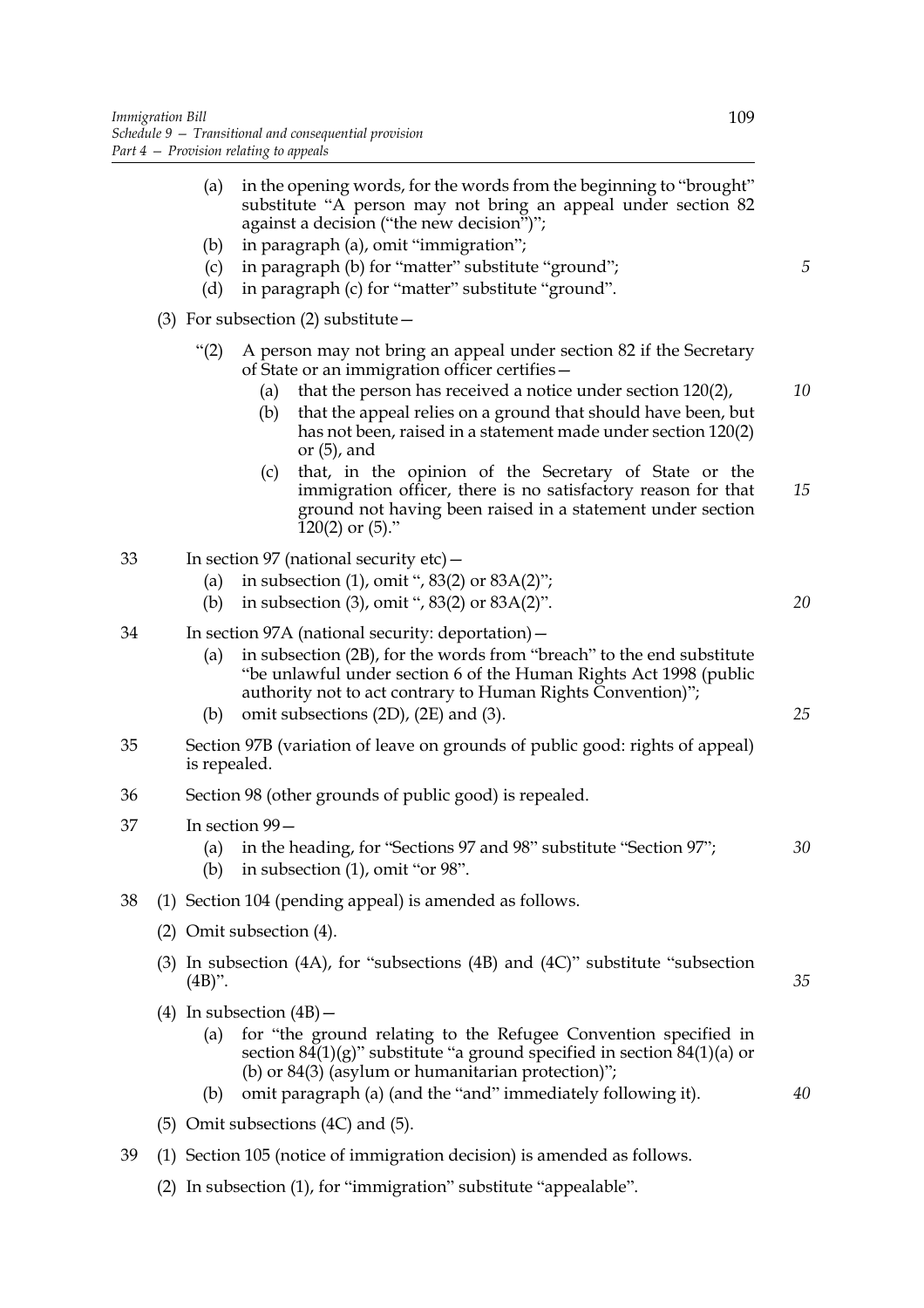(a) in the opening words, for the words from the beginning to "brought" substitute "A person may not bring an appeal under section 82 against a decision ("the new decision")";

(b) in paragraph (a), omit "immigration";

(c) in paragraph (b) for "matter" substitute "ground";

(d) in paragraph (c) for "matter" substitute "ground".

(3) For subsection (2) substitute—

"(2) A person may not bring an appeal under section 82 if the Secretary of State or an immigration officer certifies—

(a) that the person has received a notice under section 120(2),

(b) that the appeal relies on a ground that should have been, but has not been, raised in a statement made under section 120(2) or (5), and

(c) that, in the opinion of the Secretary of State or the immigration officer, there is no satisfactory reason for that ground not having been raised in a statement under section 120(2) or (5)."

33 In section 97 (national security etc)—

(a) in subsection (1), omit ", 83(2) or 83A(2)";

(b) in subsection (3), omit ", 83(2) or 83A(2)".

34 In section 97A (national security: deportation)—

(a) in subsection (2B), for the words from "breach" to the end substitute "be unlawful under section 6 of the Human Rights Act 1998 (public authority not to act contrary to Human Rights Convention)";

(b) omit subsections (2D), (2E) and (3).

35 Section 97B (variation of leave on grounds of public good: rights of appeal) is repealed.

36 Section 98 (other grounds of public good) is repealed.

37 In section 99—

(a) in the heading, for "Sections 97 and 98" substitute "Section 97";

(b) in subsection (1), omit "or 98".

38 (1) Section 104 (pending appeal) is amended as follows.

(2) Omit subsection (4).

(3) In subsection (4A), for "subsections (4B) and (4C)" substitute "subsection (4B)".

(4) In subsection (4B)—

(a) for "the ground relating to the Refugee Convention specified in section 84(1)(g)" substitute "a ground specified in section 84(1)(a) or (b) or 84(3) (asylum or humanitarian protection)";

(b) omit paragraph (a) (and the "and" immediately following it).

(5) Omit subsections (4C) and (5).

39 (1) Section 105 (notice of immigration decision) is amended as follows.

(2) In subsection (1), for "immigration" substitute "appealable".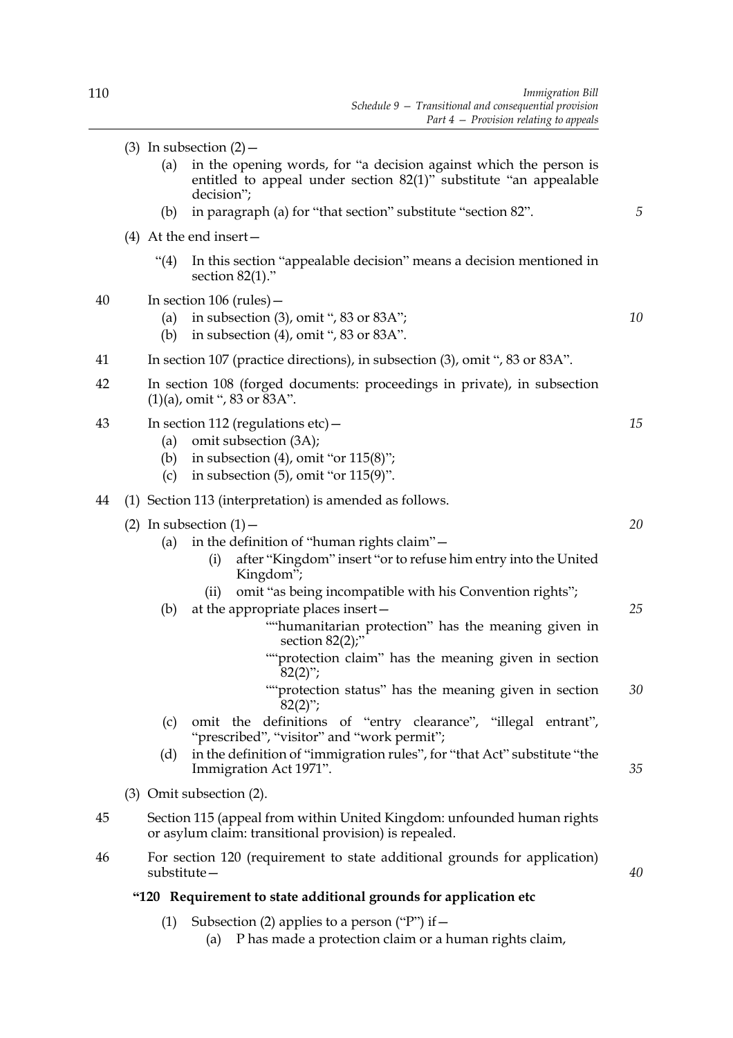(3) In subsection (2)—

(a) in the opening words, for "a decision against which the person is entitled to appeal under section 82(1)" substitute "an appealable decision";

(b) in paragraph (a) for "that section" substitute "section 82".

(4) At the end insert—

"(4) In this section "appealable decision" means a decision mentioned in section 82(1)."

40 In section 106 (rules)—

(a) in subsection (3), omit ", 83 or 83A";

(b) in subsection (4), omit ", 83 or 83A".

41 In section 107 (practice directions), in subsection (3), omit ", 83 or 83A".

42 In section 108 (forged documents: proceedings in private), in subsection (1)(a), omit ", 83 or 83A".

43 In section 112 (regulations etc)—

(a) omit subsection (3A);

(b) in subsection (4), omit "or 115(8)";

(c) in subsection (5), omit "or 115(9)".

44 (1) Section 113 (interpretation) is amended as follows.

(2) In subsection (1)—

(a) in the definition of "human rights claim"—

(i) after "Kingdom" insert "or to refuse him entry into the United Kingdom";

(ii) omit "as being incompatible with his Convention rights";

(b) at the appropriate places insert—

""humanitarian protection" has the meaning given in section 82(2);"

""protection claim" has the meaning given in section 82(2)";

""protection status" has the meaning given in section 82(2)";

(c) omit the definitions of "entry clearance", "illegal entrant", "prescribed", "visitor" and "work permit";

(d) in the definition of "immigration rules", for "that Act" substitute "the Immigration Act 1971".

(3) Omit subsection (2).

45 Section 115 (appeal from within United Kingdom: unfounded human rights or asylum claim: transitional provision) is repealed.

46 For section 120 (requirement to state additional grounds for application) substitute—

**"120 Requirement to state additional grounds for application etc**

(1) Subsection (2) applies to a person ("P") if—

(a) P has made a protection claim or a human rights claim,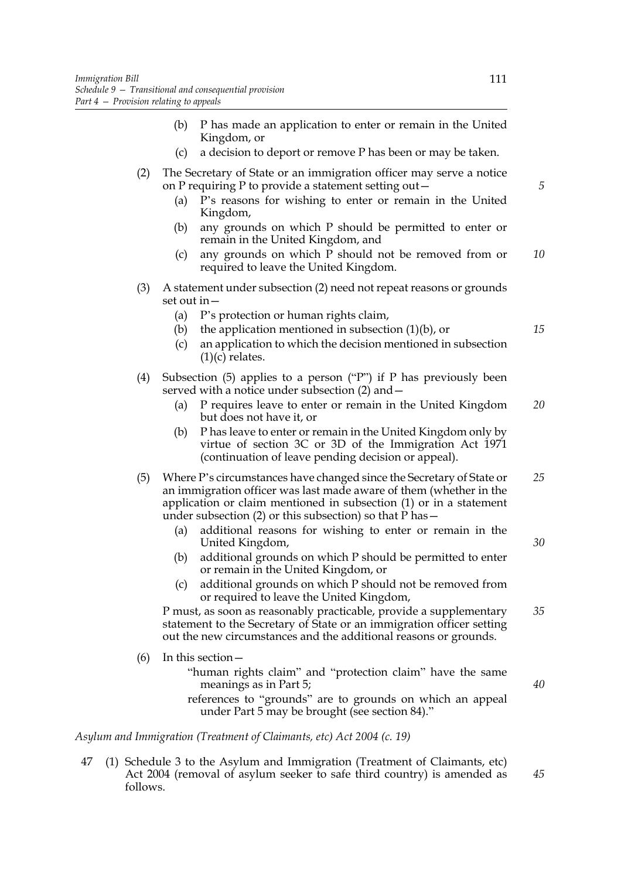(b) P has made an application to enter or remain in the United Kingdom, or

(c) a decision to deport or remove P has been or may be taken.

(2) The Secretary of State or an immigration officer may serve a notice on P requiring P to provide a statement setting out—

(a) P's reasons for wishing to enter or remain in the United Kingdom,

(b) any grounds on which P should be permitted to enter or remain in the United Kingdom, and

(c) any grounds on which P should not be removed from or required to leave the United Kingdom.

(3) A statement under subsection (2) need not repeat reasons or grounds set out in—

(a) P's protection or human rights claim,

(b) the application mentioned in subsection (1)(b), or

(c) an application to which the decision mentioned in subsection (1)(c) relates.

(4) Subsection (5) applies to a person ("P") if P has previously been served with a notice under subsection (2) and—

(a) P requires leave to enter or remain in the United Kingdom but does not have it, or

(b) P has leave to enter or remain in the United Kingdom only by virtue of section 3C or 3D of the Immigration Act 1971 (continuation of leave pending decision or appeal).

(5) Where P's circumstances have changed since the Secretary of State or an immigration officer was last made aware of them (whether in the application or claim mentioned in subsection (1) or in a statement under subsection (2) or this subsection) so that P has—

(a) additional reasons for wishing to enter or remain in the United Kingdom,

(b) additional grounds on which P should be permitted to enter or remain in the United Kingdom, or

(c) additional grounds on which P should not be removed from or required to leave the United Kingdom,

P must, as soon as reasonably practicable, provide a supplementary statement to the Secretary of State or an immigration officer setting out the new circumstances and the additional reasons or grounds.

(6) In this section—

"human rights claim" and "protection claim" have the same meanings as in Part 5;

references to "grounds" are to grounds on which an appeal under Part 5 may be brought (see section 84)."

*Asylum and Immigration (Treatment of Claimants, etc) Act 2004 (c. 19)*

47 (1) Schedule 3 to the Asylum and Immigration (Treatment of Claimants, etc) Act 2004 (removal of asylum seeker to safe third country) is amended as follows.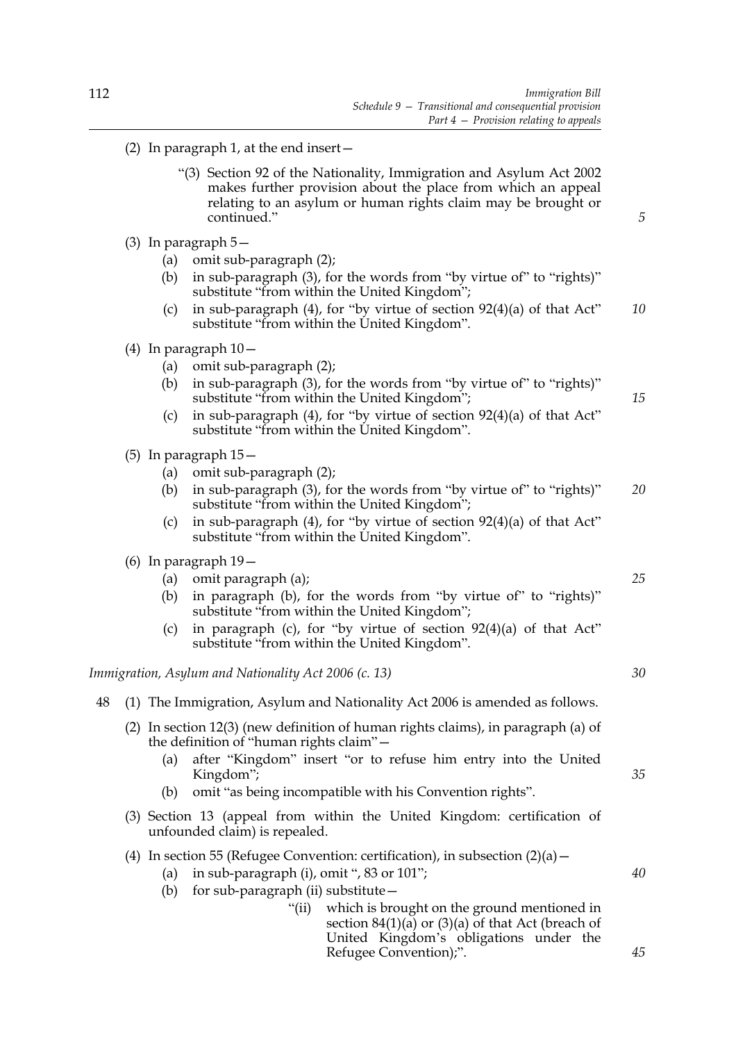(2) In paragraph 1, at the end insert—

"(3) Section 92 of the Nationality, Immigration and Asylum Act 2002 makes further provision about the place from which an appeal relating to an asylum or human rights claim may be brought or continued."

(3) In paragraph 5—

(a) omit sub-paragraph (2);

(b) in sub-paragraph (3), for the words from "by virtue of" to "rights)" substitute "from within the United Kingdom";

(c) in sub-paragraph (4), for "by virtue of section 92(4)(a) of that Act" substitute "from within the United Kingdom".

(4) In paragraph 10—

(a) omit sub-paragraph (2);

(b) in sub-paragraph (3), for the words from "by virtue of" to "rights)" substitute "from within the United Kingdom";

(c) in sub-paragraph (4), for "by virtue of section 92(4)(a) of that Act" substitute "from within the United Kingdom".

(5) In paragraph 15—

(a) omit sub-paragraph (2);

(b) in sub-paragraph (3), for the words from "by virtue of" to "rights)" substitute "from within the United Kingdom";

(c) in sub-paragraph (4), for "by virtue of section 92(4)(a) of that Act" substitute "from within the United Kingdom".

(6) In paragraph 19—

(a) omit paragraph (a);

(b) in paragraph (b), for the words from "by virtue of" to "rights)" substitute "from within the United Kingdom";

(c) in paragraph (c), for "by virtue of section 92(4)(a) of that Act" substitute "from within the United Kingdom".

*Immigration, Asylum and Nationality Act 2006 (c. 13)*

48 (1) The Immigration, Asylum and Nationality Act 2006 is amended as follows.

(2) In section 12(3) (new definition of human rights claims), in paragraph (a) of the definition of "human rights claim"—

(a) after "Kingdom" insert "or to refuse him entry into the United Kingdom";

(b) omit "as being incompatible with his Convention rights".

(3) Section 13 (appeal from within the United Kingdom: certification of unfounded claim) is repealed.

(4) In section 55 (Refugee Convention: certification), in subsection (2)(a)—

(a) in sub-paragraph (i), omit ", 83 or 101";

(b) for sub-paragraph (ii) substitute—

"(ii) which is brought on the ground mentioned in section 84(1)(a) or (3)(a) of that Act (breach of United Kingdom's obligations under the Refugee Convention);".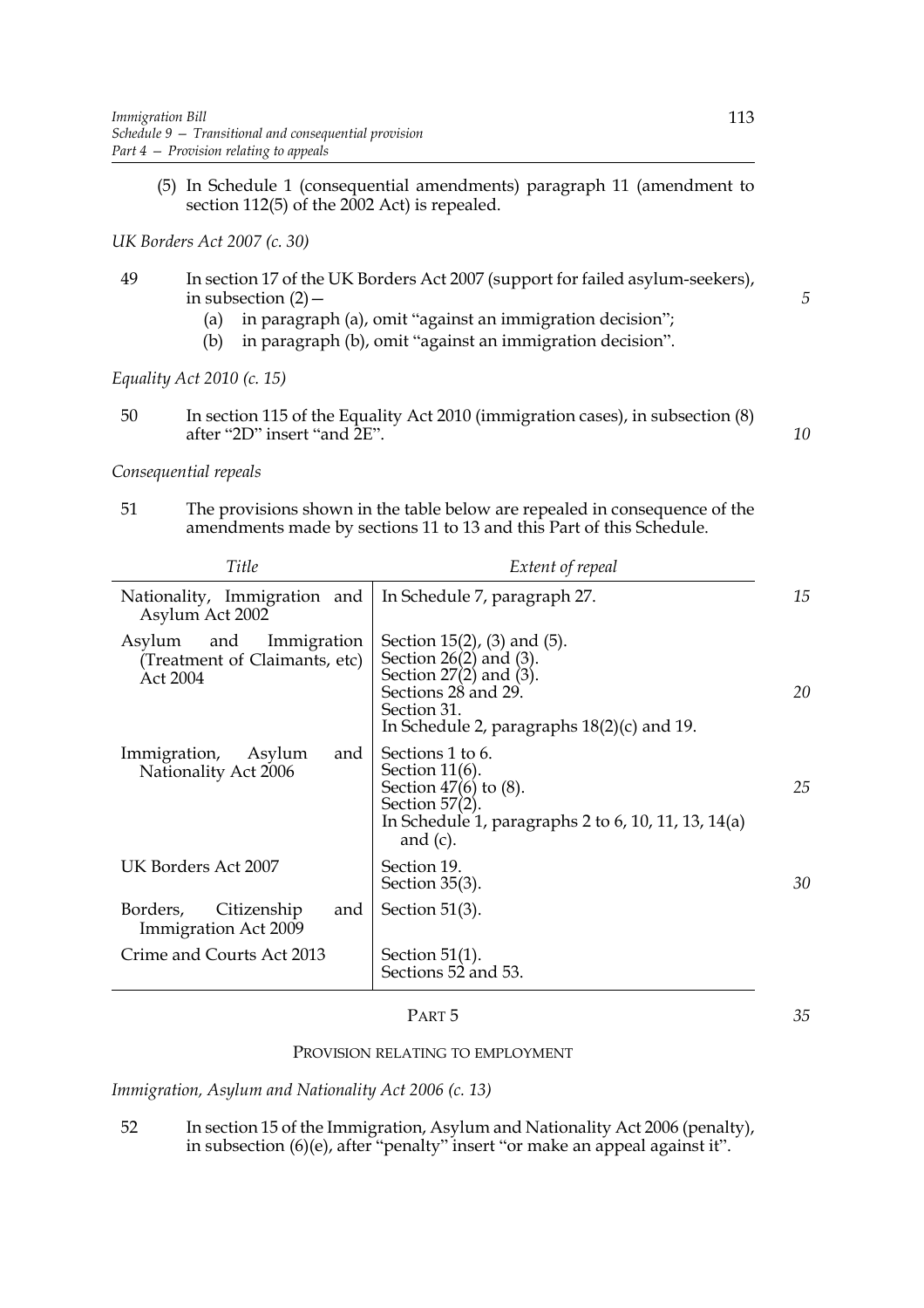(5) In Schedule 1 (consequential amendments) paragraph 11 (amendment to section 112(5) of the 2002 Act) is repealed.

*UK Borders Act 2007 (c. 30)*

49 In section 17 of the UK Borders Act 2007 (support for failed asylum-seekers), in subsection (2)—

(a) in paragraph (a), omit "against an immigration decision";

(b) in paragraph (b), omit "against an immigration decision".

*Equality Act 2010 (c. 15)*

50 In section 115 of the Equality Act 2010 (immigration cases), in subsection (8) after "2D" insert "and 2E".

*Consequential repeals*

51 The provisions shown in the table below are repealed in consequence of the amendments made by sections 11 to 13 and this Part of this Schedule.

| *Title* | *Extent of repeal* |
|---|---|
| Nationality, Immigration and Asylum Act 2002 | In Schedule 7, paragraph 27. |
| Asylum and Immigration (Treatment of Claimants, etc) Act 2004 | Section 15(2), (3) and (5).<br>Section 26(2) and (3).<br>Section 27(2) and (3).<br>Sections 28 and 29.<br>Section 31.<br>In Schedule 2, paragraphs 18(2)(c) and 19. |
| Immigration, Asylum and Nationality Act 2006 | Sections 1 to 6.<br>Section 11(6).<br>Section 47(6) to (8).<br>Section 57(2).<br>In Schedule 1, paragraphs 2 to 6, 10, 11, 13, 14(a) and (c). |
| UK Borders Act 2007 | Section 19.<br>Section 35(3). |
| Borders, Citizenship and Immigration Act 2009 | Section 51(3). |
| Crime and Courts Act 2013 | Section 51(1).<br>Sections 52 and 53. |

## PART 5

### PROVISION RELATING TO EMPLOYMENT

*Immigration, Asylum and Nationality Act 2006 (c. 13)*

52 In section 15 of the Immigration, Asylum and Nationality Act 2006 (penalty), in subsection (6)(e), after "penalty" insert "or make an appeal against it".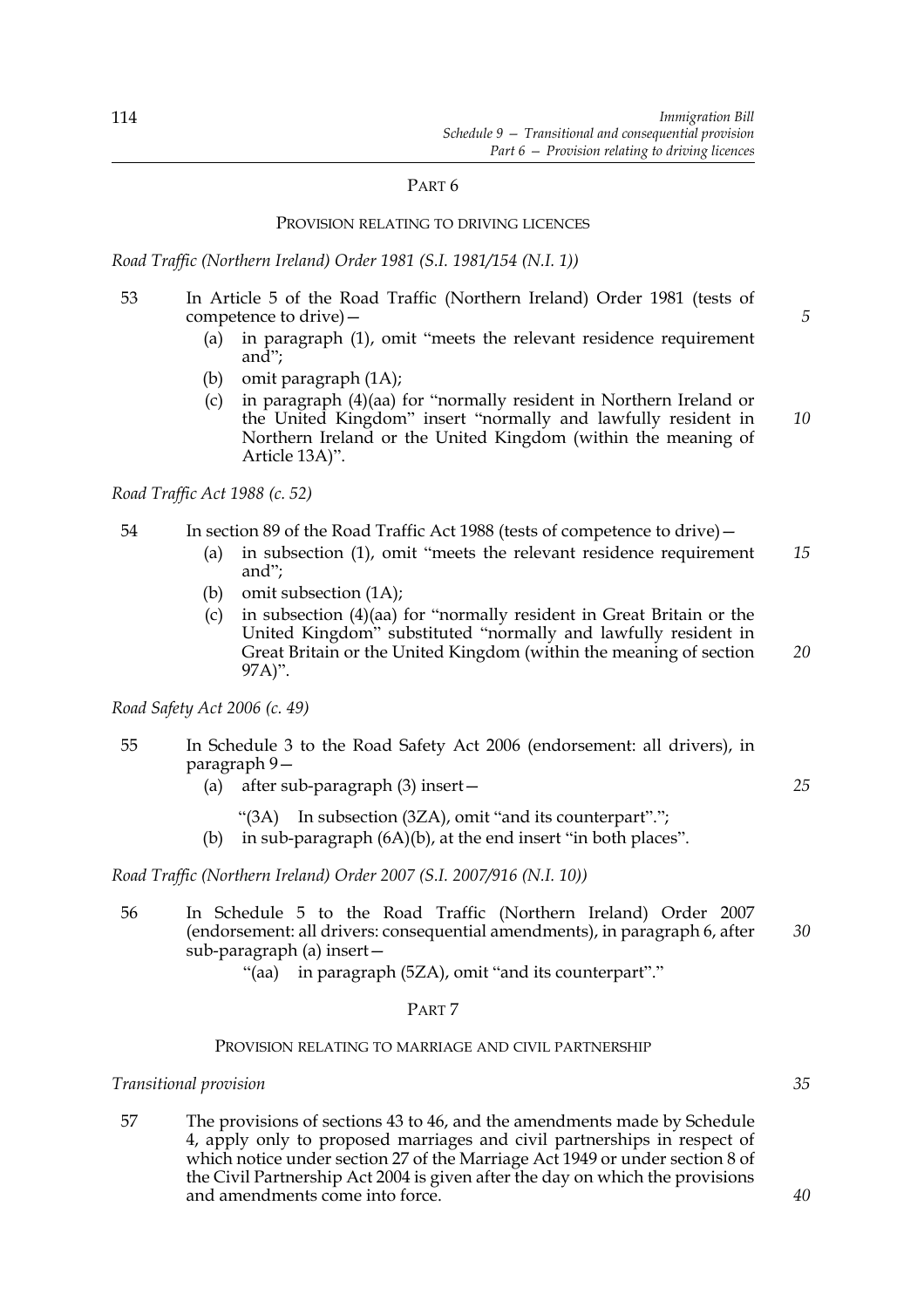## PART 6

### PROVISION RELATING TO DRIVING LICENCES

*Road Traffic (Northern Ireland) Order 1981 (S.I. 1981/154 (N.I. 1))*

53 In Article 5 of the Road Traffic (Northern Ireland) Order 1981 (tests of competence to drive)—

(a) in paragraph (1), omit "meets the relevant residence requirement and";

(b) omit paragraph (1A);

(c) in paragraph (4)(aa) for "normally resident in Northern Ireland or the United Kingdom" insert "normally and lawfully resident in Northern Ireland or the United Kingdom (within the meaning of Article 13A)".

*Road Traffic Act 1988 (c. 52)*

54 In section 89 of the Road Traffic Act 1988 (tests of competence to drive)—

(a) in subsection (1), omit "meets the relevant residence requirement and";

(b) omit subsection (1A);

(c) in subsection (4)(aa) for "normally resident in Great Britain or the United Kingdom" substituted "normally and lawfully resident in Great Britain or the United Kingdom (within the meaning of section 97A)".

*Road Safety Act 2006 (c. 49)*

55 In Schedule 3 to the Road Safety Act 2006 (endorsement: all drivers), in paragraph 9—

(a) after sub-paragraph (3) insert—

"(3A) In subsection (3ZA), omit "and its counterpart".";

(b) in sub-paragraph (6A)(b), at the end insert "in both places".

*Road Traffic (Northern Ireland) Order 2007 (S.I. 2007/916 (N.I. 10))*

56 In Schedule 5 to the Road Traffic (Northern Ireland) Order 2007 (endorsement: all drivers: consequential amendments), in paragraph 6, after sub-paragraph (a) insert—

"(aa) in paragraph (5ZA), omit "and its counterpart"."

## PART 7

### PROVISION RELATING TO MARRIAGE AND CIVIL PARTNERSHIP

*Transitional provision*

57 The provisions of sections 43 to 46, and the amendments made by Schedule 4, apply only to proposed marriages and civil partnerships in respect of which notice under section 27 of the Marriage Act 1949 or under section 8 of the Civil Partnership Act 2004 is given after the day on which the provisions and amendments come into force.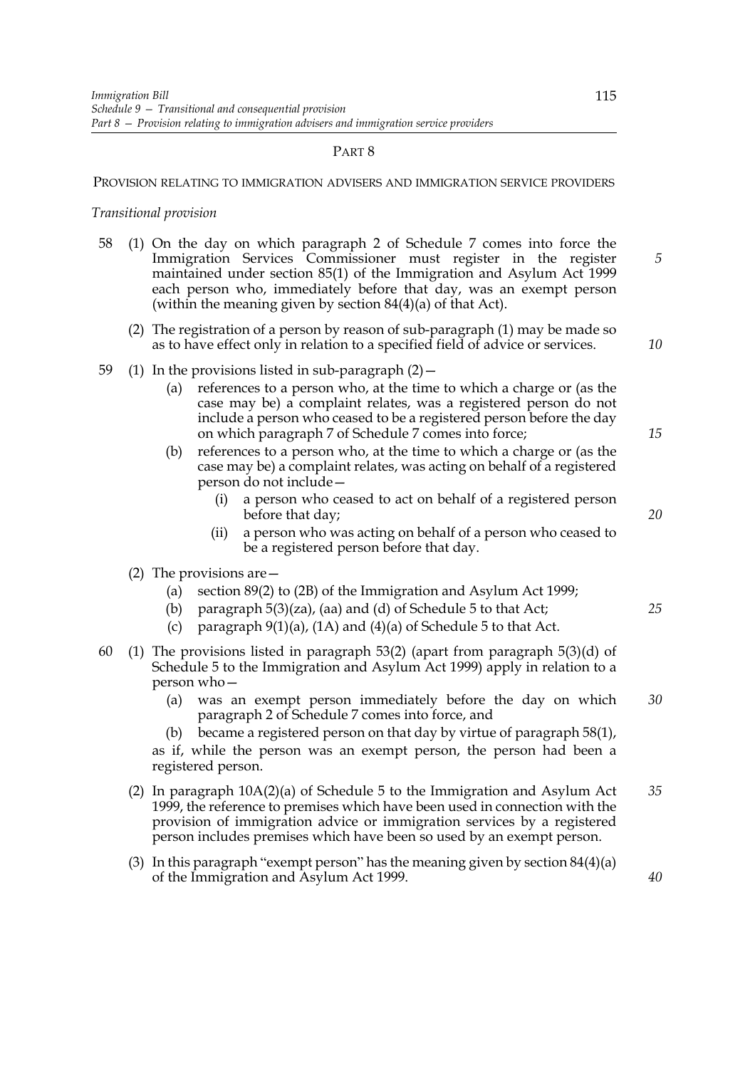## PART 8

### PROVISION RELATING TO IMMIGRATION ADVISERS AND IMMIGRATION SERVICE PROVIDERS

*Transitional provision*

58 (1) On the day on which paragraph 2 of Schedule 7 comes into force the Immigration Services Commissioner must register in the register maintained under section 85(1) of the Immigration and Asylum Act 1999 each person who, immediately before that day, was an exempt person (within the meaning given by section 84(4)(a) of that Act).

(2) The registration of a person by reason of sub-paragraph (1) may be made so as to have effect only in relation to a specified field of advice or services.

59 (1) In the provisions listed in sub-paragraph (2)—

(a) references to a person who, at the time to which a charge or (as the case may be) a complaint relates, was a registered person do not include a person who ceased to be a registered person before the day on which paragraph 7 of Schedule 7 comes into force;

(b) references to a person who, at the time to which a charge or (as the case may be) a complaint relates, was acting on behalf of a registered person do not include—

(i) a person who ceased to act on behalf of a registered person before that day;

(ii) a person who was acting on behalf of a person who ceased to be a registered person before that day.

(2) The provisions are—

(a) section 89(2) to (2B) of the Immigration and Asylum Act 1999;

(b) paragraph 5(3)(za), (aa) and (d) of Schedule 5 to that Act;

(c) paragraph 9(1)(a), (1A) and (4)(a) of Schedule 5 to that Act.

60 (1) The provisions listed in paragraph 53(2) (apart from paragraph 5(3)(d) of Schedule 5 to the Immigration and Asylum Act 1999) apply in relation to a person who—

(a) was an exempt person immediately before the day on which paragraph 2 of Schedule 7 comes into force, and

(b) became a registered person on that day by virtue of paragraph 58(1),

as if, while the person was an exempt person, the person had been a registered person.

(2) In paragraph 10A(2)(a) of Schedule 5 to the Immigration and Asylum Act 1999, the reference to premises which have been used in connection with the provision of immigration advice or immigration services by a registered person includes premises which have been so used by an exempt person.

(3) In this paragraph "exempt person" has the meaning given by section 84(4)(a) of the Immigration and Asylum Act 1999.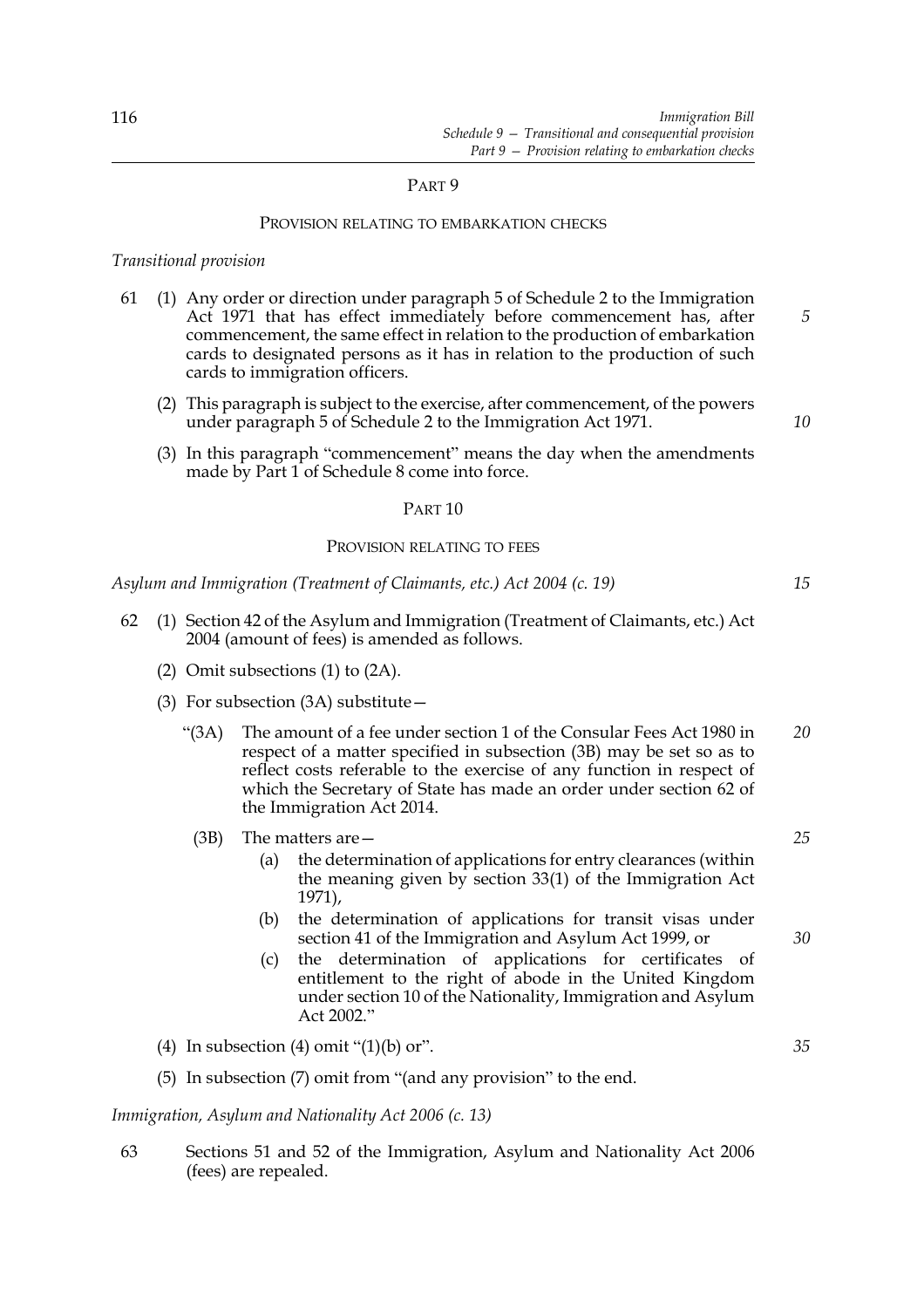## PART 9

### PROVISION RELATING TO EMBARKATION CHECKS

*Transitional provision*

61 (1) Any order or direction under paragraph 5 of Schedule 2 to the Immigration Act 1971 that has effect immediately before commencement has, after commencement, the same effect in relation to the production of embarkation cards to designated persons as it has in relation to the production of such cards to immigration officers.

(2) This paragraph is subject to the exercise, after commencement, of the powers under paragraph 5 of Schedule 2 to the Immigration Act 1971.

(3) In this paragraph "commencement" means the day when the amendments made by Part 1 of Schedule 8 come into force.

## PART 10

### PROVISION RELATING TO FEES

*Asylum and Immigration (Treatment of Claimants, etc.) Act 2004 (c. 19)*

62 (1) Section 42 of the Asylum and Immigration (Treatment of Claimants, etc.) Act 2004 (amount of fees) is amended as follows.

(2) Omit subsections (1) to (2A).

(3) For subsection (3A) substitute—

"(3A) The amount of a fee under section 1 of the Consular Fees Act 1980 in respect of a matter specified in subsection (3B) may be set so as to reflect costs referable to the exercise of any function in respect of which the Secretary of State has made an order under section 62 of the Immigration Act 2014.

(3B) The matters are—

(a) the determination of applications for entry clearances (within the meaning given by section 33(1) of the Immigration Act 1971),

(b) the determination of applications for transit visas under section 41 of the Immigration and Asylum Act 1999, or

(c) the determination of applications for certificates of entitlement to the right of abode in the United Kingdom under section 10 of the Nationality, Immigration and Asylum Act 2002."

(4) In subsection (4) omit "(1)(b) or".

(5) In subsection (7) omit from "(and any provision" to the end.

*Immigration, Asylum and Nationality Act 2006 (c. 13)*

63 Sections 51 and 52 of the Immigration, Asylum and Nationality Act 2006 (fees) are repealed.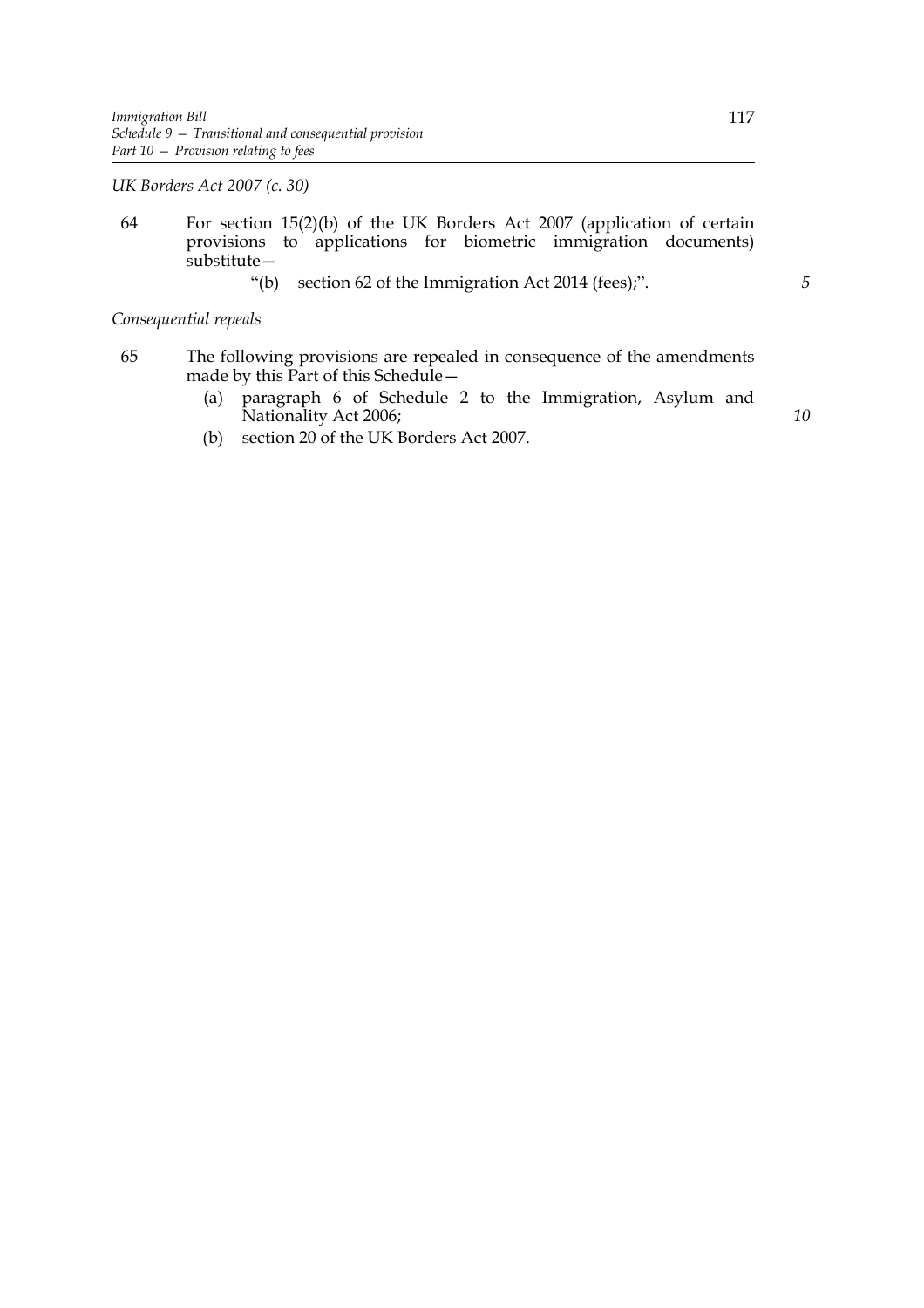*UK Borders Act 2007 (c. 30)*

64 For section 15(2)(b) of the UK Borders Act 2007 (application of certain provisions to applications for biometric immigration documents) substitute—

"(b) section 62 of the Immigration Act 2014 (fees);".

*Consequential repeals*

65 The following provisions are repealed in consequence of the amendments made by this Part of this Schedule—

(a) paragraph 6 of Schedule 2 to the Immigration, Asylum and Nationality Act 2006;

(b) section 20 of the UK Borders Act 2007.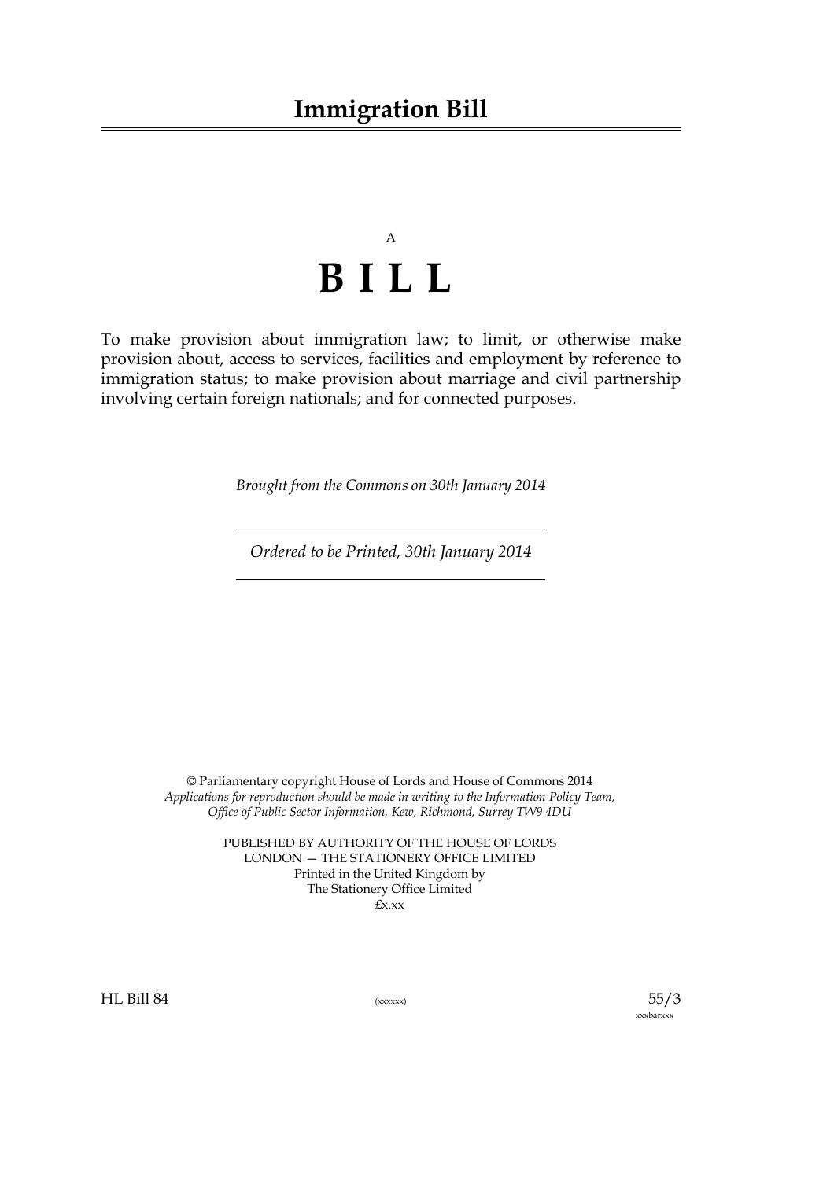# Immigration Bill

A

# B I L L

To make provision about immigration law; to limit, or otherwise make provision about, access to services, facilities and employment by reference to immigration status; to make provision about marriage and civil partnership involving certain foreign nationals; and for connected purposes.

*Brought from the Commons on 30th January 2014*

*Ordered to be Printed, 30th January 2014*

© Parliamentary copyright House of Lords and House of Commons 2014
*Applications for reproduction should be made in writing to the Information Policy Team, Office of Public Sector Information, Kew, Richmond, Surrey TW9 4DU*

PUBLISHED BY AUTHORITY OF THE HOUSE OF LORDS
LONDON — THE STATIONERY OFFICE LIMITED
Printed in the United Kingdom by
The Stationery Office Limited
£x.xx

HL Bill 84 (xxxxxx) 55/3

xxxbarxxx